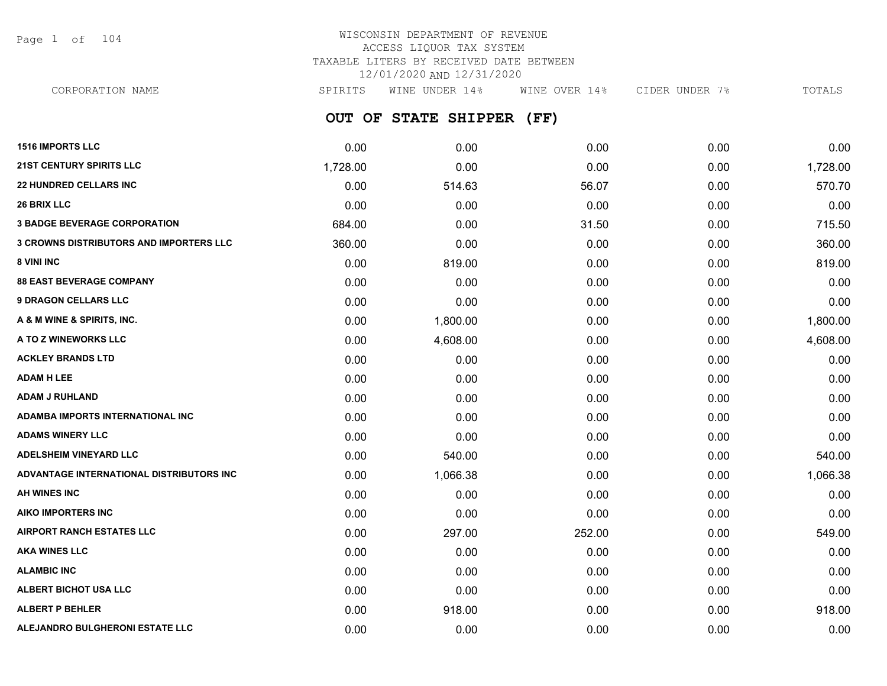WISCONSIN DEPARTMENT OF REVENUE
ACCESS LIQUOR TAX SYSTEM
TAXABLE LITERS BY RECEIVED DATE BETWEEN
12/01/2020 AND 12/31/2020

## OUT OF STATE SHIPPER (FF)

| CORPORATION NAME | SPIRITS | WINE UNDER 14% | WINE OVER 14% | CIDER UNDER 7% | TOTALS |
|---|---|---|---|---|---|
| **1516 IMPORTS LLC** | 0.00 | 0.00 | 0.00 | 0.00 | 0.00 |
| **21ST CENTURY SPIRITS LLC** | 1,728.00 | 0.00 | 0.00 | 0.00 | 1,728.00 |
| **22 HUNDRED CELLARS INC** | 0.00 | 514.63 | 56.07 | 0.00 | 570.70 |
| **26 BRIX LLC** | 0.00 | 0.00 | 0.00 | 0.00 | 0.00 |
| **3 BADGE BEVERAGE CORPORATION** | 684.00 | 0.00 | 31.50 | 0.00 | 715.50 |
| **3 CROWNS DISTRIBUTORS AND IMPORTERS LLC** | 360.00 | 0.00 | 0.00 | 0.00 | 360.00 |
| **8 VINI INC** | 0.00 | 819.00 | 0.00 | 0.00 | 819.00 |
| **88 EAST BEVERAGE COMPANY** | 0.00 | 0.00 | 0.00 | 0.00 | 0.00 |
| **9 DRAGON CELLARS LLC** | 0.00 | 0.00 | 0.00 | 0.00 | 0.00 |
| **A & M WINE & SPIRITS, INC.** | 0.00 | 1,800.00 | 0.00 | 0.00 | 1,800.00 |
| **A TO Z WINEWORKS LLC** | 0.00 | 4,608.00 | 0.00 | 0.00 | 4,608.00 |
| **ACKLEY BRANDS LTD** | 0.00 | 0.00 | 0.00 | 0.00 | 0.00 |
| **ADAM H LEE** | 0.00 | 0.00 | 0.00 | 0.00 | 0.00 |
| **ADAM J RUHLAND** | 0.00 | 0.00 | 0.00 | 0.00 | 0.00 |
| **ADAMBA IMPORTS INTERNATIONAL INC** | 0.00 | 0.00 | 0.00 | 0.00 | 0.00 |
| **ADAMS WINERY LLC** | 0.00 | 0.00 | 0.00 | 0.00 | 0.00 |
| **ADELSHEIM VINEYARD LLC** | 0.00 | 540.00 | 0.00 | 0.00 | 540.00 |
| **ADVANTAGE INTERNATIONAL DISTRIBUTORS INC** | 0.00 | 1,066.38 | 0.00 | 0.00 | 1,066.38 |
| **AH WINES INC** | 0.00 | 0.00 | 0.00 | 0.00 | 0.00 |
| **AIKO IMPORTERS INC** | 0.00 | 0.00 | 0.00 | 0.00 | 0.00 |
| **AIRPORT RANCH ESTATES LLC** | 0.00 | 297.00 | 252.00 | 0.00 | 549.00 |
| **AKA WINES LLC** | 0.00 | 0.00 | 0.00 | 0.00 | 0.00 |
| **ALAMBIC INC** | 0.00 | 0.00 | 0.00 | 0.00 | 0.00 |
| **ALBERT BICHOT USA LLC** | 0.00 | 0.00 | 0.00 | 0.00 | 0.00 |
| **ALBERT P BEHLER** | 0.00 | 918.00 | 0.00 | 0.00 | 918.00 |
| **ALEJANDRO BULGHERONI ESTATE LLC** | 0.00 | 0.00 | 0.00 | 0.00 | 0.00 |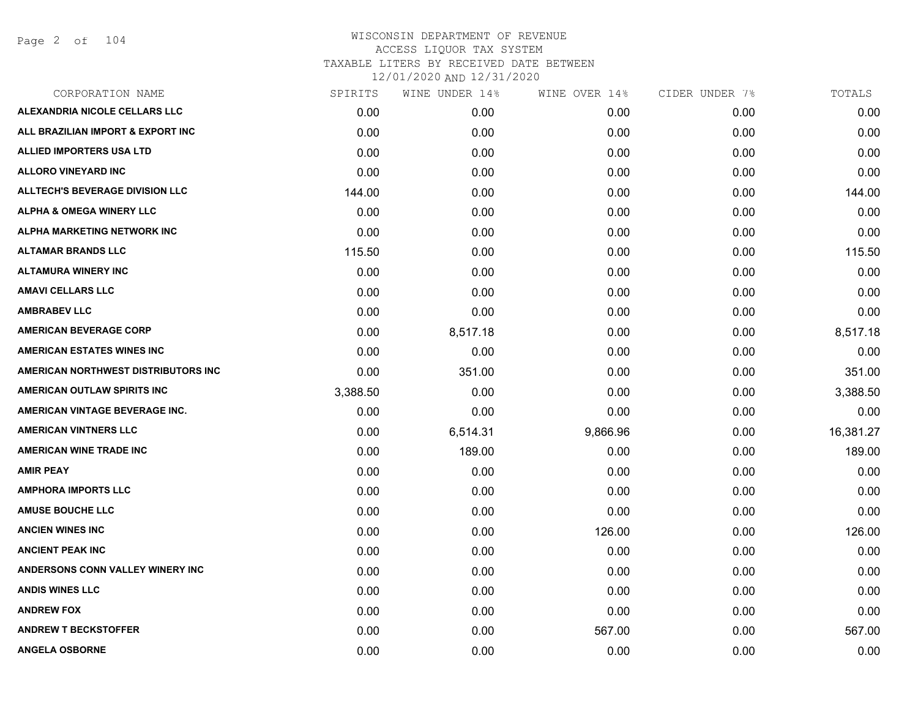WISCONSIN DEPARTMENT OF REVENUE
ACCESS LIQUOR TAX SYSTEM
TAXABLE LITERS BY RECEIVED DATE BETWEEN
12/01/2020 AND 12/31/2020

| CORPORATION NAME | SPIRITS | WINE UNDER 14% | WINE OVER 14% | CIDER UNDER 7% | TOTALS |
|---|---|---|---|---|---|
| ALEXANDRIA NICOLE CELLARS LLC | 0.00 | 0.00 | 0.00 | 0.00 | 0.00 |
| ALL BRAZILIAN IMPORT & EXPORT INC | 0.00 | 0.00 | 0.00 | 0.00 | 0.00 |
| ALLIED IMPORTERS USA LTD | 0.00 | 0.00 | 0.00 | 0.00 | 0.00 |
| ALLORO VINEYARD INC | 0.00 | 0.00 | 0.00 | 0.00 | 0.00 |
| ALLTECH'S BEVERAGE DIVISION LLC | 144.00 | 0.00 | 0.00 | 0.00 | 144.00 |
| ALPHA & OMEGA WINERY LLC | 0.00 | 0.00 | 0.00 | 0.00 | 0.00 |
| ALPHA MARKETING NETWORK INC | 0.00 | 0.00 | 0.00 | 0.00 | 0.00 |
| ALTAMAR BRANDS LLC | 115.50 | 0.00 | 0.00 | 0.00 | 115.50 |
| ALTAMURA WINERY INC | 0.00 | 0.00 | 0.00 | 0.00 | 0.00 |
| AMAVI CELLARS LLC | 0.00 | 0.00 | 0.00 | 0.00 | 0.00 |
| AMBRABEV LLC | 0.00 | 0.00 | 0.00 | 0.00 | 0.00 |
| AMERICAN BEVERAGE CORP | 0.00 | 8,517.18 | 0.00 | 0.00 | 8,517.18 |
| AMERICAN ESTATES WINES INC | 0.00 | 0.00 | 0.00 | 0.00 | 0.00 |
| AMERICAN NORTHWEST DISTRIBUTORS INC | 0.00 | 351.00 | 0.00 | 0.00 | 351.00 |
| AMERICAN OUTLAW SPIRITS INC | 3,388.50 | 0.00 | 0.00 | 0.00 | 3,388.50 |
| AMERICAN VINTAGE BEVERAGE INC. | 0.00 | 0.00 | 0.00 | 0.00 | 0.00 |
| AMERICAN VINTNERS LLC | 0.00 | 6,514.31 | 9,866.96 | 0.00 | 16,381.27 |
| AMERICAN WINE TRADE INC | 0.00 | 189.00 | 0.00 | 0.00 | 189.00 |
| AMIR PEAY | 0.00 | 0.00 | 0.00 | 0.00 | 0.00 |
| AMPHORA IMPORTS LLC | 0.00 | 0.00 | 0.00 | 0.00 | 0.00 |
| AMUSE BOUCHE LLC | 0.00 | 0.00 | 0.00 | 0.00 | 0.00 |
| ANCIEN WINES INC | 0.00 | 0.00 | 126.00 | 0.00 | 126.00 |
| ANCIENT PEAK INC | 0.00 | 0.00 | 0.00 | 0.00 | 0.00 |
| ANDERSONS CONN VALLEY WINERY INC | 0.00 | 0.00 | 0.00 | 0.00 | 0.00 |
| ANDIS WINES LLC | 0.00 | 0.00 | 0.00 | 0.00 | 0.00 |
| ANDREW FOX | 0.00 | 0.00 | 0.00 | 0.00 | 0.00 |
| ANDREW T BECKSTOFFER | 0.00 | 0.00 | 567.00 | 0.00 | 567.00 |
| ANGELA OSBORNE | 0.00 | 0.00 | 0.00 | 0.00 | 0.00 |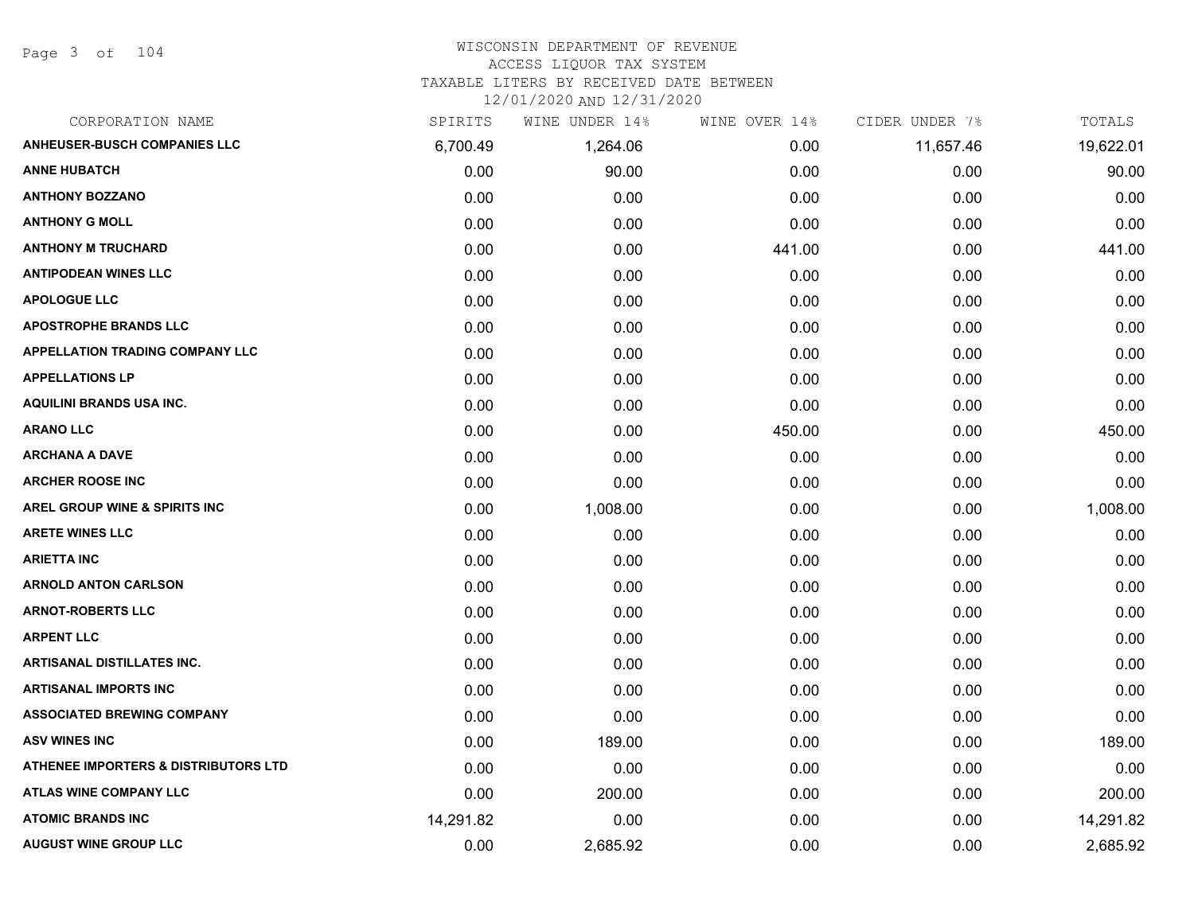# WISCONSIN DEPARTMENT OF REVENUE
## ACCESS LIQUOR TAX SYSTEM
### TAXABLE LITERS BY RECEIVED DATE BETWEEN 12/01/2020 AND 12/31/2020

| CORPORATION NAME | SPIRITS | WINE UNDER 14% | WINE OVER 14% | CIDER UNDER 7% | TOTALS |
|---|---|---|---|---|---|
| ANHEUSER-BUSCH COMPANIES LLC | 6,700.49 | 1,264.06 | 0.00 | 11,657.46 | 19,622.01 |
| ANNE HUBATCH | 0.00 | 90.00 | 0.00 | 0.00 | 90.00 |
| ANTHONY BOZZANO | 0.00 | 0.00 | 0.00 | 0.00 | 0.00 |
| ANTHONY G MOLL | 0.00 | 0.00 | 0.00 | 0.00 | 0.00 |
| ANTHONY M TRUCHARD | 0.00 | 0.00 | 441.00 | 0.00 | 441.00 |
| ANTIPODEAN WINES LLC | 0.00 | 0.00 | 0.00 | 0.00 | 0.00 |
| APOLOGUE LLC | 0.00 | 0.00 | 0.00 | 0.00 | 0.00 |
| APOSTROPHE BRANDS LLC | 0.00 | 0.00 | 0.00 | 0.00 | 0.00 |
| APPELLATION TRADING COMPANY LLC | 0.00 | 0.00 | 0.00 | 0.00 | 0.00 |
| APPELLATIONS LP | 0.00 | 0.00 | 0.00 | 0.00 | 0.00 |
| AQUILINI BRANDS USA INC. | 0.00 | 0.00 | 0.00 | 0.00 | 0.00 |
| ARANO LLC | 0.00 | 0.00 | 450.00 | 0.00 | 450.00 |
| ARCHANA A DAVE | 0.00 | 0.00 | 0.00 | 0.00 | 0.00 |
| ARCHER ROOSE INC | 0.00 | 0.00 | 0.00 | 0.00 | 0.00 |
| AREL GROUP WINE & SPIRITS INC | 0.00 | 1,008.00 | 0.00 | 0.00 | 1,008.00 |
| ARETE WINES LLC | 0.00 | 0.00 | 0.00 | 0.00 | 0.00 |
| ARIETTA INC | 0.00 | 0.00 | 0.00 | 0.00 | 0.00 |
| ARNOLD ANTON CARLSON | 0.00 | 0.00 | 0.00 | 0.00 | 0.00 |
| ARNOT-ROBERTS LLC | 0.00 | 0.00 | 0.00 | 0.00 | 0.00 |
| ARPENT LLC | 0.00 | 0.00 | 0.00 | 0.00 | 0.00 |
| ARTISANAL DISTILLATES INC. | 0.00 | 0.00 | 0.00 | 0.00 | 0.00 |
| ARTISANAL IMPORTS INC | 0.00 | 0.00 | 0.00 | 0.00 | 0.00 |
| ASSOCIATED BREWING COMPANY | 0.00 | 0.00 | 0.00 | 0.00 | 0.00 |
| ASV WINES INC | 0.00 | 189.00 | 0.00 | 0.00 | 189.00 |
| ATHENEE IMPORTERS & DISTRIBUTORS LTD | 0.00 | 0.00 | 0.00 | 0.00 | 0.00 |
| ATLAS WINE COMPANY LLC | 0.00 | 200.00 | 0.00 | 0.00 | 200.00 |
| ATOMIC BRANDS INC | 14,291.82 | 0.00 | 0.00 | 0.00 | 14,291.82 |
| AUGUST WINE GROUP LLC | 0.00 | 2,685.92 | 0.00 | 0.00 | 2,685.92 |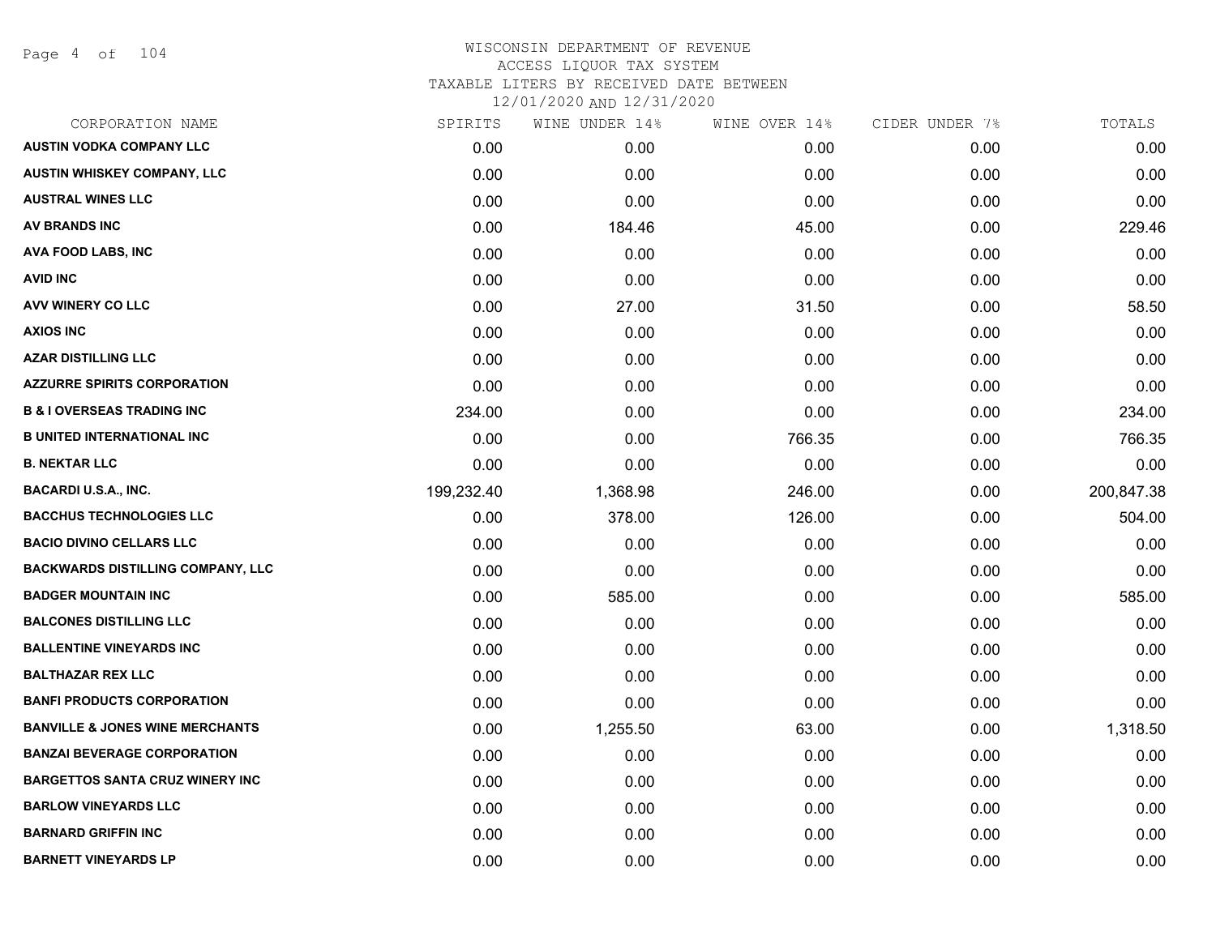# WISCONSIN DEPARTMENT OF REVENUE
## ACCESS LIQUOR TAX SYSTEM
### TAXABLE LITERS BY RECEIVED DATE BETWEEN 12/01/2020 AND 12/31/2020

| CORPORATION NAME | SPIRITS | WINE UNDER 14% | WINE OVER 14% | CIDER UNDER 7% | TOTALS |
|---|---|---|---|---|---|
| AUSTIN VODKA COMPANY LLC | 0.00 | 0.00 | 0.00 | 0.00 | 0.00 |
| AUSTIN WHISKEY COMPANY, LLC | 0.00 | 0.00 | 0.00 | 0.00 | 0.00 |
| AUSTRAL WINES LLC | 0.00 | 0.00 | 0.00 | 0.00 | 0.00 |
| AV BRANDS INC | 0.00 | 184.46 | 45.00 | 0.00 | 229.46 |
| AVA FOOD LABS, INC | 0.00 | 0.00 | 0.00 | 0.00 | 0.00 |
| AVID INC | 0.00 | 0.00 | 0.00 | 0.00 | 0.00 |
| AVV WINERY CO LLC | 0.00 | 27.00 | 31.50 | 0.00 | 58.50 |
| AXIOS INC | 0.00 | 0.00 | 0.00 | 0.00 | 0.00 |
| AZAR DISTILLING LLC | 0.00 | 0.00 | 0.00 | 0.00 | 0.00 |
| AZZURRE SPIRITS CORPORATION | 0.00 | 0.00 | 0.00 | 0.00 | 0.00 |
| B & I OVERSEAS TRADING INC | 234.00 | 0.00 | 0.00 | 0.00 | 234.00 |
| B UNITED INTERNATIONAL INC | 0.00 | 0.00 | 766.35 | 0.00 | 766.35 |
| B. NEKTAR LLC | 0.00 | 0.00 | 0.00 | 0.00 | 0.00 |
| BACARDI U.S.A., INC. | 199,232.40 | 1,368.98 | 246.00 | 0.00 | 200,847.38 |
| BACCHUS TECHNOLOGIES LLC | 0.00 | 378.00 | 126.00 | 0.00 | 504.00 |
| BACIO DIVINO CELLARS LLC | 0.00 | 0.00 | 0.00 | 0.00 | 0.00 |
| BACKWARDS DISTILLING COMPANY, LLC | 0.00 | 0.00 | 0.00 | 0.00 | 0.00 |
| BADGER MOUNTAIN INC | 0.00 | 585.00 | 0.00 | 0.00 | 585.00 |
| BALCONES DISTILLING LLC | 0.00 | 0.00 | 0.00 | 0.00 | 0.00 |
| BALLENTINE VINEYARDS INC | 0.00 | 0.00 | 0.00 | 0.00 | 0.00 |
| BALTHAZAR REX LLC | 0.00 | 0.00 | 0.00 | 0.00 | 0.00 |
| BANFI PRODUCTS CORPORATION | 0.00 | 0.00 | 0.00 | 0.00 | 0.00 |
| BANVILLE & JONES WINE MERCHANTS | 0.00 | 1,255.50 | 63.00 | 0.00 | 1,318.50 |
| BANZAI BEVERAGE CORPORATION | 0.00 | 0.00 | 0.00 | 0.00 | 0.00 |
| BARGETTOS SANTA CRUZ WINERY INC | 0.00 | 0.00 | 0.00 | 0.00 | 0.00 |
| BARLOW VINEYARDS LLC | 0.00 | 0.00 | 0.00 | 0.00 | 0.00 |
| BARNARD GRIFFIN INC | 0.00 | 0.00 | 0.00 | 0.00 | 0.00 |
| BARNETT VINEYARDS LP | 0.00 | 0.00 | 0.00 | 0.00 | 0.00 |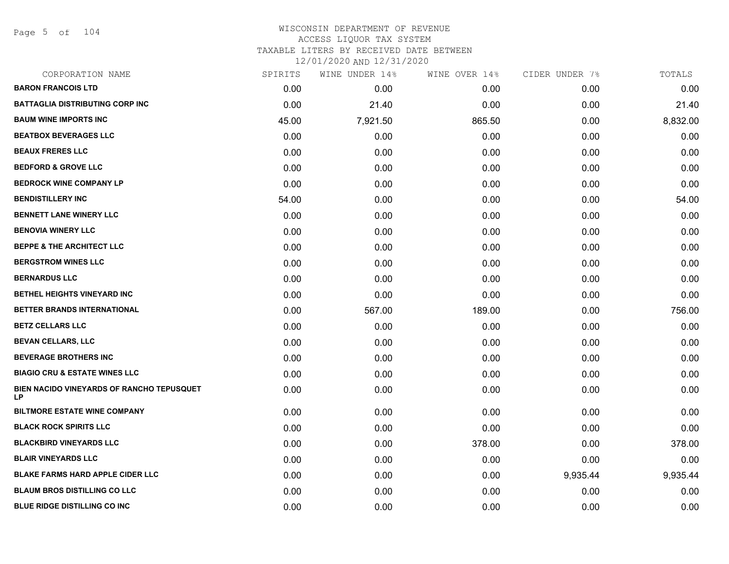WISCONSIN DEPARTMENT OF REVENUE
ACCESS LIQUOR TAX SYSTEM
TAXABLE LITERS BY RECEIVED DATE BETWEEN
12/01/2020 AND 12/31/2020

| CORPORATION NAME | SPIRITS | WINE UNDER 14% | WINE OVER 14% | CIDER UNDER 7% | TOTALS |
|---|---|---|---|---|---|
| BARON FRANCOIS LTD | 0.00 | 0.00 | 0.00 | 0.00 | 0.00 |
| BATTAGLIA DISTRIBUTING CORP INC | 0.00 | 21.40 | 0.00 | 0.00 | 21.40 |
| BAUM WINE IMPORTS INC | 45.00 | 7,921.50 | 865.50 | 0.00 | 8,832.00 |
| BEATBOX BEVERAGES LLC | 0.00 | 0.00 | 0.00 | 0.00 | 0.00 |
| BEAUX FRERES LLC | 0.00 | 0.00 | 0.00 | 0.00 | 0.00 |
| BEDFORD & GROVE LLC | 0.00 | 0.00 | 0.00 | 0.00 | 0.00 |
| BEDROCK WINE COMPANY LP | 0.00 | 0.00 | 0.00 | 0.00 | 0.00 |
| BENDISTILLERY INC | 54.00 | 0.00 | 0.00 | 0.00 | 54.00 |
| BENNETT LANE WINERY LLC | 0.00 | 0.00 | 0.00 | 0.00 | 0.00 |
| BENOVIA WINERY LLC | 0.00 | 0.00 | 0.00 | 0.00 | 0.00 |
| BEPPE & THE ARCHITECT LLC | 0.00 | 0.00 | 0.00 | 0.00 | 0.00 |
| BERGSTROM WINES LLC | 0.00 | 0.00 | 0.00 | 0.00 | 0.00 |
| BERNARDUS LLC | 0.00 | 0.00 | 0.00 | 0.00 | 0.00 |
| BETHEL HEIGHTS VINEYARD INC | 0.00 | 0.00 | 0.00 | 0.00 | 0.00 |
| BETTER BRANDS INTERNATIONAL | 0.00 | 567.00 | 189.00 | 0.00 | 756.00 |
| BETZ CELLARS LLC | 0.00 | 0.00 | 0.00 | 0.00 | 0.00 |
| BEVAN CELLARS, LLC | 0.00 | 0.00 | 0.00 | 0.00 | 0.00 |
| BEVERAGE BROTHERS INC | 0.00 | 0.00 | 0.00 | 0.00 | 0.00 |
| BIAGIO CRU & ESTATE WINES LLC | 0.00 | 0.00 | 0.00 | 0.00 | 0.00 |
| BIEN NACIDO VINEYARDS OF RANCHO TEPUSQUET LP | 0.00 | 0.00 | 0.00 | 0.00 | 0.00 |
| BILTMORE ESTATE WINE COMPANY | 0.00 | 0.00 | 0.00 | 0.00 | 0.00 |
| BLACK ROCK SPIRITS LLC | 0.00 | 0.00 | 0.00 | 0.00 | 0.00 |
| BLACKBIRD VINEYARDS LLC | 0.00 | 0.00 | 378.00 | 0.00 | 378.00 |
| BLAIR VINEYARDS LLC | 0.00 | 0.00 | 0.00 | 0.00 | 0.00 |
| BLAKE FARMS HARD APPLE CIDER LLC | 0.00 | 0.00 | 0.00 | 9,935.44 | 9,935.44 |
| BLAUM BROS DISTILLING CO LLC | 0.00 | 0.00 | 0.00 | 0.00 | 0.00 |
| BLUE RIDGE DISTILLING CO INC | 0.00 | 0.00 | 0.00 | 0.00 | 0.00 |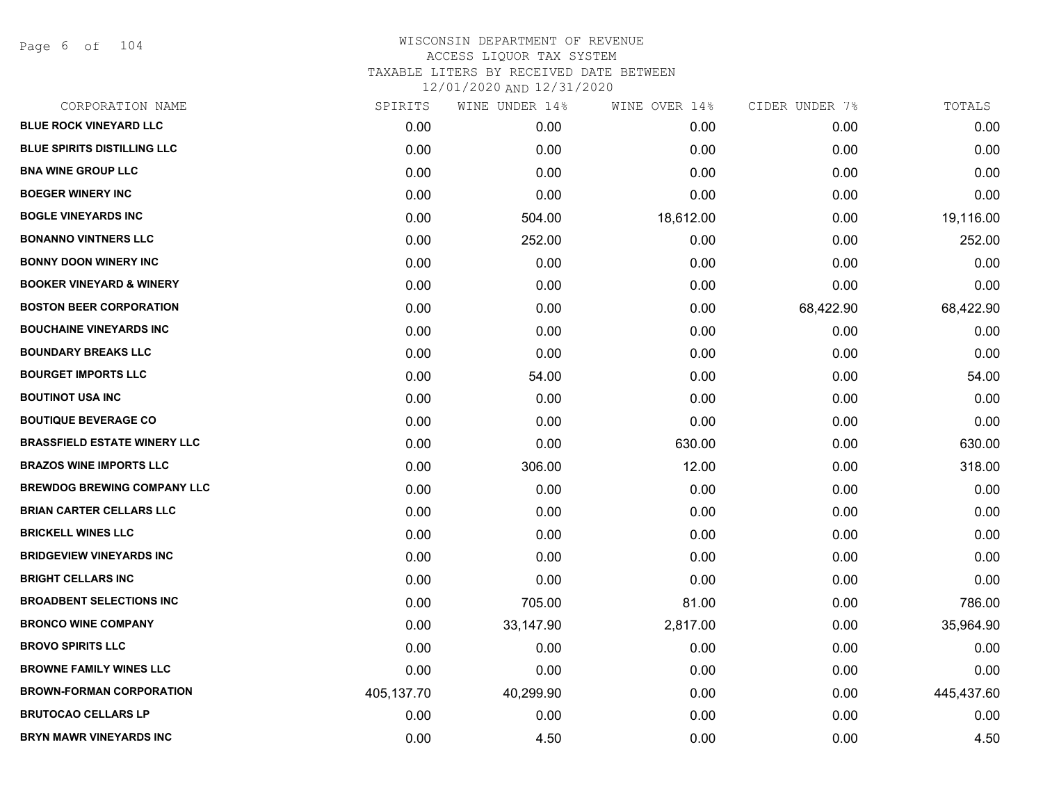# WISCONSIN DEPARTMENT OF REVENUE
## ACCESS LIQUOR TAX SYSTEM
### TAXABLE LITERS BY RECEIVED DATE BETWEEN 12/01/2020 AND 12/31/2020

| CORPORATION NAME | SPIRITS | WINE UNDER 14% | WINE OVER 14% | CIDER UNDER 7% | TOTALS |
|---|---|---|---|---|---|
| BLUE ROCK VINEYARD LLC | 0.00 | 0.00 | 0.00 | 0.00 | 0.00 |
| BLUE SPIRITS DISTILLING LLC | 0.00 | 0.00 | 0.00 | 0.00 | 0.00 |
| BNA WINE GROUP LLC | 0.00 | 0.00 | 0.00 | 0.00 | 0.00 |
| BOEGER WINERY INC | 0.00 | 0.00 | 0.00 | 0.00 | 0.00 |
| BOGLE VINEYARDS INC | 0.00 | 504.00 | 18,612.00 | 0.00 | 19,116.00 |
| BONANNO VINTNERS LLC | 0.00 | 252.00 | 0.00 | 0.00 | 252.00 |
| BONNY DOON WINERY INC | 0.00 | 0.00 | 0.00 | 0.00 | 0.00 |
| BOOKER VINEYARD & WINERY | 0.00 | 0.00 | 0.00 | 0.00 | 0.00 |
| BOSTON BEER CORPORATION | 0.00 | 0.00 | 0.00 | 68,422.90 | 68,422.90 |
| BOUCHAINE VINEYARDS INC | 0.00 | 0.00 | 0.00 | 0.00 | 0.00 |
| BOUNDARY BREAKS LLC | 0.00 | 0.00 | 0.00 | 0.00 | 0.00 |
| BOURGET IMPORTS LLC | 0.00 | 54.00 | 0.00 | 0.00 | 54.00 |
| BOUTINOT USA INC | 0.00 | 0.00 | 0.00 | 0.00 | 0.00 |
| BOUTIQUE BEVERAGE CO | 0.00 | 0.00 | 0.00 | 0.00 | 0.00 |
| BRASSFIELD ESTATE WINERY LLC | 0.00 | 0.00 | 630.00 | 0.00 | 630.00 |
| BRAZOS WINE IMPORTS LLC | 0.00 | 306.00 | 12.00 | 0.00 | 318.00 |
| BREWDOG BREWING COMPANY LLC | 0.00 | 0.00 | 0.00 | 0.00 | 0.00 |
| BRIAN CARTER CELLARS LLC | 0.00 | 0.00 | 0.00 | 0.00 | 0.00 |
| BRICKELL WINES LLC | 0.00 | 0.00 | 0.00 | 0.00 | 0.00 |
| BRIDGEVIEW VINEYARDS INC | 0.00 | 0.00 | 0.00 | 0.00 | 0.00 |
| BRIGHT CELLARS INC | 0.00 | 0.00 | 0.00 | 0.00 | 0.00 |
| BROADBENT SELECTIONS INC | 0.00 | 705.00 | 81.00 | 0.00 | 786.00 |
| BRONCO WINE COMPANY | 0.00 | 33,147.90 | 2,817.00 | 0.00 | 35,964.90 |
| BROVO SPIRITS LLC | 0.00 | 0.00 | 0.00 | 0.00 | 0.00 |
| BROWNE FAMILY WINES LLC | 0.00 | 0.00 | 0.00 | 0.00 | 0.00 |
| BROWN-FORMAN CORPORATION | 405,137.70 | 40,299.90 | 0.00 | 0.00 | 445,437.60 |
| BRUTOCAO CELLARS LP | 0.00 | 0.00 | 0.00 | 0.00 | 0.00 |
| BRYN MAWR VINEYARDS INC | 0.00 | 4.50 | 0.00 | 0.00 | 4.50 |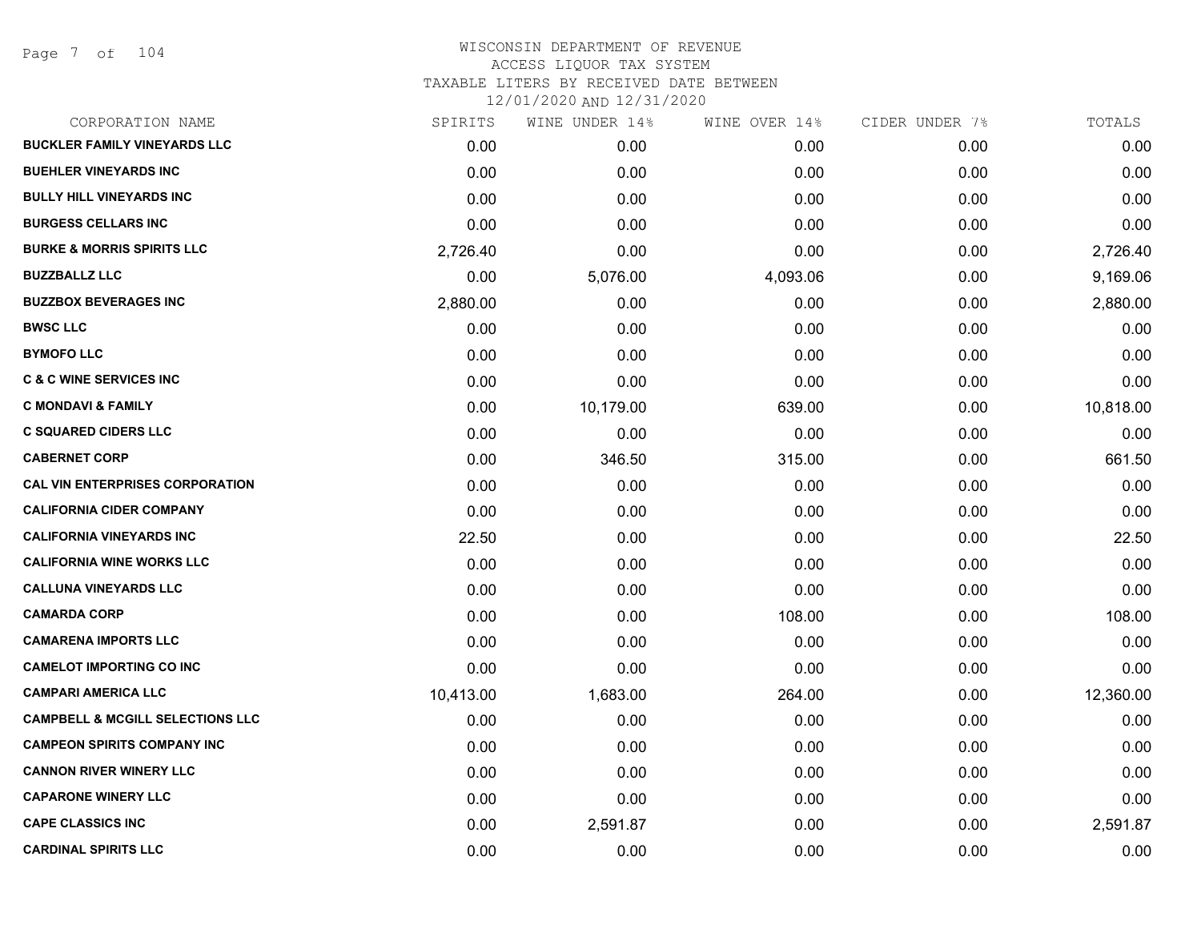# WISCONSIN DEPARTMENT OF REVENUE
## ACCESS LIQUOR TAX SYSTEM
### TAXABLE LITERS BY RECEIVED DATE BETWEEN 12/01/2020 AND 12/31/2020

| CORPORATION NAME | SPIRITS | WINE UNDER 14% | WINE OVER 14% | CIDER UNDER 7% | TOTALS |
|---|---|---|---|---|---|
| BUCKLER FAMILY VINEYARDS LLC | 0.00 | 0.00 | 0.00 | 0.00 | 0.00 |
| BUEHLER VINEYARDS INC | 0.00 | 0.00 | 0.00 | 0.00 | 0.00 |
| BULLY HILL VINEYARDS INC | 0.00 | 0.00 | 0.00 | 0.00 | 0.00 |
| BURGESS CELLARS INC | 0.00 | 0.00 | 0.00 | 0.00 | 0.00 |
| BURKE & MORRIS SPIRITS LLC | 2,726.40 | 0.00 | 0.00 | 0.00 | 2,726.40 |
| BUZZBALLZ LLC | 0.00 | 5,076.00 | 4,093.06 | 0.00 | 9,169.06 |
| BUZZBOX BEVERAGES INC | 2,880.00 | 0.00 | 0.00 | 0.00 | 2,880.00 |
| BWSC LLC | 0.00 | 0.00 | 0.00 | 0.00 | 0.00 |
| BYMOFO LLC | 0.00 | 0.00 | 0.00 | 0.00 | 0.00 |
| C & C WINE SERVICES INC | 0.00 | 0.00 | 0.00 | 0.00 | 0.00 |
| C MONDAVI & FAMILY | 0.00 | 10,179.00 | 639.00 | 0.00 | 10,818.00 |
| C SQUARED CIDERS LLC | 0.00 | 0.00 | 0.00 | 0.00 | 0.00 |
| CABERNET CORP | 0.00 | 346.50 | 315.00 | 0.00 | 661.50 |
| CAL VIN ENTERPRISES CORPORATION | 0.00 | 0.00 | 0.00 | 0.00 | 0.00 |
| CALIFORNIA CIDER COMPANY | 0.00 | 0.00 | 0.00 | 0.00 | 0.00 |
| CALIFORNIA VINEYARDS INC | 22.50 | 0.00 | 0.00 | 0.00 | 22.50 |
| CALIFORNIA WINE WORKS LLC | 0.00 | 0.00 | 0.00 | 0.00 | 0.00 |
| CALLUNA VINEYARDS LLC | 0.00 | 0.00 | 0.00 | 0.00 | 0.00 |
| CAMARDA CORP | 0.00 | 0.00 | 108.00 | 0.00 | 108.00 |
| CAMARENA IMPORTS LLC | 0.00 | 0.00 | 0.00 | 0.00 | 0.00 |
| CAMELOT IMPORTING CO INC | 0.00 | 0.00 | 0.00 | 0.00 | 0.00 |
| CAMPARI AMERICA LLC | 10,413.00 | 1,683.00 | 264.00 | 0.00 | 12,360.00 |
| CAMPBELL & MCGILL SELECTIONS LLC | 0.00 | 0.00 | 0.00 | 0.00 | 0.00 |
| CAMPEON SPIRITS COMPANY INC | 0.00 | 0.00 | 0.00 | 0.00 | 0.00 |
| CANNON RIVER WINERY LLC | 0.00 | 0.00 | 0.00 | 0.00 | 0.00 |
| CAPARONE WINERY LLC | 0.00 | 0.00 | 0.00 | 0.00 | 0.00 |
| CAPE CLASSICS INC | 0.00 | 2,591.87 | 0.00 | 0.00 | 2,591.87 |
| CARDINAL SPIRITS LLC | 0.00 | 0.00 | 0.00 | 0.00 | 0.00 |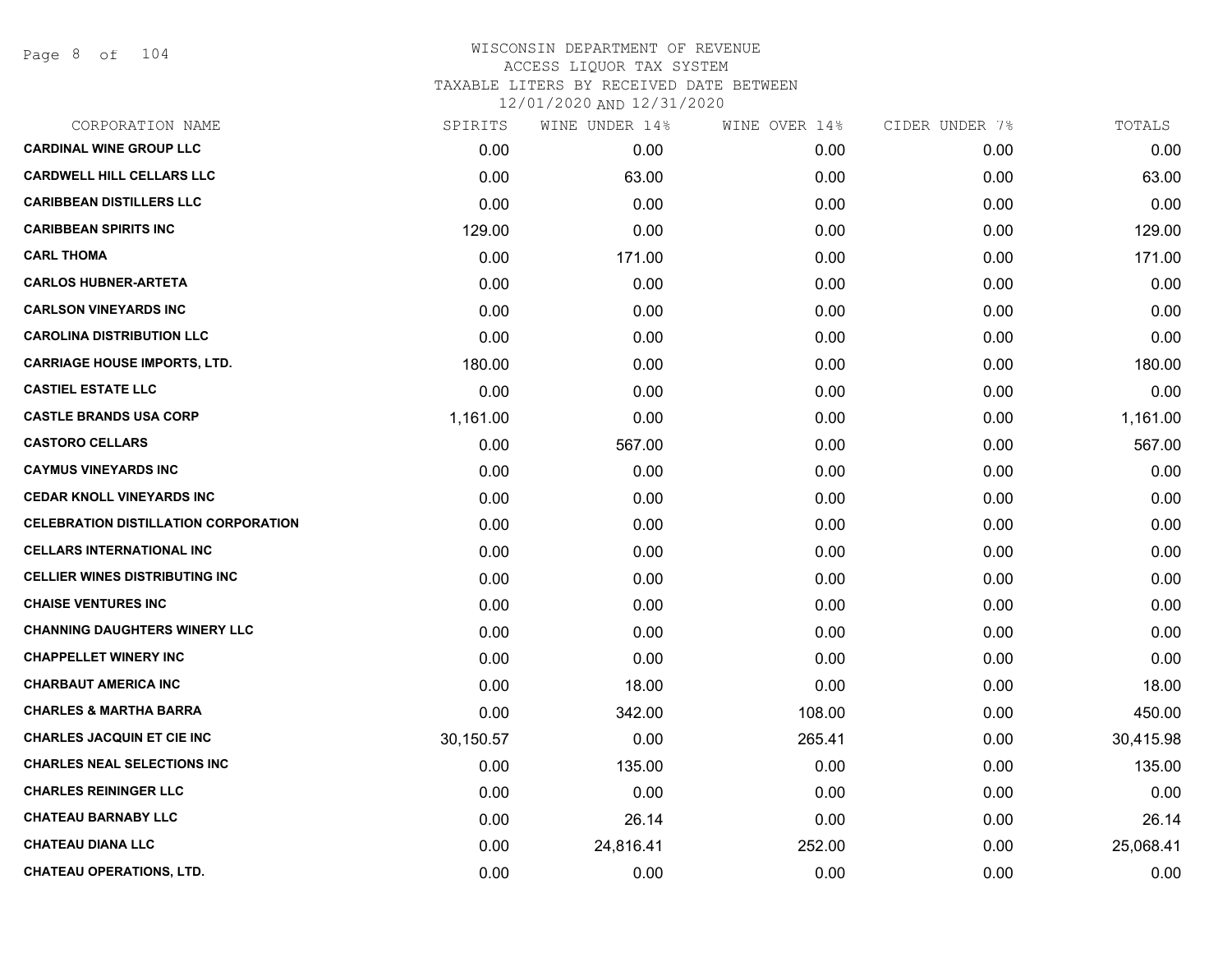# WISCONSIN DEPARTMENT OF REVENUE
## ACCESS LIQUOR TAX SYSTEM
### TAXABLE LITERS BY RECEIVED DATE BETWEEN 12/01/2020 AND 12/31/2020

| CORPORATION NAME | SPIRITS | WINE UNDER 14% | WINE OVER 14% | CIDER UNDER 7% | TOTALS |
|---|---|---|---|---|---|
| CARDINAL WINE GROUP LLC | 0.00 | 0.00 | 0.00 | 0.00 | 0.00 |
| CARDWELL HILL CELLARS LLC | 0.00 | 63.00 | 0.00 | 0.00 | 63.00 |
| CARIBBEAN DISTILLERS LLC | 0.00 | 0.00 | 0.00 | 0.00 | 0.00 |
| CARIBBEAN SPIRITS INC | 129.00 | 0.00 | 0.00 | 0.00 | 129.00 |
| CARL THOMA | 0.00 | 171.00 | 0.00 | 0.00 | 171.00 |
| CARLOS HUBNER-ARTETA | 0.00 | 0.00 | 0.00 | 0.00 | 0.00 |
| CARLSON VINEYARDS INC | 0.00 | 0.00 | 0.00 | 0.00 | 0.00 |
| CAROLINA DISTRIBUTION LLC | 0.00 | 0.00 | 0.00 | 0.00 | 0.00 |
| CARRIAGE HOUSE IMPORTS, LTD. | 180.00 | 0.00 | 0.00 | 0.00 | 180.00 |
| CASTIEL ESTATE LLC | 0.00 | 0.00 | 0.00 | 0.00 | 0.00 |
| CASTLE BRANDS USA CORP | 1,161.00 | 0.00 | 0.00 | 0.00 | 1,161.00 |
| CASTORO CELLARS | 0.00 | 567.00 | 0.00 | 0.00 | 567.00 |
| CAYMUS VINEYARDS INC | 0.00 | 0.00 | 0.00 | 0.00 | 0.00 |
| CEDAR KNOLL VINEYARDS INC | 0.00 | 0.00 | 0.00 | 0.00 | 0.00 |
| CELEBRATION DISTILLATION CORPORATION | 0.00 | 0.00 | 0.00 | 0.00 | 0.00 |
| CELLARS INTERNATIONAL INC | 0.00 | 0.00 | 0.00 | 0.00 | 0.00 |
| CELLIER WINES DISTRIBUTING INC | 0.00 | 0.00 | 0.00 | 0.00 | 0.00 |
| CHAISE VENTURES INC | 0.00 | 0.00 | 0.00 | 0.00 | 0.00 |
| CHANNING DAUGHTERS WINERY LLC | 0.00 | 0.00 | 0.00 | 0.00 | 0.00 |
| CHAPPELLET WINERY INC | 0.00 | 0.00 | 0.00 | 0.00 | 0.00 |
| CHARBAUT AMERICA INC | 0.00 | 18.00 | 0.00 | 0.00 | 18.00 |
| CHARLES & MARTHA BARRA | 0.00 | 342.00 | 108.00 | 0.00 | 450.00 |
| CHARLES JACQUIN ET CIE INC | 30,150.57 | 0.00 | 265.41 | 0.00 | 30,415.98 |
| CHARLES NEAL SELECTIONS INC | 0.00 | 135.00 | 0.00 | 0.00 | 135.00 |
| CHARLES REININGER LLC | 0.00 | 0.00 | 0.00 | 0.00 | 0.00 |
| CHATEAU BARNABY LLC | 0.00 | 26.14 | 0.00 | 0.00 | 26.14 |
| CHATEAU DIANA LLC | 0.00 | 24,816.41 | 252.00 | 0.00 | 25,068.41 |
| CHATEAU OPERATIONS, LTD. | 0.00 | 0.00 | 0.00 | 0.00 | 0.00 |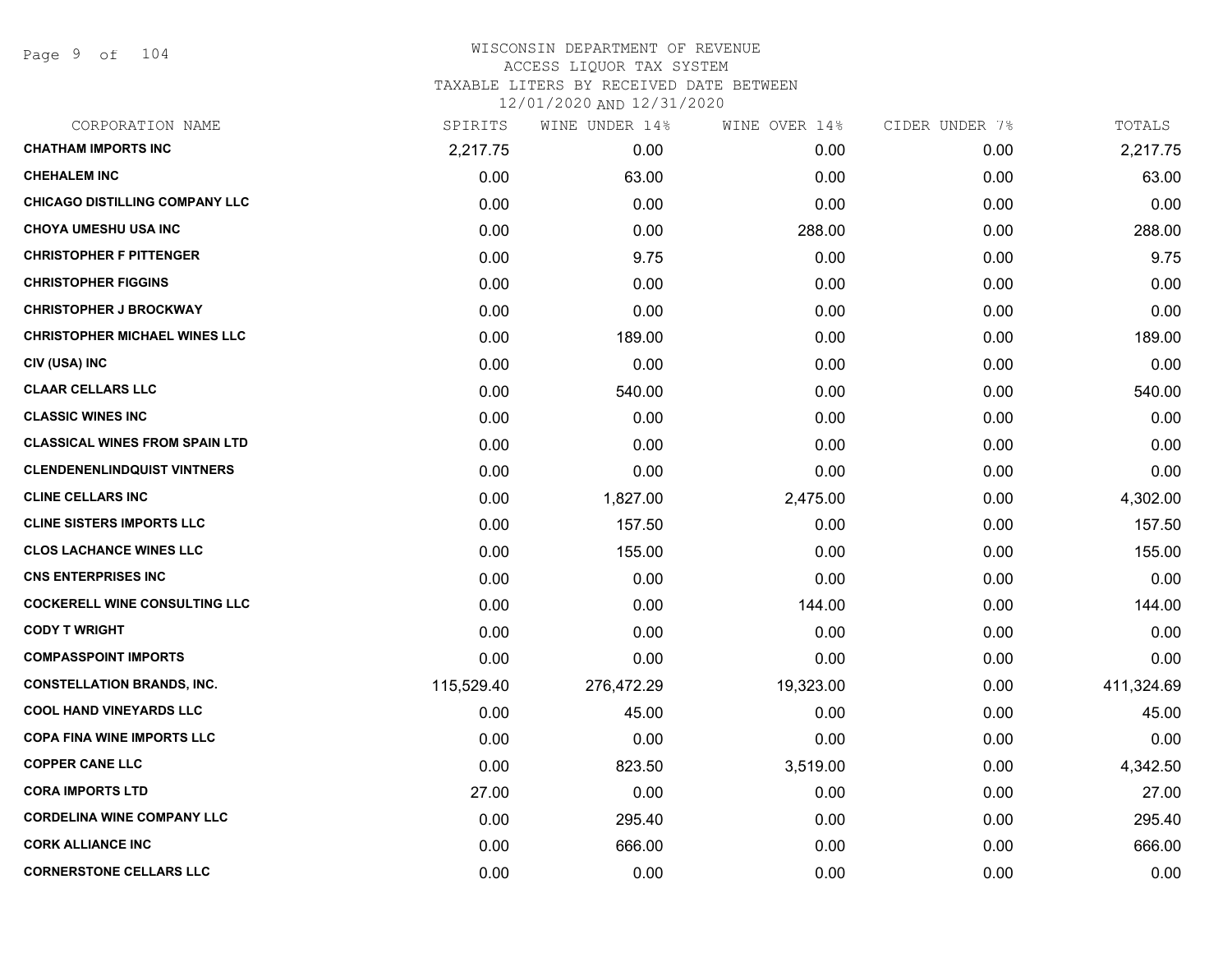WISCONSIN DEPARTMENT OF REVENUE
ACCESS LIQUOR TAX SYSTEM
TAXABLE LITERS BY RECEIVED DATE BETWEEN
12/01/2020 AND 12/31/2020

| CORPORATION NAME | SPIRITS | WINE UNDER 14% | WINE OVER 14% | CIDER UNDER 7% | TOTALS |
|---|---|---|---|---|---|
| CHATHAM IMPORTS INC | 2,217.75 | 0.00 | 0.00 | 0.00 | 2,217.75 |
| CHEHALEM INC | 0.00 | 63.00 | 0.00 | 0.00 | 63.00 |
| CHICAGO DISTILLING COMPANY LLC | 0.00 | 0.00 | 0.00 | 0.00 | 0.00 |
| CHOYA UMESHU USA INC | 0.00 | 0.00 | 288.00 | 0.00 | 288.00 |
| CHRISTOPHER F PITTENGER | 0.00 | 9.75 | 0.00 | 0.00 | 9.75 |
| CHRISTOPHER FIGGINS | 0.00 | 0.00 | 0.00 | 0.00 | 0.00 |
| CHRISTOPHER J BROCKWAY | 0.00 | 0.00 | 0.00 | 0.00 | 0.00 |
| CHRISTOPHER MICHAEL WINES LLC | 0.00 | 189.00 | 0.00 | 0.00 | 189.00 |
| CIV (USA) INC | 0.00 | 0.00 | 0.00 | 0.00 | 0.00 |
| CLAAR CELLARS LLC | 0.00 | 540.00 | 0.00 | 0.00 | 540.00 |
| CLASSIC WINES INC | 0.00 | 0.00 | 0.00 | 0.00 | 0.00 |
| CLASSICAL WINES FROM SPAIN LTD | 0.00 | 0.00 | 0.00 | 0.00 | 0.00 |
| CLENDENENLINDQUIST VINTNERS | 0.00 | 0.00 | 0.00 | 0.00 | 0.00 |
| CLINE CELLARS INC | 0.00 | 1,827.00 | 2,475.00 | 0.00 | 4,302.00 |
| CLINE SISTERS IMPORTS LLC | 0.00 | 157.50 | 0.00 | 0.00 | 157.50 |
| CLOS LACHANCE WINES LLC | 0.00 | 155.00 | 0.00 | 0.00 | 155.00 |
| CNS ENTERPRISES INC | 0.00 | 0.00 | 0.00 | 0.00 | 0.00 |
| COCKERELL WINE CONSULTING LLC | 0.00 | 0.00 | 144.00 | 0.00 | 144.00 |
| CODY T WRIGHT | 0.00 | 0.00 | 0.00 | 0.00 | 0.00 |
| COMPASSPOINT IMPORTS | 0.00 | 0.00 | 0.00 | 0.00 | 0.00 |
| CONSTELLATION BRANDS, INC. | 115,529.40 | 276,472.29 | 19,323.00 | 0.00 | 411,324.69 |
| COOL HAND VINEYARDS LLC | 0.00 | 45.00 | 0.00 | 0.00 | 45.00 |
| COPA FINA WINE IMPORTS LLC | 0.00 | 0.00 | 0.00 | 0.00 | 0.00 |
| COPPER CANE LLC | 0.00 | 823.50 | 3,519.00 | 0.00 | 4,342.50 |
| CORA IMPORTS LTD | 27.00 | 0.00 | 0.00 | 0.00 | 27.00 |
| CORDELINA WINE COMPANY LLC | 0.00 | 295.40 | 0.00 | 0.00 | 295.40 |
| CORK ALLIANCE INC | 0.00 | 666.00 | 0.00 | 0.00 | 666.00 |
| CORNERSTONE CELLARS LLC | 0.00 | 0.00 | 0.00 | 0.00 | 0.00 |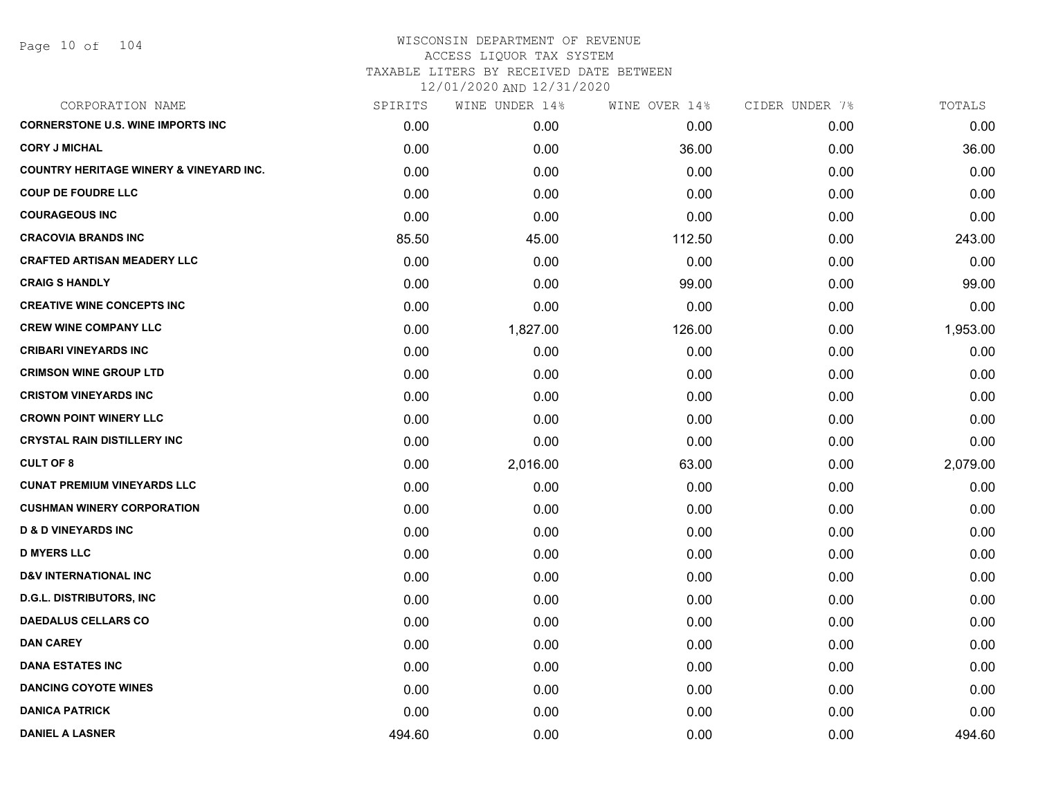# WISCONSIN DEPARTMENT OF REVENUE
## ACCESS LIQUOR TAX SYSTEM
### TAXABLE LITERS BY RECEIVED DATE BETWEEN 12/01/2020 AND 12/31/2020

| CORPORATION NAME | SPIRITS | WINE UNDER 14% | WINE OVER 14% | CIDER UNDER 7% | TOTALS |
|---|---|---|---|---|---|
| CORNERSTONE U.S. WINE IMPORTS INC | 0.00 | 0.00 | 0.00 | 0.00 | 0.00 |
| CORY J MICHAL | 0.00 | 0.00 | 36.00 | 0.00 | 36.00 |
| COUNTRY HERITAGE WINERY & VINEYARD INC. | 0.00 | 0.00 | 0.00 | 0.00 | 0.00 |
| COUP DE FOUDRE LLC | 0.00 | 0.00 | 0.00 | 0.00 | 0.00 |
| COURAGEOUS INC | 0.00 | 0.00 | 0.00 | 0.00 | 0.00 |
| CRACOVIA BRANDS INC | 85.50 | 45.00 | 112.50 | 0.00 | 243.00 |
| CRAFTED ARTISAN MEADERY LLC | 0.00 | 0.00 | 0.00 | 0.00 | 0.00 |
| CRAIG S HANDLY | 0.00 | 0.00 | 99.00 | 0.00 | 99.00 |
| CREATIVE WINE CONCEPTS INC | 0.00 | 0.00 | 0.00 | 0.00 | 0.00 |
| CREW WINE COMPANY LLC | 0.00 | 1,827.00 | 126.00 | 0.00 | 1,953.00 |
| CRIBARI VINEYARDS INC | 0.00 | 0.00 | 0.00 | 0.00 | 0.00 |
| CRIMSON WINE GROUP LTD | 0.00 | 0.00 | 0.00 | 0.00 | 0.00 |
| CRISTOM VINEYARDS INC | 0.00 | 0.00 | 0.00 | 0.00 | 0.00 |
| CROWN POINT WINERY LLC | 0.00 | 0.00 | 0.00 | 0.00 | 0.00 |
| CRYSTAL RAIN DISTILLERY INC | 0.00 | 0.00 | 0.00 | 0.00 | 0.00 |
| CULT OF 8 | 0.00 | 2,016.00 | 63.00 | 0.00 | 2,079.00 |
| CUNAT PREMIUM VINEYARDS LLC | 0.00 | 0.00 | 0.00 | 0.00 | 0.00 |
| CUSHMAN WINERY CORPORATION | 0.00 | 0.00 | 0.00 | 0.00 | 0.00 |
| D & D VINEYARDS INC | 0.00 | 0.00 | 0.00 | 0.00 | 0.00 |
| D MYERS LLC | 0.00 | 0.00 | 0.00 | 0.00 | 0.00 |
| D&V INTERNATIONAL INC | 0.00 | 0.00 | 0.00 | 0.00 | 0.00 |
| D.G.L. DISTRIBUTORS, INC | 0.00 | 0.00 | 0.00 | 0.00 | 0.00 |
| DAEDALUS CELLARS CO | 0.00 | 0.00 | 0.00 | 0.00 | 0.00 |
| DAN CAREY | 0.00 | 0.00 | 0.00 | 0.00 | 0.00 |
| DANA ESTATES INC | 0.00 | 0.00 | 0.00 | 0.00 | 0.00 |
| DANCING COYOTE WINES | 0.00 | 0.00 | 0.00 | 0.00 | 0.00 |
| DANICA PATRICK | 0.00 | 0.00 | 0.00 | 0.00 | 0.00 |
| DANIEL A LASNER | 494.60 | 0.00 | 0.00 | 0.00 | 494.60 |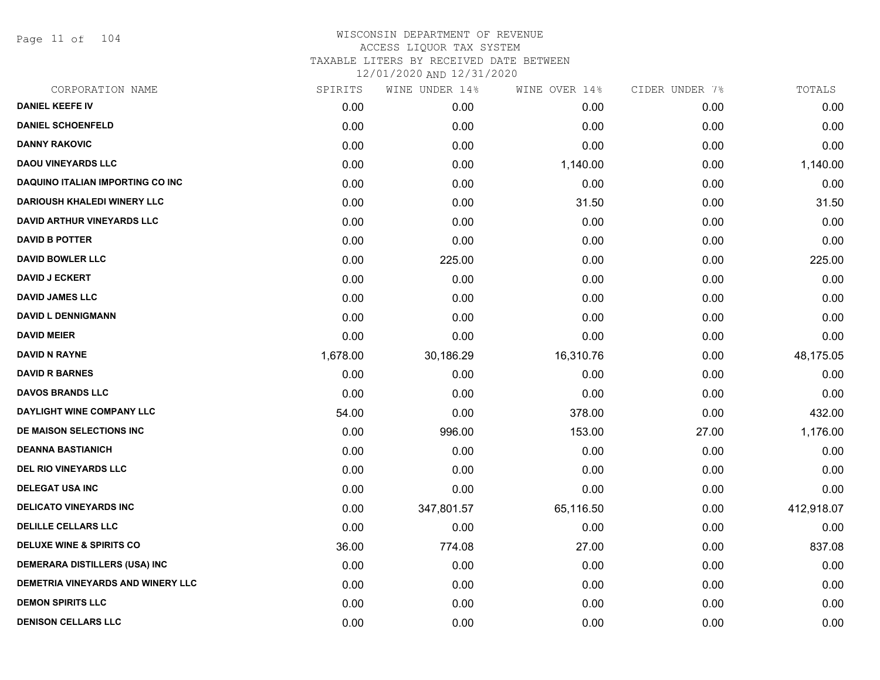# WISCONSIN DEPARTMENT OF REVENUE
## ACCESS LIQUOR TAX SYSTEM
## TAXABLE LITERS BY RECEIVED DATE BETWEEN
## 12/01/2020 AND 12/31/2020

| CORPORATION NAME | SPIRITS | WINE UNDER 14% | WINE OVER 14% | CIDER UNDER 7% | TOTALS |
|---|---|---|---|---|---|
| DANIEL KEEFE IV | 0.00 | 0.00 | 0.00 | 0.00 | 0.00 |
| DANIEL SCHOENFELD | 0.00 | 0.00 | 0.00 | 0.00 | 0.00 |
| DANNY RAKOVIC | 0.00 | 0.00 | 0.00 | 0.00 | 0.00 |
| DAOU VINEYARDS LLC | 0.00 | 0.00 | 1,140.00 | 0.00 | 1,140.00 |
| DAQUINO ITALIAN IMPORTING CO INC | 0.00 | 0.00 | 0.00 | 0.00 | 0.00 |
| DARIOUSH KHALEDI WINERY LLC | 0.00 | 0.00 | 31.50 | 0.00 | 31.50 |
| DAVID ARTHUR VINEYARDS LLC | 0.00 | 0.00 | 0.00 | 0.00 | 0.00 |
| DAVID B POTTER | 0.00 | 0.00 | 0.00 | 0.00 | 0.00 |
| DAVID BOWLER LLC | 0.00 | 225.00 | 0.00 | 0.00 | 225.00 |
| DAVID J ECKERT | 0.00 | 0.00 | 0.00 | 0.00 | 0.00 |
| DAVID JAMES LLC | 0.00 | 0.00 | 0.00 | 0.00 | 0.00 |
| DAVID L DENNIGMANN | 0.00 | 0.00 | 0.00 | 0.00 | 0.00 |
| DAVID MEIER | 0.00 | 0.00 | 0.00 | 0.00 | 0.00 |
| DAVID N RAYNE | 1,678.00 | 30,186.29 | 16,310.76 | 0.00 | 48,175.05 |
| DAVID R BARNES | 0.00 | 0.00 | 0.00 | 0.00 | 0.00 |
| DAVOS BRANDS LLC | 0.00 | 0.00 | 0.00 | 0.00 | 0.00 |
| DAYLIGHT WINE COMPANY LLC | 54.00 | 0.00 | 378.00 | 0.00 | 432.00 |
| DE MAISON SELECTIONS INC | 0.00 | 996.00 | 153.00 | 27.00 | 1,176.00 |
| DEANNA BASTIANICH | 0.00 | 0.00 | 0.00 | 0.00 | 0.00 |
| DEL RIO VINEYARDS LLC | 0.00 | 0.00 | 0.00 | 0.00 | 0.00 |
| DELEGAT USA INC | 0.00 | 0.00 | 0.00 | 0.00 | 0.00 |
| DELICATO VINEYARDS INC | 0.00 | 347,801.57 | 65,116.50 | 0.00 | 412,918.07 |
| DELILLE CELLARS LLC | 0.00 | 0.00 | 0.00 | 0.00 | 0.00 |
| DELUXE WINE & SPIRITS CO | 36.00 | 774.08 | 27.00 | 0.00 | 837.08 |
| DEMERARA DISTILLERS (USA) INC | 0.00 | 0.00 | 0.00 | 0.00 | 0.00 |
| DEMETRIA VINEYARDS AND WINERY LLC | 0.00 | 0.00 | 0.00 | 0.00 | 0.00 |
| DEMON SPIRITS LLC | 0.00 | 0.00 | 0.00 | 0.00 | 0.00 |
| DENISON CELLARS LLC | 0.00 | 0.00 | 0.00 | 0.00 | 0.00 |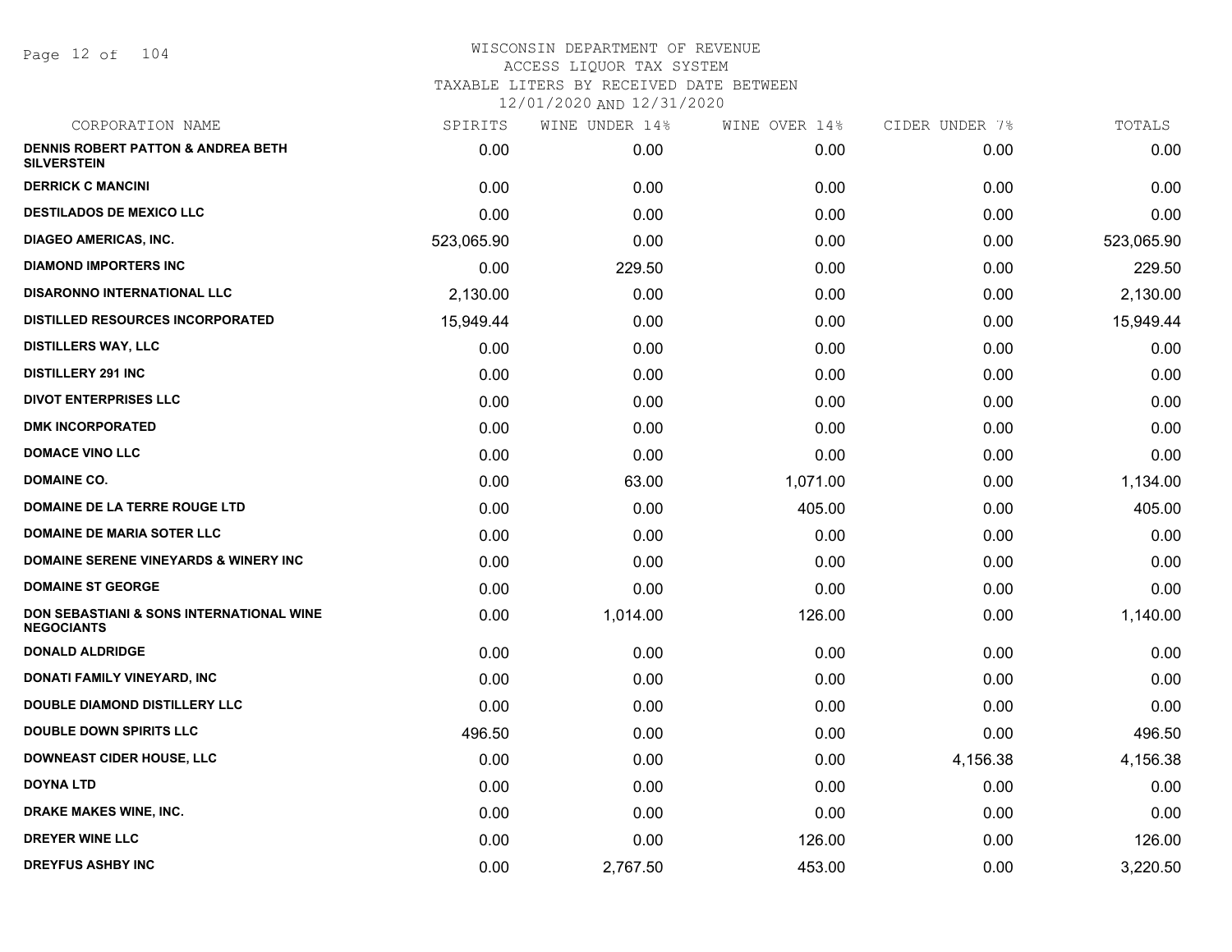# WISCONSIN DEPARTMENT OF REVENUE
## ACCESS LIQUOR TAX SYSTEM
## TAXABLE LITERS BY RECEIVED DATE BETWEEN 12/01/2020 AND 12/31/2020

| CORPORATION NAME | SPIRITS | WINE UNDER 14% | WINE OVER 14% | CIDER UNDER 7% | TOTALS |
|---|---|---|---|---|---|
| DENNIS ROBERT PATTON & ANDREA BETH SILVERSTEIN | 0.00 | 0.00 | 0.00 | 0.00 | 0.00 |
| DERRICK C MANCINI | 0.00 | 0.00 | 0.00 | 0.00 | 0.00 |
| DESTILADOS DE MEXICO LLC | 0.00 | 0.00 | 0.00 | 0.00 | 0.00 |
| DIAGEO AMERICAS, INC. | 523,065.90 | 0.00 | 0.00 | 0.00 | 523,065.90 |
| DIAMOND IMPORTERS INC | 0.00 | 229.50 | 0.00 | 0.00 | 229.50 |
| DISARONNO INTERNATIONAL LLC | 2,130.00 | 0.00 | 0.00 | 0.00 | 2,130.00 |
| DISTILLED RESOURCES INCORPORATED | 15,949.44 | 0.00 | 0.00 | 0.00 | 15,949.44 |
| DISTILLERS WAY, LLC | 0.00 | 0.00 | 0.00 | 0.00 | 0.00 |
| DISTILLERY 291 INC | 0.00 | 0.00 | 0.00 | 0.00 | 0.00 |
| DIVOT ENTERPRISES LLC | 0.00 | 0.00 | 0.00 | 0.00 | 0.00 |
| DMK INCORPORATED | 0.00 | 0.00 | 0.00 | 0.00 | 0.00 |
| DOMACE VINO LLC | 0.00 | 0.00 | 0.00 | 0.00 | 0.00 |
| DOMAINE CO. | 0.00 | 63.00 | 1,071.00 | 0.00 | 1,134.00 |
| DOMAINE DE LA TERRE ROUGE LTD | 0.00 | 0.00 | 405.00 | 0.00 | 405.00 |
| DOMAINE DE MARIA SOTER LLC | 0.00 | 0.00 | 0.00 | 0.00 | 0.00 |
| DOMAINE SERENE VINEYARDS & WINERY INC | 0.00 | 0.00 | 0.00 | 0.00 | 0.00 |
| DOMAINE ST GEORGE | 0.00 | 0.00 | 0.00 | 0.00 | 0.00 |
| DON SEBASTIANI & SONS INTERNATIONAL WINE NEGOCIANTS | 0.00 | 1,014.00 | 126.00 | 0.00 | 1,140.00 |
| DONALD ALDRIDGE | 0.00 | 0.00 | 0.00 | 0.00 | 0.00 |
| DONATI FAMILY VINEYARD, INC | 0.00 | 0.00 | 0.00 | 0.00 | 0.00 |
| DOUBLE DIAMOND DISTILLERY LLC | 0.00 | 0.00 | 0.00 | 0.00 | 0.00 |
| DOUBLE DOWN SPIRITS LLC | 496.50 | 0.00 | 0.00 | 0.00 | 496.50 |
| DOWNEAST CIDER HOUSE, LLC | 0.00 | 0.00 | 0.00 | 4,156.38 | 4,156.38 |
| DOYNA LTD | 0.00 | 0.00 | 0.00 | 0.00 | 0.00 |
| DRAKE MAKES WINE, INC. | 0.00 | 0.00 | 0.00 | 0.00 | 0.00 |
| DREYER WINE LLC | 0.00 | 0.00 | 126.00 | 0.00 | 126.00 |
| DREYFUS ASHBY INC | 0.00 | 2,767.50 | 453.00 | 0.00 | 3,220.50 |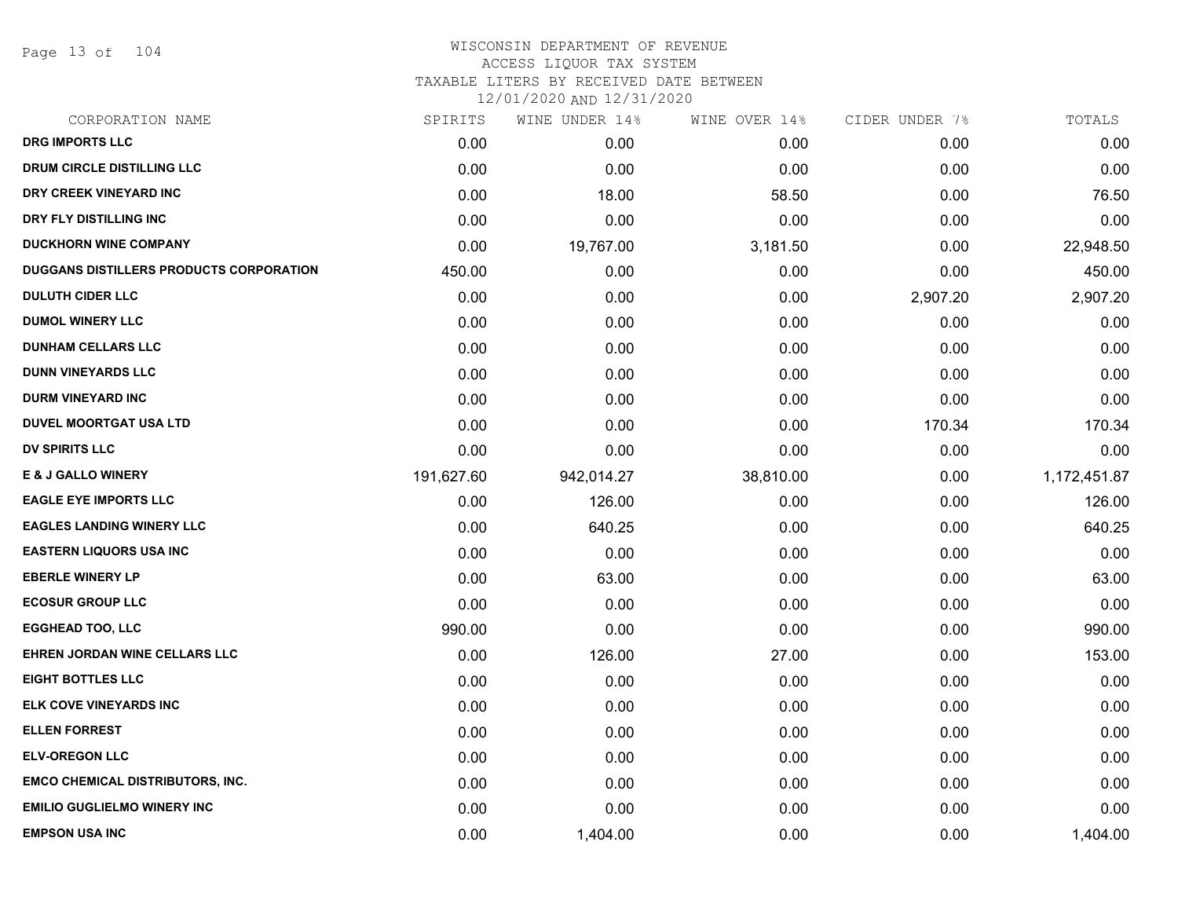# WISCONSIN DEPARTMENT OF REVENUE
## ACCESS LIQUOR TAX SYSTEM
## TAXABLE LITERS BY RECEIVED DATE BETWEEN 12/01/2020 AND 12/31/2020

| CORPORATION NAME | SPIRITS | WINE UNDER 14% | WINE OVER 14% | CIDER UNDER 7% | TOTALS |
|---|---|---|---|---|---|
| DRG IMPORTS LLC | 0.00 | 0.00 | 0.00 | 0.00 | 0.00 |
| DRUM CIRCLE DISTILLING LLC | 0.00 | 0.00 | 0.00 | 0.00 | 0.00 |
| DRY CREEK VINEYARD INC | 0.00 | 18.00 | 58.50 | 0.00 | 76.50 |
| DRY FLY DISTILLING INC | 0.00 | 0.00 | 0.00 | 0.00 | 0.00 |
| DUCKHORN WINE COMPANY | 0.00 | 19,767.00 | 3,181.50 | 0.00 | 22,948.50 |
| DUGGANS DISTILLERS PRODUCTS CORPORATION | 450.00 | 0.00 | 0.00 | 0.00 | 450.00 |
| DULUTH CIDER LLC | 0.00 | 0.00 | 0.00 | 2,907.20 | 2,907.20 |
| DUMOL WINERY LLC | 0.00 | 0.00 | 0.00 | 0.00 | 0.00 |
| DUNHAM CELLARS LLC | 0.00 | 0.00 | 0.00 | 0.00 | 0.00 |
| DUNN VINEYARDS LLC | 0.00 | 0.00 | 0.00 | 0.00 | 0.00 |
| DURM VINEYARD INC | 0.00 | 0.00 | 0.00 | 0.00 | 0.00 |
| DUVEL MOORTGAT USA LTD | 0.00 | 0.00 | 0.00 | 170.34 | 170.34 |
| DV SPIRITS LLC | 0.00 | 0.00 | 0.00 | 0.00 | 0.00 |
| E & J GALLO WINERY | 191,627.60 | 942,014.27 | 38,810.00 | 0.00 | 1,172,451.87 |
| EAGLE EYE IMPORTS LLC | 0.00 | 126.00 | 0.00 | 0.00 | 126.00 |
| EAGLES LANDING WINERY LLC | 0.00 | 640.25 | 0.00 | 0.00 | 640.25 |
| EASTERN LIQUORS USA INC | 0.00 | 0.00 | 0.00 | 0.00 | 0.00 |
| EBERLE WINERY LP | 0.00 | 63.00 | 0.00 | 0.00 | 63.00 |
| ECOSUR GROUP LLC | 0.00 | 0.00 | 0.00 | 0.00 | 0.00 |
| EGGHEAD TOO, LLC | 990.00 | 0.00 | 0.00 | 0.00 | 990.00 |
| EHREN JORDAN WINE CELLARS LLC | 0.00 | 126.00 | 27.00 | 0.00 | 153.00 |
| EIGHT BOTTLES LLC | 0.00 | 0.00 | 0.00 | 0.00 | 0.00 |
| ELK COVE VINEYARDS INC | 0.00 | 0.00 | 0.00 | 0.00 | 0.00 |
| ELLEN FORREST | 0.00 | 0.00 | 0.00 | 0.00 | 0.00 |
| ELV-OREGON LLC | 0.00 | 0.00 | 0.00 | 0.00 | 0.00 |
| EMCO CHEMICAL DISTRIBUTORS, INC. | 0.00 | 0.00 | 0.00 | 0.00 | 0.00 |
| EMILIO GUGLIELMO WINERY INC | 0.00 | 0.00 | 0.00 | 0.00 | 0.00 |
| EMPSON USA INC | 0.00 | 1,404.00 | 0.00 | 0.00 | 1,404.00 |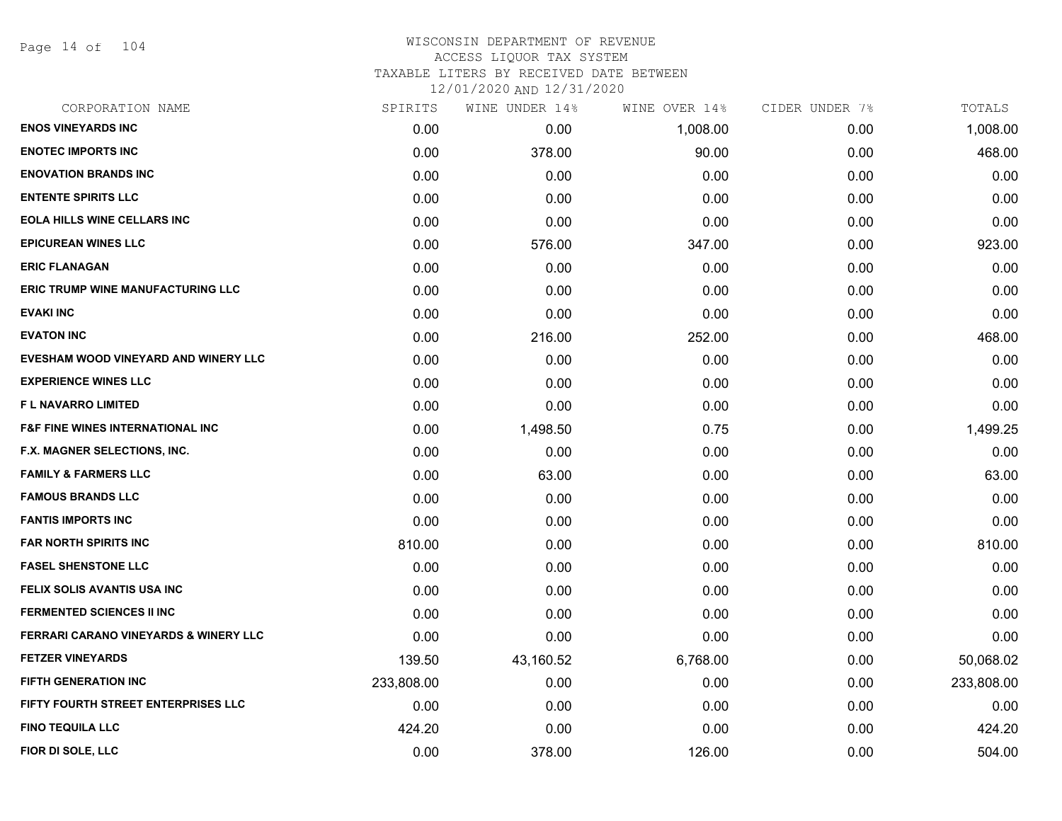# WISCONSIN DEPARTMENT OF REVENUE
## ACCESS LIQUOR TAX SYSTEM
### TAXABLE LITERS BY RECEIVED DATE BETWEEN 12/01/2020 AND 12/31/2020

| CORPORATION NAME | SPIRITS | WINE UNDER 14% | WINE OVER 14% | CIDER UNDER 7% | TOTALS |
|---|---|---|---|---|---|
| ENOS VINEYARDS INC | 0.00 | 0.00 | 1,008.00 | 0.00 | 1,008.00 |
| ENOTEC IMPORTS INC | 0.00 | 378.00 | 90.00 | 0.00 | 468.00 |
| ENOVATION BRANDS INC | 0.00 | 0.00 | 0.00 | 0.00 | 0.00 |
| ENTENTE SPIRITS LLC | 0.00 | 0.00 | 0.00 | 0.00 | 0.00 |
| EOLA HILLS WINE CELLARS INC | 0.00 | 0.00 | 0.00 | 0.00 | 0.00 |
| EPICUREAN WINES LLC | 0.00 | 576.00 | 347.00 | 0.00 | 923.00 |
| ERIC FLANAGAN | 0.00 | 0.00 | 0.00 | 0.00 | 0.00 |
| ERIC TRUMP WINE MANUFACTURING LLC | 0.00 | 0.00 | 0.00 | 0.00 | 0.00 |
| EVAKI INC | 0.00 | 0.00 | 0.00 | 0.00 | 0.00 |
| EVATON INC | 0.00 | 216.00 | 252.00 | 0.00 | 468.00 |
| EVESHAM WOOD VINEYARD AND WINERY LLC | 0.00 | 0.00 | 0.00 | 0.00 | 0.00 |
| EXPERIENCE WINES LLC | 0.00 | 0.00 | 0.00 | 0.00 | 0.00 |
| F L NAVARRO LIMITED | 0.00 | 0.00 | 0.00 | 0.00 | 0.00 |
| F&F FINE WINES INTERNATIONAL INC | 0.00 | 1,498.50 | 0.75 | 0.00 | 1,499.25 |
| F.X. MAGNER SELECTIONS, INC. | 0.00 | 0.00 | 0.00 | 0.00 | 0.00 |
| FAMILY & FARMERS LLC | 0.00 | 63.00 | 0.00 | 0.00 | 63.00 |
| FAMOUS BRANDS LLC | 0.00 | 0.00 | 0.00 | 0.00 | 0.00 |
| FANTIS IMPORTS INC | 0.00 | 0.00 | 0.00 | 0.00 | 0.00 |
| FAR NORTH SPIRITS INC | 810.00 | 0.00 | 0.00 | 0.00 | 810.00 |
| FASEL SHENSTONE LLC | 0.00 | 0.00 | 0.00 | 0.00 | 0.00 |
| FELIX SOLIS AVANTIS USA INC | 0.00 | 0.00 | 0.00 | 0.00 | 0.00 |
| FERMENTED SCIENCES II INC | 0.00 | 0.00 | 0.00 | 0.00 | 0.00 |
| FERRARI CARANO VINEYARDS & WINERY LLC | 0.00 | 0.00 | 0.00 | 0.00 | 0.00 |
| FETZER VINEYARDS | 139.50 | 43,160.52 | 6,768.00 | 0.00 | 50,068.02 |
| FIFTH GENERATION INC | 233,808.00 | 0.00 | 0.00 | 0.00 | 233,808.00 |
| FIFTY FOURTH STREET ENTERPRISES LLC | 0.00 | 0.00 | 0.00 | 0.00 | 0.00 |
| FINO TEQUILA LLC | 424.20 | 0.00 | 0.00 | 0.00 | 424.20 |
| FIOR DI SOLE, LLC | 0.00 | 378.00 | 126.00 | 0.00 | 504.00 |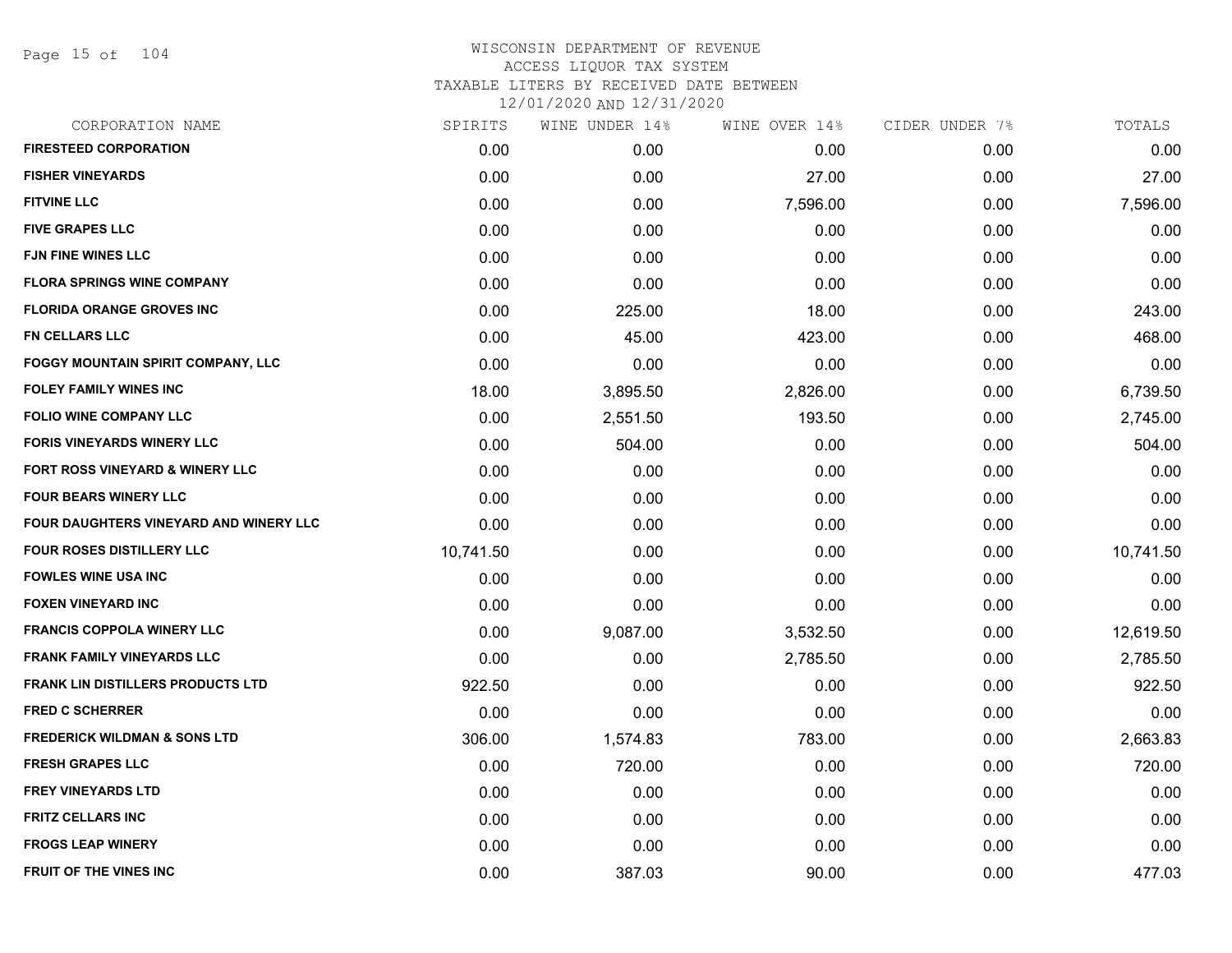# WISCONSIN DEPARTMENT OF REVENUE
ACCESS LIQUOR TAX SYSTEM
TAXABLE LITERS BY RECEIVED DATE BETWEEN
12/01/2020 AND 12/31/2020

| CORPORATION NAME | SPIRITS | WINE UNDER 14% | WINE OVER 14% | CIDER UNDER 7% | TOTALS |
|---|---|---|---|---|---|
| FIRESTEED CORPORATION | 0.00 | 0.00 | 0.00 | 0.00 | 0.00 |
| FISHER VINEYARDS | 0.00 | 0.00 | 27.00 | 0.00 | 27.00 |
| FITVINE LLC | 0.00 | 0.00 | 7,596.00 | 0.00 | 7,596.00 |
| FIVE GRAPES LLC | 0.00 | 0.00 | 0.00 | 0.00 | 0.00 |
| FJN FINE WINES LLC | 0.00 | 0.00 | 0.00 | 0.00 | 0.00 |
| FLORA SPRINGS WINE COMPANY | 0.00 | 0.00 | 0.00 | 0.00 | 0.00 |
| FLORIDA ORANGE GROVES INC | 0.00 | 225.00 | 18.00 | 0.00 | 243.00 |
| FN CELLARS LLC | 0.00 | 45.00 | 423.00 | 0.00 | 468.00 |
| FOGGY MOUNTAIN SPIRIT COMPANY, LLC | 0.00 | 0.00 | 0.00 | 0.00 | 0.00 |
| FOLEY FAMILY WINES INC | 18.00 | 3,895.50 | 2,826.00 | 0.00 | 6,739.50 |
| FOLIO WINE COMPANY LLC | 0.00 | 2,551.50 | 193.50 | 0.00 | 2,745.00 |
| FORIS VINEYARDS WINERY LLC | 0.00 | 504.00 | 0.00 | 0.00 | 504.00 |
| FORT ROSS VINEYARD & WINERY LLC | 0.00 | 0.00 | 0.00 | 0.00 | 0.00 |
| FOUR BEARS WINERY LLC | 0.00 | 0.00 | 0.00 | 0.00 | 0.00 |
| FOUR DAUGHTERS VINEYARD AND WINERY LLC | 0.00 | 0.00 | 0.00 | 0.00 | 0.00 |
| FOUR ROSES DISTILLERY LLC | 10,741.50 | 0.00 | 0.00 | 0.00 | 10,741.50 |
| FOWLES WINE USA INC | 0.00 | 0.00 | 0.00 | 0.00 | 0.00 |
| FOXEN VINEYARD INC | 0.00 | 0.00 | 0.00 | 0.00 | 0.00 |
| FRANCIS COPPOLA WINERY LLC | 0.00 | 9,087.00 | 3,532.50 | 0.00 | 12,619.50 |
| FRANK FAMILY VINEYARDS LLC | 0.00 | 0.00 | 2,785.50 | 0.00 | 2,785.50 |
| FRANK LIN DISTILLERS PRODUCTS LTD | 922.50 | 0.00 | 0.00 | 0.00 | 922.50 |
| FRED C SCHERRER | 0.00 | 0.00 | 0.00 | 0.00 | 0.00 |
| FREDERICK WILDMAN & SONS LTD | 306.00 | 1,574.83 | 783.00 | 0.00 | 2,663.83 |
| FRESH GRAPES LLC | 0.00 | 720.00 | 0.00 | 0.00 | 720.00 |
| FREY VINEYARDS LTD | 0.00 | 0.00 | 0.00 | 0.00 | 0.00 |
| FRITZ CELLARS INC | 0.00 | 0.00 | 0.00 | 0.00 | 0.00 |
| FROGS LEAP WINERY | 0.00 | 0.00 | 0.00 | 0.00 | 0.00 |
| FRUIT OF THE VINES INC | 0.00 | 387.03 | 90.00 | 0.00 | 477.03 |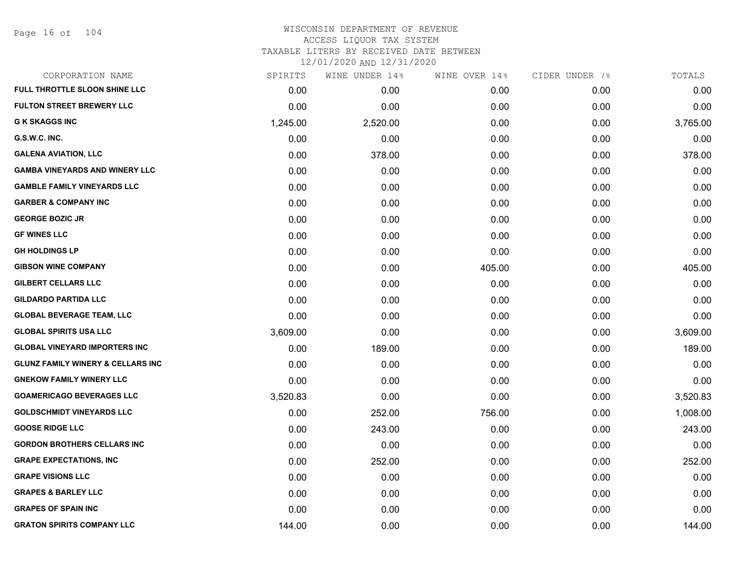WISCONSIN DEPARTMENT OF REVENUE
ACCESS LIQUOR TAX SYSTEM
TAXABLE LITERS BY RECEIVED DATE BETWEEN
12/01/2020 AND 12/31/2020

| CORPORATION NAME | SPIRITS | WINE UNDER 14% | WINE OVER 14% | CIDER UNDER 7% | TOTALS |
|---|---|---|---|---|---|
| FULL THROTTLE SLOON SHINE LLC | 0.00 | 0.00 | 0.00 | 0.00 | 0.00 |
| FULTON STREET BREWERY LLC | 0.00 | 0.00 | 0.00 | 0.00 | 0.00 |
| G K SKAGGS INC | 1,245.00 | 2,520.00 | 0.00 | 0.00 | 3,765.00 |
| G.S.W.C. INC. | 0.00 | 0.00 | 0.00 | 0.00 | 0.00 |
| GALENA AVIATION, LLC | 0.00 | 378.00 | 0.00 | 0.00 | 378.00 |
| GAMBA VINEYARDS AND WINERY LLC | 0.00 | 0.00 | 0.00 | 0.00 | 0.00 |
| GAMBLE FAMILY VINEYARDS LLC | 0.00 | 0.00 | 0.00 | 0.00 | 0.00 |
| GARBER & COMPANY INC | 0.00 | 0.00 | 0.00 | 0.00 | 0.00 |
| GEORGE BOZIC JR | 0.00 | 0.00 | 0.00 | 0.00 | 0.00 |
| GF WINES LLC | 0.00 | 0.00 | 0.00 | 0.00 | 0.00 |
| GH HOLDINGS LP | 0.00 | 0.00 | 0.00 | 0.00 | 0.00 |
| GIBSON WINE COMPANY | 0.00 | 0.00 | 405.00 | 0.00 | 405.00 |
| GILBERT CELLARS LLC | 0.00 | 0.00 | 0.00 | 0.00 | 0.00 |
| GILDARDO PARTIDA LLC | 0.00 | 0.00 | 0.00 | 0.00 | 0.00 |
| GLOBAL BEVERAGE TEAM, LLC | 0.00 | 0.00 | 0.00 | 0.00 | 0.00 |
| GLOBAL SPIRITS USA LLC | 3,609.00 | 0.00 | 0.00 | 0.00 | 3,609.00 |
| GLOBAL VINEYARD IMPORTERS INC | 0.00 | 189.00 | 0.00 | 0.00 | 189.00 |
| GLUNZ FAMILY WINERY & CELLARS INC | 0.00 | 0.00 | 0.00 | 0.00 | 0.00 |
| GNEKOW FAMILY WINERY LLC | 0.00 | 0.00 | 0.00 | 0.00 | 0.00 |
| GOAMERICAGO BEVERAGES LLC | 3,520.83 | 0.00 | 0.00 | 0.00 | 3,520.83 |
| GOLDSCHMIDT VINEYARDS LLC | 0.00 | 252.00 | 756.00 | 0.00 | 1,008.00 |
| GOOSE RIDGE LLC | 0.00 | 243.00 | 0.00 | 0.00 | 243.00 |
| GORDON BROTHERS CELLARS INC | 0.00 | 0.00 | 0.00 | 0.00 | 0.00 |
| GRAPE EXPECTATIONS, INC | 0.00 | 252.00 | 0.00 | 0.00 | 252.00 |
| GRAPE VISIONS LLC | 0.00 | 0.00 | 0.00 | 0.00 | 0.00 |
| GRAPES & BARLEY LLC | 0.00 | 0.00 | 0.00 | 0.00 | 0.00 |
| GRAPES OF SPAIN INC | 0.00 | 0.00 | 0.00 | 0.00 | 0.00 |
| GRATON SPIRITS COMPANY LLC | 144.00 | 0.00 | 0.00 | 0.00 | 144.00 |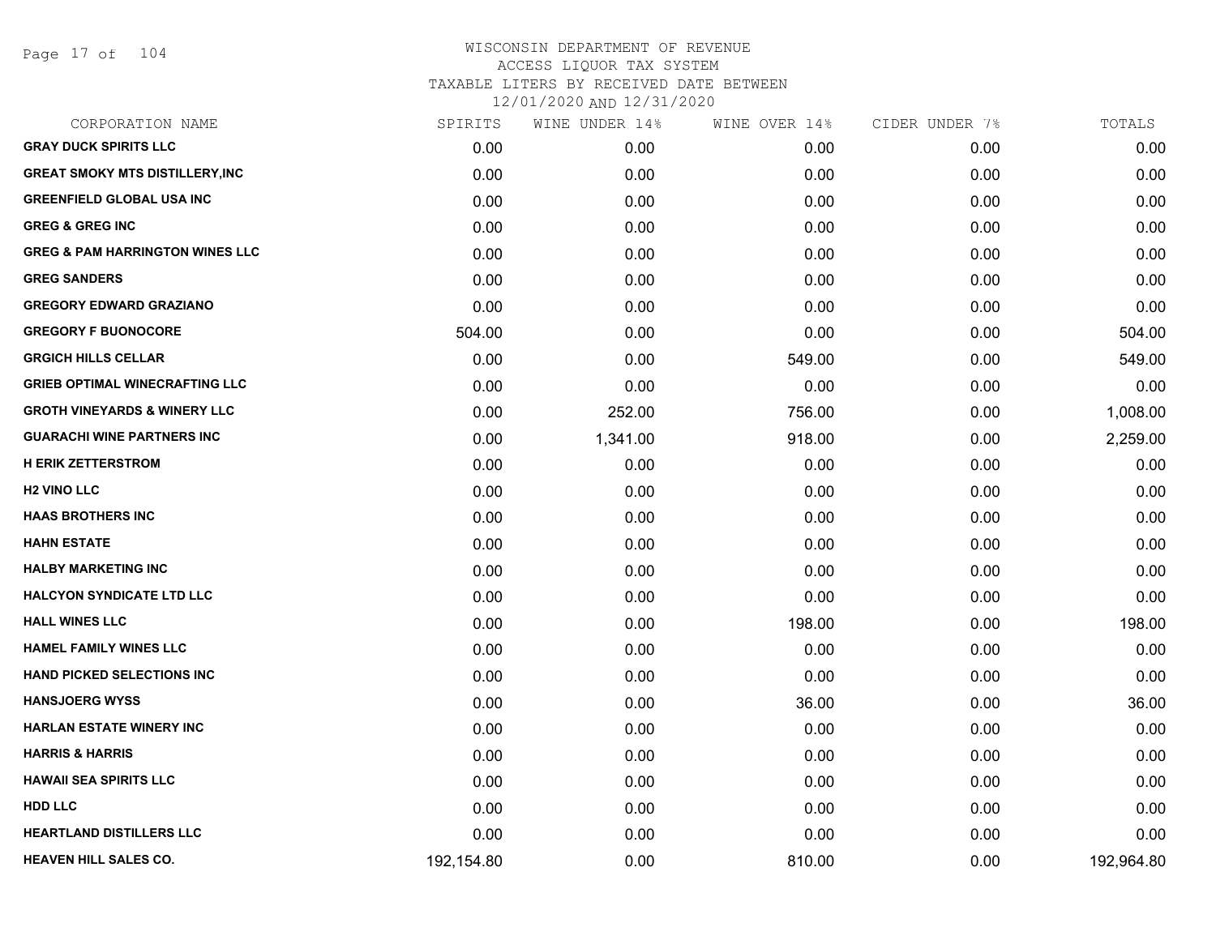# WISCONSIN DEPARTMENT OF REVENUE
## ACCESS LIQUOR TAX SYSTEM
### TAXABLE LITERS BY RECEIVED DATE BETWEEN 12/01/2020 AND 12/31/2020

| CORPORATION NAME | SPIRITS | WINE UNDER 14% | WINE OVER 14% | CIDER UNDER 7% | TOTALS |
|---|---|---|---|---|---|
| GRAY DUCK SPIRITS LLC | 0.00 | 0.00 | 0.00 | 0.00 | 0.00 |
| GREAT SMOKY MTS DISTILLERY,INC | 0.00 | 0.00 | 0.00 | 0.00 | 0.00 |
| GREENFIELD GLOBAL USA INC | 0.00 | 0.00 | 0.00 | 0.00 | 0.00 |
| GREG & GREG INC | 0.00 | 0.00 | 0.00 | 0.00 | 0.00 |
| GREG & PAM HARRINGTON WINES LLC | 0.00 | 0.00 | 0.00 | 0.00 | 0.00 |
| GREG SANDERS | 0.00 | 0.00 | 0.00 | 0.00 | 0.00 |
| GREGORY EDWARD GRAZIANO | 0.00 | 0.00 | 0.00 | 0.00 | 0.00 |
| GREGORY F BUONOCORE | 504.00 | 0.00 | 0.00 | 0.00 | 504.00 |
| GRGICH HILLS CELLAR | 0.00 | 0.00 | 549.00 | 0.00 | 549.00 |
| GRIEB OPTIMAL WINECRAFTING LLC | 0.00 | 0.00 | 0.00 | 0.00 | 0.00 |
| GROTH VINEYARDS & WINERY LLC | 0.00 | 252.00 | 756.00 | 0.00 | 1,008.00 |
| GUARACHI WINE PARTNERS INC | 0.00 | 1,341.00 | 918.00 | 0.00 | 2,259.00 |
| H ERIK ZETTERSTROM | 0.00 | 0.00 | 0.00 | 0.00 | 0.00 |
| H2 VINO LLC | 0.00 | 0.00 | 0.00 | 0.00 | 0.00 |
| HAAS BROTHERS INC | 0.00 | 0.00 | 0.00 | 0.00 | 0.00 |
| HAHN ESTATE | 0.00 | 0.00 | 0.00 | 0.00 | 0.00 |
| HALBY MARKETING INC | 0.00 | 0.00 | 0.00 | 0.00 | 0.00 |
| HALCYON SYNDICATE LTD LLC | 0.00 | 0.00 | 0.00 | 0.00 | 0.00 |
| HALL WINES LLC | 0.00 | 0.00 | 198.00 | 0.00 | 198.00 |
| HAMEL FAMILY WINES LLC | 0.00 | 0.00 | 0.00 | 0.00 | 0.00 |
| HAND PICKED SELECTIONS INC | 0.00 | 0.00 | 0.00 | 0.00 | 0.00 |
| HANSJOERG WYSS | 0.00 | 0.00 | 36.00 | 0.00 | 36.00 |
| HARLAN ESTATE WINERY INC | 0.00 | 0.00 | 0.00 | 0.00 | 0.00 |
| HARRIS & HARRIS | 0.00 | 0.00 | 0.00 | 0.00 | 0.00 |
| HAWAII SEA SPIRITS LLC | 0.00 | 0.00 | 0.00 | 0.00 | 0.00 |
| HDD LLC | 0.00 | 0.00 | 0.00 | 0.00 | 0.00 |
| HEARTLAND DISTILLERS LLC | 0.00 | 0.00 | 0.00 | 0.00 | 0.00 |
| HEAVEN HILL SALES CO. | 192,154.80 | 0.00 | 810.00 | 0.00 | 192,964.80 |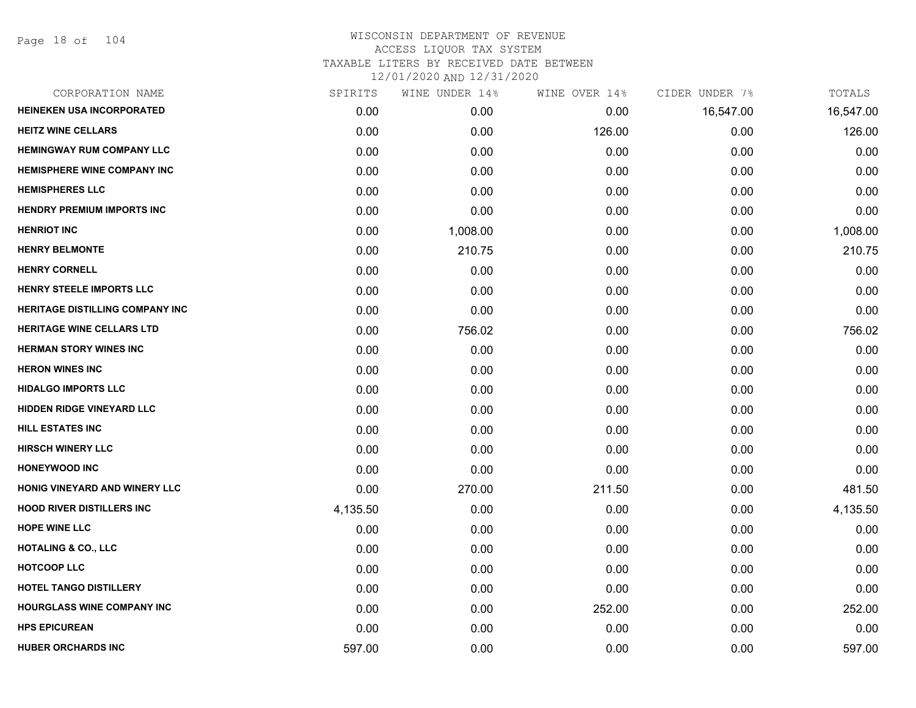# WISCONSIN DEPARTMENT OF REVENUE
## ACCESS LIQUOR TAX SYSTEM
### TAXABLE LITERS BY RECEIVED DATE BETWEEN 12/01/2020 AND 12/31/2020

| CORPORATION NAME | SPIRITS | WINE UNDER 14% | WINE OVER 14% | CIDER UNDER 7% | TOTALS |
|---|---|---|---|---|---|
| HEINEKEN USA INCORPORATED | 0.00 | 0.00 | 0.00 | 16,547.00 | 16,547.00 |
| HEITZ WINE CELLARS | 0.00 | 0.00 | 126.00 | 0.00 | 126.00 |
| HEMINGWAY RUM COMPANY LLC | 0.00 | 0.00 | 0.00 | 0.00 | 0.00 |
| HEMISPHERE WINE COMPANY INC | 0.00 | 0.00 | 0.00 | 0.00 | 0.00 |
| HEMISPHERES LLC | 0.00 | 0.00 | 0.00 | 0.00 | 0.00 |
| HENDRY PREMIUM IMPORTS INC | 0.00 | 0.00 | 0.00 | 0.00 | 0.00 |
| HENRIOT INC | 0.00 | 1,008.00 | 0.00 | 0.00 | 1,008.00 |
| HENRY BELMONTE | 0.00 | 210.75 | 0.00 | 0.00 | 210.75 |
| HENRY CORNELL | 0.00 | 0.00 | 0.00 | 0.00 | 0.00 |
| HENRY STEELE IMPORTS LLC | 0.00 | 0.00 | 0.00 | 0.00 | 0.00 |
| HERITAGE DISTILLING COMPANY INC | 0.00 | 0.00 | 0.00 | 0.00 | 0.00 |
| HERITAGE WINE CELLARS LTD | 0.00 | 756.02 | 0.00 | 0.00 | 756.02 |
| HERMAN STORY WINES INC | 0.00 | 0.00 | 0.00 | 0.00 | 0.00 |
| HERON WINES INC | 0.00 | 0.00 | 0.00 | 0.00 | 0.00 |
| HIDALGO IMPORTS LLC | 0.00 | 0.00 | 0.00 | 0.00 | 0.00 |
| HIDDEN RIDGE VINEYARD LLC | 0.00 | 0.00 | 0.00 | 0.00 | 0.00 |
| HILL ESTATES INC | 0.00 | 0.00 | 0.00 | 0.00 | 0.00 |
| HIRSCH WINERY LLC | 0.00 | 0.00 | 0.00 | 0.00 | 0.00 |
| HONEYWOOD INC | 0.00 | 0.00 | 0.00 | 0.00 | 0.00 |
| HONIG VINEYARD AND WINERY LLC | 0.00 | 270.00 | 211.50 | 0.00 | 481.50 |
| HOOD RIVER DISTILLERS INC | 4,135.50 | 0.00 | 0.00 | 0.00 | 4,135.50 |
| HOPE WINE LLC | 0.00 | 0.00 | 0.00 | 0.00 | 0.00 |
| HOTALING & CO., LLC | 0.00 | 0.00 | 0.00 | 0.00 | 0.00 |
| HOTCOOP LLC | 0.00 | 0.00 | 0.00 | 0.00 | 0.00 |
| HOTEL TANGO DISTILLERY | 0.00 | 0.00 | 0.00 | 0.00 | 0.00 |
| HOURGLASS WINE COMPANY INC | 0.00 | 0.00 | 252.00 | 0.00 | 252.00 |
| HPS EPICUREAN | 0.00 | 0.00 | 0.00 | 0.00 | 0.00 |
| HUBER ORCHARDS INC | 597.00 | 0.00 | 0.00 | 0.00 | 597.00 |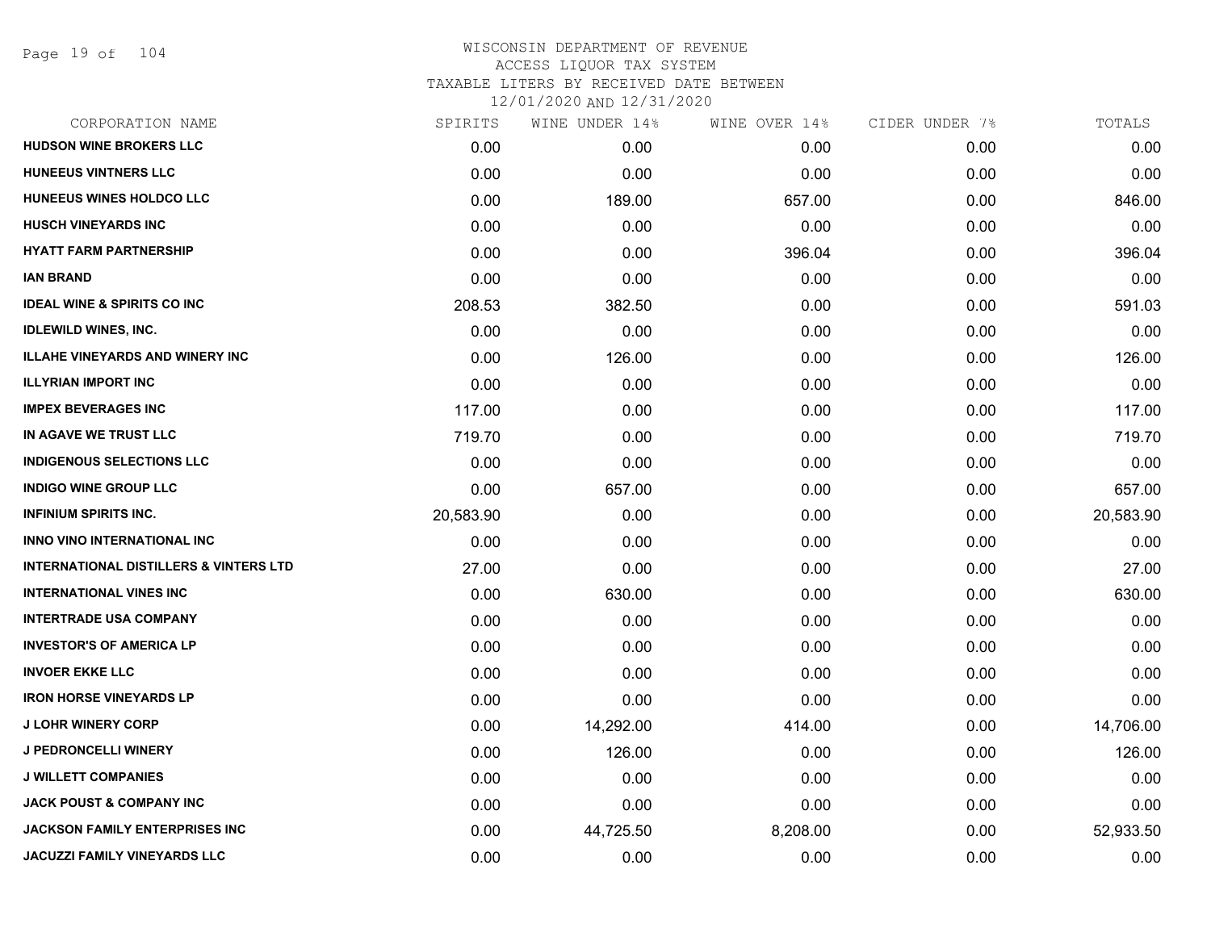# WISCONSIN DEPARTMENT OF REVENUE
## ACCESS LIQUOR TAX SYSTEM
### TAXABLE LITERS BY RECEIVED DATE BETWEEN 12/01/2020 AND 12/31/2020

| CORPORATION NAME | SPIRITS | WINE UNDER 14% | WINE OVER 14% | CIDER UNDER 7% | TOTALS |
|---|---|---|---|---|---|
| HUDSON WINE BROKERS LLC | 0.00 | 0.00 | 0.00 | 0.00 | 0.00 |
| HUNEEUS VINTNERS LLC | 0.00 | 0.00 | 0.00 | 0.00 | 0.00 |
| HUNEEUS WINES HOLDCO LLC | 0.00 | 189.00 | 657.00 | 0.00 | 846.00 |
| HUSCH VINEYARDS INC | 0.00 | 0.00 | 0.00 | 0.00 | 0.00 |
| HYATT FARM PARTNERSHIP | 0.00 | 0.00 | 396.04 | 0.00 | 396.04 |
| IAN BRAND | 0.00 | 0.00 | 0.00 | 0.00 | 0.00 |
| IDEAL WINE & SPIRITS CO INC | 208.53 | 382.50 | 0.00 | 0.00 | 591.03 |
| IDLEWILD WINES, INC. | 0.00 | 0.00 | 0.00 | 0.00 | 0.00 |
| ILLAHE VINEYARDS AND WINERY INC | 0.00 | 126.00 | 0.00 | 0.00 | 126.00 |
| ILLYRIAN IMPORT INC | 0.00 | 0.00 | 0.00 | 0.00 | 0.00 |
| IMPEX BEVERAGES INC | 117.00 | 0.00 | 0.00 | 0.00 | 117.00 |
| IN AGAVE WE TRUST LLC | 719.70 | 0.00 | 0.00 | 0.00 | 719.70 |
| INDIGENOUS SELECTIONS LLC | 0.00 | 0.00 | 0.00 | 0.00 | 0.00 |
| INDIGO WINE GROUP LLC | 0.00 | 657.00 | 0.00 | 0.00 | 657.00 |
| INFINIUM SPIRITS INC. | 20,583.90 | 0.00 | 0.00 | 0.00 | 20,583.90 |
| INNO VINO INTERNATIONAL INC | 0.00 | 0.00 | 0.00 | 0.00 | 0.00 |
| INTERNATIONAL DISTILLERS & VINTERS LTD | 27.00 | 0.00 | 0.00 | 0.00 | 27.00 |
| INTERNATIONAL VINES INC | 0.00 | 630.00 | 0.00 | 0.00 | 630.00 |
| INTERTRADE USA COMPANY | 0.00 | 0.00 | 0.00 | 0.00 | 0.00 |
| INVESTOR'S OF AMERICA LP | 0.00 | 0.00 | 0.00 | 0.00 | 0.00 |
| INVOER EKKE LLC | 0.00 | 0.00 | 0.00 | 0.00 | 0.00 |
| IRON HORSE VINEYARDS LP | 0.00 | 0.00 | 0.00 | 0.00 | 0.00 |
| J LOHR WINERY CORP | 0.00 | 14,292.00 | 414.00 | 0.00 | 14,706.00 |
| J PEDRONCELLI WINERY | 0.00 | 126.00 | 0.00 | 0.00 | 126.00 |
| J WILLETT COMPANIES | 0.00 | 0.00 | 0.00 | 0.00 | 0.00 |
| JACK POUST & COMPANY INC | 0.00 | 0.00 | 0.00 | 0.00 | 0.00 |
| JACKSON FAMILY ENTERPRISES INC | 0.00 | 44,725.50 | 8,208.00 | 0.00 | 52,933.50 |
| JACUZZI FAMILY VINEYARDS LLC | 0.00 | 0.00 | 0.00 | 0.00 | 0.00 |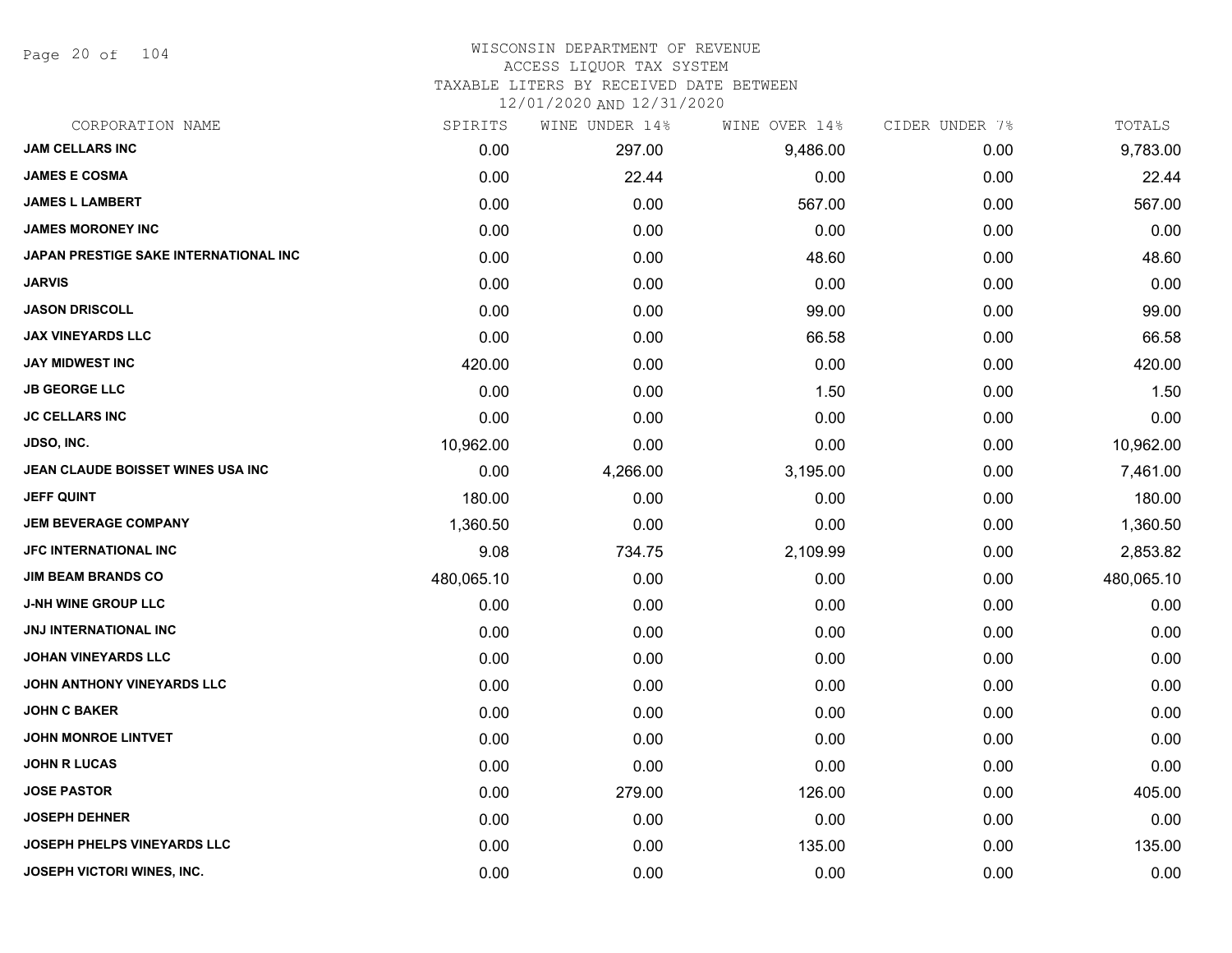# WISCONSIN DEPARTMENT OF REVENUE
## ACCESS LIQUOR TAX SYSTEM
## TAXABLE LITERS BY RECEIVED DATE BETWEEN
## 12/01/2020 AND 12/31/2020

| CORPORATION NAME | SPIRITS | WINE UNDER 14% | WINE OVER 14% | CIDER UNDER 7% | TOTALS |
|---|---|---|---|---|---|
| JAM CELLARS INC | 0.00 | 297.00 | 9,486.00 | 0.00 | 9,783.00 |
| JAMES E COSMA | 0.00 | 22.44 | 0.00 | 0.00 | 22.44 |
| JAMES L LAMBERT | 0.00 | 0.00 | 567.00 | 0.00 | 567.00 |
| JAMES MORONEY INC | 0.00 | 0.00 | 0.00 | 0.00 | 0.00 |
| JAPAN PRESTIGE SAKE INTERNATIONAL INC | 0.00 | 0.00 | 48.60 | 0.00 | 48.60 |
| JARVIS | 0.00 | 0.00 | 0.00 | 0.00 | 0.00 |
| JASON DRISCOLL | 0.00 | 0.00 | 99.00 | 0.00 | 99.00 |
| JAX VINEYARDS LLC | 0.00 | 0.00 | 66.58 | 0.00 | 66.58 |
| JAY MIDWEST INC | 420.00 | 0.00 | 0.00 | 0.00 | 420.00 |
| JB GEORGE LLC | 0.00 | 0.00 | 1.50 | 0.00 | 1.50 |
| JC CELLARS INC | 0.00 | 0.00 | 0.00 | 0.00 | 0.00 |
| JDSO, INC. | 10,962.00 | 0.00 | 0.00 | 0.00 | 10,962.00 |
| JEAN CLAUDE BOISSET WINES USA INC | 0.00 | 4,266.00 | 3,195.00 | 0.00 | 7,461.00 |
| JEFF QUINT | 180.00 | 0.00 | 0.00 | 0.00 | 180.00 |
| JEM BEVERAGE COMPANY | 1,360.50 | 0.00 | 0.00 | 0.00 | 1,360.50 |
| JFC INTERNATIONAL INC | 9.08 | 734.75 | 2,109.99 | 0.00 | 2,853.82 |
| JIM BEAM BRANDS CO | 480,065.10 | 0.00 | 0.00 | 0.00 | 480,065.10 |
| J-NH WINE GROUP LLC | 0.00 | 0.00 | 0.00 | 0.00 | 0.00 |
| JNJ INTERNATIONAL INC | 0.00 | 0.00 | 0.00 | 0.00 | 0.00 |
| JOHAN VINEYARDS LLC | 0.00 | 0.00 | 0.00 | 0.00 | 0.00 |
| JOHN ANTHONY VINEYARDS LLC | 0.00 | 0.00 | 0.00 | 0.00 | 0.00 |
| JOHN C BAKER | 0.00 | 0.00 | 0.00 | 0.00 | 0.00 |
| JOHN MONROE LINTVET | 0.00 | 0.00 | 0.00 | 0.00 | 0.00 |
| JOHN R LUCAS | 0.00 | 0.00 | 0.00 | 0.00 | 0.00 |
| JOSE PASTOR | 0.00 | 279.00 | 126.00 | 0.00 | 405.00 |
| JOSEPH DEHNER | 0.00 | 0.00 | 0.00 | 0.00 | 0.00 |
| JOSEPH PHELPS VINEYARDS LLC | 0.00 | 0.00 | 135.00 | 0.00 | 135.00 |
| JOSEPH VICTORI WINES, INC. | 0.00 | 0.00 | 0.00 | 0.00 | 0.00 |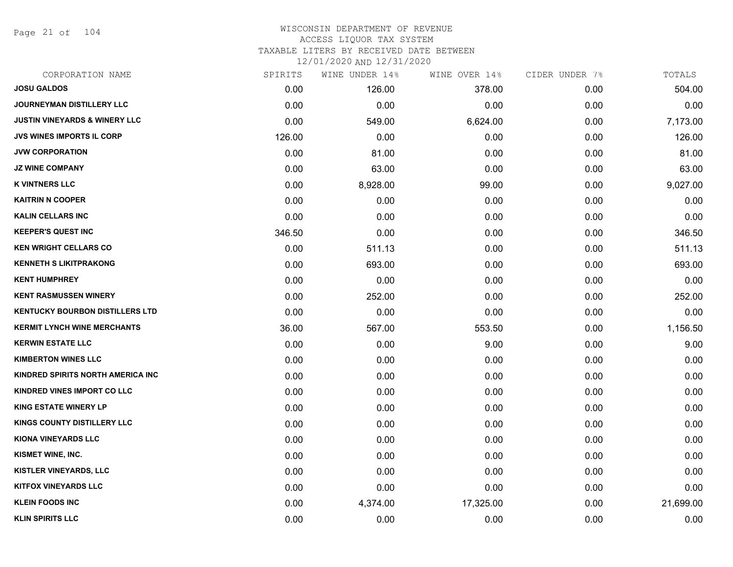WISCONSIN DEPARTMENT OF REVENUE
ACCESS LIQUOR TAX SYSTEM
TAXABLE LITERS BY RECEIVED DATE BETWEEN
12/01/2020 AND 12/31/2020

| CORPORATION NAME | SPIRITS | WINE UNDER 14% | WINE OVER 14% | CIDER UNDER 7% | TOTALS |
|---|---|---|---|---|---|
| **JOSU GALDOS** | 0.00 | 126.00 | 378.00 | 0.00 | 504.00 |
| **JOURNEYMAN DISTILLERY LLC** | 0.00 | 0.00 | 0.00 | 0.00 | 0.00 |
| **JUSTIN VINEYARDS & WINERY LLC** | 0.00 | 549.00 | 6,624.00 | 0.00 | 7,173.00 |
| **JVS WINES IMPORTS IL CORP** | 126.00 | 0.00 | 0.00 | 0.00 | 126.00 |
| **JVW CORPORATION** | 0.00 | 81.00 | 0.00 | 0.00 | 81.00 |
| **JZ WINE COMPANY** | 0.00 | 63.00 | 0.00 | 0.00 | 63.00 |
| **K VINTNERS LLC** | 0.00 | 8,928.00 | 99.00 | 0.00 | 9,027.00 |
| **KAITRIN N COOPER** | 0.00 | 0.00 | 0.00 | 0.00 | 0.00 |
| **KALIN CELLARS INC** | 0.00 | 0.00 | 0.00 | 0.00 | 0.00 |
| **KEEPER'S QUEST INC** | 346.50 | 0.00 | 0.00 | 0.00 | 346.50 |
| **KEN WRIGHT CELLARS CO** | 0.00 | 511.13 | 0.00 | 0.00 | 511.13 |
| **KENNETH S LIKITPRAKONG** | 0.00 | 693.00 | 0.00 | 0.00 | 693.00 |
| **KENT HUMPHREY** | 0.00 | 0.00 | 0.00 | 0.00 | 0.00 |
| **KENT RASMUSSEN WINERY** | 0.00 | 252.00 | 0.00 | 0.00 | 252.00 |
| **KENTUCKY BOURBON DISTILLERS LTD** | 0.00 | 0.00 | 0.00 | 0.00 | 0.00 |
| **KERMIT LYNCH WINE MERCHANTS** | 36.00 | 567.00 | 553.50 | 0.00 | 1,156.50 |
| **KERWIN ESTATE LLC** | 0.00 | 0.00 | 9.00 | 0.00 | 9.00 |
| **KIMBERTON WINES LLC** | 0.00 | 0.00 | 0.00 | 0.00 | 0.00 |
| **KINDRED SPIRITS NORTH AMERICA INC** | 0.00 | 0.00 | 0.00 | 0.00 | 0.00 |
| **KINDRED VINES IMPORT CO LLC** | 0.00 | 0.00 | 0.00 | 0.00 | 0.00 |
| **KING ESTATE WINERY LP** | 0.00 | 0.00 | 0.00 | 0.00 | 0.00 |
| **KINGS COUNTY DISTILLERY LLC** | 0.00 | 0.00 | 0.00 | 0.00 | 0.00 |
| **KIONA VINEYARDS LLC** | 0.00 | 0.00 | 0.00 | 0.00 | 0.00 |
| **KISMET WINE, INC.** | 0.00 | 0.00 | 0.00 | 0.00 | 0.00 |
| **KISTLER VINEYARDS, LLC** | 0.00 | 0.00 | 0.00 | 0.00 | 0.00 |
| **KITFOX VINEYARDS LLC** | 0.00 | 0.00 | 0.00 | 0.00 | 0.00 |
| **KLEIN FOODS INC** | 0.00 | 4,374.00 | 17,325.00 | 0.00 | 21,699.00 |
| **KLIN SPIRITS LLC** | 0.00 | 0.00 | 0.00 | 0.00 | 0.00 |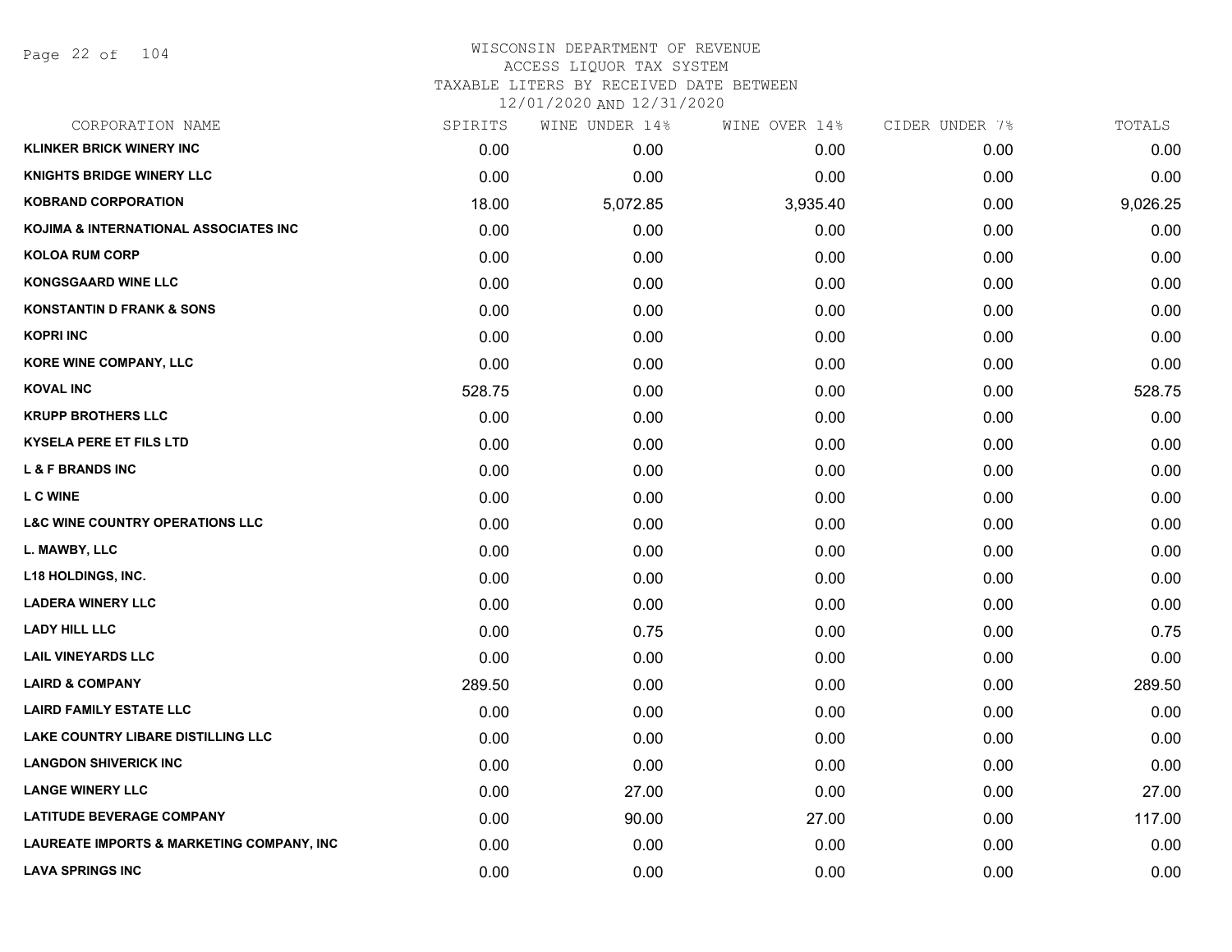# WISCONSIN DEPARTMENT OF REVENUE
## ACCESS LIQUOR TAX SYSTEM
### TAXABLE LITERS BY RECEIVED DATE BETWEEN 12/01/2020 AND 12/31/2020

| CORPORATION NAME | SPIRITS | WINE UNDER 14% | WINE OVER 14% | CIDER UNDER 7% | TOTALS |
|---|---|---|---|---|---|
| KLINKER BRICK WINERY INC | 0.00 | 0.00 | 0.00 | 0.00 | 0.00 |
| KNIGHTS BRIDGE WINERY LLC | 0.00 | 0.00 | 0.00 | 0.00 | 0.00 |
| KOBRAND CORPORATION | 18.00 | 5,072.85 | 3,935.40 | 0.00 | 9,026.25 |
| KOJIMA & INTERNATIONAL ASSOCIATES INC | 0.00 | 0.00 | 0.00 | 0.00 | 0.00 |
| KOLOA RUM CORP | 0.00 | 0.00 | 0.00 | 0.00 | 0.00 |
| KONGSGAARD WINE LLC | 0.00 | 0.00 | 0.00 | 0.00 | 0.00 |
| KONSTANTIN D FRANK & SONS | 0.00 | 0.00 | 0.00 | 0.00 | 0.00 |
| KOPRI INC | 0.00 | 0.00 | 0.00 | 0.00 | 0.00 |
| KORE WINE COMPANY, LLC | 0.00 | 0.00 | 0.00 | 0.00 | 0.00 |
| KOVAL INC | 528.75 | 0.00 | 0.00 | 0.00 | 528.75 |
| KRUPP BROTHERS LLC | 0.00 | 0.00 | 0.00 | 0.00 | 0.00 |
| KYSELA PERE ET FILS LTD | 0.00 | 0.00 | 0.00 | 0.00 | 0.00 |
| L & F BRANDS INC | 0.00 | 0.00 | 0.00 | 0.00 | 0.00 |
| L C WINE | 0.00 | 0.00 | 0.00 | 0.00 | 0.00 |
| L&C WINE COUNTRY OPERATIONS LLC | 0.00 | 0.00 | 0.00 | 0.00 | 0.00 |
| L. MAWBY, LLC | 0.00 | 0.00 | 0.00 | 0.00 | 0.00 |
| L18 HOLDINGS, INC. | 0.00 | 0.00 | 0.00 | 0.00 | 0.00 |
| LADERA WINERY LLC | 0.00 | 0.00 | 0.00 | 0.00 | 0.00 |
| LADY HILL LLC | 0.00 | 0.75 | 0.00 | 0.00 | 0.75 |
| LAIL VINEYARDS LLC | 0.00 | 0.00 | 0.00 | 0.00 | 0.00 |
| LAIRD & COMPANY | 289.50 | 0.00 | 0.00 | 0.00 | 289.50 |
| LAIRD FAMILY ESTATE LLC | 0.00 | 0.00 | 0.00 | 0.00 | 0.00 |
| LAKE COUNTRY LIBARE DISTILLING LLC | 0.00 | 0.00 | 0.00 | 0.00 | 0.00 |
| LANGDON SHIVERICK INC | 0.00 | 0.00 | 0.00 | 0.00 | 0.00 |
| LANGE WINERY LLC | 0.00 | 27.00 | 0.00 | 0.00 | 27.00 |
| LATITUDE BEVERAGE COMPANY | 0.00 | 90.00 | 27.00 | 0.00 | 117.00 |
| LAUREATE IMPORTS & MARKETING COMPANY, INC | 0.00 | 0.00 | 0.00 | 0.00 | 0.00 |
| LAVA SPRINGS INC | 0.00 | 0.00 | 0.00 | 0.00 | 0.00 |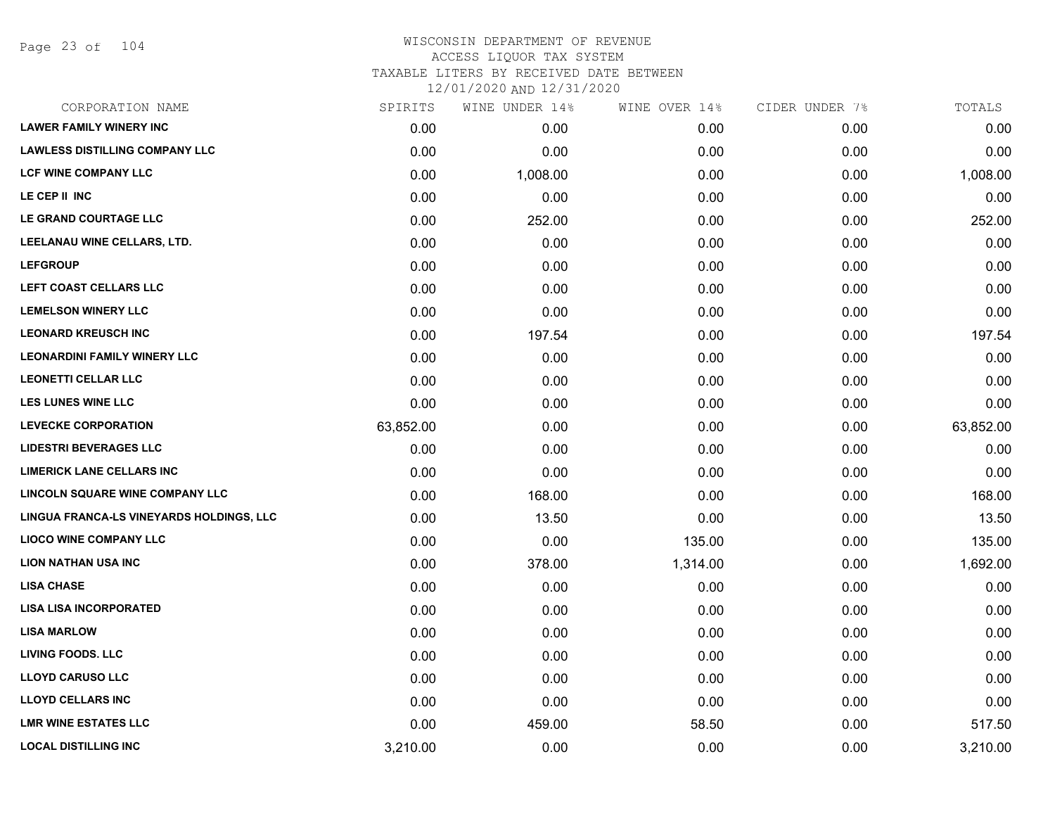# WISCONSIN DEPARTMENT OF REVENUE
## ACCESS LIQUOR TAX SYSTEM
## TAXABLE LITERS BY RECEIVED DATE BETWEEN 12/01/2020 AND 12/31/2020

| CORPORATION NAME | SPIRITS | WINE UNDER 14% | WINE OVER 14% | CIDER UNDER 7% | TOTALS |
|---|---|---|---|---|---|
| LAWER FAMILY WINERY INC | 0.00 | 0.00 | 0.00 | 0.00 | 0.00 |
| LAWLESS DISTILLING COMPANY LLC | 0.00 | 0.00 | 0.00 | 0.00 | 0.00 |
| LCF WINE COMPANY LLC | 0.00 | 1,008.00 | 0.00 | 0.00 | 1,008.00 |
| LE CEP II INC | 0.00 | 0.00 | 0.00 | 0.00 | 0.00 |
| LE GRAND COURTAGE LLC | 0.00 | 252.00 | 0.00 | 0.00 | 252.00 |
| LEELANAU WINE CELLARS, LTD. | 0.00 | 0.00 | 0.00 | 0.00 | 0.00 |
| LEFGROUP | 0.00 | 0.00 | 0.00 | 0.00 | 0.00 |
| LEFT COAST CELLARS LLC | 0.00 | 0.00 | 0.00 | 0.00 | 0.00 |
| LEMELSON WINERY LLC | 0.00 | 0.00 | 0.00 | 0.00 | 0.00 |
| LEONARD KREUSCH INC | 0.00 | 197.54 | 0.00 | 0.00 | 197.54 |
| LEONARDINI FAMILY WINERY LLC | 0.00 | 0.00 | 0.00 | 0.00 | 0.00 |
| LEONETTI CELLAR LLC | 0.00 | 0.00 | 0.00 | 0.00 | 0.00 |
| LES LUNES WINE LLC | 0.00 | 0.00 | 0.00 | 0.00 | 0.00 |
| LEVECKE CORPORATION | 63,852.00 | 0.00 | 0.00 | 0.00 | 63,852.00 |
| LIDESTRI BEVERAGES LLC | 0.00 | 0.00 | 0.00 | 0.00 | 0.00 |
| LIMERICK LANE CELLARS INC | 0.00 | 0.00 | 0.00 | 0.00 | 0.00 |
| LINCOLN SQUARE WINE COMPANY LLC | 0.00 | 168.00 | 0.00 | 0.00 | 168.00 |
| LINGUA FRANCA-LS VINEYARDS HOLDINGS, LLC | 0.00 | 13.50 | 0.00 | 0.00 | 13.50 |
| LIOCO WINE COMPANY LLC | 0.00 | 0.00 | 135.00 | 0.00 | 135.00 |
| LION NATHAN USA INC | 0.00 | 378.00 | 1,314.00 | 0.00 | 1,692.00 |
| LISA CHASE | 0.00 | 0.00 | 0.00 | 0.00 | 0.00 |
| LISA LISA INCORPORATED | 0.00 | 0.00 | 0.00 | 0.00 | 0.00 |
| LISA MARLOW | 0.00 | 0.00 | 0.00 | 0.00 | 0.00 |
| LIVING FOODS. LLC | 0.00 | 0.00 | 0.00 | 0.00 | 0.00 |
| LLOYD CARUSO LLC | 0.00 | 0.00 | 0.00 | 0.00 | 0.00 |
| LLOYD CELLARS INC | 0.00 | 0.00 | 0.00 | 0.00 | 0.00 |
| LMR WINE ESTATES LLC | 0.00 | 459.00 | 58.50 | 0.00 | 517.50 |
| LOCAL DISTILLING INC | 3,210.00 | 0.00 | 0.00 | 0.00 | 3,210.00 |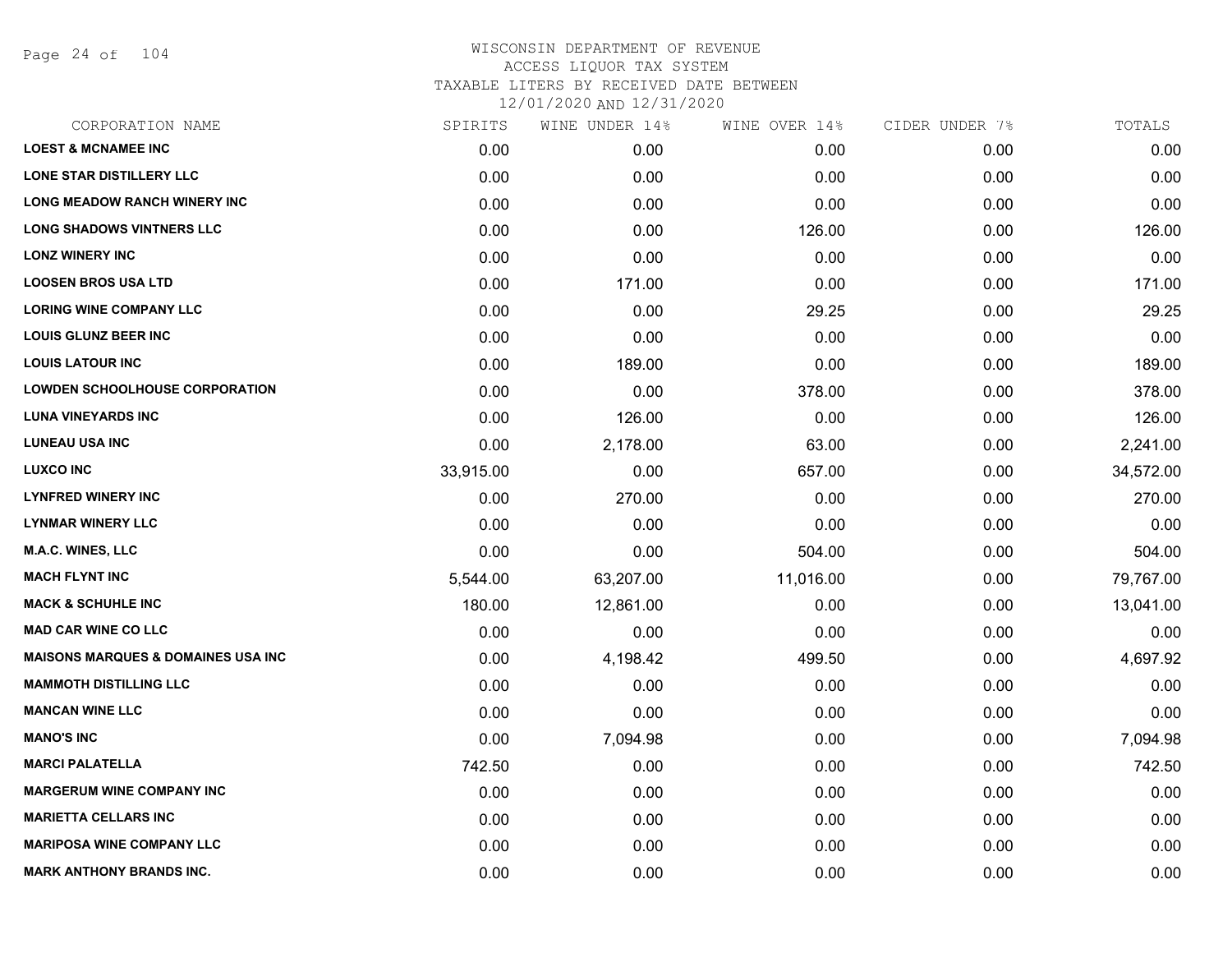# WISCONSIN DEPARTMENT OF REVENUE
## ACCESS LIQUOR TAX SYSTEM
## TAXABLE LITERS BY RECEIVED DATE BETWEEN
## 12/01/2020 AND 12/31/2020

| CORPORATION NAME | SPIRITS | WINE UNDER 14% | WINE OVER 14% | CIDER UNDER 7% | TOTALS |
|---|---|---|---|---|---|
| **LOEST & MCNAMEE INC** | 0.00 | 0.00 | 0.00 | 0.00 | 0.00 |
| **LONE STAR DISTILLERY LLC** | 0.00 | 0.00 | 0.00 | 0.00 | 0.00 |
| **LONG MEADOW RANCH WINERY INC** | 0.00 | 0.00 | 0.00 | 0.00 | 0.00 |
| **LONG SHADOWS VINTNERS LLC** | 0.00 | 0.00 | 126.00 | 0.00 | 126.00 |
| **LONZ WINERY INC** | 0.00 | 0.00 | 0.00 | 0.00 | 0.00 |
| **LOOSEN BROS USA LTD** | 0.00 | 171.00 | 0.00 | 0.00 | 171.00 |
| **LORING WINE COMPANY LLC** | 0.00 | 0.00 | 29.25 | 0.00 | 29.25 |
| **LOUIS GLUNZ BEER INC** | 0.00 | 0.00 | 0.00 | 0.00 | 0.00 |
| **LOUIS LATOUR INC** | 0.00 | 189.00 | 0.00 | 0.00 | 189.00 |
| **LOWDEN SCHOOLHOUSE CORPORATION** | 0.00 | 0.00 | 378.00 | 0.00 | 378.00 |
| **LUNA VINEYARDS INC** | 0.00 | 126.00 | 0.00 | 0.00 | 126.00 |
| **LUNEAU USA INC** | 0.00 | 2,178.00 | 63.00 | 0.00 | 2,241.00 |
| **LUXCO INC** | 33,915.00 | 0.00 | 657.00 | 0.00 | 34,572.00 |
| **LYNFRED WINERY INC** | 0.00 | 270.00 | 0.00 | 0.00 | 270.00 |
| **LYNMAR WINERY LLC** | 0.00 | 0.00 | 0.00 | 0.00 | 0.00 |
| **M.A.C. WINES, LLC** | 0.00 | 0.00 | 504.00 | 0.00 | 504.00 |
| **MACH FLYNT INC** | 5,544.00 | 63,207.00 | 11,016.00 | 0.00 | 79,767.00 |
| **MACK & SCHUHLE INC** | 180.00 | 12,861.00 | 0.00 | 0.00 | 13,041.00 |
| **MAD CAR WINE CO LLC** | 0.00 | 0.00 | 0.00 | 0.00 | 0.00 |
| **MAISONS MARQUES & DOMAINES USA INC** | 0.00 | 4,198.42 | 499.50 | 0.00 | 4,697.92 |
| **MAMMOTH DISTILLING LLC** | 0.00 | 0.00 | 0.00 | 0.00 | 0.00 |
| **MANCAN WINE LLC** | 0.00 | 0.00 | 0.00 | 0.00 | 0.00 |
| **MANO'S INC** | 0.00 | 7,094.98 | 0.00 | 0.00 | 7,094.98 |
| **MARCI PALATELLA** | 742.50 | 0.00 | 0.00 | 0.00 | 742.50 |
| **MARGERUM WINE COMPANY INC** | 0.00 | 0.00 | 0.00 | 0.00 | 0.00 |
| **MARIETTA CELLARS INC** | 0.00 | 0.00 | 0.00 | 0.00 | 0.00 |
| **MARIPOSA WINE COMPANY LLC** | 0.00 | 0.00 | 0.00 | 0.00 | 0.00 |
| **MARK ANTHONY BRANDS INC.** | 0.00 | 0.00 | 0.00 | 0.00 | 0.00 |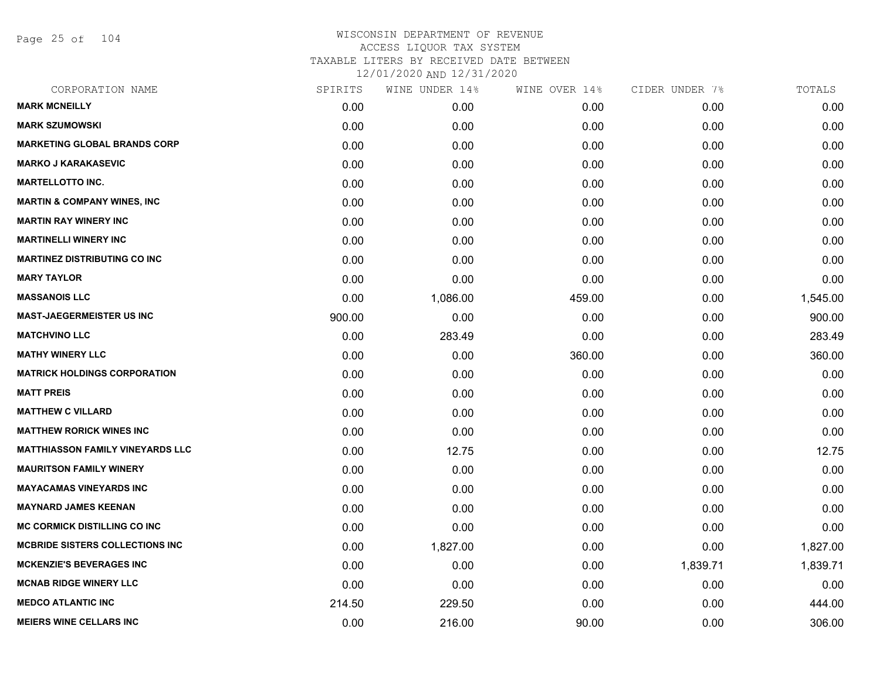# WISCONSIN DEPARTMENT OF REVENUE
## ACCESS LIQUOR TAX SYSTEM
### TAXABLE LITERS BY RECEIVED DATE BETWEEN 12/01/2020 AND 12/31/2020

| CORPORATION NAME | SPIRITS | WINE UNDER 14% | WINE OVER 14% | CIDER UNDER 7% | TOTALS |
|---|---|---|---|---|---|
| MARK MCNEILLY | 0.00 | 0.00 | 0.00 | 0.00 | 0.00 |
| MARK SZUMOWSKI | 0.00 | 0.00 | 0.00 | 0.00 | 0.00 |
| MARKETING GLOBAL BRANDS CORP | 0.00 | 0.00 | 0.00 | 0.00 | 0.00 |
| MARKO J KARAKASEVIC | 0.00 | 0.00 | 0.00 | 0.00 | 0.00 |
| MARTELLOTTO INC. | 0.00 | 0.00 | 0.00 | 0.00 | 0.00 |
| MARTIN & COMPANY WINES, INC | 0.00 | 0.00 | 0.00 | 0.00 | 0.00 |
| MARTIN RAY WINERY INC | 0.00 | 0.00 | 0.00 | 0.00 | 0.00 |
| MARTINELLI WINERY INC | 0.00 | 0.00 | 0.00 | 0.00 | 0.00 |
| MARTINEZ DISTRIBUTING CO INC | 0.00 | 0.00 | 0.00 | 0.00 | 0.00 |
| MARY TAYLOR | 0.00 | 0.00 | 0.00 | 0.00 | 0.00 |
| MASSANOIS LLC | 0.00 | 1,086.00 | 459.00 | 0.00 | 1,545.00 |
| MAST-JAEGERMEISTER US INC | 900.00 | 0.00 | 0.00 | 0.00 | 900.00 |
| MATCHVINO LLC | 0.00 | 283.49 | 0.00 | 0.00 | 283.49 |
| MATHY WINERY LLC | 0.00 | 0.00 | 360.00 | 0.00 | 360.00 |
| MATRICK HOLDINGS CORPORATION | 0.00 | 0.00 | 0.00 | 0.00 | 0.00 |
| MATT PREIS | 0.00 | 0.00 | 0.00 | 0.00 | 0.00 |
| MATTHEW C VILLARD | 0.00 | 0.00 | 0.00 | 0.00 | 0.00 |
| MATTHEW RORICK WINES INC | 0.00 | 0.00 | 0.00 | 0.00 | 0.00 |
| MATTHIASSON FAMILY VINEYARDS LLC | 0.00 | 12.75 | 0.00 | 0.00 | 12.75 |
| MAURITSON FAMILY WINERY | 0.00 | 0.00 | 0.00 | 0.00 | 0.00 |
| MAYACAMAS VINEYARDS INC | 0.00 | 0.00 | 0.00 | 0.00 | 0.00 |
| MAYNARD JAMES KEENAN | 0.00 | 0.00 | 0.00 | 0.00 | 0.00 |
| MC CORMICK DISTILLING CO INC | 0.00 | 0.00 | 0.00 | 0.00 | 0.00 |
| MCBRIDE SISTERS COLLECTIONS INC | 0.00 | 1,827.00 | 0.00 | 0.00 | 1,827.00 |
| MCKENZIE'S BEVERAGES INC | 0.00 | 0.00 | 0.00 | 1,839.71 | 1,839.71 |
| MCNAB RIDGE WINERY LLC | 0.00 | 0.00 | 0.00 | 0.00 | 0.00 |
| MEDCO ATLANTIC INC | 214.50 | 229.50 | 0.00 | 0.00 | 444.00 |
| MEIERS WINE CELLARS INC | 0.00 | 216.00 | 90.00 | 0.00 | 306.00 |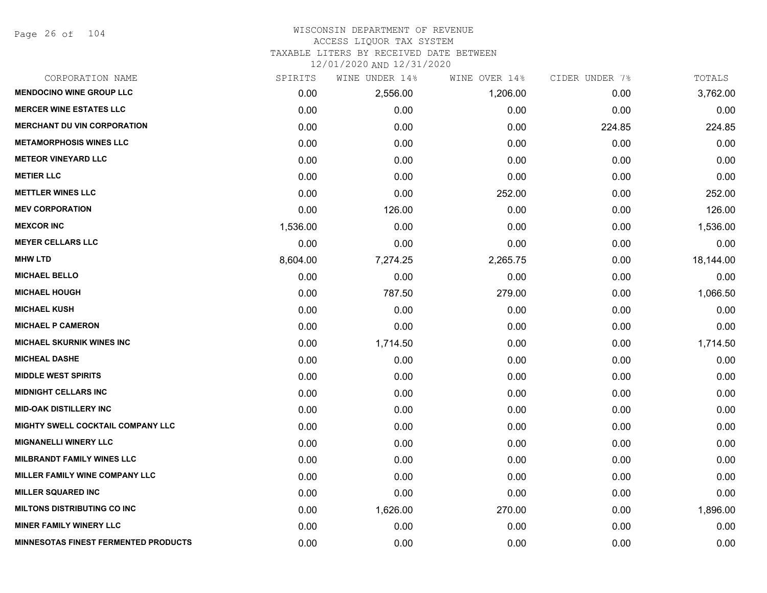# WISCONSIN DEPARTMENT OF REVENUE
## ACCESS LIQUOR TAX SYSTEM
## TAXABLE LITERS BY RECEIVED DATE BETWEEN 12/01/2020 AND 12/31/2020

| CORPORATION NAME | SPIRITS | WINE UNDER 14% | WINE OVER 14% | CIDER UNDER 7% | TOTALS |
|---|---|---|---|---|---|
| MENDOCINO WINE GROUP LLC | 0.00 | 2,556.00 | 1,206.00 | 0.00 | 3,762.00 |
| MERCER WINE ESTATES LLC | 0.00 | 0.00 | 0.00 | 0.00 | 0.00 |
| MERCHANT DU VIN CORPORATION | 0.00 | 0.00 | 0.00 | 224.85 | 224.85 |
| METAMORPHOSIS WINES LLC | 0.00 | 0.00 | 0.00 | 0.00 | 0.00 |
| METEOR VINEYARD LLC | 0.00 | 0.00 | 0.00 | 0.00 | 0.00 |
| METIER LLC | 0.00 | 0.00 | 0.00 | 0.00 | 0.00 |
| METTLER WINES LLC | 0.00 | 0.00 | 252.00 | 0.00 | 252.00 |
| MEV CORPORATION | 0.00 | 126.00 | 0.00 | 0.00 | 126.00 |
| MEXCOR INC | 1,536.00 | 0.00 | 0.00 | 0.00 | 1,536.00 |
| MEYER CELLARS LLC | 0.00 | 0.00 | 0.00 | 0.00 | 0.00 |
| MHW LTD | 8,604.00 | 7,274.25 | 2,265.75 | 0.00 | 18,144.00 |
| MICHAEL BELLO | 0.00 | 0.00 | 0.00 | 0.00 | 0.00 |
| MICHAEL HOUGH | 0.00 | 787.50 | 279.00 | 0.00 | 1,066.50 |
| MICHAEL KUSH | 0.00 | 0.00 | 0.00 | 0.00 | 0.00 |
| MICHAEL P CAMERON | 0.00 | 0.00 | 0.00 | 0.00 | 0.00 |
| MICHAEL SKURNIK WINES INC | 0.00 | 1,714.50 | 0.00 | 0.00 | 1,714.50 |
| MICHEAL DASHE | 0.00 | 0.00 | 0.00 | 0.00 | 0.00 |
| MIDDLE WEST SPIRITS | 0.00 | 0.00 | 0.00 | 0.00 | 0.00 |
| MIDNIGHT CELLARS INC | 0.00 | 0.00 | 0.00 | 0.00 | 0.00 |
| MID-OAK DISTILLERY INC | 0.00 | 0.00 | 0.00 | 0.00 | 0.00 |
| MIGHTY SWELL COCKTAIL COMPANY LLC | 0.00 | 0.00 | 0.00 | 0.00 | 0.00 |
| MIGNANELLI WINERY LLC | 0.00 | 0.00 | 0.00 | 0.00 | 0.00 |
| MILBRANDT FAMILY WINES LLC | 0.00 | 0.00 | 0.00 | 0.00 | 0.00 |
| MILLER FAMILY WINE COMPANY LLC | 0.00 | 0.00 | 0.00 | 0.00 | 0.00 |
| MILLER SQUARED INC | 0.00 | 0.00 | 0.00 | 0.00 | 0.00 |
| MILTONS DISTRIBUTING CO INC | 0.00 | 1,626.00 | 270.00 | 0.00 | 1,896.00 |
| MINER FAMILY WINERY LLC | 0.00 | 0.00 | 0.00 | 0.00 | 0.00 |
| MINNESOTAS FINEST FERMENTED PRODUCTS | 0.00 | 0.00 | 0.00 | 0.00 | 0.00 |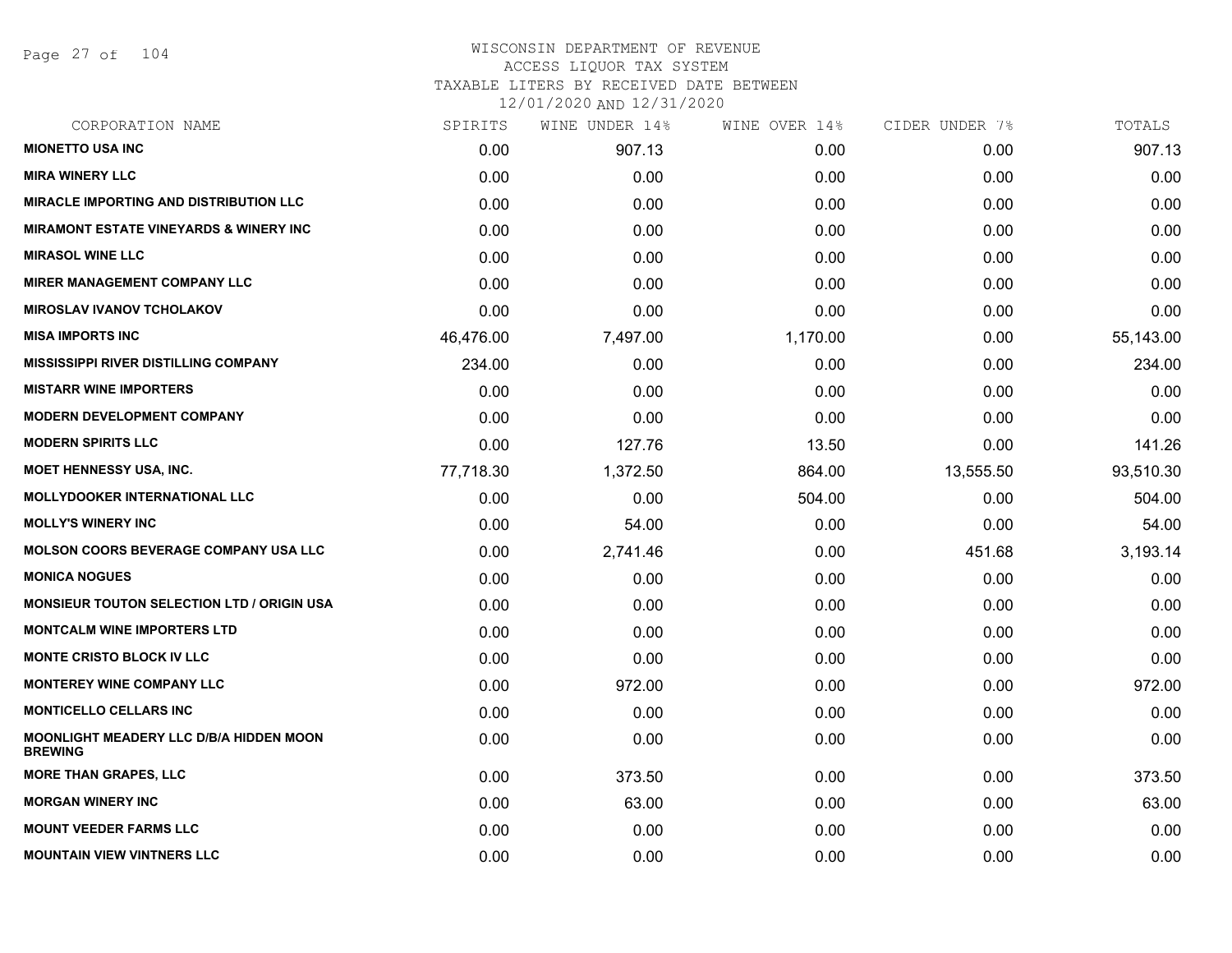# WISCONSIN DEPARTMENT OF REVENUE
## ACCESS LIQUOR TAX SYSTEM
### TAXABLE LITERS BY RECEIVED DATE BETWEEN 12/01/2020 AND 12/31/2020

| CORPORATION NAME | SPIRITS | WINE UNDER 14% | WINE OVER 14% | CIDER UNDER 7% | TOTALS |
|---|---|---|---|---|---|
| MIONETTO USA INC | 0.00 | 907.13 | 0.00 | 0.00 | 907.13 |
| MIRA WINERY LLC | 0.00 | 0.00 | 0.00 | 0.00 | 0.00 |
| MIRACLE IMPORTING AND DISTRIBUTION LLC | 0.00 | 0.00 | 0.00 | 0.00 | 0.00 |
| MIRAMONT ESTATE VINEYARDS & WINERY INC | 0.00 | 0.00 | 0.00 | 0.00 | 0.00 |
| MIRASOL WINE LLC | 0.00 | 0.00 | 0.00 | 0.00 | 0.00 |
| MIRER MANAGEMENT COMPANY LLC | 0.00 | 0.00 | 0.00 | 0.00 | 0.00 |
| MIROSLAV IVANOV TCHOLAKOV | 0.00 | 0.00 | 0.00 | 0.00 | 0.00 |
| MISA IMPORTS INC | 46,476.00 | 7,497.00 | 1,170.00 | 0.00 | 55,143.00 |
| MISSISSIPPI RIVER DISTILLING COMPANY | 234.00 | 0.00 | 0.00 | 0.00 | 234.00 |
| MISTARR WINE IMPORTERS | 0.00 | 0.00 | 0.00 | 0.00 | 0.00 |
| MODERN DEVELOPMENT COMPANY | 0.00 | 0.00 | 0.00 | 0.00 | 0.00 |
| MODERN SPIRITS LLC | 0.00 | 127.76 | 13.50 | 0.00 | 141.26 |
| MOET HENNESSY USA, INC. | 77,718.30 | 1,372.50 | 864.00 | 13,555.50 | 93,510.30 |
| MOLLYDOOKER INTERNATIONAL LLC | 0.00 | 0.00 | 504.00 | 0.00 | 504.00 |
| MOLLY'S WINERY INC | 0.00 | 54.00 | 0.00 | 0.00 | 54.00 |
| MOLSON COORS BEVERAGE COMPANY USA LLC | 0.00 | 2,741.46 | 0.00 | 451.68 | 3,193.14 |
| MONICA NOGUES | 0.00 | 0.00 | 0.00 | 0.00 | 0.00 |
| MONSIEUR TOUTON SELECTION LTD / ORIGIN USA | 0.00 | 0.00 | 0.00 | 0.00 | 0.00 |
| MONTCALM WINE IMPORTERS LTD | 0.00 | 0.00 | 0.00 | 0.00 | 0.00 |
| MONTE CRISTO BLOCK IV LLC | 0.00 | 0.00 | 0.00 | 0.00 | 0.00 |
| MONTEREY WINE COMPANY LLC | 0.00 | 972.00 | 0.00 | 0.00 | 972.00 |
| MONTICELLO CELLARS INC | 0.00 | 0.00 | 0.00 | 0.00 | 0.00 |
| MOONLIGHT MEADERY LLC D/B/A HIDDEN MOON BREWING | 0.00 | 0.00 | 0.00 | 0.00 | 0.00 |
| MORE THAN GRAPES, LLC | 0.00 | 373.50 | 0.00 | 0.00 | 373.50 |
| MORGAN WINERY INC | 0.00 | 63.00 | 0.00 | 0.00 | 63.00 |
| MOUNT VEEDER FARMS LLC | 0.00 | 0.00 | 0.00 | 0.00 | 0.00 |
| MOUNTAIN VIEW VINTNERS LLC | 0.00 | 0.00 | 0.00 | 0.00 | 0.00 |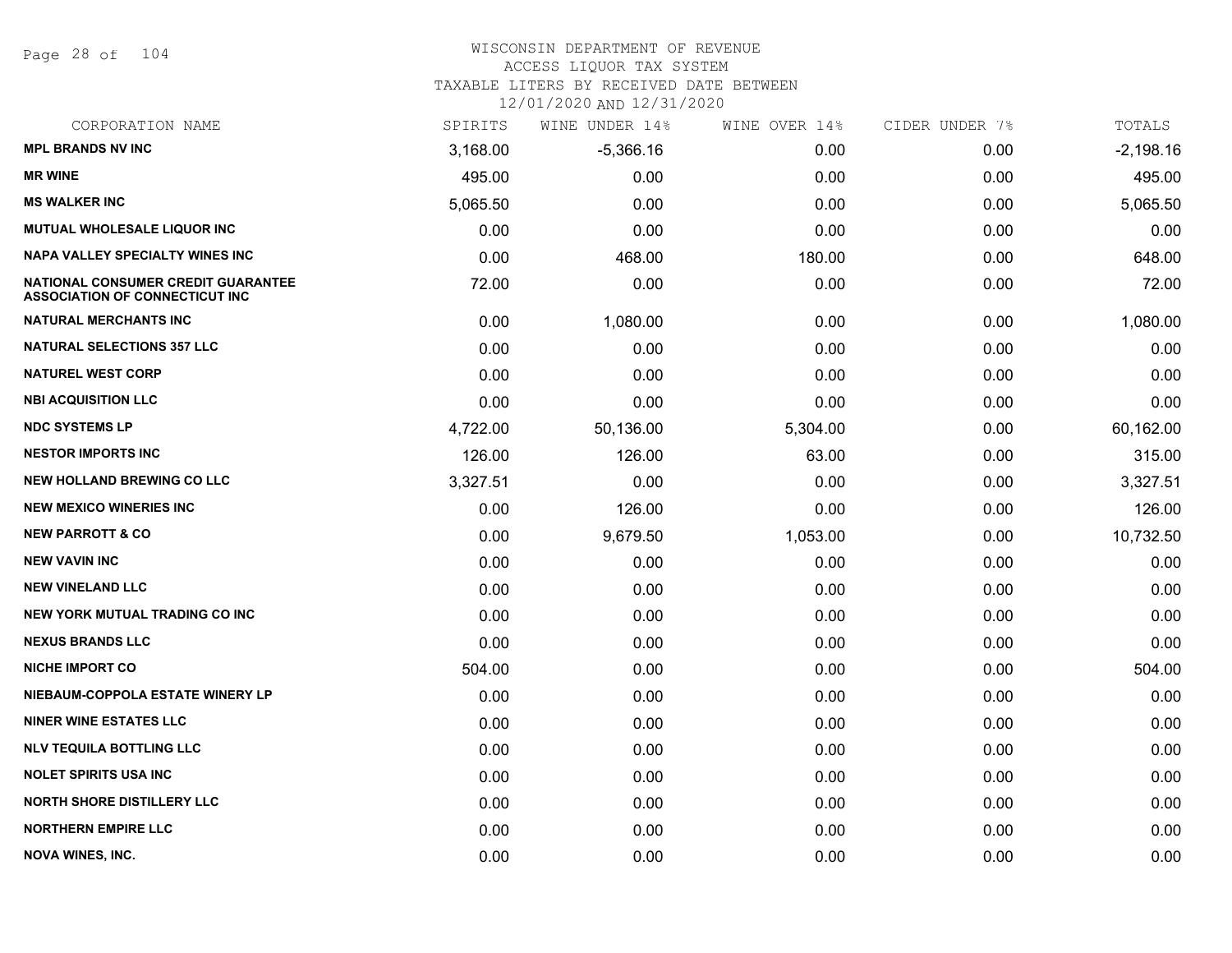# WISCONSIN DEPARTMENT OF REVENUE
ACCESS LIQUOR TAX SYSTEM
TAXABLE LITERS BY RECEIVED DATE BETWEEN
12/01/2020 AND 12/31/2020

| CORPORATION NAME | SPIRITS | WINE UNDER 14% | WINE OVER 14% | CIDER UNDER 7% | TOTALS |
|---|---|---|---|---|---|
| MPL BRANDS NV INC | 3,168.00 | -5,366.16 | 0.00 | 0.00 | -2,198.16 |
| MR WINE | 495.00 | 0.00 | 0.00 | 0.00 | 495.00 |
| MS WALKER INC | 5,065.50 | 0.00 | 0.00 | 0.00 | 5,065.50 |
| MUTUAL WHOLESALE LIQUOR INC | 0.00 | 0.00 | 0.00 | 0.00 | 0.00 |
| NAPA VALLEY SPECIALTY WINES INC | 0.00 | 468.00 | 180.00 | 0.00 | 648.00 |
| NATIONAL CONSUMER CREDIT GUARANTEE ASSOCIATION OF CONNECTICUT INC | 72.00 | 0.00 | 0.00 | 0.00 | 72.00 |
| NATURAL MERCHANTS INC | 0.00 | 1,080.00 | 0.00 | 0.00 | 1,080.00 |
| NATURAL SELECTIONS 357 LLC | 0.00 | 0.00 | 0.00 | 0.00 | 0.00 |
| NATUREL WEST CORP | 0.00 | 0.00 | 0.00 | 0.00 | 0.00 |
| NBI ACQUISITION LLC | 0.00 | 0.00 | 0.00 | 0.00 | 0.00 |
| NDC SYSTEMS LP | 4,722.00 | 50,136.00 | 5,304.00 | 0.00 | 60,162.00 |
| NESTOR IMPORTS INC | 126.00 | 126.00 | 63.00 | 0.00 | 315.00 |
| NEW HOLLAND BREWING CO LLC | 3,327.51 | 0.00 | 0.00 | 0.00 | 3,327.51 |
| NEW MEXICO WINERIES INC | 0.00 | 126.00 | 0.00 | 0.00 | 126.00 |
| NEW PARROTT & CO | 0.00 | 9,679.50 | 1,053.00 | 0.00 | 10,732.50 |
| NEW VAVIN INC | 0.00 | 0.00 | 0.00 | 0.00 | 0.00 |
| NEW VINELAND LLC | 0.00 | 0.00 | 0.00 | 0.00 | 0.00 |
| NEW YORK MUTUAL TRADING CO INC | 0.00 | 0.00 | 0.00 | 0.00 | 0.00 |
| NEXUS BRANDS LLC | 0.00 | 0.00 | 0.00 | 0.00 | 0.00 |
| NICHE IMPORT CO | 504.00 | 0.00 | 0.00 | 0.00 | 504.00 |
| NIEBAUM-COPPOLA ESTATE WINERY LP | 0.00 | 0.00 | 0.00 | 0.00 | 0.00 |
| NINER WINE ESTATES LLC | 0.00 | 0.00 | 0.00 | 0.00 | 0.00 |
| NLV TEQUILA BOTTLING LLC | 0.00 | 0.00 | 0.00 | 0.00 | 0.00 |
| NOLET SPIRITS USA INC | 0.00 | 0.00 | 0.00 | 0.00 | 0.00 |
| NORTH SHORE DISTILLERY LLC | 0.00 | 0.00 | 0.00 | 0.00 | 0.00 |
| NORTHERN EMPIRE LLC | 0.00 | 0.00 | 0.00 | 0.00 | 0.00 |
| NOVA WINES, INC. | 0.00 | 0.00 | 0.00 | 0.00 | 0.00 |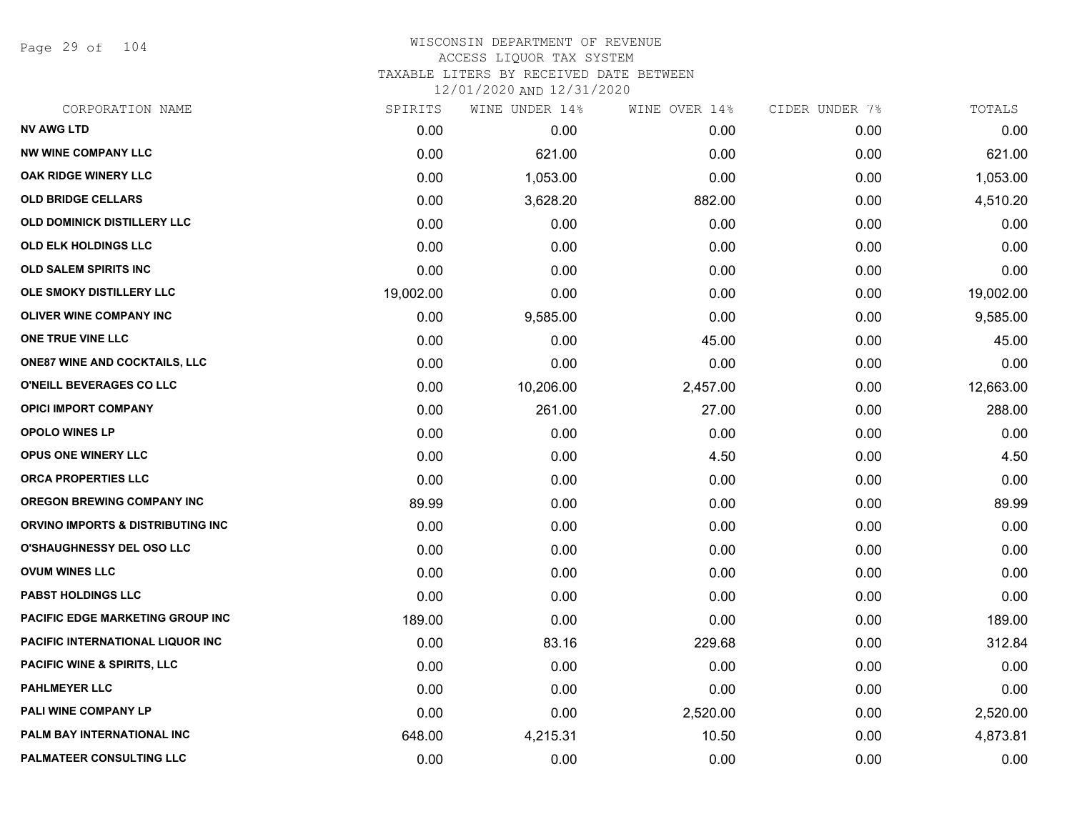# WISCONSIN DEPARTMENT OF REVENUE
## ACCESS LIQUOR TAX SYSTEM
### TAXABLE LITERS BY RECEIVED DATE BETWEEN 12/01/2020 AND 12/31/2020

| CORPORATION NAME | SPIRITS | WINE UNDER 14% | WINE OVER 14% | CIDER UNDER 7% | TOTALS |
|---|---|---|---|---|---|
| NV AWG LTD | 0.00 | 0.00 | 0.00 | 0.00 | 0.00 |
| NW WINE COMPANY LLC | 0.00 | 621.00 | 0.00 | 0.00 | 621.00 |
| OAK RIDGE WINERY LLC | 0.00 | 1,053.00 | 0.00 | 0.00 | 1,053.00 |
| OLD BRIDGE CELLARS | 0.00 | 3,628.20 | 882.00 | 0.00 | 4,510.20 |
| OLD DOMINICK DISTILLERY LLC | 0.00 | 0.00 | 0.00 | 0.00 | 0.00 |
| OLD ELK HOLDINGS LLC | 0.00 | 0.00 | 0.00 | 0.00 | 0.00 |
| OLD SALEM SPIRITS INC | 0.00 | 0.00 | 0.00 | 0.00 | 0.00 |
| OLE SMOKY DISTILLERY LLC | 19,002.00 | 0.00 | 0.00 | 0.00 | 19,002.00 |
| OLIVER WINE COMPANY INC | 0.00 | 9,585.00 | 0.00 | 0.00 | 9,585.00 |
| ONE TRUE VINE LLC | 0.00 | 0.00 | 45.00 | 0.00 | 45.00 |
| ONE87 WINE AND COCKTAILS, LLC | 0.00 | 0.00 | 0.00 | 0.00 | 0.00 |
| O'NEILL BEVERAGES CO LLC | 0.00 | 10,206.00 | 2,457.00 | 0.00 | 12,663.00 |
| OPICI IMPORT COMPANY | 0.00 | 261.00 | 27.00 | 0.00 | 288.00 |
| OPOLO WINES LP | 0.00 | 0.00 | 0.00 | 0.00 | 0.00 |
| OPUS ONE WINERY LLC | 0.00 | 0.00 | 4.50 | 0.00 | 4.50 |
| ORCA PROPERTIES LLC | 0.00 | 0.00 | 0.00 | 0.00 | 0.00 |
| OREGON BREWING COMPANY INC | 89.99 | 0.00 | 0.00 | 0.00 | 89.99 |
| ORVINO IMPORTS & DISTRIBUTING INC | 0.00 | 0.00 | 0.00 | 0.00 | 0.00 |
| O'SHAUGHNESSY DEL OSO LLC | 0.00 | 0.00 | 0.00 | 0.00 | 0.00 |
| OVUM WINES LLC | 0.00 | 0.00 | 0.00 | 0.00 | 0.00 |
| PABST HOLDINGS LLC | 0.00 | 0.00 | 0.00 | 0.00 | 0.00 |
| PACIFIC EDGE MARKETING GROUP INC | 189.00 | 0.00 | 0.00 | 0.00 | 189.00 |
| PACIFIC INTERNATIONAL LIQUOR INC | 0.00 | 83.16 | 229.68 | 0.00 | 312.84 |
| PACIFIC WINE & SPIRITS, LLC | 0.00 | 0.00 | 0.00 | 0.00 | 0.00 |
| PAHLMEYER LLC | 0.00 | 0.00 | 0.00 | 0.00 | 0.00 |
| PALI WINE COMPANY LP | 0.00 | 0.00 | 2,520.00 | 0.00 | 2,520.00 |
| PALM BAY INTERNATIONAL INC | 648.00 | 4,215.31 | 10.50 | 0.00 | 4,873.81 |
| PALMATEER CONSULTING LLC | 0.00 | 0.00 | 0.00 | 0.00 | 0.00 |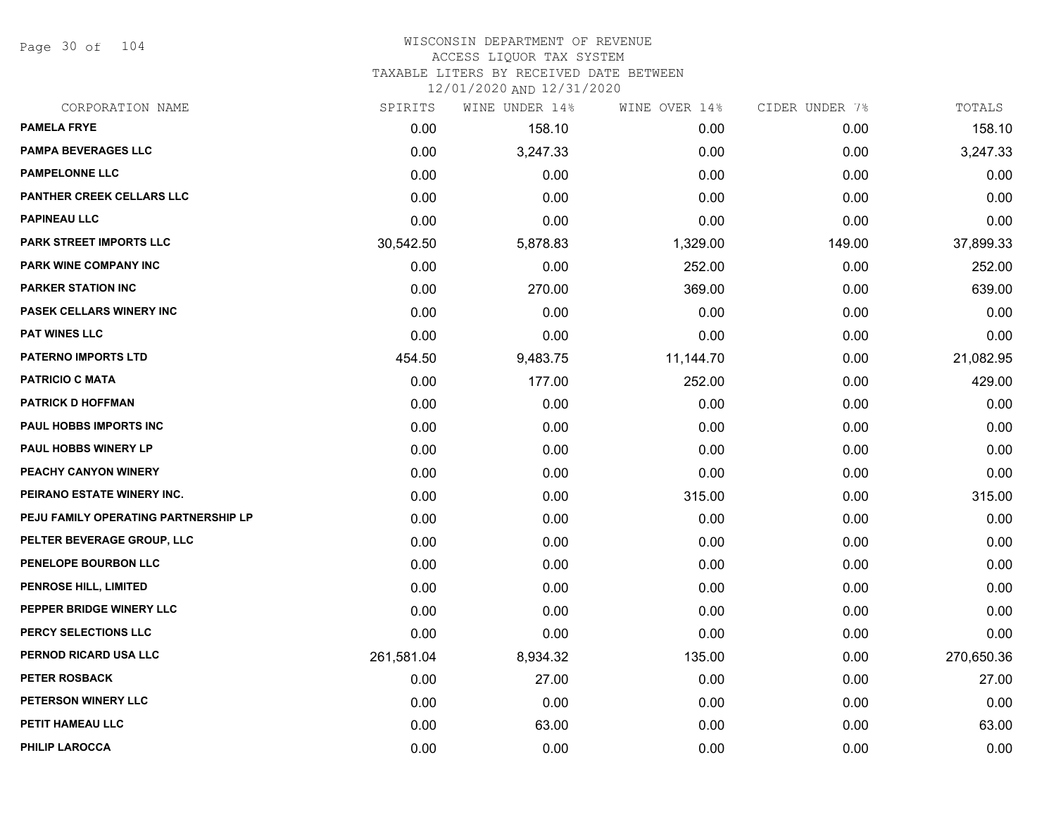# WISCONSIN DEPARTMENT OF REVENUE
## ACCESS LIQUOR TAX SYSTEM
### TAXABLE LITERS BY RECEIVED DATE BETWEEN 12/01/2020 AND 12/31/2020

| CORPORATION NAME | SPIRITS | WINE UNDER 14% | WINE OVER 14% | CIDER UNDER 7% | TOTALS |
|---|---|---|---|---|---|
| PAMELA FRYE | 0.00 | 158.10 | 0.00 | 0.00 | 158.10 |
| PAMPA BEVERAGES LLC | 0.00 | 3,247.33 | 0.00 | 0.00 | 3,247.33 |
| PAMPELONNE LLC | 0.00 | 0.00 | 0.00 | 0.00 | 0.00 |
| PANTHER CREEK CELLARS LLC | 0.00 | 0.00 | 0.00 | 0.00 | 0.00 |
| PAPINEAU LLC | 0.00 | 0.00 | 0.00 | 0.00 | 0.00 |
| PARK STREET IMPORTS LLC | 30,542.50 | 5,878.83 | 1,329.00 | 149.00 | 37,899.33 |
| PARK WINE COMPANY INC | 0.00 | 0.00 | 252.00 | 0.00 | 252.00 |
| PARKER STATION INC | 0.00 | 270.00 | 369.00 | 0.00 | 639.00 |
| PASEK CELLARS WINERY INC | 0.00 | 0.00 | 0.00 | 0.00 | 0.00 |
| PAT WINES LLC | 0.00 | 0.00 | 0.00 | 0.00 | 0.00 |
| PATERNO IMPORTS LTD | 454.50 | 9,483.75 | 11,144.70 | 0.00 | 21,082.95 |
| PATRICIO C MATA | 0.00 | 177.00 | 252.00 | 0.00 | 429.00 |
| PATRICK D HOFFMAN | 0.00 | 0.00 | 0.00 | 0.00 | 0.00 |
| PAUL HOBBS IMPORTS INC | 0.00 | 0.00 | 0.00 | 0.00 | 0.00 |
| PAUL HOBBS WINERY LP | 0.00 | 0.00 | 0.00 | 0.00 | 0.00 |
| PEACHY CANYON WINERY | 0.00 | 0.00 | 0.00 | 0.00 | 0.00 |
| PEIRANO ESTATE WINERY INC. | 0.00 | 0.00 | 315.00 | 0.00 | 315.00 |
| PEJU FAMILY OPERATING PARTNERSHIP LP | 0.00 | 0.00 | 0.00 | 0.00 | 0.00 |
| PELTER BEVERAGE GROUP, LLC | 0.00 | 0.00 | 0.00 | 0.00 | 0.00 |
| PENELOPE BOURBON LLC | 0.00 | 0.00 | 0.00 | 0.00 | 0.00 |
| PENROSE HILL, LIMITED | 0.00 | 0.00 | 0.00 | 0.00 | 0.00 |
| PEPPER BRIDGE WINERY LLC | 0.00 | 0.00 | 0.00 | 0.00 | 0.00 |
| PERCY SELECTIONS LLC | 0.00 | 0.00 | 0.00 | 0.00 | 0.00 |
| PERNOD RICARD USA LLC | 261,581.04 | 8,934.32 | 135.00 | 0.00 | 270,650.36 |
| PETER ROSBACK | 0.00 | 27.00 | 0.00 | 0.00 | 27.00 |
| PETERSON WINERY LLC | 0.00 | 0.00 | 0.00 | 0.00 | 0.00 |
| PETIT HAMEAU LLC | 0.00 | 63.00 | 0.00 | 0.00 | 63.00 |
| PHILIP LAROCCA | 0.00 | 0.00 | 0.00 | 0.00 | 0.00 |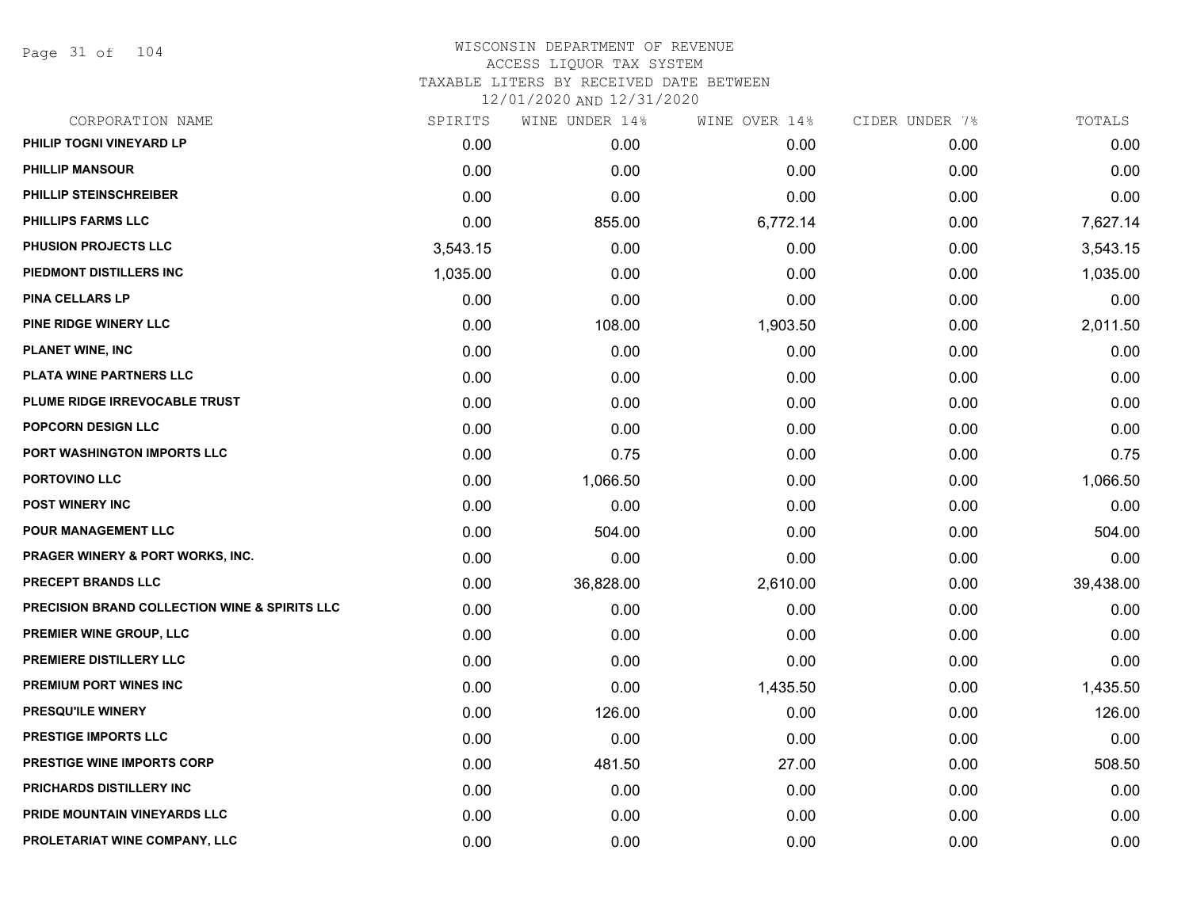# WISCONSIN DEPARTMENT OF REVENUE
ACCESS LIQUOR TAX SYSTEM
TAXABLE LITERS BY RECEIVED DATE BETWEEN
12/01/2020 AND 12/31/2020

| CORPORATION NAME | SPIRITS | WINE UNDER 14% | WINE OVER 14% | CIDER UNDER 7% | TOTALS |
|---|---|---|---|---|---|
| PHILIP TOGNI VINEYARD LP | 0.00 | 0.00 | 0.00 | 0.00 | 0.00 |
| PHILLIP MANSOUR | 0.00 | 0.00 | 0.00 | 0.00 | 0.00 |
| PHILLIP STEINSCHREIBER | 0.00 | 0.00 | 0.00 | 0.00 | 0.00 |
| PHILLIPS FARMS LLC | 0.00 | 855.00 | 6,772.14 | 0.00 | 7,627.14 |
| PHUSION PROJECTS LLC | 3,543.15 | 0.00 | 0.00 | 0.00 | 3,543.15 |
| PIEDMONT DISTILLERS INC | 1,035.00 | 0.00 | 0.00 | 0.00 | 1,035.00 |
| PINA CELLARS LP | 0.00 | 0.00 | 0.00 | 0.00 | 0.00 |
| PINE RIDGE WINERY LLC | 0.00 | 108.00 | 1,903.50 | 0.00 | 2,011.50 |
| PLANET WINE, INC | 0.00 | 0.00 | 0.00 | 0.00 | 0.00 |
| PLATA WINE PARTNERS LLC | 0.00 | 0.00 | 0.00 | 0.00 | 0.00 |
| PLUME RIDGE IRREVOCABLE TRUST | 0.00 | 0.00 | 0.00 | 0.00 | 0.00 |
| POPCORN DESIGN LLC | 0.00 | 0.00 | 0.00 | 0.00 | 0.00 |
| PORT WASHINGTON IMPORTS LLC | 0.00 | 0.75 | 0.00 | 0.00 | 0.75 |
| PORTOVINO LLC | 0.00 | 1,066.50 | 0.00 | 0.00 | 1,066.50 |
| POST WINERY INC | 0.00 | 0.00 | 0.00 | 0.00 | 0.00 |
| POUR MANAGEMENT LLC | 0.00 | 504.00 | 0.00 | 0.00 | 504.00 |
| PRAGER WINERY & PORT WORKS, INC. | 0.00 | 0.00 | 0.00 | 0.00 | 0.00 |
| PRECEPT BRANDS LLC | 0.00 | 36,828.00 | 2,610.00 | 0.00 | 39,438.00 |
| PRECISION BRAND COLLECTION WINE & SPIRITS LLC | 0.00 | 0.00 | 0.00 | 0.00 | 0.00 |
| PREMIER WINE GROUP, LLC | 0.00 | 0.00 | 0.00 | 0.00 | 0.00 |
| PREMIERE DISTILLERY LLC | 0.00 | 0.00 | 0.00 | 0.00 | 0.00 |
| PREMIUM PORT WINES INC | 0.00 | 0.00 | 1,435.50 | 0.00 | 1,435.50 |
| PRESQU'ILE WINERY | 0.00 | 126.00 | 0.00 | 0.00 | 126.00 |
| PRESTIGE IMPORTS LLC | 0.00 | 0.00 | 0.00 | 0.00 | 0.00 |
| PRESTIGE WINE IMPORTS CORP | 0.00 | 481.50 | 27.00 | 0.00 | 508.50 |
| PRICHARDS DISTILLERY INC | 0.00 | 0.00 | 0.00 | 0.00 | 0.00 |
| PRIDE MOUNTAIN VINEYARDS LLC | 0.00 | 0.00 | 0.00 | 0.00 | 0.00 |
| PROLETARIAT WINE COMPANY, LLC | 0.00 | 0.00 | 0.00 | 0.00 | 0.00 |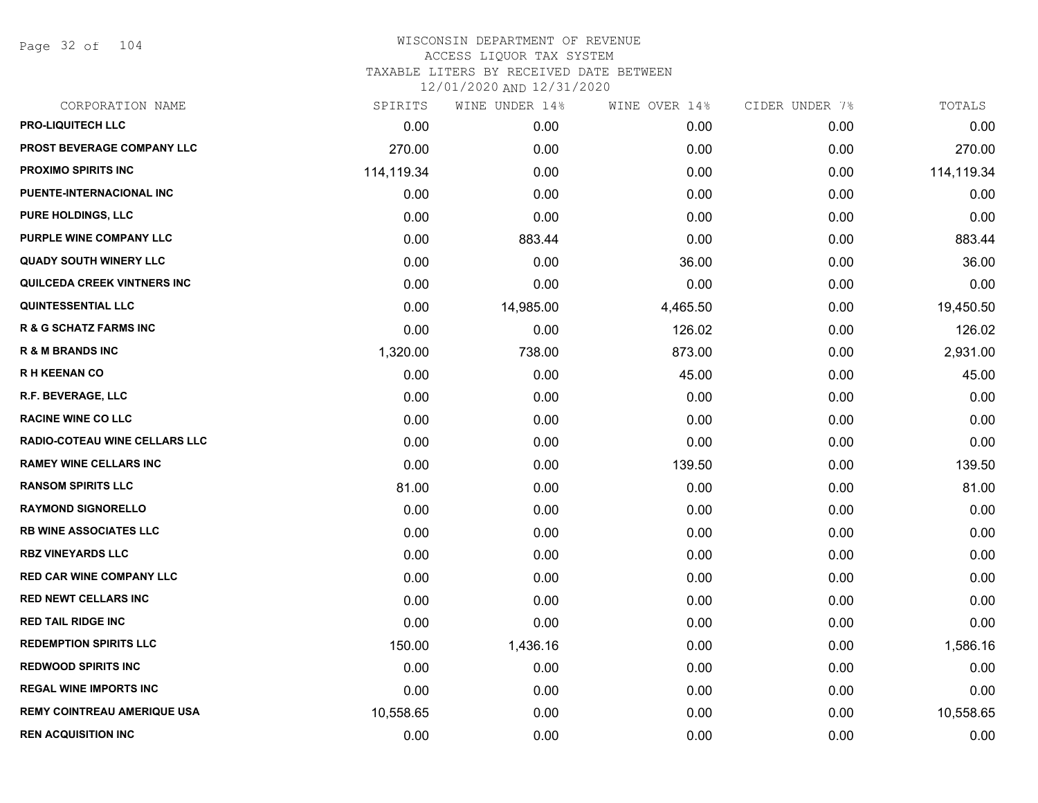# WISCONSIN DEPARTMENT OF REVENUE
## ACCESS LIQUOR TAX SYSTEM
### TAXABLE LITERS BY RECEIVED DATE BETWEEN 12/01/2020 AND 12/31/2020

| CORPORATION NAME | SPIRITS | WINE UNDER 14% | WINE OVER 14% | CIDER UNDER 7% | TOTALS |
|---|---|---|---|---|---|
| PRO-LIQUITECH LLC | 0.00 | 0.00 | 0.00 | 0.00 | 0.00 |
| PROST BEVERAGE COMPANY LLC | 270.00 | 0.00 | 0.00 | 0.00 | 270.00 |
| PROXIMO SPIRITS INC | 114,119.34 | 0.00 | 0.00 | 0.00 | 114,119.34 |
| PUENTE-INTERNACIONAL INC | 0.00 | 0.00 | 0.00 | 0.00 | 0.00 |
| PURE HOLDINGS, LLC | 0.00 | 0.00 | 0.00 | 0.00 | 0.00 |
| PURPLE WINE COMPANY LLC | 0.00 | 883.44 | 0.00 | 0.00 | 883.44 |
| QUADY SOUTH WINERY LLC | 0.00 | 0.00 | 36.00 | 0.00 | 36.00 |
| QUILCEDA CREEK VINTNERS INC | 0.00 | 0.00 | 0.00 | 0.00 | 0.00 |
| QUINTESSENTIAL LLC | 0.00 | 14,985.00 | 4,465.50 | 0.00 | 19,450.50 |
| R & G SCHATZ FARMS INC | 0.00 | 0.00 | 126.02 | 0.00 | 126.02 |
| R & M BRANDS INC | 1,320.00 | 738.00 | 873.00 | 0.00 | 2,931.00 |
| R H KEENAN CO | 0.00 | 0.00 | 45.00 | 0.00 | 45.00 |
| R.F. BEVERAGE, LLC | 0.00 | 0.00 | 0.00 | 0.00 | 0.00 |
| RACINE WINE CO LLC | 0.00 | 0.00 | 0.00 | 0.00 | 0.00 |
| RADIO-COTEAU WINE CELLARS LLC | 0.00 | 0.00 | 0.00 | 0.00 | 0.00 |
| RAMEY WINE CELLARS INC | 0.00 | 0.00 | 139.50 | 0.00 | 139.50 |
| RANSOM SPIRITS LLC | 81.00 | 0.00 | 0.00 | 0.00 | 81.00 |
| RAYMOND SIGNORELLO | 0.00 | 0.00 | 0.00 | 0.00 | 0.00 |
| RB WINE ASSOCIATES LLC | 0.00 | 0.00 | 0.00 | 0.00 | 0.00 |
| RBZ VINEYARDS LLC | 0.00 | 0.00 | 0.00 | 0.00 | 0.00 |
| RED CAR WINE COMPANY LLC | 0.00 | 0.00 | 0.00 | 0.00 | 0.00 |
| RED NEWT CELLARS INC | 0.00 | 0.00 | 0.00 | 0.00 | 0.00 |
| RED TAIL RIDGE INC | 0.00 | 0.00 | 0.00 | 0.00 | 0.00 |
| REDEMPTION SPIRITS LLC | 150.00 | 1,436.16 | 0.00 | 0.00 | 1,586.16 |
| REDWOOD SPIRITS INC | 0.00 | 0.00 | 0.00 | 0.00 | 0.00 |
| REGAL WINE IMPORTS INC | 0.00 | 0.00 | 0.00 | 0.00 | 0.00 |
| REMY COINTREAU AMERIQUE USA | 10,558.65 | 0.00 | 0.00 | 0.00 | 10,558.65 |
| REN ACQUISITION INC | 0.00 | 0.00 | 0.00 | 0.00 | 0.00 |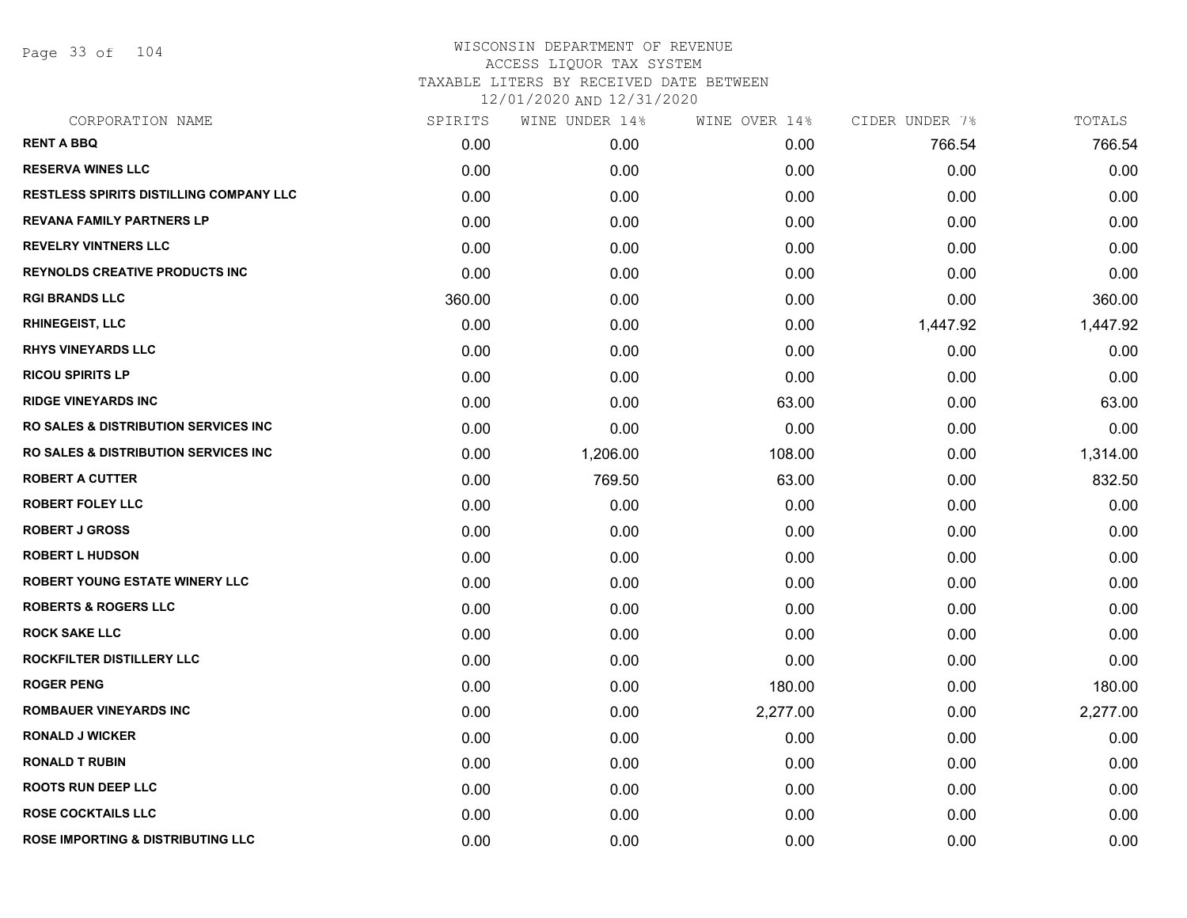# WISCONSIN DEPARTMENT OF REVENUE
ACCESS LIQUOR TAX SYSTEM
TAXABLE LITERS BY RECEIVED DATE BETWEEN
12/01/2020 AND 12/31/2020

| CORPORATION NAME | SPIRITS | WINE UNDER 14% | WINE OVER 14% | CIDER UNDER 7% | TOTALS |
|---|---|---|---|---|---|
| RENT A BBQ | 0.00 | 0.00 | 0.00 | 766.54 | 766.54 |
| RESERVA WINES LLC | 0.00 | 0.00 | 0.00 | 0.00 | 0.00 |
| RESTLESS SPIRITS DISTILLING COMPANY LLC | 0.00 | 0.00 | 0.00 | 0.00 | 0.00 |
| REVANA FAMILY PARTNERS LP | 0.00 | 0.00 | 0.00 | 0.00 | 0.00 |
| REVELRY VINTNERS LLC | 0.00 | 0.00 | 0.00 | 0.00 | 0.00 |
| REYNOLDS CREATIVE PRODUCTS INC | 0.00 | 0.00 | 0.00 | 0.00 | 0.00 |
| RGI BRANDS LLC | 360.00 | 0.00 | 0.00 | 0.00 | 360.00 |
| RHINEGEIST, LLC | 0.00 | 0.00 | 0.00 | 1,447.92 | 1,447.92 |
| RHYS VINEYARDS LLC | 0.00 | 0.00 | 0.00 | 0.00 | 0.00 |
| RICOU SPIRITS LP | 0.00 | 0.00 | 0.00 | 0.00 | 0.00 |
| RIDGE VINEYARDS INC | 0.00 | 0.00 | 63.00 | 0.00 | 63.00 |
| RO SALES & DISTRIBUTION SERVICES INC | 0.00 | 0.00 | 0.00 | 0.00 | 0.00 |
| RO SALES & DISTRIBUTION SERVICES INC | 0.00 | 1,206.00 | 108.00 | 0.00 | 1,314.00 |
| ROBERT A CUTTER | 0.00 | 769.50 | 63.00 | 0.00 | 832.50 |
| ROBERT FOLEY LLC | 0.00 | 0.00 | 0.00 | 0.00 | 0.00 |
| ROBERT J GROSS | 0.00 | 0.00 | 0.00 | 0.00 | 0.00 |
| ROBERT L HUDSON | 0.00 | 0.00 | 0.00 | 0.00 | 0.00 |
| ROBERT YOUNG ESTATE WINERY LLC | 0.00 | 0.00 | 0.00 | 0.00 | 0.00 |
| ROBERTS & ROGERS LLC | 0.00 | 0.00 | 0.00 | 0.00 | 0.00 |
| ROCK SAKE LLC | 0.00 | 0.00 | 0.00 | 0.00 | 0.00 |
| ROCKFILTER DISTILLERY LLC | 0.00 | 0.00 | 0.00 | 0.00 | 0.00 |
| ROGER PENG | 0.00 | 0.00 | 180.00 | 0.00 | 180.00 |
| ROMBAUER VINEYARDS INC | 0.00 | 0.00 | 2,277.00 | 0.00 | 2,277.00 |
| RONALD J WICKER | 0.00 | 0.00 | 0.00 | 0.00 | 0.00 |
| RONALD T RUBIN | 0.00 | 0.00 | 0.00 | 0.00 | 0.00 |
| ROOTS RUN DEEP LLC | 0.00 | 0.00 | 0.00 | 0.00 | 0.00 |
| ROSE COCKTAILS LLC | 0.00 | 0.00 | 0.00 | 0.00 | 0.00 |
| ROSE IMPORTING & DISTRIBUTING LLC | 0.00 | 0.00 | 0.00 | 0.00 | 0.00 |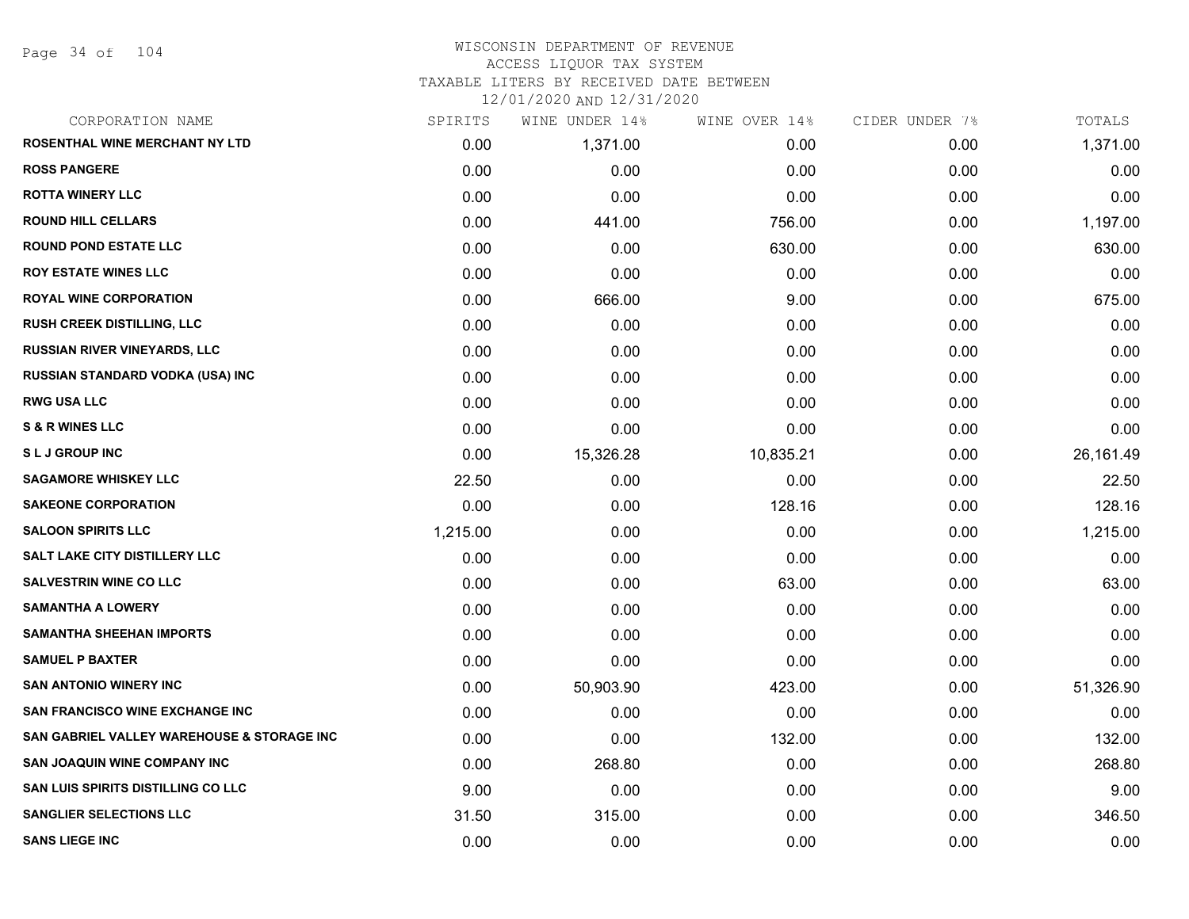# WISCONSIN DEPARTMENT OF REVENUE
ACCESS LIQUOR TAX SYSTEM
TAXABLE LITERS BY RECEIVED DATE BETWEEN
12/01/2020 AND 12/31/2020

| CORPORATION NAME | SPIRITS | WINE UNDER 14% | WINE OVER 14% | CIDER UNDER 7% | TOTALS |
|---|---|---|---|---|---|
| ROSENTHAL WINE MERCHANT NY LTD | 0.00 | 1,371.00 | 0.00 | 0.00 | 1,371.00 |
| ROSS PANGERE | 0.00 | 0.00 | 0.00 | 0.00 | 0.00 |
| ROTTA WINERY LLC | 0.00 | 0.00 | 0.00 | 0.00 | 0.00 |
| ROUND HILL CELLARS | 0.00 | 441.00 | 756.00 | 0.00 | 1,197.00 |
| ROUND POND ESTATE LLC | 0.00 | 0.00 | 630.00 | 0.00 | 630.00 |
| ROY ESTATE WINES LLC | 0.00 | 0.00 | 0.00 | 0.00 | 0.00 |
| ROYAL WINE CORPORATION | 0.00 | 666.00 | 9.00 | 0.00 | 675.00 |
| RUSH CREEK DISTILLING, LLC | 0.00 | 0.00 | 0.00 | 0.00 | 0.00 |
| RUSSIAN RIVER VINEYARDS, LLC | 0.00 | 0.00 | 0.00 | 0.00 | 0.00 |
| RUSSIAN STANDARD VODKA (USA) INC | 0.00 | 0.00 | 0.00 | 0.00 | 0.00 |
| RWG USA LLC | 0.00 | 0.00 | 0.00 | 0.00 | 0.00 |
| S & R WINES LLC | 0.00 | 0.00 | 0.00 | 0.00 | 0.00 |
| S L J GROUP INC | 0.00 | 15,326.28 | 10,835.21 | 0.00 | 26,161.49 |
| SAGAMORE WHISKEY LLC | 22.50 | 0.00 | 0.00 | 0.00 | 22.50 |
| SAKEONE CORPORATION | 0.00 | 0.00 | 128.16 | 0.00 | 128.16 |
| SALOON SPIRITS LLC | 1,215.00 | 0.00 | 0.00 | 0.00 | 1,215.00 |
| SALT LAKE CITY DISTILLERY LLC | 0.00 | 0.00 | 0.00 | 0.00 | 0.00 |
| SALVESTRIN WINE CO LLC | 0.00 | 0.00 | 63.00 | 0.00 | 63.00 |
| SAMANTHA A LOWERY | 0.00 | 0.00 | 0.00 | 0.00 | 0.00 |
| SAMANTHA SHEEHAN IMPORTS | 0.00 | 0.00 | 0.00 | 0.00 | 0.00 |
| SAMUEL P BAXTER | 0.00 | 0.00 | 0.00 | 0.00 | 0.00 |
| SAN ANTONIO WINERY INC | 0.00 | 50,903.90 | 423.00 | 0.00 | 51,326.90 |
| SAN FRANCISCO WINE EXCHANGE INC | 0.00 | 0.00 | 0.00 | 0.00 | 0.00 |
| SAN GABRIEL VALLEY WAREHOUSE & STORAGE INC | 0.00 | 0.00 | 132.00 | 0.00 | 132.00 |
| SAN JOAQUIN WINE COMPANY INC | 0.00 | 268.80 | 0.00 | 0.00 | 268.80 |
| SAN LUIS SPIRITS DISTILLING CO LLC | 9.00 | 0.00 | 0.00 | 0.00 | 9.00 |
| SANGLIER SELECTIONS LLC | 31.50 | 315.00 | 0.00 | 0.00 | 346.50 |
| SANS LIEGE INC | 0.00 | 0.00 | 0.00 | 0.00 | 0.00 |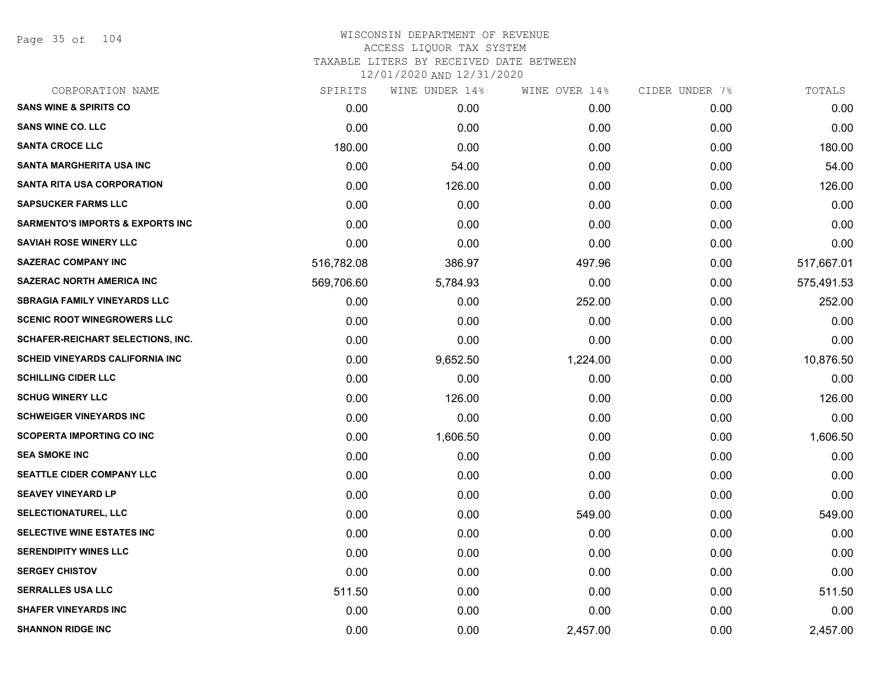# WISCONSIN DEPARTMENT OF REVENUE
## ACCESS LIQUOR TAX SYSTEM
### TAXABLE LITERS BY RECEIVED DATE BETWEEN 12/01/2020 AND 12/31/2020

| CORPORATION NAME | SPIRITS | WINE UNDER 14% | WINE OVER 14% | CIDER UNDER 7% | TOTALS |
|---|---|---|---|---|---|
| SANS WINE & SPIRITS CO | 0.00 | 0.00 | 0.00 | 0.00 | 0.00 |
| SANS WINE CO. LLC | 0.00 | 0.00 | 0.00 | 0.00 | 0.00 |
| SANTA CROCE LLC | 180.00 | 0.00 | 0.00 | 0.00 | 180.00 |
| SANTA MARGHERITA USA INC | 0.00 | 54.00 | 0.00 | 0.00 | 54.00 |
| SANTA RITA USA CORPORATION | 0.00 | 126.00 | 0.00 | 0.00 | 126.00 |
| SAPSUCKER FARMS LLC | 0.00 | 0.00 | 0.00 | 0.00 | 0.00 |
| SARMENTO'S IMPORTS & EXPORTS INC | 0.00 | 0.00 | 0.00 | 0.00 | 0.00 |
| SAVIAH ROSE WINERY LLC | 0.00 | 0.00 | 0.00 | 0.00 | 0.00 |
| SAZERAC COMPANY INC | 516,782.08 | 386.97 | 497.96 | 0.00 | 517,667.01 |
| SAZERAC NORTH AMERICA INC | 569,706.60 | 5,784.93 | 0.00 | 0.00 | 575,491.53 |
| SBRAGIA FAMILY VINEYARDS LLC | 0.00 | 0.00 | 252.00 | 0.00 | 252.00 |
| SCENIC ROOT WINEGROWERS LLC | 0.00 | 0.00 | 0.00 | 0.00 | 0.00 |
| SCHAFER-REICHART SELECTIONS, INC. | 0.00 | 0.00 | 0.00 | 0.00 | 0.00 |
| SCHEID VINEYARDS CALIFORNIA INC | 0.00 | 9,652.50 | 1,224.00 | 0.00 | 10,876.50 |
| SCHILLING CIDER LLC | 0.00 | 0.00 | 0.00 | 0.00 | 0.00 |
| SCHUG WINERY LLC | 0.00 | 126.00 | 0.00 | 0.00 | 126.00 |
| SCHWEIGER VINEYARDS INC | 0.00 | 0.00 | 0.00 | 0.00 | 0.00 |
| SCOPERTA IMPORTING CO INC | 0.00 | 1,606.50 | 0.00 | 0.00 | 1,606.50 |
| SEA SMOKE INC | 0.00 | 0.00 | 0.00 | 0.00 | 0.00 |
| SEATTLE CIDER COMPANY LLC | 0.00 | 0.00 | 0.00 | 0.00 | 0.00 |
| SEAVEY VINEYARD LP | 0.00 | 0.00 | 0.00 | 0.00 | 0.00 |
| SELECTIONATUREL, LLC | 0.00 | 0.00 | 549.00 | 0.00 | 549.00 |
| SELECTIVE WINE ESTATES INC | 0.00 | 0.00 | 0.00 | 0.00 | 0.00 |
| SERENDIPITY WINES LLC | 0.00 | 0.00 | 0.00 | 0.00 | 0.00 |
| SERGEY CHISTOV | 0.00 | 0.00 | 0.00 | 0.00 | 0.00 |
| SERRALLES USA LLC | 511.50 | 0.00 | 0.00 | 0.00 | 511.50 |
| SHAFER VINEYARDS INC | 0.00 | 0.00 | 0.00 | 0.00 | 0.00 |
| SHANNON RIDGE INC | 0.00 | 0.00 | 2,457.00 | 0.00 | 2,457.00 |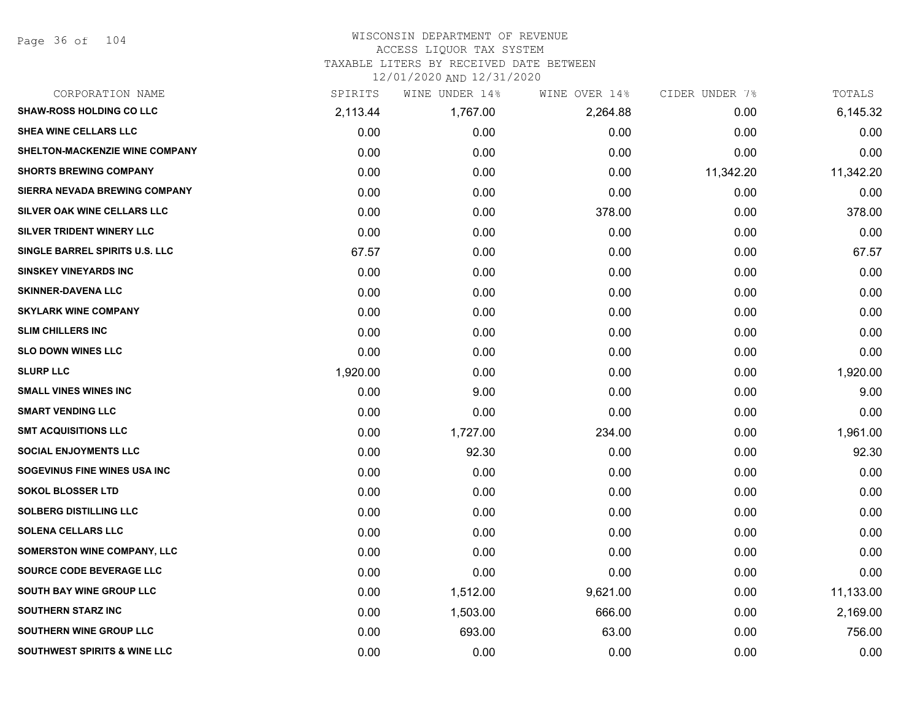# WISCONSIN DEPARTMENT OF REVENUE
## ACCESS LIQUOR TAX SYSTEM
### TAXABLE LITERS BY RECEIVED DATE BETWEEN 12/01/2020 AND 12/31/2020

| CORPORATION NAME | SPIRITS | WINE UNDER 14% | WINE OVER 14% | CIDER UNDER 7% | TOTALS |
|---|---|---|---|---|---|
| SHAW-ROSS HOLDING CO LLC | 2,113.44 | 1,767.00 | 2,264.88 | 0.00 | 6,145.32 |
| SHEA WINE CELLARS LLC | 0.00 | 0.00 | 0.00 | 0.00 | 0.00 |
| SHELTON-MACKENZIE WINE COMPANY | 0.00 | 0.00 | 0.00 | 0.00 | 0.00 |
| SHORTS BREWING COMPANY | 0.00 | 0.00 | 0.00 | 11,342.20 | 11,342.20 |
| SIERRA NEVADA BREWING COMPANY | 0.00 | 0.00 | 0.00 | 0.00 | 0.00 |
| SILVER OAK WINE CELLARS LLC | 0.00 | 0.00 | 378.00 | 0.00 | 378.00 |
| SILVER TRIDENT WINERY LLC | 0.00 | 0.00 | 0.00 | 0.00 | 0.00 |
| SINGLE BARREL SPIRITS U.S. LLC | 67.57 | 0.00 | 0.00 | 0.00 | 67.57 |
| SINSKEY VINEYARDS INC | 0.00 | 0.00 | 0.00 | 0.00 | 0.00 |
| SKINNER-DAVENA LLC | 0.00 | 0.00 | 0.00 | 0.00 | 0.00 |
| SKYLARK WINE COMPANY | 0.00 | 0.00 | 0.00 | 0.00 | 0.00 |
| SLIM CHILLERS INC | 0.00 | 0.00 | 0.00 | 0.00 | 0.00 |
| SLO DOWN WINES LLC | 0.00 | 0.00 | 0.00 | 0.00 | 0.00 |
| SLURP LLC | 1,920.00 | 0.00 | 0.00 | 0.00 | 1,920.00 |
| SMALL VINES WINES INC | 0.00 | 9.00 | 0.00 | 0.00 | 9.00 |
| SMART VENDING LLC | 0.00 | 0.00 | 0.00 | 0.00 | 0.00 |
| SMT ACQUISITIONS LLC | 0.00 | 1,727.00 | 234.00 | 0.00 | 1,961.00 |
| SOCIAL ENJOYMENTS LLC | 0.00 | 92.30 | 0.00 | 0.00 | 92.30 |
| SOGEVINUS FINE WINES USA INC | 0.00 | 0.00 | 0.00 | 0.00 | 0.00 |
| SOKOL BLOSSER LTD | 0.00 | 0.00 | 0.00 | 0.00 | 0.00 |
| SOLBERG DISTILLING LLC | 0.00 | 0.00 | 0.00 | 0.00 | 0.00 |
| SOLENA CELLARS LLC | 0.00 | 0.00 | 0.00 | 0.00 | 0.00 |
| SOMERSTON WINE COMPANY, LLC | 0.00 | 0.00 | 0.00 | 0.00 | 0.00 |
| SOURCE CODE BEVERAGE LLC | 0.00 | 0.00 | 0.00 | 0.00 | 0.00 |
| SOUTH BAY WINE GROUP LLC | 0.00 | 1,512.00 | 9,621.00 | 0.00 | 11,133.00 |
| SOUTHERN STARZ INC | 0.00 | 1,503.00 | 666.00 | 0.00 | 2,169.00 |
| SOUTHERN WINE GROUP LLC | 0.00 | 693.00 | 63.00 | 0.00 | 756.00 |
| SOUTHWEST SPIRITS & WINE LLC | 0.00 | 0.00 | 0.00 | 0.00 | 0.00 |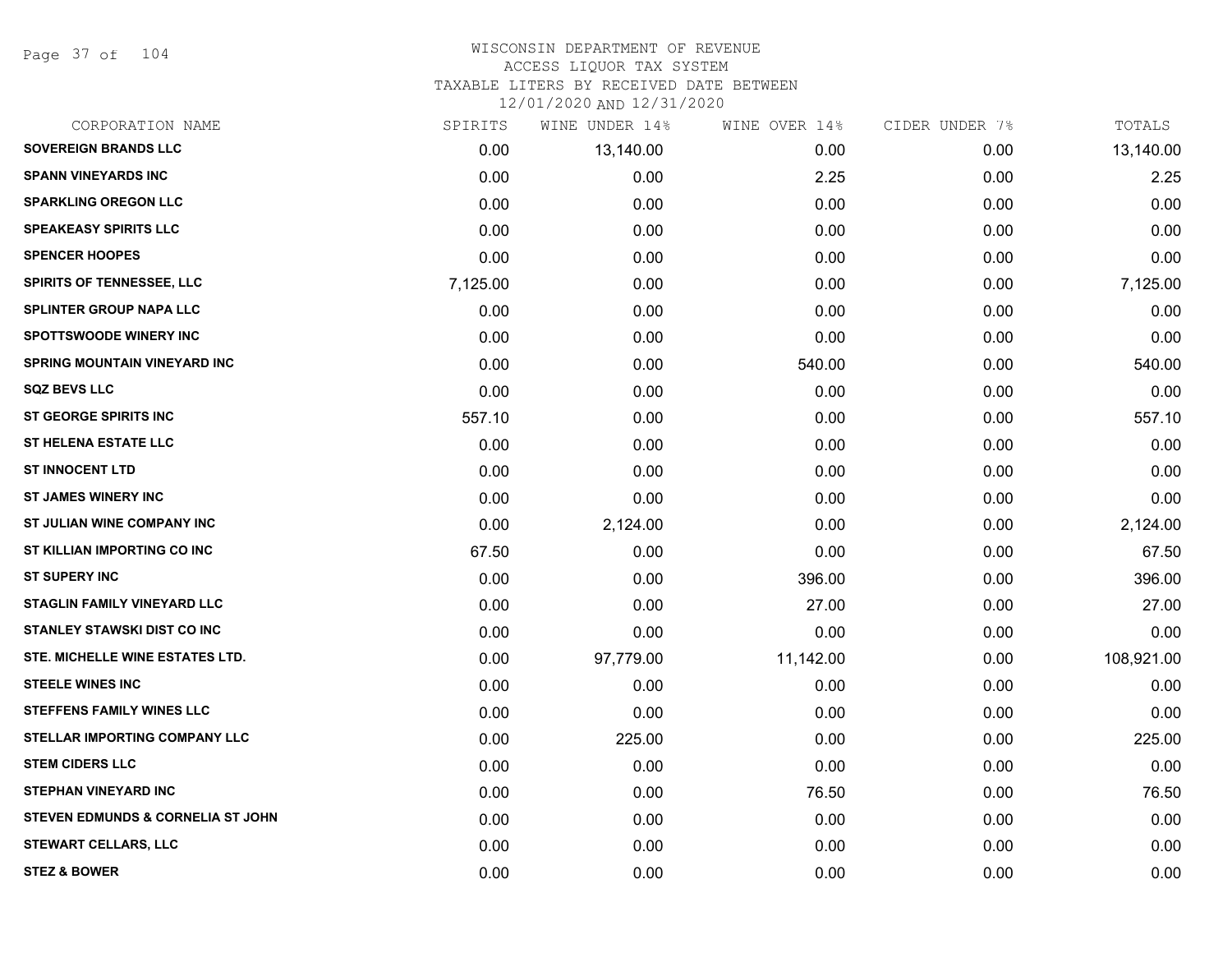# WISCONSIN DEPARTMENT OF REVENUE
## ACCESS LIQUOR TAX SYSTEM
### TAXABLE LITERS BY RECEIVED DATE BETWEEN 12/01/2020 AND 12/31/2020

| CORPORATION NAME | SPIRITS | WINE UNDER 14% | WINE OVER 14% | CIDER UNDER 7% | TOTALS |
|---|---|---|---|---|---|
| SOVEREIGN BRANDS LLC | 0.00 | 13,140.00 | 0.00 | 0.00 | 13,140.00 |
| SPANN VINEYARDS INC | 0.00 | 0.00 | 2.25 | 0.00 | 2.25 |
| SPARKLING OREGON LLC | 0.00 | 0.00 | 0.00 | 0.00 | 0.00 |
| SPEAKEASY SPIRITS LLC | 0.00 | 0.00 | 0.00 | 0.00 | 0.00 |
| SPENCER HOOPES | 0.00 | 0.00 | 0.00 | 0.00 | 0.00 |
| SPIRITS OF TENNESSEE, LLC | 7,125.00 | 0.00 | 0.00 | 0.00 | 7,125.00 |
| SPLINTER GROUP NAPA LLC | 0.00 | 0.00 | 0.00 | 0.00 | 0.00 |
| SPOTTSWOODE WINERY INC | 0.00 | 0.00 | 0.00 | 0.00 | 0.00 |
| SPRING MOUNTAIN VINEYARD INC | 0.00 | 0.00 | 540.00 | 0.00 | 540.00 |
| SQZ BEVS LLC | 0.00 | 0.00 | 0.00 | 0.00 | 0.00 |
| ST GEORGE SPIRITS INC | 557.10 | 0.00 | 0.00 | 0.00 | 557.10 |
| ST HELENA ESTATE LLC | 0.00 | 0.00 | 0.00 | 0.00 | 0.00 |
| ST INNOCENT LTD | 0.00 | 0.00 | 0.00 | 0.00 | 0.00 |
| ST JAMES WINERY INC | 0.00 | 0.00 | 0.00 | 0.00 | 0.00 |
| ST JULIAN WINE COMPANY INC | 0.00 | 2,124.00 | 0.00 | 0.00 | 2,124.00 |
| ST KILLIAN IMPORTING CO INC | 67.50 | 0.00 | 0.00 | 0.00 | 67.50 |
| ST SUPERY INC | 0.00 | 0.00 | 396.00 | 0.00 | 396.00 |
| STAGLIN FAMILY VINEYARD LLC | 0.00 | 0.00 | 27.00 | 0.00 | 27.00 |
| STANLEY STAWSKI DIST CO INC | 0.00 | 0.00 | 0.00 | 0.00 | 0.00 |
| STE. MICHELLE WINE ESTATES LTD. | 0.00 | 97,779.00 | 11,142.00 | 0.00 | 108,921.00 |
| STEELE WINES INC | 0.00 | 0.00 | 0.00 | 0.00 | 0.00 |
| STEFFENS FAMILY WINES LLC | 0.00 | 0.00 | 0.00 | 0.00 | 0.00 |
| STELLAR IMPORTING COMPANY LLC | 0.00 | 225.00 | 0.00 | 0.00 | 225.00 |
| STEM CIDERS LLC | 0.00 | 0.00 | 0.00 | 0.00 | 0.00 |
| STEPHAN VINEYARD INC | 0.00 | 0.00 | 76.50 | 0.00 | 76.50 |
| STEVEN EDMUNDS & CORNELIA ST JOHN | 0.00 | 0.00 | 0.00 | 0.00 | 0.00 |
| STEWART CELLARS, LLC | 0.00 | 0.00 | 0.00 | 0.00 | 0.00 |
| STEZ & BOWER | 0.00 | 0.00 | 0.00 | 0.00 | 0.00 |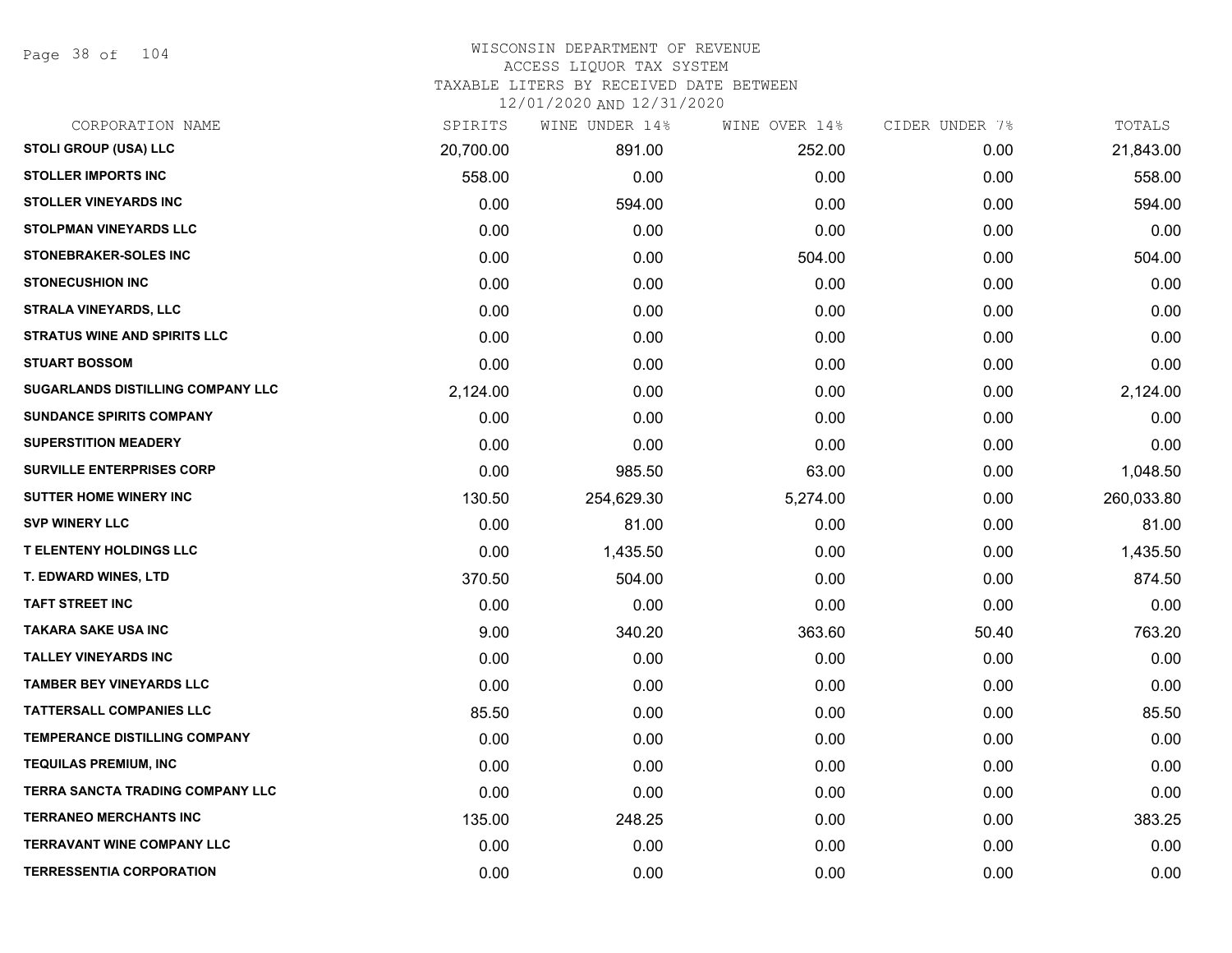# WISCONSIN DEPARTMENT OF REVENUE
## ACCESS LIQUOR TAX SYSTEM
### TAXABLE LITERS BY RECEIVED DATE BETWEEN 12/01/2020 AND 12/31/2020

| CORPORATION NAME | SPIRITS | WINE UNDER 14% | WINE OVER 14% | CIDER UNDER 7% | TOTALS |
|---|---|---|---|---|---|
| STOLI GROUP (USA) LLC | 20,700.00 | 891.00 | 252.00 | 0.00 | 21,843.00 |
| STOLLER IMPORTS INC | 558.00 | 0.00 | 0.00 | 0.00 | 558.00 |
| STOLLER VINEYARDS INC | 0.00 | 594.00 | 0.00 | 0.00 | 594.00 |
| STOLPMAN VINEYARDS LLC | 0.00 | 0.00 | 0.00 | 0.00 | 0.00 |
| STONEBRAKER-SOLES INC | 0.00 | 0.00 | 504.00 | 0.00 | 504.00 |
| STONECUSHION INC | 0.00 | 0.00 | 0.00 | 0.00 | 0.00 |
| STRALA VINEYARDS, LLC | 0.00 | 0.00 | 0.00 | 0.00 | 0.00 |
| STRATUS WINE AND SPIRITS LLC | 0.00 | 0.00 | 0.00 | 0.00 | 0.00 |
| STUART BOSSOM | 0.00 | 0.00 | 0.00 | 0.00 | 0.00 |
| SUGARLANDS DISTILLING COMPANY LLC | 2,124.00 | 0.00 | 0.00 | 0.00 | 2,124.00 |
| SUNDANCE SPIRITS COMPANY | 0.00 | 0.00 | 0.00 | 0.00 | 0.00 |
| SUPERSTITION MEADERY | 0.00 | 0.00 | 0.00 | 0.00 | 0.00 |
| SURVILLE ENTERPRISES CORP | 0.00 | 985.50 | 63.00 | 0.00 | 1,048.50 |
| SUTTER HOME WINERY INC | 130.50 | 254,629.30 | 5,274.00 | 0.00 | 260,033.80 |
| SVP WINERY LLC | 0.00 | 81.00 | 0.00 | 0.00 | 81.00 |
| T ELENTENY HOLDINGS LLC | 0.00 | 1,435.50 | 0.00 | 0.00 | 1,435.50 |
| T. EDWARD WINES, LTD | 370.50 | 504.00 | 0.00 | 0.00 | 874.50 |
| TAFT STREET INC | 0.00 | 0.00 | 0.00 | 0.00 | 0.00 |
| TAKARA SAKE USA INC | 9.00 | 340.20 | 363.60 | 50.40 | 763.20 |
| TALLEY VINEYARDS INC | 0.00 | 0.00 | 0.00 | 0.00 | 0.00 |
| TAMBER BEY VINEYARDS LLC | 0.00 | 0.00 | 0.00 | 0.00 | 0.00 |
| TATTERSALL COMPANIES LLC | 85.50 | 0.00 | 0.00 | 0.00 | 85.50 |
| TEMPERANCE DISTILLING COMPANY | 0.00 | 0.00 | 0.00 | 0.00 | 0.00 |
| TEQUILAS PREMIUM, INC | 0.00 | 0.00 | 0.00 | 0.00 | 0.00 |
| TERRA SANCTA TRADING COMPANY LLC | 0.00 | 0.00 | 0.00 | 0.00 | 0.00 |
| TERRANEO MERCHANTS INC | 135.00 | 248.25 | 0.00 | 0.00 | 383.25 |
| TERRAVANT WINE COMPANY LLC | 0.00 | 0.00 | 0.00 | 0.00 | 0.00 |
| TERRESSENTIA CORPORATION | 0.00 | 0.00 | 0.00 | 0.00 | 0.00 |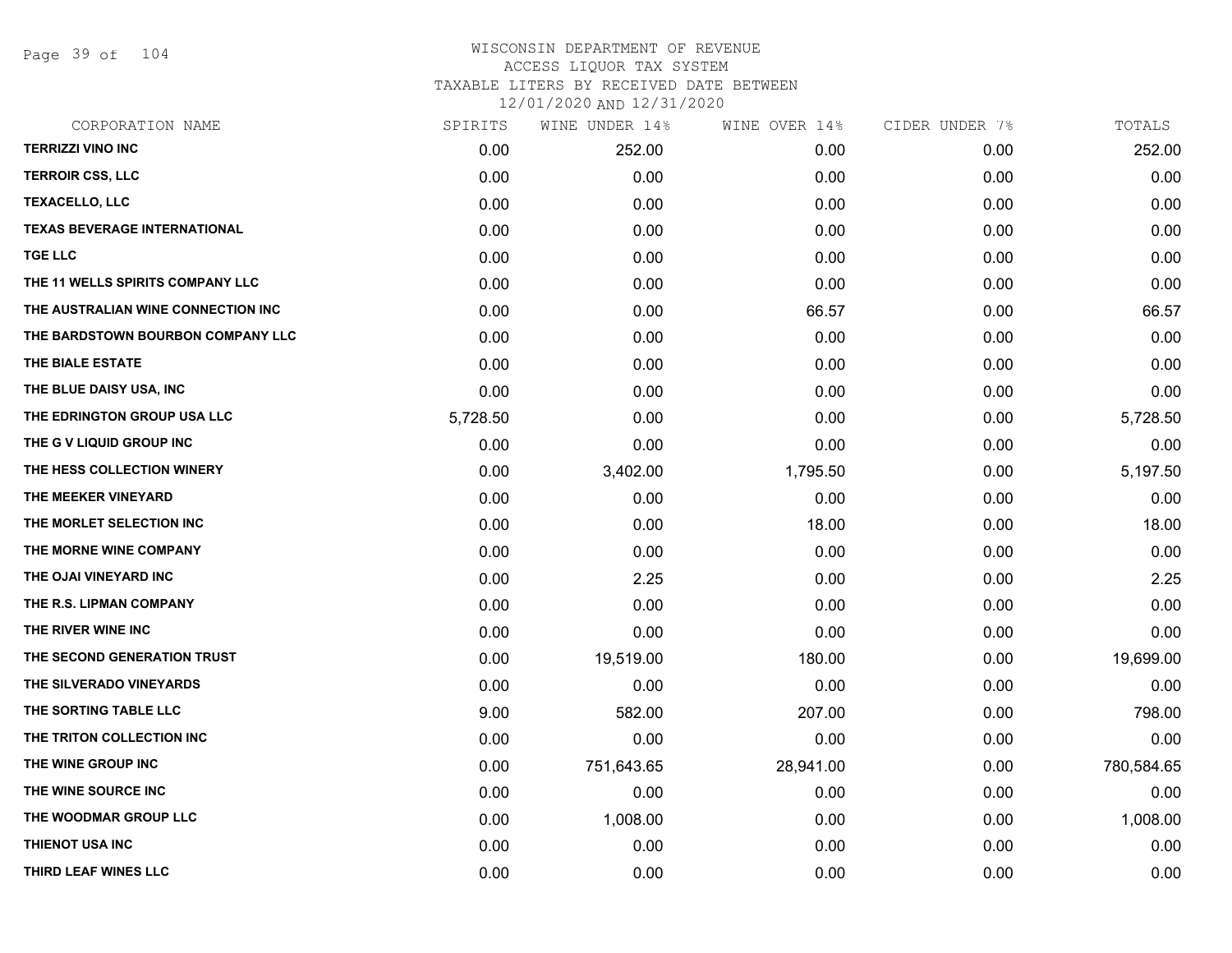# WISCONSIN DEPARTMENT OF REVENUE
## ACCESS LIQUOR TAX SYSTEM
## TAXABLE LITERS BY RECEIVED DATE BETWEEN 12/01/2020 AND 12/31/2020

| CORPORATION NAME | SPIRITS | WINE UNDER 14% | WINE OVER 14% | CIDER UNDER 7% | TOTALS |
|---|---|---|---|---|---|
| TERRIZZI VINO INC | 0.00 | 252.00 | 0.00 | 0.00 | 252.00 |
| TERROIR CSS, LLC | 0.00 | 0.00 | 0.00 | 0.00 | 0.00 |
| TEXACELLO, LLC | 0.00 | 0.00 | 0.00 | 0.00 | 0.00 |
| TEXAS BEVERAGE INTERNATIONAL | 0.00 | 0.00 | 0.00 | 0.00 | 0.00 |
| TGE LLC | 0.00 | 0.00 | 0.00 | 0.00 | 0.00 |
| THE 11 WELLS SPIRITS COMPANY LLC | 0.00 | 0.00 | 0.00 | 0.00 | 0.00 |
| THE AUSTRALIAN WINE CONNECTION INC | 0.00 | 0.00 | 66.57 | 0.00 | 66.57 |
| THE BARDSTOWN BOURBON COMPANY LLC | 0.00 | 0.00 | 0.00 | 0.00 | 0.00 |
| THE BIALE ESTATE | 0.00 | 0.00 | 0.00 | 0.00 | 0.00 |
| THE BLUE DAISY USA, INC | 0.00 | 0.00 | 0.00 | 0.00 | 0.00 |
| THE EDRINGTON GROUP USA LLC | 5,728.50 | 0.00 | 0.00 | 0.00 | 5,728.50 |
| THE G V LIQUID GROUP INC | 0.00 | 0.00 | 0.00 | 0.00 | 0.00 |
| THE HESS COLLECTION WINERY | 0.00 | 3,402.00 | 1,795.50 | 0.00 | 5,197.50 |
| THE MEEKER VINEYARD | 0.00 | 0.00 | 0.00 | 0.00 | 0.00 |
| THE MORLET SELECTION INC | 0.00 | 0.00 | 18.00 | 0.00 | 18.00 |
| THE MORNE WINE COMPANY | 0.00 | 0.00 | 0.00 | 0.00 | 0.00 |
| THE OJAI VINEYARD INC | 0.00 | 2.25 | 0.00 | 0.00 | 2.25 |
| THE R.S. LIPMAN COMPANY | 0.00 | 0.00 | 0.00 | 0.00 | 0.00 |
| THE RIVER WINE INC | 0.00 | 0.00 | 0.00 | 0.00 | 0.00 |
| THE SECOND GENERATION TRUST | 0.00 | 19,519.00 | 180.00 | 0.00 | 19,699.00 |
| THE SILVERADO VINEYARDS | 0.00 | 0.00 | 0.00 | 0.00 | 0.00 |
| THE SORTING TABLE LLC | 9.00 | 582.00 | 207.00 | 0.00 | 798.00 |
| THE TRITON COLLECTION INC | 0.00 | 0.00 | 0.00 | 0.00 | 0.00 |
| THE WINE GROUP INC | 0.00 | 751,643.65 | 28,941.00 | 0.00 | 780,584.65 |
| THE WINE SOURCE INC | 0.00 | 0.00 | 0.00 | 0.00 | 0.00 |
| THE WOODMAR GROUP LLC | 0.00 | 1,008.00 | 0.00 | 0.00 | 1,008.00 |
| THIENOT USA INC | 0.00 | 0.00 | 0.00 | 0.00 | 0.00 |
| THIRD LEAF WINES LLC | 0.00 | 0.00 | 0.00 | 0.00 | 0.00 |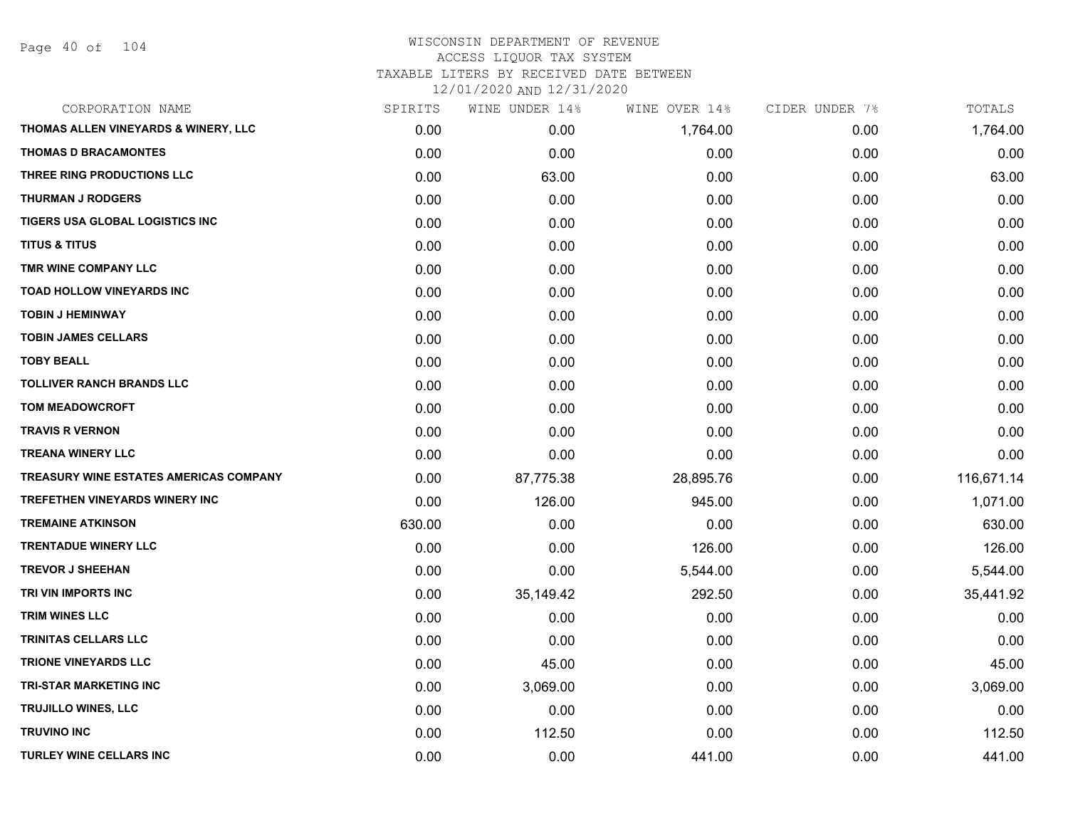WISCONSIN DEPARTMENT OF REVENUE
ACCESS LIQUOR TAX SYSTEM
TAXABLE LITERS BY RECEIVED DATE BETWEEN
12/01/2020 AND 12/31/2020

| CORPORATION NAME | SPIRITS | WINE UNDER 14% | WINE OVER 14% | CIDER UNDER 7% | TOTALS |
|---|---|---|---|---|---|
| THOMAS ALLEN VINEYARDS & WINERY, LLC | 0.00 | 0.00 | 1,764.00 | 0.00 | 1,764.00 |
| THOMAS D BRACAMONTES | 0.00 | 0.00 | 0.00 | 0.00 | 0.00 |
| THREE RING PRODUCTIONS LLC | 0.00 | 63.00 | 0.00 | 0.00 | 63.00 |
| THURMAN J RODGERS | 0.00 | 0.00 | 0.00 | 0.00 | 0.00 |
| TIGERS USA GLOBAL LOGISTICS INC | 0.00 | 0.00 | 0.00 | 0.00 | 0.00 |
| TITUS & TITUS | 0.00 | 0.00 | 0.00 | 0.00 | 0.00 |
| TMR WINE COMPANY LLC | 0.00 | 0.00 | 0.00 | 0.00 | 0.00 |
| TOAD HOLLOW VINEYARDS INC | 0.00 | 0.00 | 0.00 | 0.00 | 0.00 |
| TOBIN J HEMINWAY | 0.00 | 0.00 | 0.00 | 0.00 | 0.00 |
| TOBIN JAMES CELLARS | 0.00 | 0.00 | 0.00 | 0.00 | 0.00 |
| TOBY BEALL | 0.00 | 0.00 | 0.00 | 0.00 | 0.00 |
| TOLLIVER RANCH BRANDS LLC | 0.00 | 0.00 | 0.00 | 0.00 | 0.00 |
| TOM MEADOWCROFT | 0.00 | 0.00 | 0.00 | 0.00 | 0.00 |
| TRAVIS R VERNON | 0.00 | 0.00 | 0.00 | 0.00 | 0.00 |
| TREANA WINERY LLC | 0.00 | 0.00 | 0.00 | 0.00 | 0.00 |
| TREASURY WINE ESTATES AMERICAS COMPANY | 0.00 | 87,775.38 | 28,895.76 | 0.00 | 116,671.14 |
| TREFETHEN VINEYARDS WINERY INC | 0.00 | 126.00 | 945.00 | 0.00 | 1,071.00 |
| TREMAINE ATKINSON | 630.00 | 0.00 | 0.00 | 0.00 | 630.00 |
| TRENTADUE WINERY LLC | 0.00 | 0.00 | 126.00 | 0.00 | 126.00 |
| TREVOR J SHEEHAN | 0.00 | 0.00 | 5,544.00 | 0.00 | 5,544.00 |
| TRI VIN IMPORTS INC | 0.00 | 35,149.42 | 292.50 | 0.00 | 35,441.92 |
| TRIM WINES LLC | 0.00 | 0.00 | 0.00 | 0.00 | 0.00 |
| TRINITAS CELLARS LLC | 0.00 | 0.00 | 0.00 | 0.00 | 0.00 |
| TRIONE VINEYARDS LLC | 0.00 | 45.00 | 0.00 | 0.00 | 45.00 |
| TRI-STAR MARKETING INC | 0.00 | 3,069.00 | 0.00 | 0.00 | 3,069.00 |
| TRUJILLO WINES, LLC | 0.00 | 0.00 | 0.00 | 0.00 | 0.00 |
| TRUVINO INC | 0.00 | 112.50 | 0.00 | 0.00 | 112.50 |
| TURLEY WINE CELLARS INC | 0.00 | 0.00 | 441.00 | 0.00 | 441.00 |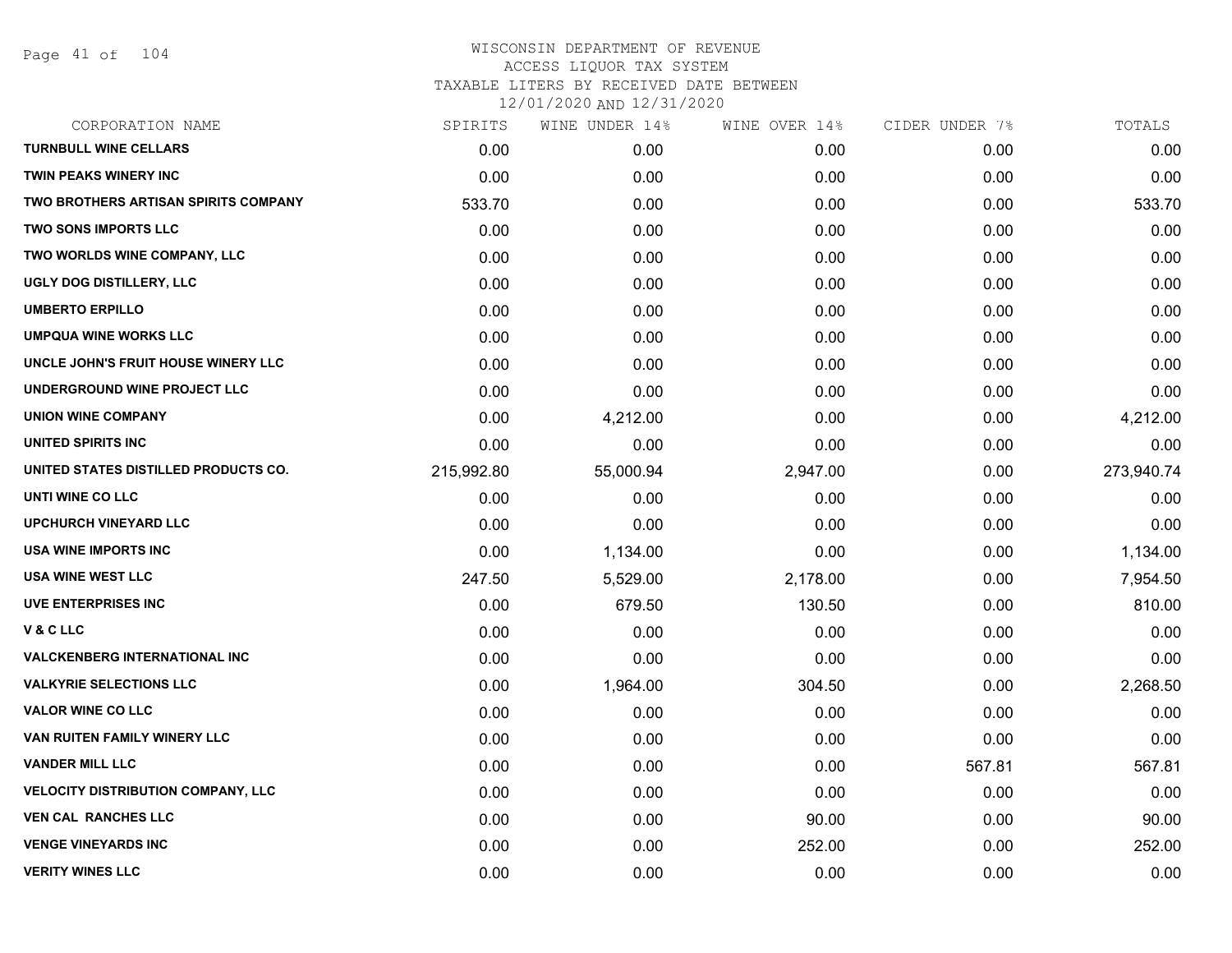# WISCONSIN DEPARTMENT OF REVENUE
## ACCESS LIQUOR TAX SYSTEM
### TAXABLE LITERS BY RECEIVED DATE BETWEEN 12/01/2020 AND 12/31/2020

| CORPORATION NAME | SPIRITS | WINE UNDER 14% | WINE OVER 14% | CIDER UNDER 7% | TOTALS |
|---|---|---|---|---|---|
| TURNBULL WINE CELLARS | 0.00 | 0.00 | 0.00 | 0.00 | 0.00 |
| TWIN PEAKS WINERY INC | 0.00 | 0.00 | 0.00 | 0.00 | 0.00 |
| TWO BROTHERS ARTISAN SPIRITS COMPANY | 533.70 | 0.00 | 0.00 | 0.00 | 533.70 |
| TWO SONS IMPORTS LLC | 0.00 | 0.00 | 0.00 | 0.00 | 0.00 |
| TWO WORLDS WINE COMPANY, LLC | 0.00 | 0.00 | 0.00 | 0.00 | 0.00 |
| UGLY DOG DISTILLERY, LLC | 0.00 | 0.00 | 0.00 | 0.00 | 0.00 |
| UMBERTO ERPILLO | 0.00 | 0.00 | 0.00 | 0.00 | 0.00 |
| UMPQUA WINE WORKS LLC | 0.00 | 0.00 | 0.00 | 0.00 | 0.00 |
| UNCLE JOHN'S FRUIT HOUSE WINERY LLC | 0.00 | 0.00 | 0.00 | 0.00 | 0.00 |
| UNDERGROUND WINE PROJECT LLC | 0.00 | 0.00 | 0.00 | 0.00 | 0.00 |
| UNION WINE COMPANY | 0.00 | 4,212.00 | 0.00 | 0.00 | 4,212.00 |
| UNITED SPIRITS INC | 0.00 | 0.00 | 0.00 | 0.00 | 0.00 |
| UNITED STATES DISTILLED PRODUCTS CO. | 215,992.80 | 55,000.94 | 2,947.00 | 0.00 | 273,940.74 |
| UNTI WINE CO LLC | 0.00 | 0.00 | 0.00 | 0.00 | 0.00 |
| UPCHURCH VINEYARD LLC | 0.00 | 0.00 | 0.00 | 0.00 | 0.00 |
| USA WINE IMPORTS INC | 0.00 | 1,134.00 | 0.00 | 0.00 | 1,134.00 |
| USA WINE WEST LLC | 247.50 | 5,529.00 | 2,178.00 | 0.00 | 7,954.50 |
| UVE ENTERPRISES INC | 0.00 | 679.50 | 130.50 | 0.00 | 810.00 |
| V & C LLC | 0.00 | 0.00 | 0.00 | 0.00 | 0.00 |
| VALCKENBERG INTERNATIONAL INC | 0.00 | 0.00 | 0.00 | 0.00 | 0.00 |
| VALKYRIE SELECTIONS LLC | 0.00 | 1,964.00 | 304.50 | 0.00 | 2,268.50 |
| VALOR WINE CO LLC | 0.00 | 0.00 | 0.00 | 0.00 | 0.00 |
| VAN RUITEN FAMILY WINERY LLC | 0.00 | 0.00 | 0.00 | 0.00 | 0.00 |
| VANDER MILL LLC | 0.00 | 0.00 | 0.00 | 567.81 | 567.81 |
| VELOCITY DISTRIBUTION COMPANY, LLC | 0.00 | 0.00 | 0.00 | 0.00 | 0.00 |
| VEN CAL RANCHES LLC | 0.00 | 0.00 | 90.00 | 0.00 | 90.00 |
| VENGE VINEYARDS INC | 0.00 | 0.00 | 252.00 | 0.00 | 252.00 |
| VERITY WINES LLC | 0.00 | 0.00 | 0.00 | 0.00 | 0.00 |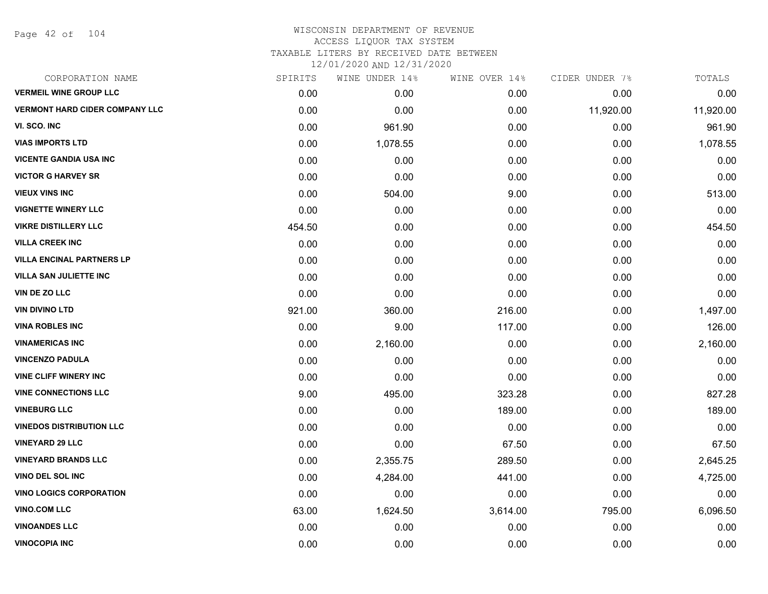# WISCONSIN DEPARTMENT OF REVENUE
## ACCESS LIQUOR TAX SYSTEM
## TAXABLE LITERS BY RECEIVED DATE BETWEEN
## 12/01/2020 AND 12/31/2020

| CORPORATION NAME | SPIRITS | WINE UNDER 14% | WINE OVER 14% | CIDER UNDER 7% | TOTALS |
|---|---|---|---|---|---|
| VERMEIL WINE GROUP LLC | 0.00 | 0.00 | 0.00 | 0.00 | 0.00 |
| VERMONT HARD CIDER COMPANY LLC | 0.00 | 0.00 | 0.00 | 11,920.00 | 11,920.00 |
| VI. SCO. INC | 0.00 | 961.90 | 0.00 | 0.00 | 961.90 |
| VIAS IMPORTS LTD | 0.00 | 1,078.55 | 0.00 | 0.00 | 1,078.55 |
| VICENTE GANDIA USA INC | 0.00 | 0.00 | 0.00 | 0.00 | 0.00 |
| VICTOR G HARVEY SR | 0.00 | 0.00 | 0.00 | 0.00 | 0.00 |
| VIEUX VINS INC | 0.00 | 504.00 | 9.00 | 0.00 | 513.00 |
| VIGNETTE WINERY LLC | 0.00 | 0.00 | 0.00 | 0.00 | 0.00 |
| VIKRE DISTILLERY LLC | 454.50 | 0.00 | 0.00 | 0.00 | 454.50 |
| VILLA CREEK INC | 0.00 | 0.00 | 0.00 | 0.00 | 0.00 |
| VILLA ENCINAL PARTNERS LP | 0.00 | 0.00 | 0.00 | 0.00 | 0.00 |
| VILLA SAN JULIETTE INC | 0.00 | 0.00 | 0.00 | 0.00 | 0.00 |
| VIN DE ZO LLC | 0.00 | 0.00 | 0.00 | 0.00 | 0.00 |
| VIN DIVINO LTD | 921.00 | 360.00 | 216.00 | 0.00 | 1,497.00 |
| VINA ROBLES INC | 0.00 | 9.00 | 117.00 | 0.00 | 126.00 |
| VINAMERICAS INC | 0.00 | 2,160.00 | 0.00 | 0.00 | 2,160.00 |
| VINCENZO PADULA | 0.00 | 0.00 | 0.00 | 0.00 | 0.00 |
| VINE CLIFF WINERY INC | 0.00 | 0.00 | 0.00 | 0.00 | 0.00 |
| VINE CONNECTIONS LLC | 9.00 | 495.00 | 323.28 | 0.00 | 827.28 |
| VINEBURG LLC | 0.00 | 0.00 | 189.00 | 0.00 | 189.00 |
| VINEDOS DISTRIBUTION LLC | 0.00 | 0.00 | 0.00 | 0.00 | 0.00 |
| VINEYARD 29 LLC | 0.00 | 0.00 | 67.50 | 0.00 | 67.50 |
| VINEYARD BRANDS LLC | 0.00 | 2,355.75 | 289.50 | 0.00 | 2,645.25 |
| VINO DEL SOL INC | 0.00 | 4,284.00 | 441.00 | 0.00 | 4,725.00 |
| VINO LOGICS CORPORATION | 0.00 | 0.00 | 0.00 | 0.00 | 0.00 |
| VINO.COM LLC | 63.00 | 1,624.50 | 3,614.00 | 795.00 | 6,096.50 |
| VINOANDES LLC | 0.00 | 0.00 | 0.00 | 0.00 | 0.00 |
| VINOCOPIA INC | 0.00 | 0.00 | 0.00 | 0.00 | 0.00 |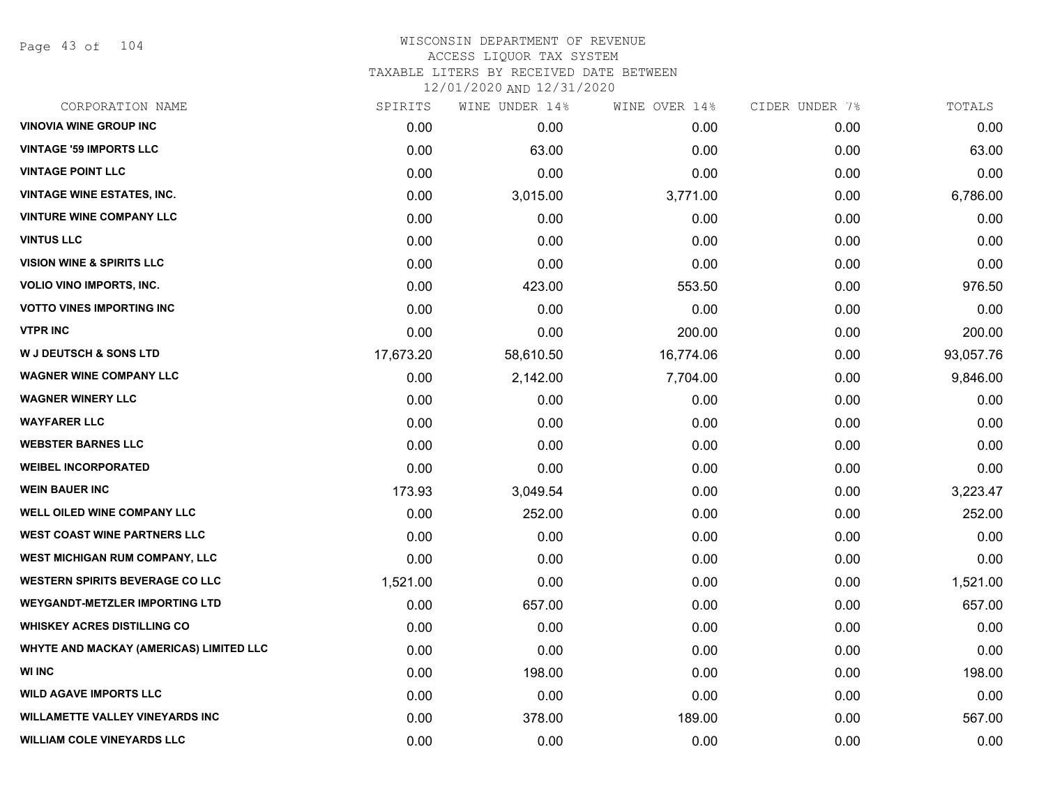# WISCONSIN DEPARTMENT OF REVENUE
## ACCESS LIQUOR TAX SYSTEM
### TAXABLE LITERS BY RECEIVED DATE BETWEEN 12/01/2020 AND 12/31/2020

| CORPORATION NAME | SPIRITS | WINE UNDER 14% | WINE OVER 14% | CIDER UNDER 7% | TOTALS |
|---|---|---|---|---|---|
| VINOVIA WINE GROUP INC | 0.00 | 0.00 | 0.00 | 0.00 | 0.00 |
| VINTAGE '59 IMPORTS LLC | 0.00 | 63.00 | 0.00 | 0.00 | 63.00 |
| VINTAGE POINT LLC | 0.00 | 0.00 | 0.00 | 0.00 | 0.00 |
| VINTAGE WINE ESTATES, INC. | 0.00 | 3,015.00 | 3,771.00 | 0.00 | 6,786.00 |
| VINTURE WINE COMPANY LLC | 0.00 | 0.00 | 0.00 | 0.00 | 0.00 |
| VINTUS LLC | 0.00 | 0.00 | 0.00 | 0.00 | 0.00 |
| VISION WINE & SPIRITS LLC | 0.00 | 0.00 | 0.00 | 0.00 | 0.00 |
| VOLIO VINO IMPORTS, INC. | 0.00 | 423.00 | 553.50 | 0.00 | 976.50 |
| VOTTO VINES IMPORTING INC | 0.00 | 0.00 | 0.00 | 0.00 | 0.00 |
| VTPR INC | 0.00 | 0.00 | 200.00 | 0.00 | 200.00 |
| W J DEUTSCH & SONS LTD | 17,673.20 | 58,610.50 | 16,774.06 | 0.00 | 93,057.76 |
| WAGNER WINE COMPANY LLC | 0.00 | 2,142.00 | 7,704.00 | 0.00 | 9,846.00 |
| WAGNER WINERY LLC | 0.00 | 0.00 | 0.00 | 0.00 | 0.00 |
| WAYFARER LLC | 0.00 | 0.00 | 0.00 | 0.00 | 0.00 |
| WEBSTER BARNES LLC | 0.00 | 0.00 | 0.00 | 0.00 | 0.00 |
| WEIBEL INCORPORATED | 0.00 | 0.00 | 0.00 | 0.00 | 0.00 |
| WEIN BAUER INC | 173.93 | 3,049.54 | 0.00 | 0.00 | 3,223.47 |
| WELL OILED WINE COMPANY LLC | 0.00 | 252.00 | 0.00 | 0.00 | 252.00 |
| WEST COAST WINE PARTNERS LLC | 0.00 | 0.00 | 0.00 | 0.00 | 0.00 |
| WEST MICHIGAN RUM COMPANY, LLC | 0.00 | 0.00 | 0.00 | 0.00 | 0.00 |
| WESTERN SPIRITS BEVERAGE CO LLC | 1,521.00 | 0.00 | 0.00 | 0.00 | 1,521.00 |
| WEYGANDT-METZLER IMPORTING LTD | 0.00 | 657.00 | 0.00 | 0.00 | 657.00 |
| WHISKEY ACRES DISTILLING CO | 0.00 | 0.00 | 0.00 | 0.00 | 0.00 |
| WHYTE AND MACKAY (AMERICAS) LIMITED LLC | 0.00 | 0.00 | 0.00 | 0.00 | 0.00 |
| WI INC | 0.00 | 198.00 | 0.00 | 0.00 | 198.00 |
| WILD AGAVE IMPORTS LLC | 0.00 | 0.00 | 0.00 | 0.00 | 0.00 |
| WILLAMETTE VALLEY VINEYARDS INC | 0.00 | 378.00 | 189.00 | 0.00 | 567.00 |
| WILLIAM COLE VINEYARDS LLC | 0.00 | 0.00 | 0.00 | 0.00 | 0.00 |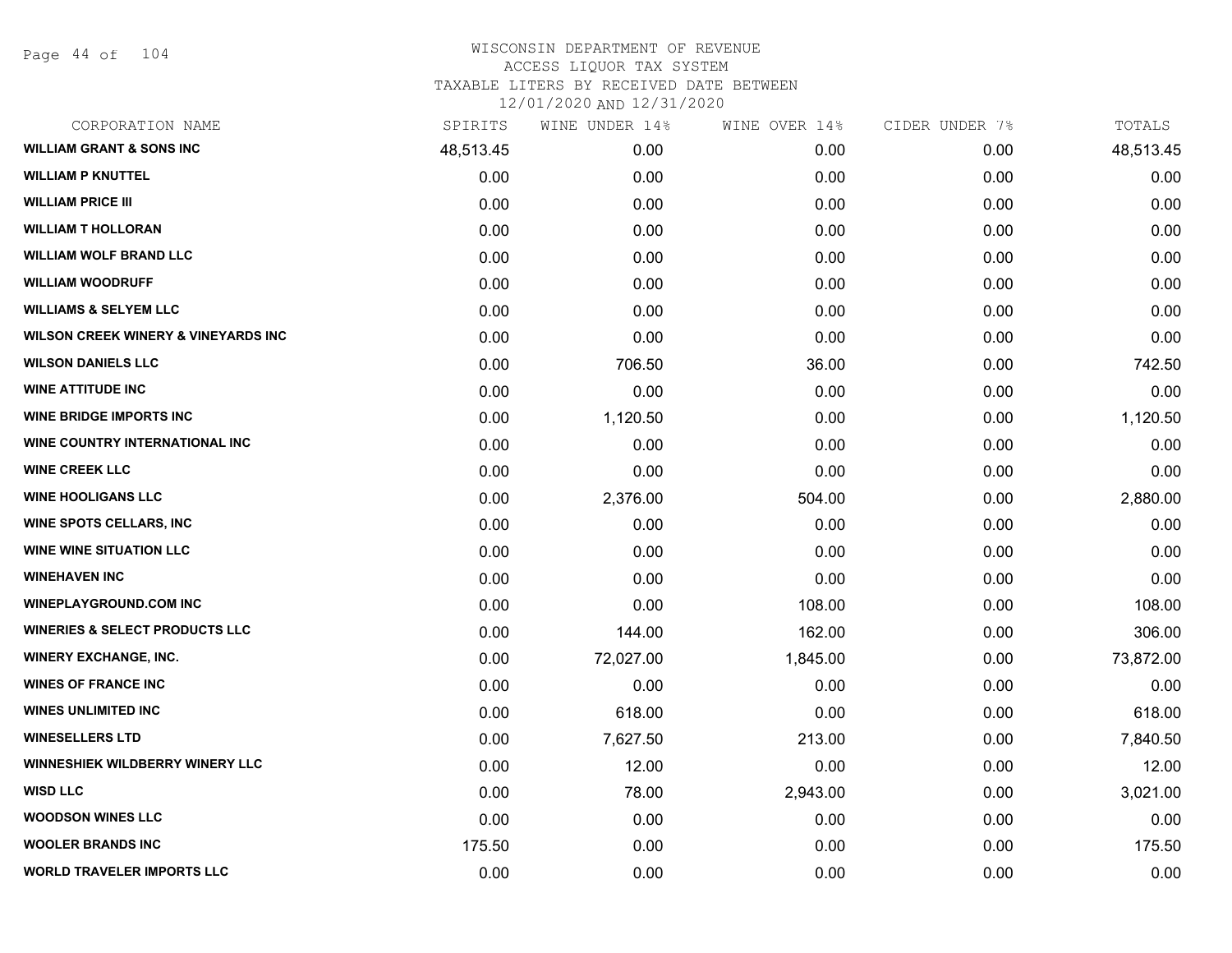# WISCONSIN DEPARTMENT OF REVENUE
## ACCESS LIQUOR TAX SYSTEM
### TAXABLE LITERS BY RECEIVED DATE BETWEEN 12/01/2020 AND 12/31/2020

| CORPORATION NAME | SPIRITS | WINE UNDER 14% | WINE OVER 14% | CIDER UNDER 7% | TOTALS |
|---|---|---|---|---|---|
| **WILLIAM GRANT & SONS INC** | 48,513.45 | 0.00 | 0.00 | 0.00 | 48,513.45 |
| **WILLIAM P KNUTTEL** | 0.00 | 0.00 | 0.00 | 0.00 | 0.00 |
| **WILLIAM PRICE III** | 0.00 | 0.00 | 0.00 | 0.00 | 0.00 |
| **WILLIAM T HOLLORAN** | 0.00 | 0.00 | 0.00 | 0.00 | 0.00 |
| **WILLIAM WOLF BRAND LLC** | 0.00 | 0.00 | 0.00 | 0.00 | 0.00 |
| **WILLIAM WOODRUFF** | 0.00 | 0.00 | 0.00 | 0.00 | 0.00 |
| **WILLIAMS & SELYEM LLC** | 0.00 | 0.00 | 0.00 | 0.00 | 0.00 |
| **WILSON CREEK WINERY & VINEYARDS INC** | 0.00 | 0.00 | 0.00 | 0.00 | 0.00 |
| **WILSON DANIELS LLC** | 0.00 | 706.50 | 36.00 | 0.00 | 742.50 |
| **WINE ATTITUDE INC** | 0.00 | 0.00 | 0.00 | 0.00 | 0.00 |
| **WINE BRIDGE IMPORTS INC** | 0.00 | 1,120.50 | 0.00 | 0.00 | 1,120.50 |
| **WINE COUNTRY INTERNATIONAL INC** | 0.00 | 0.00 | 0.00 | 0.00 | 0.00 |
| **WINE CREEK LLC** | 0.00 | 0.00 | 0.00 | 0.00 | 0.00 |
| **WINE HOOLIGANS LLC** | 0.00 | 2,376.00 | 504.00 | 0.00 | 2,880.00 |
| **WINE SPOTS CELLARS, INC** | 0.00 | 0.00 | 0.00 | 0.00 | 0.00 |
| **WINE WINE SITUATION LLC** | 0.00 | 0.00 | 0.00 | 0.00 | 0.00 |
| **WINEHAVEN INC** | 0.00 | 0.00 | 0.00 | 0.00 | 0.00 |
| **WINEPLAYGROUND.COM INC** | 0.00 | 0.00 | 108.00 | 0.00 | 108.00 |
| **WINERIES & SELECT PRODUCTS LLC** | 0.00 | 144.00 | 162.00 | 0.00 | 306.00 |
| **WINERY EXCHANGE, INC.** | 0.00 | 72,027.00 | 1,845.00 | 0.00 | 73,872.00 |
| **WINES OF FRANCE INC** | 0.00 | 0.00 | 0.00 | 0.00 | 0.00 |
| **WINES UNLIMITED INC** | 0.00 | 618.00 | 0.00 | 0.00 | 618.00 |
| **WINESELLERS LTD** | 0.00 | 7,627.50 | 213.00 | 0.00 | 7,840.50 |
| **WINNESHIEK WILDBERRY WINERY LLC** | 0.00 | 12.00 | 0.00 | 0.00 | 12.00 |
| **WISD LLC** | 0.00 | 78.00 | 2,943.00 | 0.00 | 3,021.00 |
| **WOODSON WINES LLC** | 0.00 | 0.00 | 0.00 | 0.00 | 0.00 |
| **WOOLER BRANDS INC** | 175.50 | 0.00 | 0.00 | 0.00 | 175.50 |
| **WORLD TRAVELER IMPORTS LLC** | 0.00 | 0.00 | 0.00 | 0.00 | 0.00 |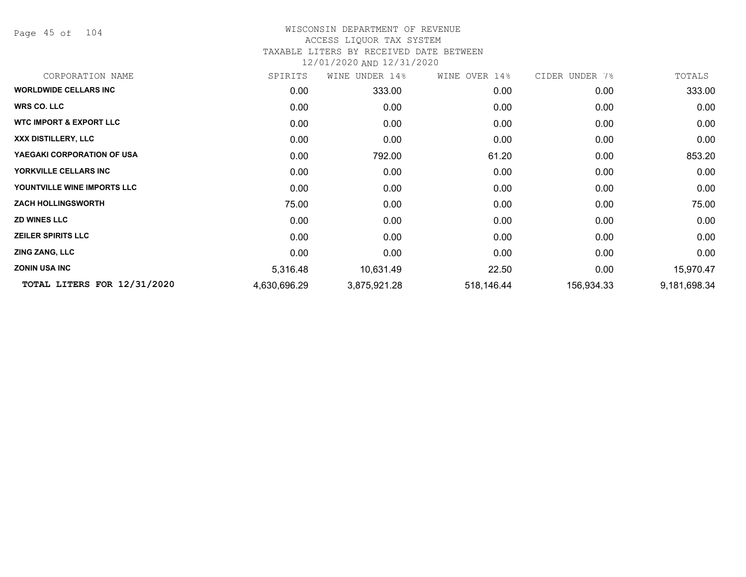# WISCONSIN DEPARTMENT OF REVENUE
## ACCESS LIQUOR TAX SYSTEM
### TAXABLE LITERS BY RECEIVED DATE BETWEEN 12/01/2020 AND 12/31/2020

| CORPORATION NAME | SPIRITS | WINE UNDER 14% | WINE OVER 14% | CIDER UNDER 7% | TOTALS |
|---|---|---|---|---|---|
| **WORLDWIDE CELLARS INC** | 0.00 | 333.00 | 0.00 | 0.00 | 333.00 |
| **WRS CO. LLC** | 0.00 | 0.00 | 0.00 | 0.00 | 0.00 |
| **WTC IMPORT & EXPORT LLC** | 0.00 | 0.00 | 0.00 | 0.00 | 0.00 |
| **XXX DISTILLERY, LLC** | 0.00 | 0.00 | 0.00 | 0.00 | 0.00 |
| **YAEGAKI CORPORATION OF USA** | 0.00 | 792.00 | 61.20 | 0.00 | 853.20 |
| **YORKVILLE CELLARS INC** | 0.00 | 0.00 | 0.00 | 0.00 | 0.00 |
| **YOUNTVILLE WINE IMPORTS LLC** | 0.00 | 0.00 | 0.00 | 0.00 | 0.00 |
| **ZACH HOLLINGSWORTH** | 75.00 | 0.00 | 0.00 | 0.00 | 75.00 |
| **ZD WINES LLC** | 0.00 | 0.00 | 0.00 | 0.00 | 0.00 |
| **ZEILER SPIRITS LLC** | 0.00 | 0.00 | 0.00 | 0.00 | 0.00 |
| **ZING ZANG, LLC** | 0.00 | 0.00 | 0.00 | 0.00 | 0.00 |
| **ZONIN USA INC** | 5,316.48 | 10,631.49 | 22.50 | 0.00 | 15,970.47 |
| **TOTAL LITERS FOR 12/31/2020** | 4,630,696.29 | 3,875,921.28 | 518,146.44 | 156,934.33 | 9,181,698.34 |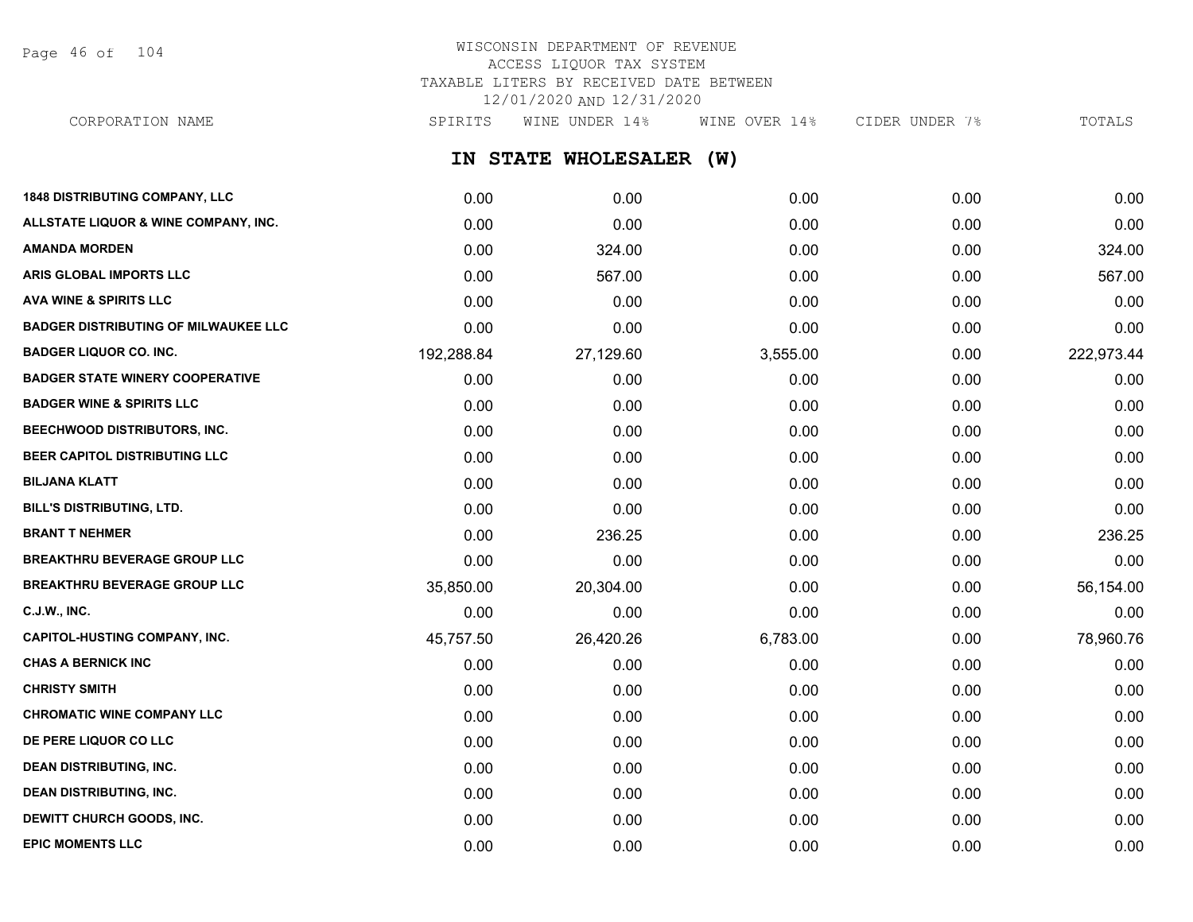WISCONSIN DEPARTMENT OF REVENUE
ACCESS LIQUOR TAX SYSTEM
TAXABLE LITERS BY RECEIVED DATE BETWEEN
12/01/2020 AND 12/31/2020

## IN STATE WHOLESALER (W)

| CORPORATION NAME | SPIRITS | WINE UNDER 14% | WINE OVER 14% | CIDER UNDER 7% | TOTALS |
|---|---|---|---|---|---|
| 1848 DISTRIBUTING COMPANY, LLC | 0.00 | 0.00 | 0.00 | 0.00 | 0.00 |
| ALLSTATE LIQUOR & WINE COMPANY, INC. | 0.00 | 0.00 | 0.00 | 0.00 | 0.00 |
| AMANDA MORDEN | 0.00 | 324.00 | 0.00 | 0.00 | 324.00 |
| ARIS GLOBAL IMPORTS LLC | 0.00 | 567.00 | 0.00 | 0.00 | 567.00 |
| AVA WINE & SPIRITS LLC | 0.00 | 0.00 | 0.00 | 0.00 | 0.00 |
| BADGER DISTRIBUTING OF MILWAUKEE LLC | 0.00 | 0.00 | 0.00 | 0.00 | 0.00 |
| BADGER LIQUOR CO. INC. | 192,288.84 | 27,129.60 | 3,555.00 | 0.00 | 222,973.44 |
| BADGER STATE WINERY COOPERATIVE | 0.00 | 0.00 | 0.00 | 0.00 | 0.00 |
| BADGER WINE & SPIRITS LLC | 0.00 | 0.00 | 0.00 | 0.00 | 0.00 |
| BEECHWOOD DISTRIBUTORS, INC. | 0.00 | 0.00 | 0.00 | 0.00 | 0.00 |
| BEER CAPITOL DISTRIBUTING LLC | 0.00 | 0.00 | 0.00 | 0.00 | 0.00 |
| BILJANA KLATT | 0.00 | 0.00 | 0.00 | 0.00 | 0.00 |
| BILL'S DISTRIBUTING, LTD. | 0.00 | 0.00 | 0.00 | 0.00 | 0.00 |
| BRANT T NEHMER | 0.00 | 236.25 | 0.00 | 0.00 | 236.25 |
| BREAKTHRU BEVERAGE GROUP LLC | 0.00 | 0.00 | 0.00 | 0.00 | 0.00 |
| BREAKTHRU BEVERAGE GROUP LLC | 35,850.00 | 20,304.00 | 0.00 | 0.00 | 56,154.00 |
| C.J.W., INC. | 0.00 | 0.00 | 0.00 | 0.00 | 0.00 |
| CAPITOL-HUSTING COMPANY, INC. | 45,757.50 | 26,420.26 | 6,783.00 | 0.00 | 78,960.76 |
| CHAS A BERNICK INC | 0.00 | 0.00 | 0.00 | 0.00 | 0.00 |
| CHRISTY SMITH | 0.00 | 0.00 | 0.00 | 0.00 | 0.00 |
| CHROMATIC WINE COMPANY LLC | 0.00 | 0.00 | 0.00 | 0.00 | 0.00 |
| DE PERE LIQUOR CO LLC | 0.00 | 0.00 | 0.00 | 0.00 | 0.00 |
| DEAN DISTRIBUTING, INC. | 0.00 | 0.00 | 0.00 | 0.00 | 0.00 |
| DEAN DISTRIBUTING, INC. | 0.00 | 0.00 | 0.00 | 0.00 | 0.00 |
| DEWITT CHURCH GOODS, INC. | 0.00 | 0.00 | 0.00 | 0.00 | 0.00 |
| EPIC MOMENTS LLC | 0.00 | 0.00 | 0.00 | 0.00 | 0.00 |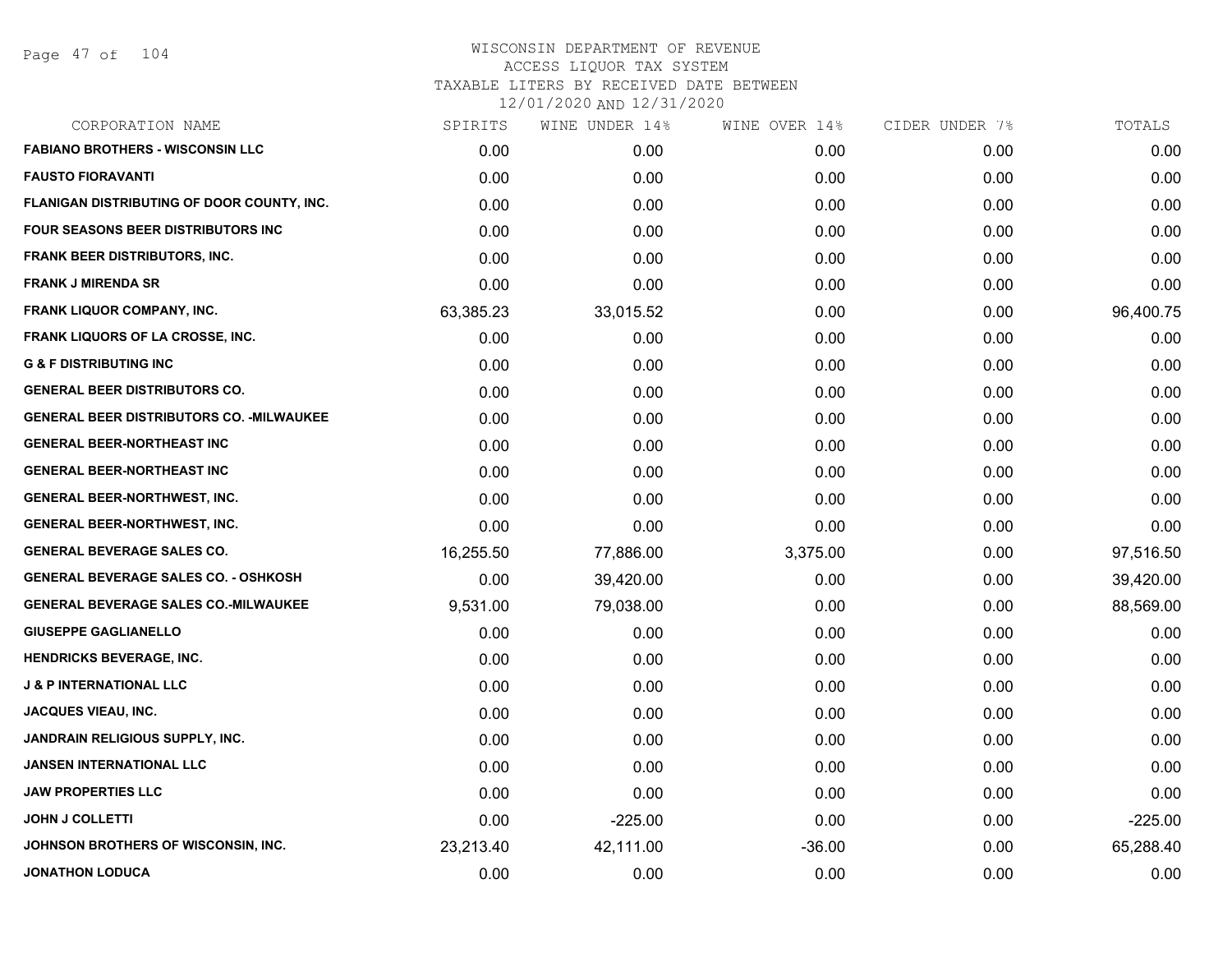# WISCONSIN DEPARTMENT OF REVENUE
## ACCESS LIQUOR TAX SYSTEM
## TAXABLE LITERS BY RECEIVED DATE BETWEEN 12/01/2020 AND 12/31/2020

| CORPORATION NAME | SPIRITS | WINE UNDER 14% | WINE OVER 14% | CIDER UNDER 7% | TOTALS |
|---|---|---|---|---|---|
| FABIANO BROTHERS - WISCONSIN LLC | 0.00 | 0.00 | 0.00 | 0.00 | 0.00 |
| FAUSTO FIORAVANTI | 0.00 | 0.00 | 0.00 | 0.00 | 0.00 |
| FLANIGAN DISTRIBUTING OF DOOR COUNTY, INC. | 0.00 | 0.00 | 0.00 | 0.00 | 0.00 |
| FOUR SEASONS BEER DISTRIBUTORS INC | 0.00 | 0.00 | 0.00 | 0.00 | 0.00 |
| FRANK BEER DISTRIBUTORS, INC. | 0.00 | 0.00 | 0.00 | 0.00 | 0.00 |
| FRANK J MIRENDA SR | 0.00 | 0.00 | 0.00 | 0.00 | 0.00 |
| FRANK LIQUOR COMPANY, INC. | 63,385.23 | 33,015.52 | 0.00 | 0.00 | 96,400.75 |
| FRANK LIQUORS OF LA CROSSE, INC. | 0.00 | 0.00 | 0.00 | 0.00 | 0.00 |
| G & F DISTRIBUTING INC | 0.00 | 0.00 | 0.00 | 0.00 | 0.00 |
| GENERAL BEER DISTRIBUTORS CO. | 0.00 | 0.00 | 0.00 | 0.00 | 0.00 |
| GENERAL BEER DISTRIBUTORS CO. -MILWAUKEE | 0.00 | 0.00 | 0.00 | 0.00 | 0.00 |
| GENERAL BEER-NORTHEAST INC | 0.00 | 0.00 | 0.00 | 0.00 | 0.00 |
| GENERAL BEER-NORTHEAST INC | 0.00 | 0.00 | 0.00 | 0.00 | 0.00 |
| GENERAL BEER-NORTHWEST, INC. | 0.00 | 0.00 | 0.00 | 0.00 | 0.00 |
| GENERAL BEER-NORTHWEST, INC. | 0.00 | 0.00 | 0.00 | 0.00 | 0.00 |
| GENERAL BEVERAGE SALES CO. | 16,255.50 | 77,886.00 | 3,375.00 | 0.00 | 97,516.50 |
| GENERAL BEVERAGE SALES CO. - OSHKOSH | 0.00 | 39,420.00 | 0.00 | 0.00 | 39,420.00 |
| GENERAL BEVERAGE SALES CO.-MILWAUKEE | 9,531.00 | 79,038.00 | 0.00 | 0.00 | 88,569.00 |
| GIUSEPPE GAGLIANELLO | 0.00 | 0.00 | 0.00 | 0.00 | 0.00 |
| HENDRICKS BEVERAGE, INC. | 0.00 | 0.00 | 0.00 | 0.00 | 0.00 |
| J & P INTERNATIONAL LLC | 0.00 | 0.00 | 0.00 | 0.00 | 0.00 |
| JACQUES VIEAU, INC. | 0.00 | 0.00 | 0.00 | 0.00 | 0.00 |
| JANDRAIN RELIGIOUS SUPPLY, INC. | 0.00 | 0.00 | 0.00 | 0.00 | 0.00 |
| JANSEN INTERNATIONAL LLC | 0.00 | 0.00 | 0.00 | 0.00 | 0.00 |
| JAW PROPERTIES LLC | 0.00 | 0.00 | 0.00 | 0.00 | 0.00 |
| JOHN J COLLETTI | 0.00 | -225.00 | 0.00 | 0.00 | -225.00 |
| JOHNSON BROTHERS OF WISCONSIN, INC. | 23,213.40 | 42,111.00 | -36.00 | 0.00 | 65,288.40 |
| JONATHON LODUCA | 0.00 | 0.00 | 0.00 | 0.00 | 0.00 |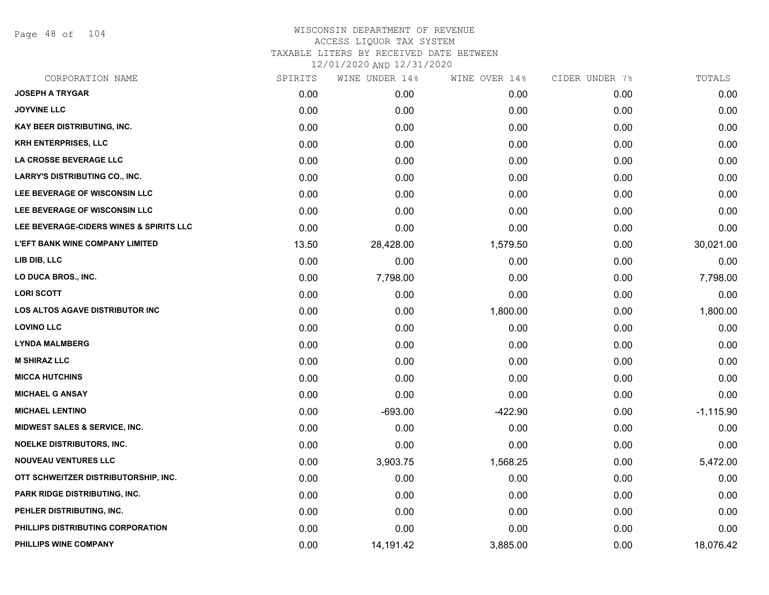# WISCONSIN DEPARTMENT OF REVENUE
ACCESS LIQUOR TAX SYSTEM
TAXABLE LITERS BY RECEIVED DATE BETWEEN
12/01/2020 AND 12/31/2020

| CORPORATION NAME | SPIRITS | WINE UNDER 14% | WINE OVER 14% | CIDER UNDER 7% | TOTALS |
|---|---|---|---|---|---|
| JOSEPH A TRYGAR | 0.00 | 0.00 | 0.00 | 0.00 | 0.00 |
| JOYVINE LLC | 0.00 | 0.00 | 0.00 | 0.00 | 0.00 |
| KAY BEER DISTRIBUTING, INC. | 0.00 | 0.00 | 0.00 | 0.00 | 0.00 |
| KRH ENTERPRISES, LLC | 0.00 | 0.00 | 0.00 | 0.00 | 0.00 |
| LA CROSSE BEVERAGE LLC | 0.00 | 0.00 | 0.00 | 0.00 | 0.00 |
| LARRY'S DISTRIBUTING CO., INC. | 0.00 | 0.00 | 0.00 | 0.00 | 0.00 |
| LEE BEVERAGE OF WISCONSIN LLC | 0.00 | 0.00 | 0.00 | 0.00 | 0.00 |
| LEE BEVERAGE OF WISCONSIN LLC | 0.00 | 0.00 | 0.00 | 0.00 | 0.00 |
| LEE BEVERAGE-CIDERS WINES & SPIRITS LLC | 0.00 | 0.00 | 0.00 | 0.00 | 0.00 |
| L'EFT BANK WINE COMPANY LIMITED | 13.50 | 28,428.00 | 1,579.50 | 0.00 | 30,021.00 |
| LIB DIB, LLC | 0.00 | 0.00 | 0.00 | 0.00 | 0.00 |
| LO DUCA BROS., INC. | 0.00 | 7,798.00 | 0.00 | 0.00 | 7,798.00 |
| LORI SCOTT | 0.00 | 0.00 | 0.00 | 0.00 | 0.00 |
| LOS ALTOS AGAVE DISTRIBUTOR INC | 0.00 | 0.00 | 1,800.00 | 0.00 | 1,800.00 |
| LOVINO LLC | 0.00 | 0.00 | 0.00 | 0.00 | 0.00 |
| LYNDA MALMBERG | 0.00 | 0.00 | 0.00 | 0.00 | 0.00 |
| M SHIRAZ LLC | 0.00 | 0.00 | 0.00 | 0.00 | 0.00 |
| MICCA HUTCHINS | 0.00 | 0.00 | 0.00 | 0.00 | 0.00 |
| MICHAEL G ANSAY | 0.00 | 0.00 | 0.00 | 0.00 | 0.00 |
| MICHAEL LENTINO | 0.00 | -693.00 | -422.90 | 0.00 | -1,115.90 |
| MIDWEST SALES & SERVICE, INC. | 0.00 | 0.00 | 0.00 | 0.00 | 0.00 |
| NOELKE DISTRIBUTORS, INC. | 0.00 | 0.00 | 0.00 | 0.00 | 0.00 |
| NOUVEAU VENTURES LLC | 0.00 | 3,903.75 | 1,568.25 | 0.00 | 5,472.00 |
| OTT SCHWEITZER DISTRIBUTORSHIP, INC. | 0.00 | 0.00 | 0.00 | 0.00 | 0.00 |
| PARK RIDGE DISTRIBUTING, INC. | 0.00 | 0.00 | 0.00 | 0.00 | 0.00 |
| PEHLER DISTRIBUTING, INC. | 0.00 | 0.00 | 0.00 | 0.00 | 0.00 |
| PHILLIPS DISTRIBUTING CORPORATION | 0.00 | 0.00 | 0.00 | 0.00 | 0.00 |
| PHILLIPS WINE COMPANY | 0.00 | 14,191.42 | 3,885.00 | 0.00 | 18,076.42 |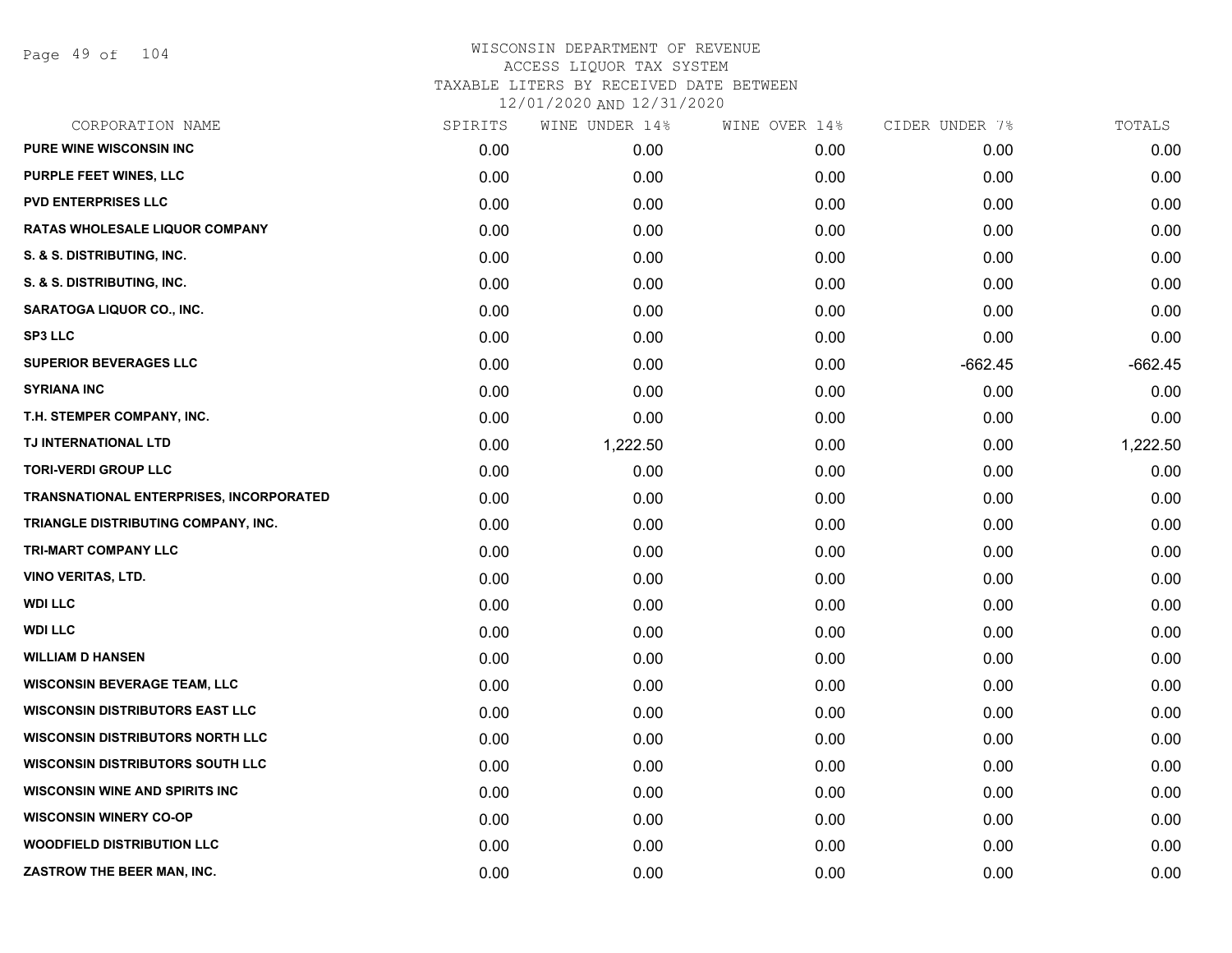# WISCONSIN DEPARTMENT OF REVENUE
## ACCESS LIQUOR TAX SYSTEM
### TAXABLE LITERS BY RECEIVED DATE BETWEEN 12/01/2020 AND 12/31/2020

| CORPORATION NAME | SPIRITS | WINE UNDER 14% | WINE OVER 14% | CIDER UNDER 7% | TOTALS |
|---|---|---|---|---|---|
| PURE WINE WISCONSIN INC | 0.00 | 0.00 | 0.00 | 0.00 | 0.00 |
| PURPLE FEET WINES, LLC | 0.00 | 0.00 | 0.00 | 0.00 | 0.00 |
| PVD ENTERPRISES LLC | 0.00 | 0.00 | 0.00 | 0.00 | 0.00 |
| RATAS WHOLESALE LIQUOR COMPANY | 0.00 | 0.00 | 0.00 | 0.00 | 0.00 |
| S. & S. DISTRIBUTING, INC. | 0.00 | 0.00 | 0.00 | 0.00 | 0.00 |
| S. & S. DISTRIBUTING, INC. | 0.00 | 0.00 | 0.00 | 0.00 | 0.00 |
| SARATOGA LIQUOR CO., INC. | 0.00 | 0.00 | 0.00 | 0.00 | 0.00 |
| SP3 LLC | 0.00 | 0.00 | 0.00 | 0.00 | 0.00 |
| SUPERIOR BEVERAGES LLC | 0.00 | 0.00 | 0.00 | -662.45 | -662.45 |
| SYRIANA INC | 0.00 | 0.00 | 0.00 | 0.00 | 0.00 |
| T.H. STEMPER COMPANY, INC. | 0.00 | 0.00 | 0.00 | 0.00 | 0.00 |
| TJ INTERNATIONAL LTD | 0.00 | 1,222.50 | 0.00 | 0.00 | 1,222.50 |
| TORI-VERDI GROUP LLC | 0.00 | 0.00 | 0.00 | 0.00 | 0.00 |
| TRANSNATIONAL ENTERPRISES, INCORPORATED | 0.00 | 0.00 | 0.00 | 0.00 | 0.00 |
| TRIANGLE DISTRIBUTING COMPANY, INC. | 0.00 | 0.00 | 0.00 | 0.00 | 0.00 |
| TRI-MART COMPANY LLC | 0.00 | 0.00 | 0.00 | 0.00 | 0.00 |
| VINO VERITAS, LTD. | 0.00 | 0.00 | 0.00 | 0.00 | 0.00 |
| WDI LLC | 0.00 | 0.00 | 0.00 | 0.00 | 0.00 |
| WDI LLC | 0.00 | 0.00 | 0.00 | 0.00 | 0.00 |
| WILLIAM D HANSEN | 0.00 | 0.00 | 0.00 | 0.00 | 0.00 |
| WISCONSIN BEVERAGE TEAM, LLC | 0.00 | 0.00 | 0.00 | 0.00 | 0.00 |
| WISCONSIN DISTRIBUTORS EAST LLC | 0.00 | 0.00 | 0.00 | 0.00 | 0.00 |
| WISCONSIN DISTRIBUTORS NORTH LLC | 0.00 | 0.00 | 0.00 | 0.00 | 0.00 |
| WISCONSIN DISTRIBUTORS SOUTH LLC | 0.00 | 0.00 | 0.00 | 0.00 | 0.00 |
| WISCONSIN WINE AND SPIRITS INC | 0.00 | 0.00 | 0.00 | 0.00 | 0.00 |
| WISCONSIN WINERY CO-OP | 0.00 | 0.00 | 0.00 | 0.00 | 0.00 |
| WOODFIELD DISTRIBUTION LLC | 0.00 | 0.00 | 0.00 | 0.00 | 0.00 |
| ZASTROW THE BEER MAN, INC. | 0.00 | 0.00 | 0.00 | 0.00 | 0.00 |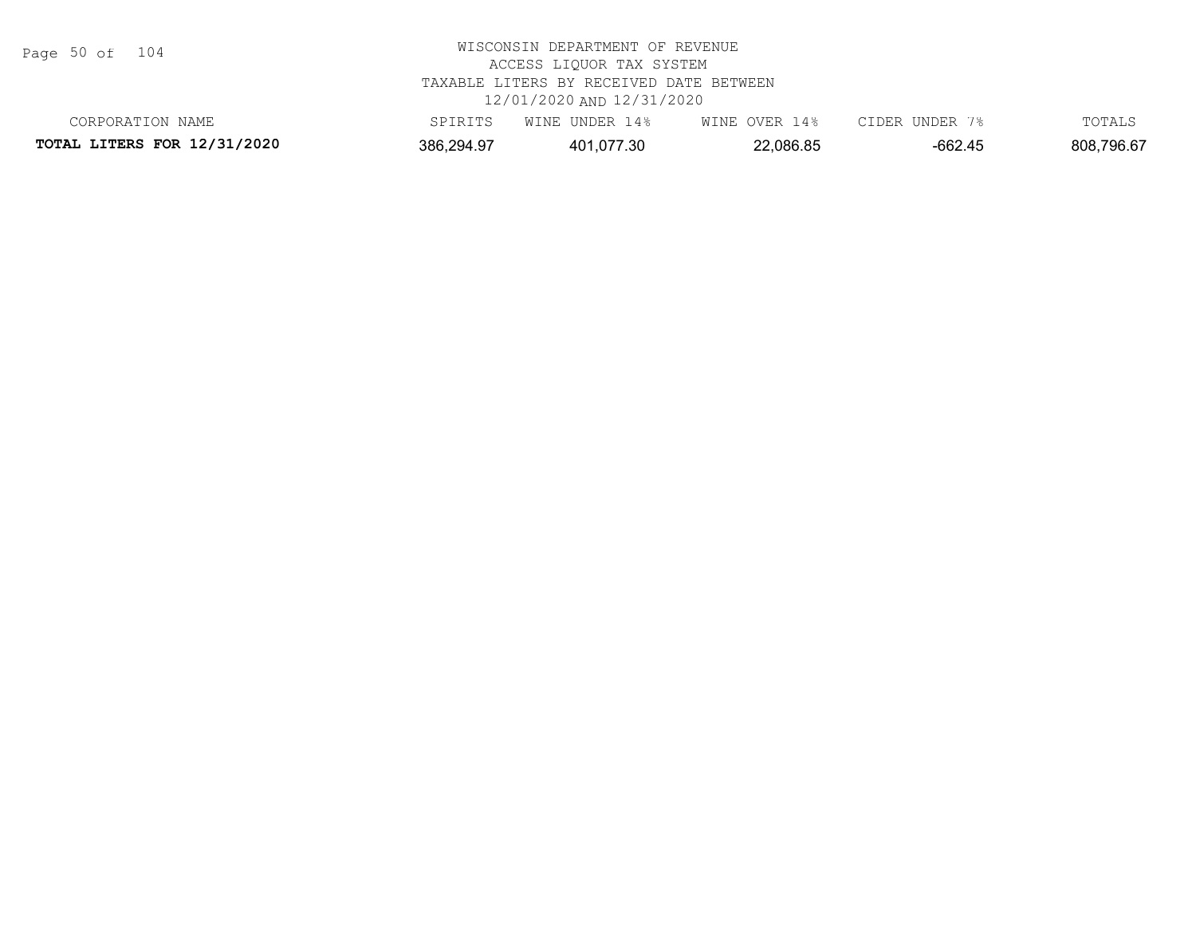WISCONSIN DEPARTMENT OF REVENUE
ACCESS LIQUOR TAX SYSTEM
TAXABLE LITERS BY RECEIVED DATE BETWEEN
12/01/2020 AND 12/31/2020

| CORPORATION NAME | SPIRITS | WINE UNDER 14% | WINE OVER 14% | CIDER UNDER 7% | TOTALS |
|---|---|---|---|---|---|
| **TOTAL LITERS FOR 12/31/2020** | 386,294.97 | 401,077.30 | 22,086.85 | -662.45 | 808,796.67 |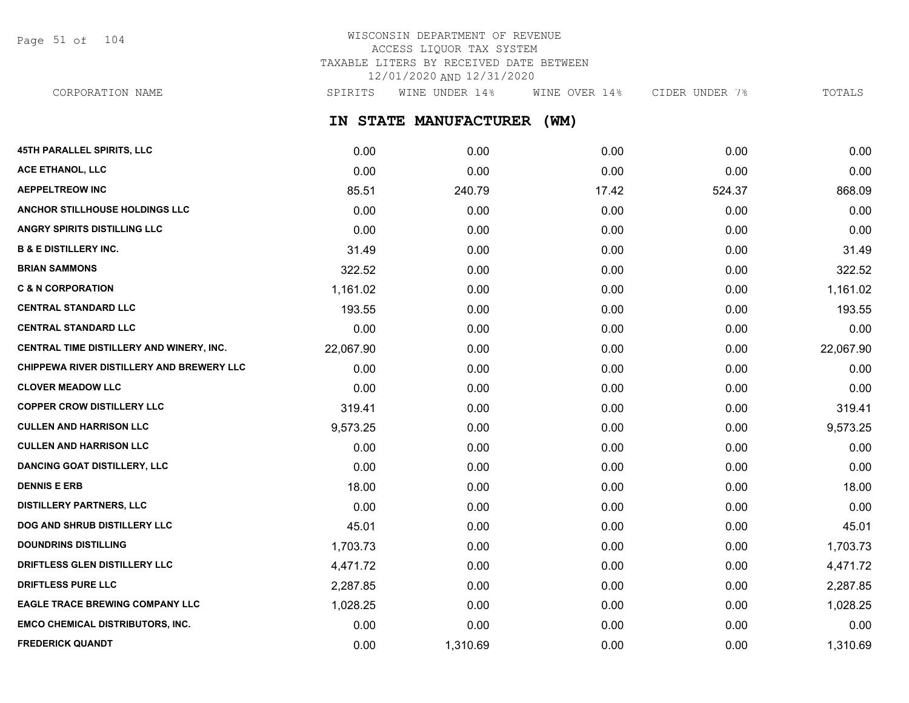# WISCONSIN DEPARTMENT OF REVENUE
## ACCESS LIQUOR TAX SYSTEM
## TAXABLE LITERS BY RECEIVED DATE BETWEEN 12/01/2020 AND 12/31/2020

## IN STATE MANUFACTURER (WM)

| CORPORATION NAME | SPIRITS | WINE UNDER 14% | WINE OVER 14% | CIDER UNDER 7% | TOTALS |
|---|---|---|---|---|---|
| 45TH PARALLEL SPIRITS, LLC | 0.00 | 0.00 | 0.00 | 0.00 | 0.00 |
| ACE ETHANOL, LLC | 0.00 | 0.00 | 0.00 | 0.00 | 0.00 |
| AEPPELTREOW INC | 85.51 | 240.79 | 17.42 | 524.37 | 868.09 |
| ANCHOR STILLHOUSE HOLDINGS LLC | 0.00 | 0.00 | 0.00 | 0.00 | 0.00 |
| ANGRY SPIRITS DISTILLING LLC | 0.00 | 0.00 | 0.00 | 0.00 | 0.00 |
| B & E DISTILLERY INC. | 31.49 | 0.00 | 0.00 | 0.00 | 31.49 |
| BRIAN SAMMONS | 322.52 | 0.00 | 0.00 | 0.00 | 322.52 |
| C & N CORPORATION | 1,161.02 | 0.00 | 0.00 | 0.00 | 1,161.02 |
| CENTRAL STANDARD LLC | 193.55 | 0.00 | 0.00 | 0.00 | 193.55 |
| CENTRAL STANDARD LLC | 0.00 | 0.00 | 0.00 | 0.00 | 0.00 |
| CENTRAL TIME DISTILLERY AND WINERY, INC. | 22,067.90 | 0.00 | 0.00 | 0.00 | 22,067.90 |
| CHIPPEWA RIVER DISTILLERY AND BREWERY LLC | 0.00 | 0.00 | 0.00 | 0.00 | 0.00 |
| CLOVER MEADOW LLC | 0.00 | 0.00 | 0.00 | 0.00 | 0.00 |
| COPPER CROW DISTILLERY LLC | 319.41 | 0.00 | 0.00 | 0.00 | 319.41 |
| CULLEN AND HARRISON LLC | 9,573.25 | 0.00 | 0.00 | 0.00 | 9,573.25 |
| CULLEN AND HARRISON LLC | 0.00 | 0.00 | 0.00 | 0.00 | 0.00 |
| DANCING GOAT DISTILLERY, LLC | 0.00 | 0.00 | 0.00 | 0.00 | 0.00 |
| DENNIS E ERB | 18.00 | 0.00 | 0.00 | 0.00 | 18.00 |
| DISTILLERY PARTNERS, LLC | 0.00 | 0.00 | 0.00 | 0.00 | 0.00 |
| DOG AND SHRUB DISTILLERY LLC | 45.01 | 0.00 | 0.00 | 0.00 | 45.01 |
| DOUNDRINS DISTILLING | 1,703.73 | 0.00 | 0.00 | 0.00 | 1,703.73 |
| DRIFTLESS GLEN DISTILLERY LLC | 4,471.72 | 0.00 | 0.00 | 0.00 | 4,471.72 |
| DRIFTLESS PURE LLC | 2,287.85 | 0.00 | 0.00 | 0.00 | 2,287.85 |
| EAGLE TRACE BREWING COMPANY LLC | 1,028.25 | 0.00 | 0.00 | 0.00 | 1,028.25 |
| EMCO CHEMICAL DISTRIBUTORS, INC. | 0.00 | 0.00 | 0.00 | 0.00 | 0.00 |
| FREDERICK QUANDT | 0.00 | 1,310.69 | 0.00 | 0.00 | 1,310.69 |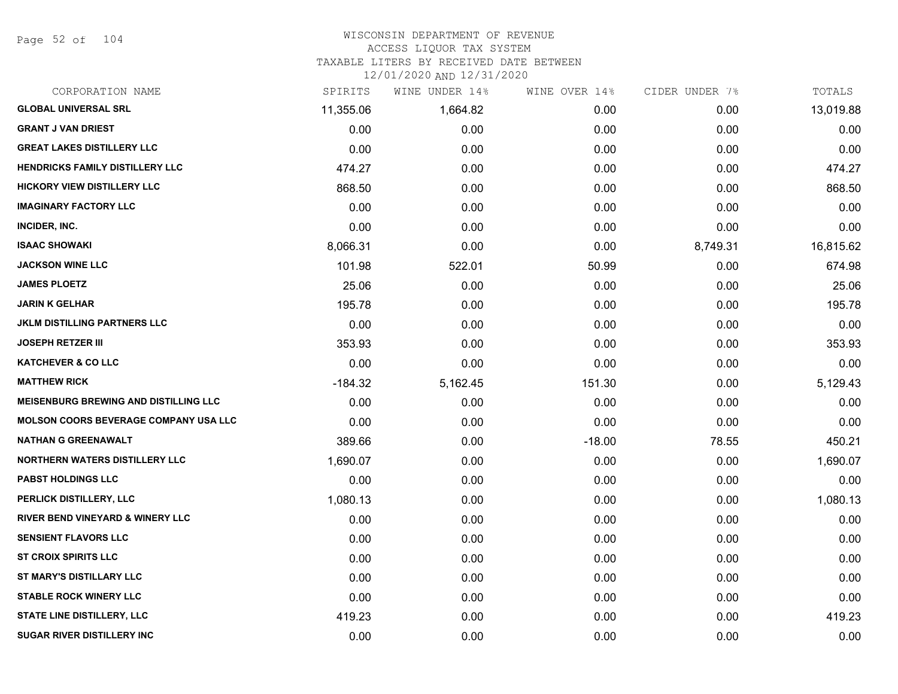# WISCONSIN DEPARTMENT OF REVENUE
## ACCESS LIQUOR TAX SYSTEM
### TAXABLE LITERS BY RECEIVED DATE BETWEEN 12/01/2020 AND 12/31/2020

| CORPORATION NAME | SPIRITS | WINE UNDER 14% | WINE OVER 14% | CIDER UNDER 7% | TOTALS |
|---|---|---|---|---|---|
| GLOBAL UNIVERSAL SRL | 11,355.06 | 1,664.82 | 0.00 | 0.00 | 13,019.88 |
| GRANT J VAN DRIEST | 0.00 | 0.00 | 0.00 | 0.00 | 0.00 |
| GREAT LAKES DISTILLERY LLC | 0.00 | 0.00 | 0.00 | 0.00 | 0.00 |
| HENDRICKS FAMILY DISTILLERY LLC | 474.27 | 0.00 | 0.00 | 0.00 | 474.27 |
| HICKORY VIEW DISTILLERY LLC | 868.50 | 0.00 | 0.00 | 0.00 | 868.50 |
| IMAGINARY FACTORY LLC | 0.00 | 0.00 | 0.00 | 0.00 | 0.00 |
| INCIDER, INC. | 0.00 | 0.00 | 0.00 | 0.00 | 0.00 |
| ISAAC SHOWAKI | 8,066.31 | 0.00 | 0.00 | 8,749.31 | 16,815.62 |
| JACKSON WINE LLC | 101.98 | 522.01 | 50.99 | 0.00 | 674.98 |
| JAMES PLOETZ | 25.06 | 0.00 | 0.00 | 0.00 | 25.06 |
| JARIN K GELHAR | 195.78 | 0.00 | 0.00 | 0.00 | 195.78 |
| JKLM DISTILLING PARTNERS LLC | 0.00 | 0.00 | 0.00 | 0.00 | 0.00 |
| JOSEPH RETZER III | 353.93 | 0.00 | 0.00 | 0.00 | 353.93 |
| KATCHEVER & CO LLC | 0.00 | 0.00 | 0.00 | 0.00 | 0.00 |
| MATTHEW RICK | -184.32 | 5,162.45 | 151.30 | 0.00 | 5,129.43 |
| MEISENBURG BREWING AND DISTILLING LLC | 0.00 | 0.00 | 0.00 | 0.00 | 0.00 |
| MOLSON COORS BEVERAGE COMPANY USA LLC | 0.00 | 0.00 | 0.00 | 0.00 | 0.00 |
| NATHAN G GREENAWALT | 389.66 | 0.00 | -18.00 | 78.55 | 450.21 |
| NORTHERN WATERS DISTILLERY LLC | 1,690.07 | 0.00 | 0.00 | 0.00 | 1,690.07 |
| PABST HOLDINGS LLC | 0.00 | 0.00 | 0.00 | 0.00 | 0.00 |
| PERLICK DISTILLERY, LLC | 1,080.13 | 0.00 | 0.00 | 0.00 | 1,080.13 |
| RIVER BEND VINEYARD & WINERY LLC | 0.00 | 0.00 | 0.00 | 0.00 | 0.00 |
| SENSIENT FLAVORS LLC | 0.00 | 0.00 | 0.00 | 0.00 | 0.00 |
| ST CROIX SPIRITS LLC | 0.00 | 0.00 | 0.00 | 0.00 | 0.00 |
| ST MARY'S DISTILLARY LLC | 0.00 | 0.00 | 0.00 | 0.00 | 0.00 |
| STABLE ROCK WINERY LLC | 0.00 | 0.00 | 0.00 | 0.00 | 0.00 |
| STATE LINE DISTILLERY, LLC | 419.23 | 0.00 | 0.00 | 0.00 | 419.23 |
| SUGAR RIVER DISTILLERY INC | 0.00 | 0.00 | 0.00 | 0.00 | 0.00 |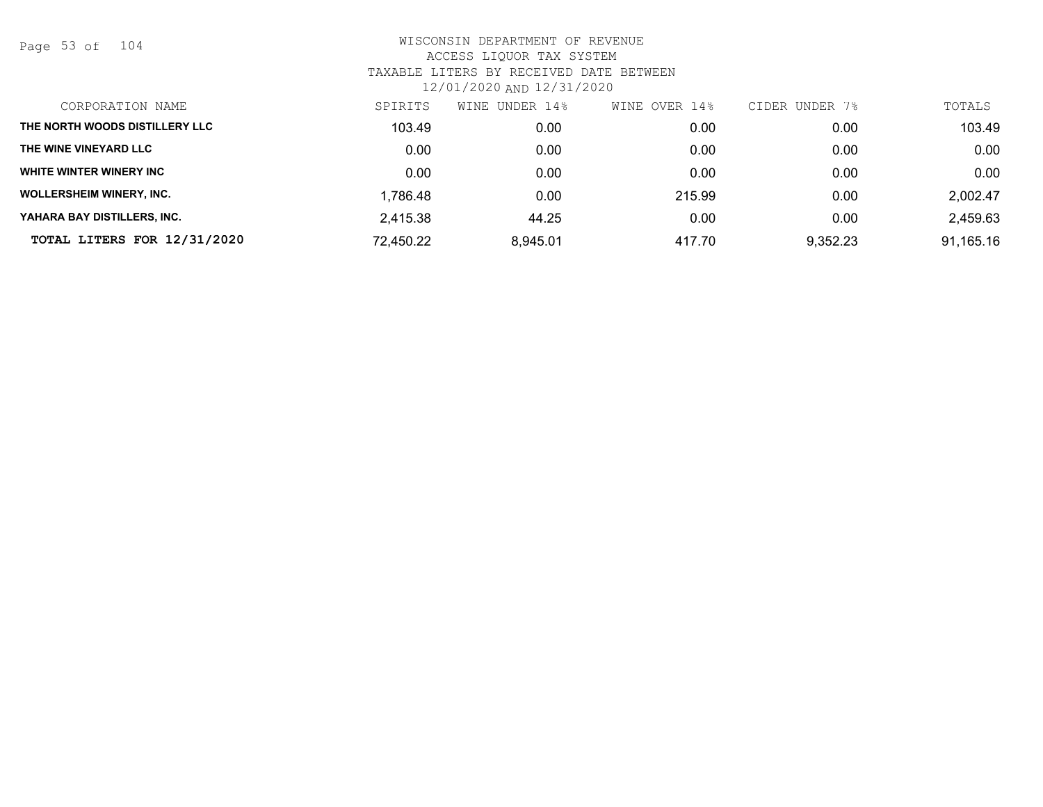WISCONSIN DEPARTMENT OF REVENUE
ACCESS LIQUOR TAX SYSTEM
TAXABLE LITERS BY RECEIVED DATE BETWEEN
12/01/2020 AND 12/31/2020

| CORPORATION NAME | SPIRITS | WINE UNDER 14% | WINE OVER 14% | CIDER UNDER 7% | TOTALS |
|---|---|---|---|---|---|
| THE NORTH WOODS DISTILLERY LLC | 103.49 | 0.00 | 0.00 | 0.00 | 103.49 |
| THE WINE VINEYARD LLC | 0.00 | 0.00 | 0.00 | 0.00 | 0.00 |
| WHITE WINTER WINERY INC | 0.00 | 0.00 | 0.00 | 0.00 | 0.00 |
| WOLLERSHEIM WINERY, INC. | 1,786.48 | 0.00 | 215.99 | 0.00 | 2,002.47 |
| YAHARA BAY DISTILLERS, INC. | 2,415.38 | 44.25 | 0.00 | 0.00 | 2,459.63 |
| **TOTAL LITERS FOR 12/31/2020** | 72,450.22 | 8,945.01 | 417.70 | 9,352.23 | 91,165.16 |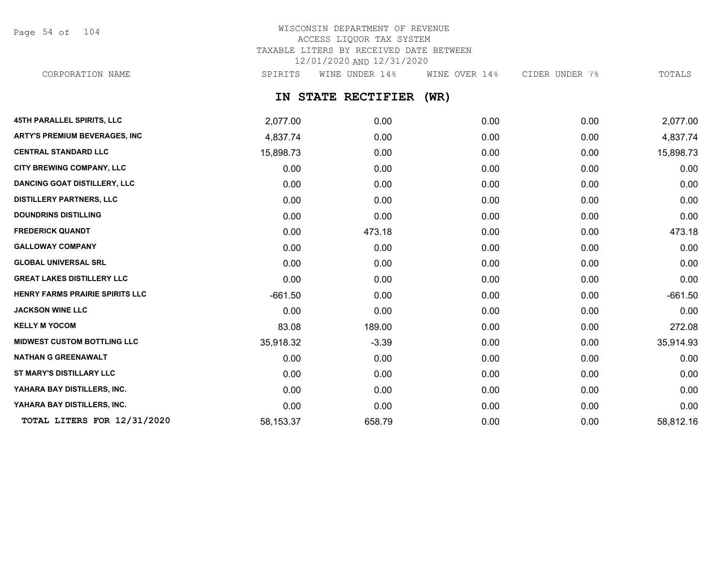WISCONSIN DEPARTMENT OF REVENUE
ACCESS LIQUOR TAX SYSTEM
TAXABLE LITERS BY RECEIVED DATE BETWEEN
12/01/2020 AND 12/31/2020

## IN STATE RECTIFIER (WR)

| CORPORATION NAME | SPIRITS | WINE UNDER 14% | WINE OVER 14% | CIDER UNDER 7% | TOTALS |
|---|---|---|---|---|---|
| 45TH PARALLEL SPIRITS, LLC | 2,077.00 | 0.00 | 0.00 | 0.00 | 2,077.00 |
| ARTY'S PREMIUM BEVERAGES, INC | 4,837.74 | 0.00 | 0.00 | 0.00 | 4,837.74 |
| CENTRAL STANDARD LLC | 15,898.73 | 0.00 | 0.00 | 0.00 | 15,898.73 |
| CITY BREWING COMPANY, LLC | 0.00 | 0.00 | 0.00 | 0.00 | 0.00 |
| DANCING GOAT DISTILLERY, LLC | 0.00 | 0.00 | 0.00 | 0.00 | 0.00 |
| DISTILLERY PARTNERS, LLC | 0.00 | 0.00 | 0.00 | 0.00 | 0.00 |
| DOUNDRINS DISTILLING | 0.00 | 0.00 | 0.00 | 0.00 | 0.00 |
| FREDERICK QUANDT | 0.00 | 473.18 | 0.00 | 0.00 | 473.18 |
| GALLOWAY COMPANY | 0.00 | 0.00 | 0.00 | 0.00 | 0.00 |
| GLOBAL UNIVERSAL SRL | 0.00 | 0.00 | 0.00 | 0.00 | 0.00 |
| GREAT LAKES DISTILLERY LLC | 0.00 | 0.00 | 0.00 | 0.00 | 0.00 |
| HENRY FARMS PRAIRIE SPIRITS LLC | -661.50 | 0.00 | 0.00 | 0.00 | -661.50 |
| JACKSON WINE LLC | 0.00 | 0.00 | 0.00 | 0.00 | 0.00 |
| KELLY M YOCOM | 83.08 | 189.00 | 0.00 | 0.00 | 272.08 |
| MIDWEST CUSTOM BOTTLING LLC | 35,918.32 | -3.39 | 0.00 | 0.00 | 35,914.93 |
| NATHAN G GREENAWALT | 0.00 | 0.00 | 0.00 | 0.00 | 0.00 |
| ST MARY'S DISTILLARY LLC | 0.00 | 0.00 | 0.00 | 0.00 | 0.00 |
| YAHARA BAY DISTILLERS, INC. | 0.00 | 0.00 | 0.00 | 0.00 | 0.00 |
| YAHARA BAY DISTILLERS, INC. | 0.00 | 0.00 | 0.00 | 0.00 | 0.00 |
| **TOTAL LITERS FOR 12/31/2020** | 58,153.37 | 658.79 | 0.00 | 0.00 | 58,812.16 |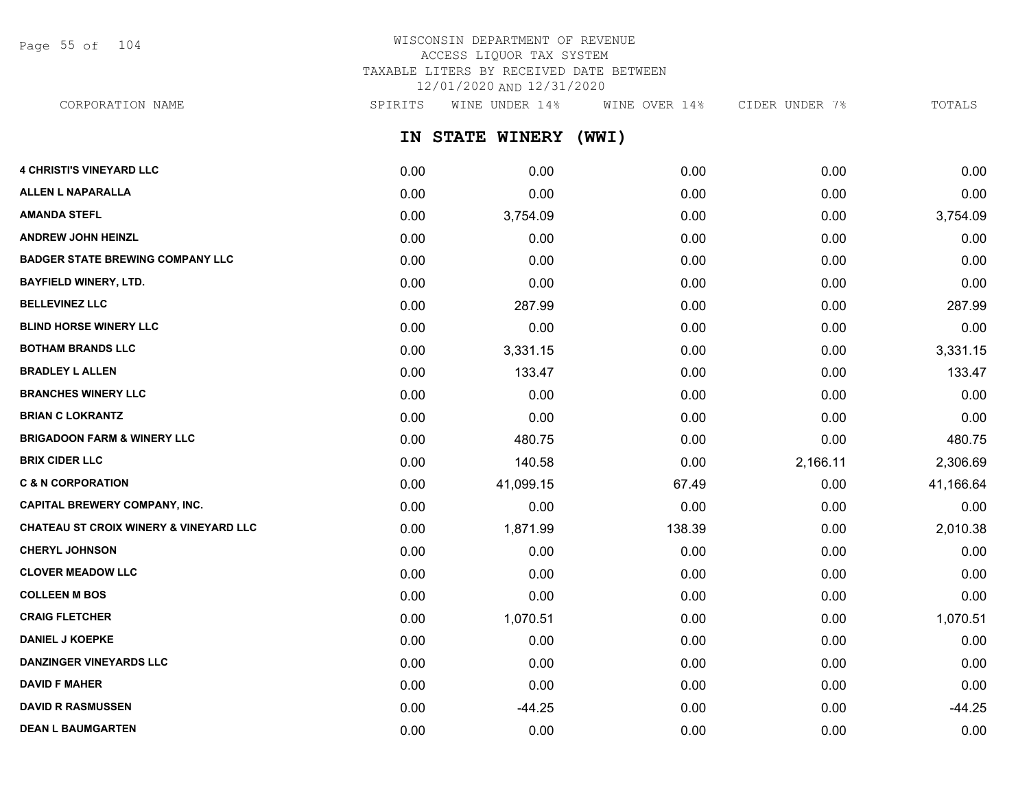WISCONSIN DEPARTMENT OF REVENUE
ACCESS LIQUOR TAX SYSTEM
TAXABLE LITERS BY RECEIVED DATE BETWEEN
12/01/2020 AND 12/31/2020

## IN STATE WINERY (WWI)

| CORPORATION NAME | SPIRITS | WINE UNDER 14% | WINE OVER 14% | CIDER UNDER 7% | TOTALS |
|---|---|---|---|---|---|
| 4 CHRISTI'S VINEYARD LLC | 0.00 | 0.00 | 0.00 | 0.00 | 0.00 |
| ALLEN L NAPARALLA | 0.00 | 0.00 | 0.00 | 0.00 | 0.00 |
| AMANDA STEFL | 0.00 | 3,754.09 | 0.00 | 0.00 | 3,754.09 |
| ANDREW JOHN HEINZL | 0.00 | 0.00 | 0.00 | 0.00 | 0.00 |
| BADGER STATE BREWING COMPANY LLC | 0.00 | 0.00 | 0.00 | 0.00 | 0.00 |
| BAYFIELD WINERY, LTD. | 0.00 | 0.00 | 0.00 | 0.00 | 0.00 |
| BELLEVINEZ LLC | 0.00 | 287.99 | 0.00 | 0.00 | 287.99 |
| BLIND HORSE WINERY LLC | 0.00 | 0.00 | 0.00 | 0.00 | 0.00 |
| BOTHAM BRANDS LLC | 0.00 | 3,331.15 | 0.00 | 0.00 | 3,331.15 |
| BRADLEY L ALLEN | 0.00 | 133.47 | 0.00 | 0.00 | 133.47 |
| BRANCHES WINERY LLC | 0.00 | 0.00 | 0.00 | 0.00 | 0.00 |
| BRIAN C LOKRANTZ | 0.00 | 0.00 | 0.00 | 0.00 | 0.00 |
| BRIGADOON FARM & WINERY LLC | 0.00 | 480.75 | 0.00 | 0.00 | 480.75 |
| BRIX CIDER LLC | 0.00 | 140.58 | 0.00 | 2,166.11 | 2,306.69 |
| C & N CORPORATION | 0.00 | 41,099.15 | 67.49 | 0.00 | 41,166.64 |
| CAPITAL BREWERY COMPANY, INC. | 0.00 | 0.00 | 0.00 | 0.00 | 0.00 |
| CHATEAU ST CROIX WINERY & VINEYARD LLC | 0.00 | 1,871.99 | 138.39 | 0.00 | 2,010.38 |
| CHERYL JOHNSON | 0.00 | 0.00 | 0.00 | 0.00 | 0.00 |
| CLOVER MEADOW LLC | 0.00 | 0.00 | 0.00 | 0.00 | 0.00 |
| COLLEEN M BOS | 0.00 | 0.00 | 0.00 | 0.00 | 0.00 |
| CRAIG FLETCHER | 0.00 | 1,070.51 | 0.00 | 0.00 | 1,070.51 |
| DANIEL J KOEPKE | 0.00 | 0.00 | 0.00 | 0.00 | 0.00 |
| DANZINGER VINEYARDS LLC | 0.00 | 0.00 | 0.00 | 0.00 | 0.00 |
| DAVID F MAHER | 0.00 | 0.00 | 0.00 | 0.00 | 0.00 |
| DAVID R RASMUSSEN | 0.00 | -44.25 | 0.00 | 0.00 | -44.25 |
| DEAN L BAUMGARTEN | 0.00 | 0.00 | 0.00 | 0.00 | 0.00 |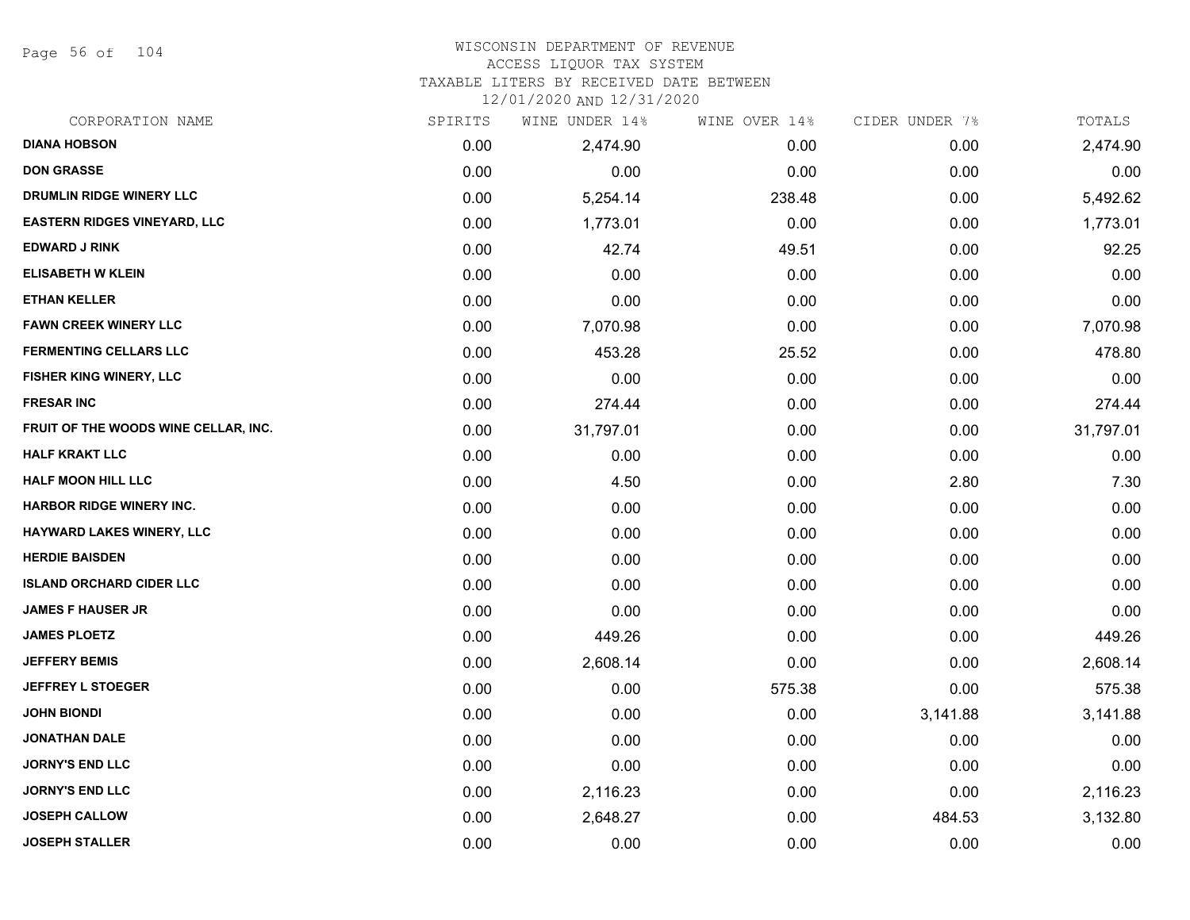# WISCONSIN DEPARTMENT OF REVENUE
## ACCESS LIQUOR TAX SYSTEM
### TAXABLE LITERS BY RECEIVED DATE BETWEEN 12/01/2020 AND 12/31/2020

| CORPORATION NAME | SPIRITS | WINE UNDER 14% | WINE OVER 14% | CIDER UNDER 7% | TOTALS |
|---|---|---|---|---|---|
| DIANA HOBSON | 0.00 | 2,474.90 | 0.00 | 0.00 | 2,474.90 |
| DON GRASSE | 0.00 | 0.00 | 0.00 | 0.00 | 0.00 |
| DRUMLIN RIDGE WINERY LLC | 0.00 | 5,254.14 | 238.48 | 0.00 | 5,492.62 |
| EASTERN RIDGES VINEYARD, LLC | 0.00 | 1,773.01 | 0.00 | 0.00 | 1,773.01 |
| EDWARD J RINK | 0.00 | 42.74 | 49.51 | 0.00 | 92.25 |
| ELISABETH W KLEIN | 0.00 | 0.00 | 0.00 | 0.00 | 0.00 |
| ETHAN KELLER | 0.00 | 0.00 | 0.00 | 0.00 | 0.00 |
| FAWN CREEK WINERY LLC | 0.00 | 7,070.98 | 0.00 | 0.00 | 7,070.98 |
| FERMENTING CELLARS LLC | 0.00 | 453.28 | 25.52 | 0.00 | 478.80 |
| FISHER KING WINERY, LLC | 0.00 | 0.00 | 0.00 | 0.00 | 0.00 |
| FRESAR INC | 0.00 | 274.44 | 0.00 | 0.00 | 274.44 |
| FRUIT OF THE WOODS WINE CELLAR, INC. | 0.00 | 31,797.01 | 0.00 | 0.00 | 31,797.01 |
| HALF KRAKT LLC | 0.00 | 0.00 | 0.00 | 0.00 | 0.00 |
| HALF MOON HILL LLC | 0.00 | 4.50 | 0.00 | 2.80 | 7.30 |
| HARBOR RIDGE WINERY INC. | 0.00 | 0.00 | 0.00 | 0.00 | 0.00 |
| HAYWARD LAKES WINERY, LLC | 0.00 | 0.00 | 0.00 | 0.00 | 0.00 |
| HERDIE BAISDEN | 0.00 | 0.00 | 0.00 | 0.00 | 0.00 |
| ISLAND ORCHARD CIDER LLC | 0.00 | 0.00 | 0.00 | 0.00 | 0.00 |
| JAMES F HAUSER JR | 0.00 | 0.00 | 0.00 | 0.00 | 0.00 |
| JAMES PLOETZ | 0.00 | 449.26 | 0.00 | 0.00 | 449.26 |
| JEFFERY BEMIS | 0.00 | 2,608.14 | 0.00 | 0.00 | 2,608.14 |
| JEFFREY L STOEGER | 0.00 | 0.00 | 575.38 | 0.00 | 575.38 |
| JOHN BIONDI | 0.00 | 0.00 | 0.00 | 3,141.88 | 3,141.88 |
| JONATHAN DALE | 0.00 | 0.00 | 0.00 | 0.00 | 0.00 |
| JORNY'S END LLC | 0.00 | 0.00 | 0.00 | 0.00 | 0.00 |
| JORNY'S END LLC | 0.00 | 2,116.23 | 0.00 | 0.00 | 2,116.23 |
| JOSEPH CALLOW | 0.00 | 2,648.27 | 0.00 | 484.53 | 3,132.80 |
| JOSEPH STALLER | 0.00 | 0.00 | 0.00 | 0.00 | 0.00 |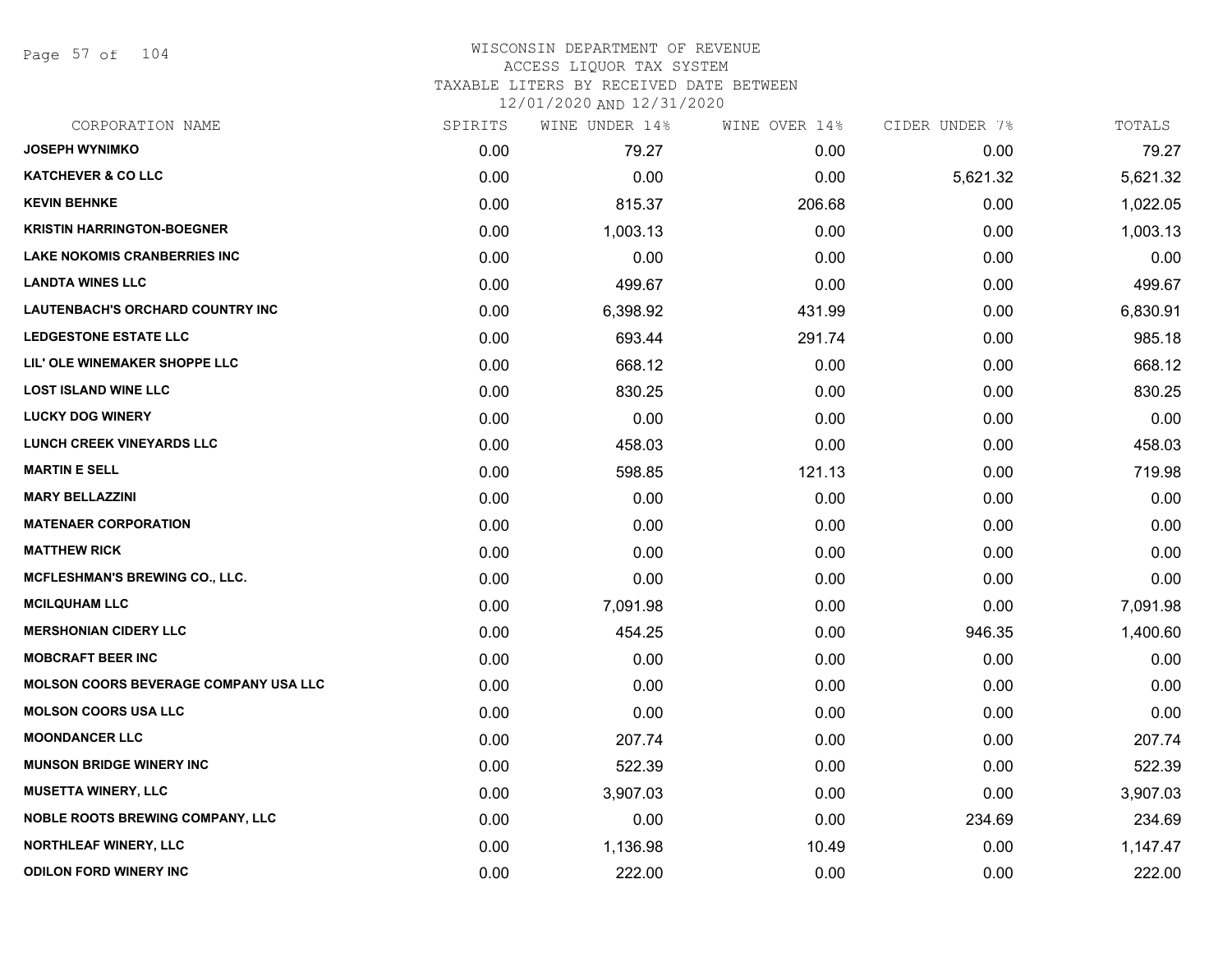WISCONSIN DEPARTMENT OF REVENUE
ACCESS LIQUOR TAX SYSTEM
TAXABLE LITERS BY RECEIVED DATE BETWEEN
12/01/2020 AND 12/31/2020

| CORPORATION NAME | SPIRITS | WINE UNDER 14% | WINE OVER 14% | CIDER UNDER 7% | TOTALS |
|---|---|---|---|---|---|
| JOSEPH WYNIMKO | 0.00 | 79.27 | 0.00 | 0.00 | 79.27 |
| KATCHEVER & CO LLC | 0.00 | 0.00 | 0.00 | 5,621.32 | 5,621.32 |
| KEVIN BEHNKE | 0.00 | 815.37 | 206.68 | 0.00 | 1,022.05 |
| KRISTIN HARRINGTON-BOEGNER | 0.00 | 1,003.13 | 0.00 | 0.00 | 1,003.13 |
| LAKE NOKOMIS CRANBERRIES INC | 0.00 | 0.00 | 0.00 | 0.00 | 0.00 |
| LANDTA WINES LLC | 0.00 | 499.67 | 0.00 | 0.00 | 499.67 |
| LAUTENBACH'S ORCHARD COUNTRY INC | 0.00 | 6,398.92 | 431.99 | 0.00 | 6,830.91 |
| LEDGESTONE ESTATE LLC | 0.00 | 693.44 | 291.74 | 0.00 | 985.18 |
| LIL' OLE WINEMAKER SHOPPE LLC | 0.00 | 668.12 | 0.00 | 0.00 | 668.12 |
| LOST ISLAND WINE LLC | 0.00 | 830.25 | 0.00 | 0.00 | 830.25 |
| LUCKY DOG WINERY | 0.00 | 0.00 | 0.00 | 0.00 | 0.00 |
| LUNCH CREEK VINEYARDS LLC | 0.00 | 458.03 | 0.00 | 0.00 | 458.03 |
| MARTIN E SELL | 0.00 | 598.85 | 121.13 | 0.00 | 719.98 |
| MARY BELLAZZINI | 0.00 | 0.00 | 0.00 | 0.00 | 0.00 |
| MATENAER CORPORATION | 0.00 | 0.00 | 0.00 | 0.00 | 0.00 |
| MATTHEW RICK | 0.00 | 0.00 | 0.00 | 0.00 | 0.00 |
| MCFLESHMAN'S BREWING CO., LLC. | 0.00 | 0.00 | 0.00 | 0.00 | 0.00 |
| MCILQUHAM LLC | 0.00 | 7,091.98 | 0.00 | 0.00 | 7,091.98 |
| MERSHONIAN CIDERY LLC | 0.00 | 454.25 | 0.00 | 946.35 | 1,400.60 |
| MOBCRAFT BEER INC | 0.00 | 0.00 | 0.00 | 0.00 | 0.00 |
| MOLSON COORS BEVERAGE COMPANY USA LLC | 0.00 | 0.00 | 0.00 | 0.00 | 0.00 |
| MOLSON COORS USA LLC | 0.00 | 0.00 | 0.00 | 0.00 | 0.00 |
| MOONDANCER LLC | 0.00 | 207.74 | 0.00 | 0.00 | 207.74 |
| MUNSON BRIDGE WINERY INC | 0.00 | 522.39 | 0.00 | 0.00 | 522.39 |
| MUSETTA WINERY, LLC | 0.00 | 3,907.03 | 0.00 | 0.00 | 3,907.03 |
| NOBLE ROOTS BREWING COMPANY, LLC | 0.00 | 0.00 | 0.00 | 234.69 | 234.69 |
| NORTHLEAF WINERY, LLC | 0.00 | 1,136.98 | 10.49 | 0.00 | 1,147.47 |
| ODILON FORD WINERY INC | 0.00 | 222.00 | 0.00 | 0.00 | 222.00 |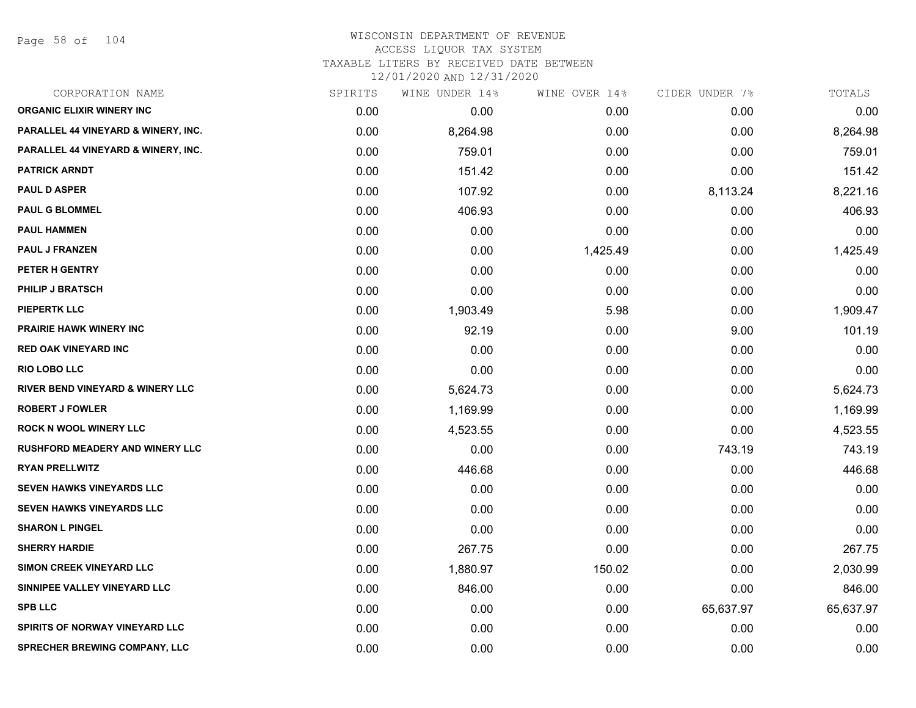# WISCONSIN DEPARTMENT OF REVENUE
## ACCESS LIQUOR TAX SYSTEM
## TAXABLE LITERS BY RECEIVED DATE BETWEEN 12/01/2020 AND 12/31/2020

| CORPORATION NAME | SPIRITS | WINE UNDER 14% | WINE OVER 14% | CIDER UNDER 7% | TOTALS |
|---|---|---|---|---|---|
| ORGANIC ELIXIR WINERY INC | 0.00 | 0.00 | 0.00 | 0.00 | 0.00 |
| PARALLEL 44 VINEYARD & WINERY, INC. | 0.00 | 8,264.98 | 0.00 | 0.00 | 8,264.98 |
| PARALLEL 44 VINEYARD & WINERY, INC. | 0.00 | 759.01 | 0.00 | 0.00 | 759.01 |
| PATRICK ARNDT | 0.00 | 151.42 | 0.00 | 0.00 | 151.42 |
| PAUL D ASPER | 0.00 | 107.92 | 0.00 | 8,113.24 | 8,221.16 |
| PAUL G BLOMMEL | 0.00 | 406.93 | 0.00 | 0.00 | 406.93 |
| PAUL HAMMEN | 0.00 | 0.00 | 0.00 | 0.00 | 0.00 |
| PAUL J FRANZEN | 0.00 | 0.00 | 1,425.49 | 0.00 | 1,425.49 |
| PETER H GENTRY | 0.00 | 0.00 | 0.00 | 0.00 | 0.00 |
| PHILIP J BRATSCH | 0.00 | 0.00 | 0.00 | 0.00 | 0.00 |
| PIEPERTK LLC | 0.00 | 1,903.49 | 5.98 | 0.00 | 1,909.47 |
| PRAIRIE HAWK WINERY INC | 0.00 | 92.19 | 0.00 | 9.00 | 101.19 |
| RED OAK VINEYARD INC | 0.00 | 0.00 | 0.00 | 0.00 | 0.00 |
| RIO LOBO LLC | 0.00 | 0.00 | 0.00 | 0.00 | 0.00 |
| RIVER BEND VINEYARD & WINERY LLC | 0.00 | 5,624.73 | 0.00 | 0.00 | 5,624.73 |
| ROBERT J FOWLER | 0.00 | 1,169.99 | 0.00 | 0.00 | 1,169.99 |
| ROCK N WOOL WINERY LLC | 0.00 | 4,523.55 | 0.00 | 0.00 | 4,523.55 |
| RUSHFORD MEADERY AND WINERY LLC | 0.00 | 0.00 | 0.00 | 743.19 | 743.19 |
| RYAN PRELLWITZ | 0.00 | 446.68 | 0.00 | 0.00 | 446.68 |
| SEVEN HAWKS VINEYARDS LLC | 0.00 | 0.00 | 0.00 | 0.00 | 0.00 |
| SEVEN HAWKS VINEYARDS LLC | 0.00 | 0.00 | 0.00 | 0.00 | 0.00 |
| SHARON L PINGEL | 0.00 | 0.00 | 0.00 | 0.00 | 0.00 |
| SHERRY HARDIE | 0.00 | 267.75 | 0.00 | 0.00 | 267.75 |
| SIMON CREEK VINEYARD LLC | 0.00 | 1,880.97 | 150.02 | 0.00 | 2,030.99 |
| SINNIPEE VALLEY VINEYARD LLC | 0.00 | 846.00 | 0.00 | 0.00 | 846.00 |
| SPB LLC | 0.00 | 0.00 | 0.00 | 65,637.97 | 65,637.97 |
| SPIRITS OF NORWAY VINEYARD LLC | 0.00 | 0.00 | 0.00 | 0.00 | 0.00 |
| SPRECHER BREWING COMPANY, LLC | 0.00 | 0.00 | 0.00 | 0.00 | 0.00 |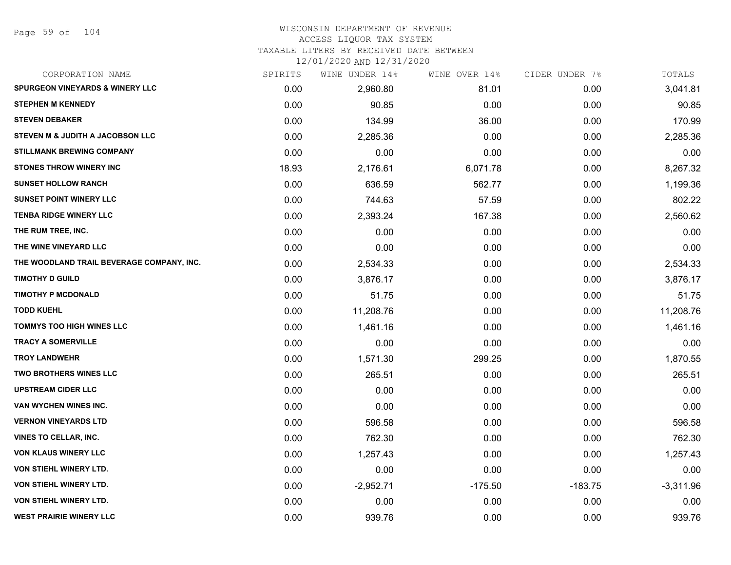# WISCONSIN DEPARTMENT OF REVENUE
## ACCESS LIQUOR TAX SYSTEM
### TAXABLE LITERS BY RECEIVED DATE BETWEEN 12/01/2020 AND 12/31/2020

| CORPORATION NAME | SPIRITS | WINE UNDER 14% | WINE OVER 14% | CIDER UNDER 7% | TOTALS |
|---|---|---|---|---|---|
| SPURGEON VINEYARDS & WINERY LLC | 0.00 | 2,960.80 | 81.01 | 0.00 | 3,041.81 |
| STEPHEN M KENNEDY | 0.00 | 90.85 | 0.00 | 0.00 | 90.85 |
| STEVEN DEBAKER | 0.00 | 134.99 | 36.00 | 0.00 | 170.99 |
| STEVEN M & JUDITH A JACOBSON LLC | 0.00 | 2,285.36 | 0.00 | 0.00 | 2,285.36 |
| STILLMANK BREWING COMPANY | 0.00 | 0.00 | 0.00 | 0.00 | 0.00 |
| STONES THROW WINERY INC | 18.93 | 2,176.61 | 6,071.78 | 0.00 | 8,267.32 |
| SUNSET HOLLOW RANCH | 0.00 | 636.59 | 562.77 | 0.00 | 1,199.36 |
| SUNSET POINT WINERY LLC | 0.00 | 744.63 | 57.59 | 0.00 | 802.22 |
| TENBA RIDGE WINERY LLC | 0.00 | 2,393.24 | 167.38 | 0.00 | 2,560.62 |
| THE RUM TREE, INC. | 0.00 | 0.00 | 0.00 | 0.00 | 0.00 |
| THE WINE VINEYARD LLC | 0.00 | 0.00 | 0.00 | 0.00 | 0.00 |
| THE WOODLAND TRAIL BEVERAGE COMPANY, INC. | 0.00 | 2,534.33 | 0.00 | 0.00 | 2,534.33 |
| TIMOTHY D GUILD | 0.00 | 3,876.17 | 0.00 | 0.00 | 3,876.17 |
| TIMOTHY P MCDONALD | 0.00 | 51.75 | 0.00 | 0.00 | 51.75 |
| TODD KUEHL | 0.00 | 11,208.76 | 0.00 | 0.00 | 11,208.76 |
| TOMMYS TOO HIGH WINES LLC | 0.00 | 1,461.16 | 0.00 | 0.00 | 1,461.16 |
| TRACY A SOMERVILLE | 0.00 | 0.00 | 0.00 | 0.00 | 0.00 |
| TROY LANDWEHR | 0.00 | 1,571.30 | 299.25 | 0.00 | 1,870.55 |
| TWO BROTHERS WINES LLC | 0.00 | 265.51 | 0.00 | 0.00 | 265.51 |
| UPSTREAM CIDER LLC | 0.00 | 0.00 | 0.00 | 0.00 | 0.00 |
| VAN WYCHEN WINES INC. | 0.00 | 0.00 | 0.00 | 0.00 | 0.00 |
| VERNON VINEYARDS LTD | 0.00 | 596.58 | 0.00 | 0.00 | 596.58 |
| VINES TO CELLAR, INC. | 0.00 | 762.30 | 0.00 | 0.00 | 762.30 |
| VON KLAUS WINERY LLC | 0.00 | 1,257.43 | 0.00 | 0.00 | 1,257.43 |
| VON STIEHL WINERY LTD. | 0.00 | 0.00 | 0.00 | 0.00 | 0.00 |
| VON STIEHL WINERY LTD. | 0.00 | -2,952.71 | -175.50 | -183.75 | -3,311.96 |
| VON STIEHL WINERY LTD. | 0.00 | 0.00 | 0.00 | 0.00 | 0.00 |
| WEST PRAIRIE WINERY LLC | 0.00 | 939.76 | 0.00 | 0.00 | 939.76 |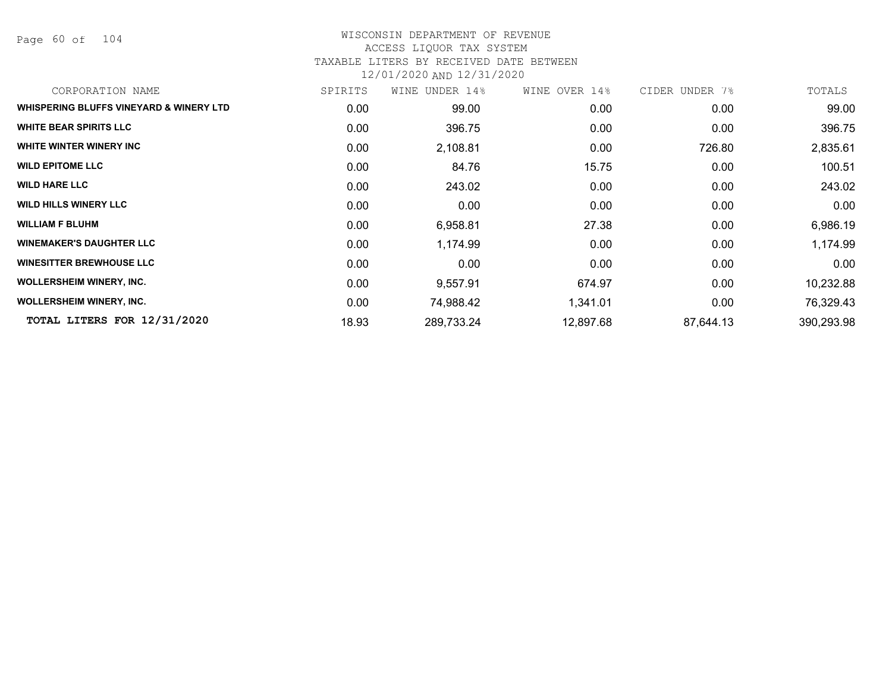# WISCONSIN DEPARTMENT OF REVENUE
## ACCESS LIQUOR TAX SYSTEM
### TAXABLE LITERS BY RECEIVED DATE BETWEEN 12/01/2020 AND 12/31/2020

| CORPORATION NAME | SPIRITS | WINE UNDER 14% | WINE OVER 14% | CIDER UNDER 7% | TOTALS |
|---|---|---|---|---|---|
| **WHISPERING BLUFFS VINEYARD & WINERY LTD** | 0.00 | 99.00 | 0.00 | 0.00 | 99.00 |
| **WHITE BEAR SPIRITS LLC** | 0.00 | 396.75 | 0.00 | 0.00 | 396.75 |
| **WHITE WINTER WINERY INC** | 0.00 | 2,108.81 | 0.00 | 726.80 | 2,835.61 |
| **WILD EPITOME LLC** | 0.00 | 84.76 | 15.75 | 0.00 | 100.51 |
| **WILD HARE LLC** | 0.00 | 243.02 | 0.00 | 0.00 | 243.02 |
| **WILD HILLS WINERY LLC** | 0.00 | 0.00 | 0.00 | 0.00 | 0.00 |
| **WILLIAM F BLUHM** | 0.00 | 6,958.81 | 27.38 | 0.00 | 6,986.19 |
| **WINEMAKER'S DAUGHTER LLC** | 0.00 | 1,174.99 | 0.00 | 0.00 | 1,174.99 |
| **WINESITTER BREWHOUSE LLC** | 0.00 | 0.00 | 0.00 | 0.00 | 0.00 |
| **WOLLERSHEIM WINERY, INC.** | 0.00 | 9,557.91 | 674.97 | 0.00 | 10,232.88 |
| **WOLLERSHEIM WINERY, INC.** | 0.00 | 74,988.42 | 1,341.01 | 0.00 | 76,329.43 |
| **TOTAL LITERS FOR 12/31/2020** | 18.93 | 289,733.24 | 12,897.68 | 87,644.13 | 390,293.98 |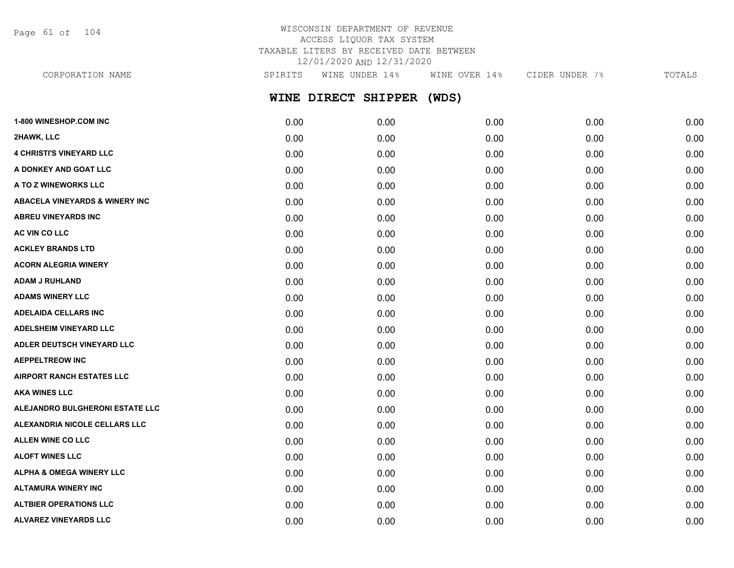WISCONSIN DEPARTMENT OF REVENUE
ACCESS LIQUOR TAX SYSTEM
TAXABLE LITERS BY RECEIVED DATE BETWEEN
12/01/2020 AND 12/31/2020

## WINE DIRECT SHIPPER (WDS)

| CORPORATION NAME | SPIRITS | WINE UNDER 14% | WINE OVER 14% | CIDER UNDER 7% | TOTALS |
|---|---|---|---|---|---|
| 1-800 WINESHOP.COM INC | 0.00 | 0.00 | 0.00 | 0.00 | 0.00 |
| 2HAWK, LLC | 0.00 | 0.00 | 0.00 | 0.00 | 0.00 |
| 4 CHRISTI'S VINEYARD LLC | 0.00 | 0.00 | 0.00 | 0.00 | 0.00 |
| A DONKEY AND GOAT LLC | 0.00 | 0.00 | 0.00 | 0.00 | 0.00 |
| A TO Z WINEWORKS LLC | 0.00 | 0.00 | 0.00 | 0.00 | 0.00 |
| ABACELA VINEYARDS & WINERY INC | 0.00 | 0.00 | 0.00 | 0.00 | 0.00 |
| ABREU VINEYARDS INC | 0.00 | 0.00 | 0.00 | 0.00 | 0.00 |
| AC VIN CO LLC | 0.00 | 0.00 | 0.00 | 0.00 | 0.00 |
| ACKLEY BRANDS LTD | 0.00 | 0.00 | 0.00 | 0.00 | 0.00 |
| ACORN ALEGRIA WINERY | 0.00 | 0.00 | 0.00 | 0.00 | 0.00 |
| ADAM J RUHLAND | 0.00 | 0.00 | 0.00 | 0.00 | 0.00 |
| ADAMS WINERY LLC | 0.00 | 0.00 | 0.00 | 0.00 | 0.00 |
| ADELAIDA CELLARS INC | 0.00 | 0.00 | 0.00 | 0.00 | 0.00 |
| ADELSHEIM VINEYARD LLC | 0.00 | 0.00 | 0.00 | 0.00 | 0.00 |
| ADLER DEUTSCH VINEYARD LLC | 0.00 | 0.00 | 0.00 | 0.00 | 0.00 |
| AEPPELTREOW INC | 0.00 | 0.00 | 0.00 | 0.00 | 0.00 |
| AIRPORT RANCH ESTATES LLC | 0.00 | 0.00 | 0.00 | 0.00 | 0.00 |
| AKA WINES LLC | 0.00 | 0.00 | 0.00 | 0.00 | 0.00 |
| ALEJANDRO BULGHERONI ESTATE LLC | 0.00 | 0.00 | 0.00 | 0.00 | 0.00 |
| ALEXANDRIA NICOLE CELLARS LLC | 0.00 | 0.00 | 0.00 | 0.00 | 0.00 |
| ALLEN WINE CO LLC | 0.00 | 0.00 | 0.00 | 0.00 | 0.00 |
| ALOFT WINES LLC | 0.00 | 0.00 | 0.00 | 0.00 | 0.00 |
| ALPHA & OMEGA WINERY LLC | 0.00 | 0.00 | 0.00 | 0.00 | 0.00 |
| ALTAMURA WINERY INC | 0.00 | 0.00 | 0.00 | 0.00 | 0.00 |
| ALTBIER OPERATIONS LLC | 0.00 | 0.00 | 0.00 | 0.00 | 0.00 |
| ALVAREZ VINEYARDS LLC | 0.00 | 0.00 | 0.00 | 0.00 | 0.00 |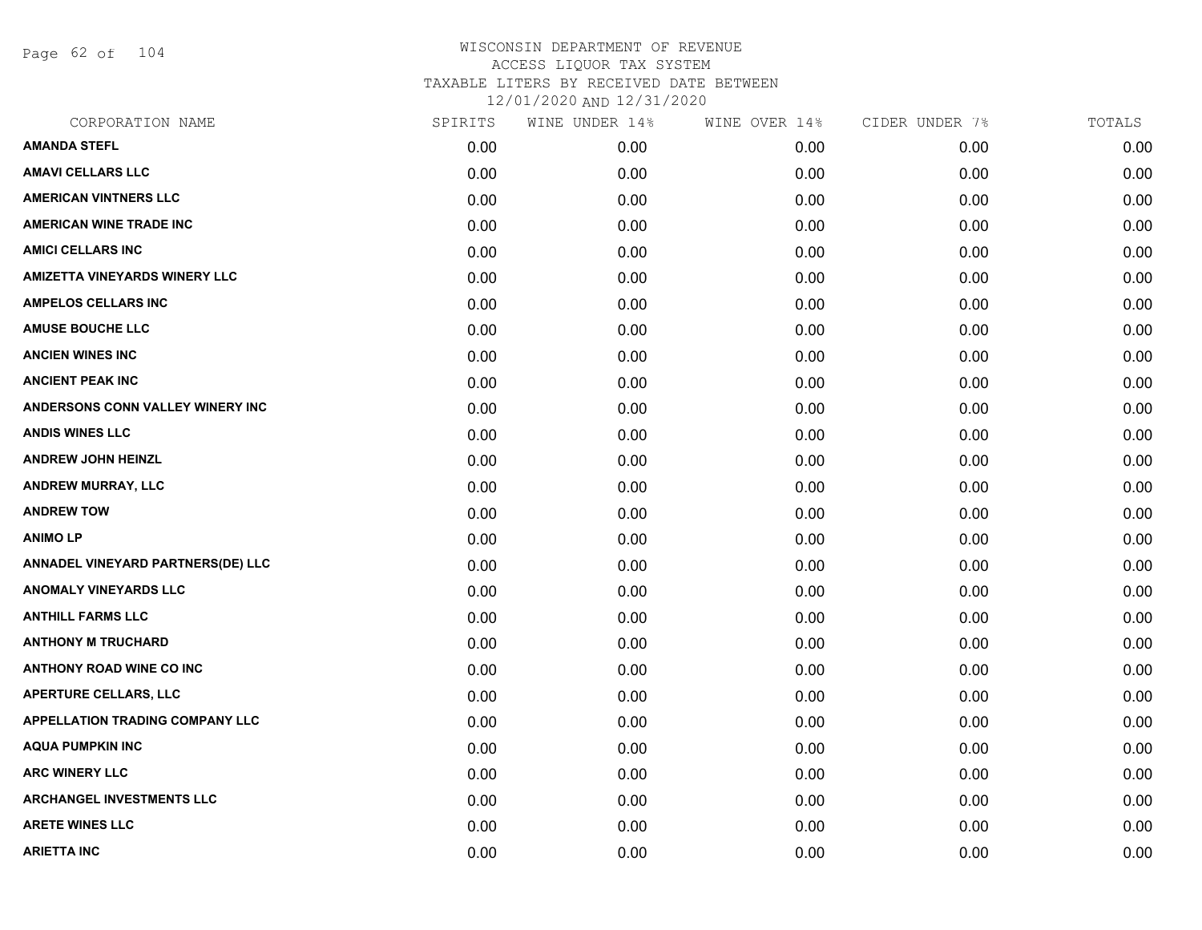# WISCONSIN DEPARTMENT OF REVENUE
## ACCESS LIQUOR TAX SYSTEM
### TAXABLE LITERS BY RECEIVED DATE BETWEEN 12/01/2020 AND 12/31/2020

| CORPORATION NAME | SPIRITS | WINE UNDER 14% | WINE OVER 14% | CIDER UNDER 7% | TOTALS |
|---|---|---|---|---|---|
| AMANDA STEFL | 0.00 | 0.00 | 0.00 | 0.00 | 0.00 |
| AMAVI CELLARS LLC | 0.00 | 0.00 | 0.00 | 0.00 | 0.00 |
| AMERICAN VINTNERS LLC | 0.00 | 0.00 | 0.00 | 0.00 | 0.00 |
| AMERICAN WINE TRADE INC | 0.00 | 0.00 | 0.00 | 0.00 | 0.00 |
| AMICI CELLARS INC | 0.00 | 0.00 | 0.00 | 0.00 | 0.00 |
| AMIZETTA VINEYARDS WINERY LLC | 0.00 | 0.00 | 0.00 | 0.00 | 0.00 |
| AMPELOS CELLARS INC | 0.00 | 0.00 | 0.00 | 0.00 | 0.00 |
| AMUSE BOUCHE LLC | 0.00 | 0.00 | 0.00 | 0.00 | 0.00 |
| ANCIEN WINES INC | 0.00 | 0.00 | 0.00 | 0.00 | 0.00 |
| ANCIENT PEAK INC | 0.00 | 0.00 | 0.00 | 0.00 | 0.00 |
| ANDERSONS CONN VALLEY WINERY INC | 0.00 | 0.00 | 0.00 | 0.00 | 0.00 |
| ANDIS WINES LLC | 0.00 | 0.00 | 0.00 | 0.00 | 0.00 |
| ANDREW JOHN HEINZL | 0.00 | 0.00 | 0.00 | 0.00 | 0.00 |
| ANDREW MURRAY, LLC | 0.00 | 0.00 | 0.00 | 0.00 | 0.00 |
| ANDREW TOW | 0.00 | 0.00 | 0.00 | 0.00 | 0.00 |
| ANIMO LP | 0.00 | 0.00 | 0.00 | 0.00 | 0.00 |
| ANNADEL VINEYARD PARTNERS(DE) LLC | 0.00 | 0.00 | 0.00 | 0.00 | 0.00 |
| ANOMALY VINEYARDS LLC | 0.00 | 0.00 | 0.00 | 0.00 | 0.00 |
| ANTHILL FARMS LLC | 0.00 | 0.00 | 0.00 | 0.00 | 0.00 |
| ANTHONY M TRUCHARD | 0.00 | 0.00 | 0.00 | 0.00 | 0.00 |
| ANTHONY ROAD WINE CO INC | 0.00 | 0.00 | 0.00 | 0.00 | 0.00 |
| APERTURE CELLARS, LLC | 0.00 | 0.00 | 0.00 | 0.00 | 0.00 |
| APPELLATION TRADING COMPANY LLC | 0.00 | 0.00 | 0.00 | 0.00 | 0.00 |
| AQUA PUMPKIN INC | 0.00 | 0.00 | 0.00 | 0.00 | 0.00 |
| ARC WINERY LLC | 0.00 | 0.00 | 0.00 | 0.00 | 0.00 |
| ARCHANGEL INVESTMENTS LLC | 0.00 | 0.00 | 0.00 | 0.00 | 0.00 |
| ARETE WINES LLC | 0.00 | 0.00 | 0.00 | 0.00 | 0.00 |
| ARIETTA INC | 0.00 | 0.00 | 0.00 | 0.00 | 0.00 |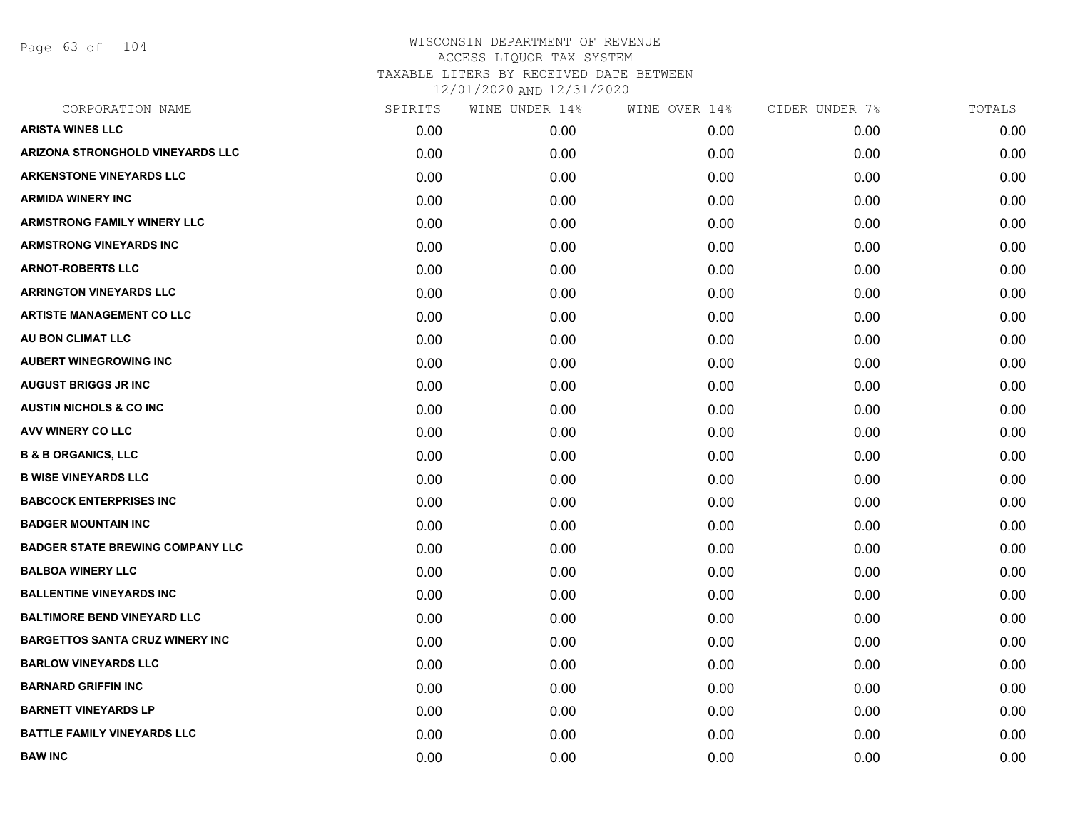# WISCONSIN DEPARTMENT OF REVENUE
## ACCESS LIQUOR TAX SYSTEM
## TAXABLE LITERS BY RECEIVED DATE BETWEEN
## 12/01/2020 AND 12/31/2020

| CORPORATION NAME | SPIRITS | WINE UNDER 14% | WINE OVER 14% | CIDER UNDER 7% | TOTALS |
|---|---|---|---|---|---|
| ARISTA WINES LLC | 0.00 | 0.00 | 0.00 | 0.00 | 0.00 |
| ARIZONA STRONGHOLD VINEYARDS LLC | 0.00 | 0.00 | 0.00 | 0.00 | 0.00 |
| ARKENSTONE VINEYARDS LLC | 0.00 | 0.00 | 0.00 | 0.00 | 0.00 |
| ARMIDA WINERY INC | 0.00 | 0.00 | 0.00 | 0.00 | 0.00 |
| ARMSTRONG FAMILY WINERY LLC | 0.00 | 0.00 | 0.00 | 0.00 | 0.00 |
| ARMSTRONG VINEYARDS INC | 0.00 | 0.00 | 0.00 | 0.00 | 0.00 |
| ARNOT-ROBERTS LLC | 0.00 | 0.00 | 0.00 | 0.00 | 0.00 |
| ARRINGTON VINEYARDS LLC | 0.00 | 0.00 | 0.00 | 0.00 | 0.00 |
| ARTISTE MANAGEMENT CO LLC | 0.00 | 0.00 | 0.00 | 0.00 | 0.00 |
| AU BON CLIMAT LLC | 0.00 | 0.00 | 0.00 | 0.00 | 0.00 |
| AUBERT WINEGROWING INC | 0.00 | 0.00 | 0.00 | 0.00 | 0.00 |
| AUGUST BRIGGS JR INC | 0.00 | 0.00 | 0.00 | 0.00 | 0.00 |
| AUSTIN NICHOLS & CO INC | 0.00 | 0.00 | 0.00 | 0.00 | 0.00 |
| AVV WINERY CO LLC | 0.00 | 0.00 | 0.00 | 0.00 | 0.00 |
| B & B ORGANICS, LLC | 0.00 | 0.00 | 0.00 | 0.00 | 0.00 |
| B WISE VINEYARDS LLC | 0.00 | 0.00 | 0.00 | 0.00 | 0.00 |
| BABCOCK ENTERPRISES INC | 0.00 | 0.00 | 0.00 | 0.00 | 0.00 |
| BADGER MOUNTAIN INC | 0.00 | 0.00 | 0.00 | 0.00 | 0.00 |
| BADGER STATE BREWING COMPANY LLC | 0.00 | 0.00 | 0.00 | 0.00 | 0.00 |
| BALBOA WINERY LLC | 0.00 | 0.00 | 0.00 | 0.00 | 0.00 |
| BALLENTINE VINEYARDS INC | 0.00 | 0.00 | 0.00 | 0.00 | 0.00 |
| BALTIMORE BEND VINEYARD LLC | 0.00 | 0.00 | 0.00 | 0.00 | 0.00 |
| BARGETTOS SANTA CRUZ WINERY INC | 0.00 | 0.00 | 0.00 | 0.00 | 0.00 |
| BARLOW VINEYARDS LLC | 0.00 | 0.00 | 0.00 | 0.00 | 0.00 |
| BARNARD GRIFFIN INC | 0.00 | 0.00 | 0.00 | 0.00 | 0.00 |
| BARNETT VINEYARDS LP | 0.00 | 0.00 | 0.00 | 0.00 | 0.00 |
| BATTLE FAMILY VINEYARDS LLC | 0.00 | 0.00 | 0.00 | 0.00 | 0.00 |
| BAW INC | 0.00 | 0.00 | 0.00 | 0.00 | 0.00 |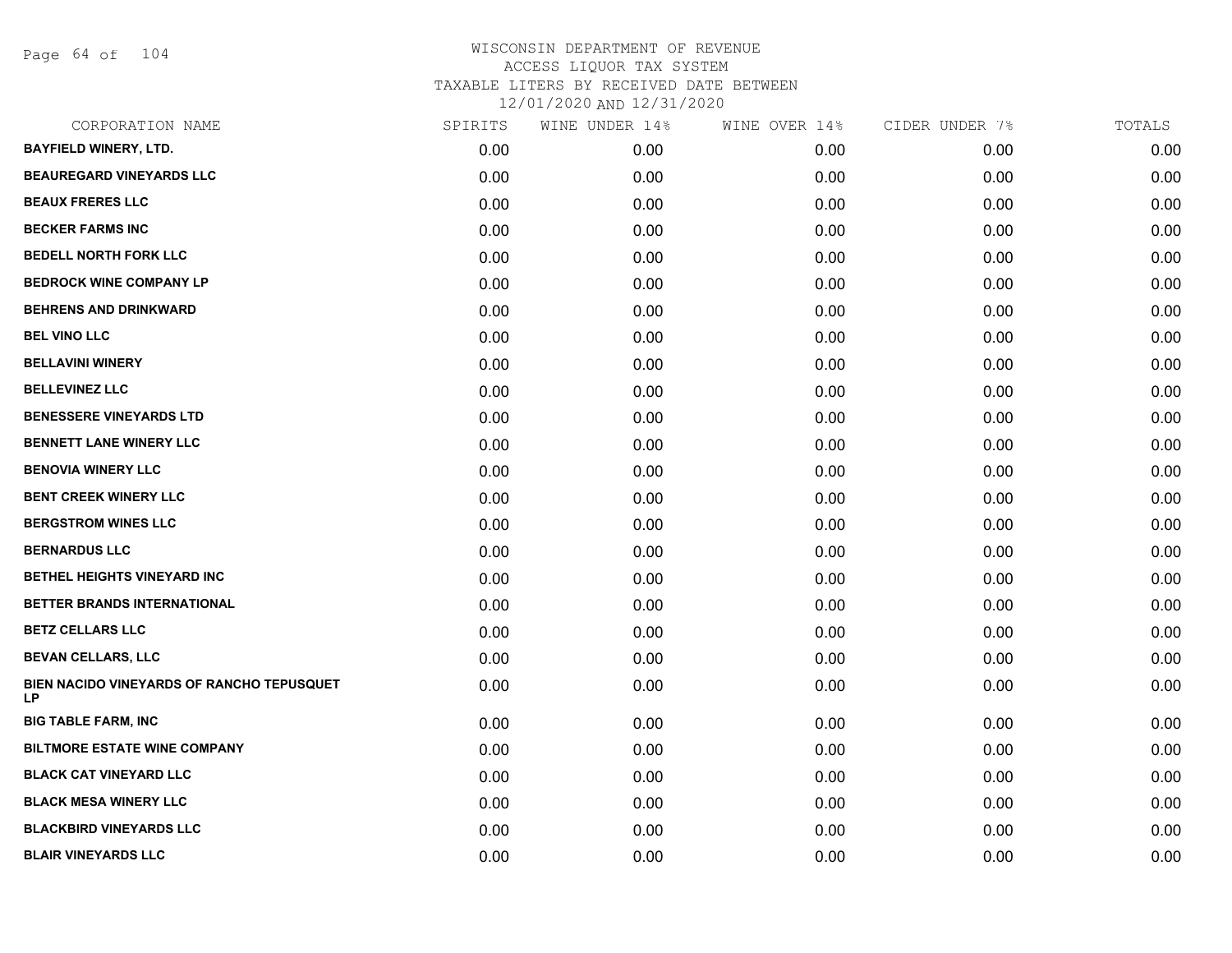# WISCONSIN DEPARTMENT OF REVENUE
## ACCESS LIQUOR TAX SYSTEM
### TAXABLE LITERS BY RECEIVED DATE BETWEEN 12/01/2020 AND 12/31/2020

| CORPORATION NAME | SPIRITS | WINE UNDER 14% | WINE OVER 14% | CIDER UNDER 7% | TOTALS |
|---|---|---|---|---|---|
| BAYFIELD WINERY, LTD. | 0.00 | 0.00 | 0.00 | 0.00 | 0.00 |
| BEAUREGARD VINEYARDS LLC | 0.00 | 0.00 | 0.00 | 0.00 | 0.00 |
| BEAUX FRERES LLC | 0.00 | 0.00 | 0.00 | 0.00 | 0.00 |
| BECKER FARMS INC | 0.00 | 0.00 | 0.00 | 0.00 | 0.00 |
| BEDELL NORTH FORK LLC | 0.00 | 0.00 | 0.00 | 0.00 | 0.00 |
| BEDROCK WINE COMPANY LP | 0.00 | 0.00 | 0.00 | 0.00 | 0.00 |
| BEHRENS AND DRINKWARD | 0.00 | 0.00 | 0.00 | 0.00 | 0.00 |
| BEL VINO LLC | 0.00 | 0.00 | 0.00 | 0.00 | 0.00 |
| BELLAVINI WINERY | 0.00 | 0.00 | 0.00 | 0.00 | 0.00 |
| BELLEVINEZ LLC | 0.00 | 0.00 | 0.00 | 0.00 | 0.00 |
| BENESSERE VINEYARDS LTD | 0.00 | 0.00 | 0.00 | 0.00 | 0.00 |
| BENNETT LANE WINERY LLC | 0.00 | 0.00 | 0.00 | 0.00 | 0.00 |
| BENOVIA WINERY LLC | 0.00 | 0.00 | 0.00 | 0.00 | 0.00 |
| BENT CREEK WINERY LLC | 0.00 | 0.00 | 0.00 | 0.00 | 0.00 |
| BERGSTROM WINES LLC | 0.00 | 0.00 | 0.00 | 0.00 | 0.00 |
| BERNARDUS LLC | 0.00 | 0.00 | 0.00 | 0.00 | 0.00 |
| BETHEL HEIGHTS VINEYARD INC | 0.00 | 0.00 | 0.00 | 0.00 | 0.00 |
| BETTER BRANDS INTERNATIONAL | 0.00 | 0.00 | 0.00 | 0.00 | 0.00 |
| BETZ CELLARS LLC | 0.00 | 0.00 | 0.00 | 0.00 | 0.00 |
| BEVAN CELLARS, LLC | 0.00 | 0.00 | 0.00 | 0.00 | 0.00 |
| BIEN NACIDO VINEYARDS OF RANCHO TEPUSQUET LP | 0.00 | 0.00 | 0.00 | 0.00 | 0.00 |
| BIG TABLE FARM, INC | 0.00 | 0.00 | 0.00 | 0.00 | 0.00 |
| BILTMORE ESTATE WINE COMPANY | 0.00 | 0.00 | 0.00 | 0.00 | 0.00 |
| BLACK CAT VINEYARD LLC | 0.00 | 0.00 | 0.00 | 0.00 | 0.00 |
| BLACK MESA WINERY LLC | 0.00 | 0.00 | 0.00 | 0.00 | 0.00 |
| BLACKBIRD VINEYARDS LLC | 0.00 | 0.00 | 0.00 | 0.00 | 0.00 |
| BLAIR VINEYARDS LLC | 0.00 | 0.00 | 0.00 | 0.00 | 0.00 |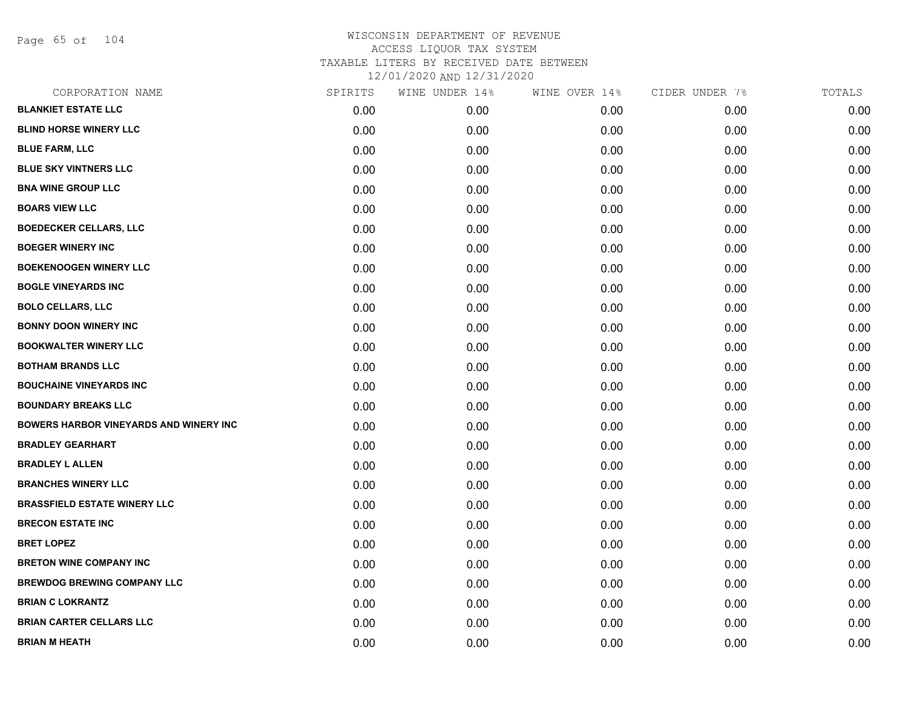WISCONSIN DEPARTMENT OF REVENUE
ACCESS LIQUOR TAX SYSTEM
TAXABLE LITERS BY RECEIVED DATE BETWEEN
12/01/2020 AND 12/31/2020

| CORPORATION NAME | SPIRITS | WINE UNDER 14% | WINE OVER 14% | CIDER UNDER 7% | TOTALS |
|---|---|---|---|---|---|
| **BLANKIET ESTATE LLC** | 0.00 | 0.00 | 0.00 | 0.00 | 0.00 |
| **BLIND HORSE WINERY LLC** | 0.00 | 0.00 | 0.00 | 0.00 | 0.00 |
| **BLUE FARM, LLC** | 0.00 | 0.00 | 0.00 | 0.00 | 0.00 |
| **BLUE SKY VINTNERS LLC** | 0.00 | 0.00 | 0.00 | 0.00 | 0.00 |
| **BNA WINE GROUP LLC** | 0.00 | 0.00 | 0.00 | 0.00 | 0.00 |
| **BOARS VIEW LLC** | 0.00 | 0.00 | 0.00 | 0.00 | 0.00 |
| **BOEDECKER CELLARS, LLC** | 0.00 | 0.00 | 0.00 | 0.00 | 0.00 |
| **BOEGER WINERY INC** | 0.00 | 0.00 | 0.00 | 0.00 | 0.00 |
| **BOEKENOOGEN WINERY LLC** | 0.00 | 0.00 | 0.00 | 0.00 | 0.00 |
| **BOGLE VINEYARDS INC** | 0.00 | 0.00 | 0.00 | 0.00 | 0.00 |
| **BOLO CELLARS, LLC** | 0.00 | 0.00 | 0.00 | 0.00 | 0.00 |
| **BONNY DOON WINERY INC** | 0.00 | 0.00 | 0.00 | 0.00 | 0.00 |
| **BOOKWALTER WINERY LLC** | 0.00 | 0.00 | 0.00 | 0.00 | 0.00 |
| **BOTHAM BRANDS LLC** | 0.00 | 0.00 | 0.00 | 0.00 | 0.00 |
| **BOUCHAINE VINEYARDS INC** | 0.00 | 0.00 | 0.00 | 0.00 | 0.00 |
| **BOUNDARY BREAKS LLC** | 0.00 | 0.00 | 0.00 | 0.00 | 0.00 |
| **BOWERS HARBOR VINEYARDS AND WINERY INC** | 0.00 | 0.00 | 0.00 | 0.00 | 0.00 |
| **BRADLEY GEARHART** | 0.00 | 0.00 | 0.00 | 0.00 | 0.00 |
| **BRADLEY L ALLEN** | 0.00 | 0.00 | 0.00 | 0.00 | 0.00 |
| **BRANCHES WINERY LLC** | 0.00 | 0.00 | 0.00 | 0.00 | 0.00 |
| **BRASSFIELD ESTATE WINERY LLC** | 0.00 | 0.00 | 0.00 | 0.00 | 0.00 |
| **BRECON ESTATE INC** | 0.00 | 0.00 | 0.00 | 0.00 | 0.00 |
| **BRET LOPEZ** | 0.00 | 0.00 | 0.00 | 0.00 | 0.00 |
| **BRETON WINE COMPANY INC** | 0.00 | 0.00 | 0.00 | 0.00 | 0.00 |
| **BREWDOG BREWING COMPANY LLC** | 0.00 | 0.00 | 0.00 | 0.00 | 0.00 |
| **BRIAN C LOKRANTZ** | 0.00 | 0.00 | 0.00 | 0.00 | 0.00 |
| **BRIAN CARTER CELLARS LLC** | 0.00 | 0.00 | 0.00 | 0.00 | 0.00 |
| **BRIAN M HEATH** | 0.00 | 0.00 | 0.00 | 0.00 | 0.00 |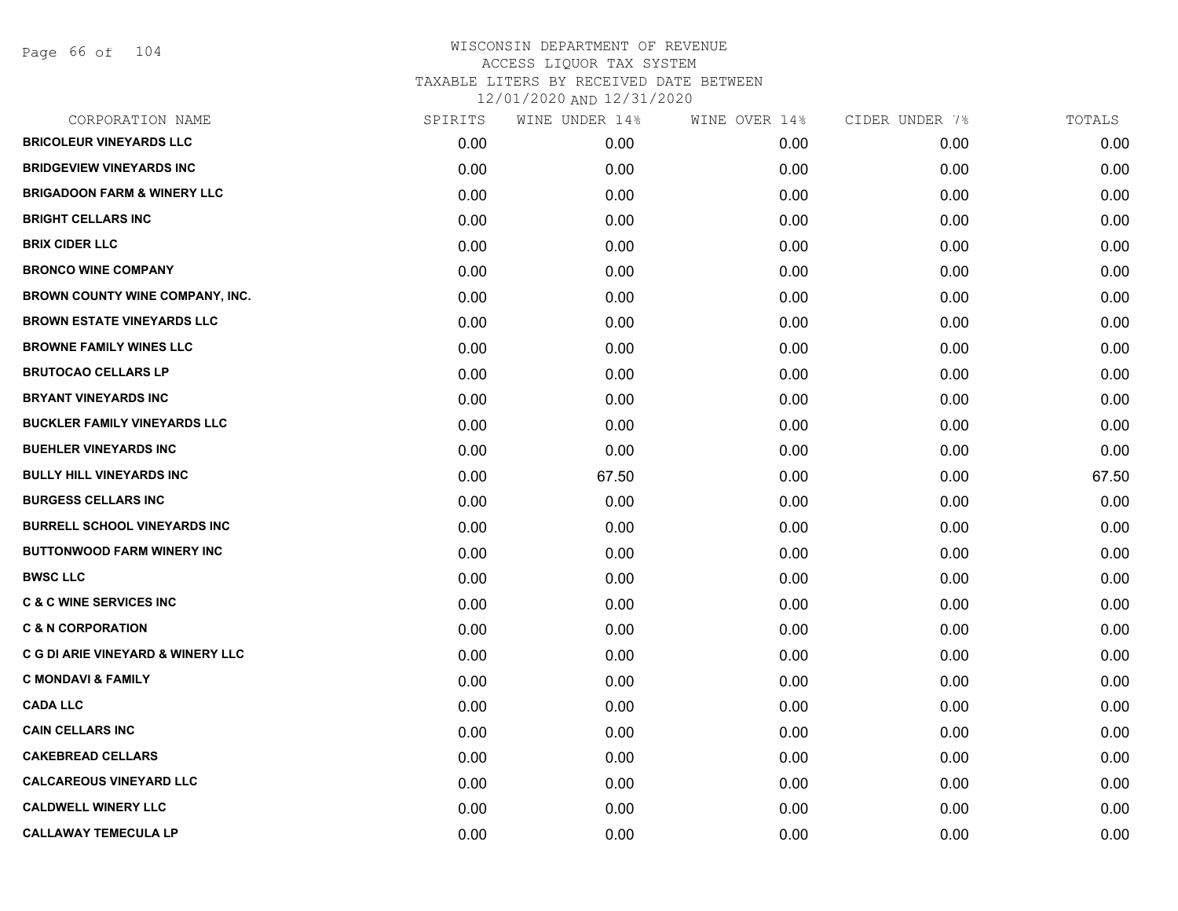WISCONSIN DEPARTMENT OF REVENUE
ACCESS LIQUOR TAX SYSTEM
TAXABLE LITERS BY RECEIVED DATE BETWEEN
12/01/2020 AND 12/31/2020

| CORPORATION NAME | SPIRITS | WINE UNDER 14% | WINE OVER 14% | CIDER UNDER 7% | TOTALS |
|---|---|---|---|---|---|
| BRICOLEUR VINEYARDS LLC | 0.00 | 0.00 | 0.00 | 0.00 | 0.00 |
| BRIDGEVIEW VINEYARDS INC | 0.00 | 0.00 | 0.00 | 0.00 | 0.00 |
| BRIGADOON FARM & WINERY LLC | 0.00 | 0.00 | 0.00 | 0.00 | 0.00 |
| BRIGHT CELLARS INC | 0.00 | 0.00 | 0.00 | 0.00 | 0.00 |
| BRIX CIDER LLC | 0.00 | 0.00 | 0.00 | 0.00 | 0.00 |
| BRONCO WINE COMPANY | 0.00 | 0.00 | 0.00 | 0.00 | 0.00 |
| BROWN COUNTY WINE COMPANY, INC. | 0.00 | 0.00 | 0.00 | 0.00 | 0.00 |
| BROWN ESTATE VINEYARDS LLC | 0.00 | 0.00 | 0.00 | 0.00 | 0.00 |
| BROWNE FAMILY WINES LLC | 0.00 | 0.00 | 0.00 | 0.00 | 0.00 |
| BRUTOCAO CELLARS LP | 0.00 | 0.00 | 0.00 | 0.00 | 0.00 |
| BRYANT VINEYARDS INC | 0.00 | 0.00 | 0.00 | 0.00 | 0.00 |
| BUCKLER FAMILY VINEYARDS LLC | 0.00 | 0.00 | 0.00 | 0.00 | 0.00 |
| BUEHLER VINEYARDS INC | 0.00 | 0.00 | 0.00 | 0.00 | 0.00 |
| BULLY HILL VINEYARDS INC | 0.00 | 67.50 | 0.00 | 0.00 | 67.50 |
| BURGESS CELLARS INC | 0.00 | 0.00 | 0.00 | 0.00 | 0.00 |
| BURRELL SCHOOL VINEYARDS INC | 0.00 | 0.00 | 0.00 | 0.00 | 0.00 |
| BUTTONWOOD FARM WINERY INC | 0.00 | 0.00 | 0.00 | 0.00 | 0.00 |
| BWSC LLC | 0.00 | 0.00 | 0.00 | 0.00 | 0.00 |
| C & C WINE SERVICES INC | 0.00 | 0.00 | 0.00 | 0.00 | 0.00 |
| C & N CORPORATION | 0.00 | 0.00 | 0.00 | 0.00 | 0.00 |
| C G DI ARIE VINEYARD & WINERY LLC | 0.00 | 0.00 | 0.00 | 0.00 | 0.00 |
| C MONDAVI & FAMILY | 0.00 | 0.00 | 0.00 | 0.00 | 0.00 |
| CADA LLC | 0.00 | 0.00 | 0.00 | 0.00 | 0.00 |
| CAIN CELLARS INC | 0.00 | 0.00 | 0.00 | 0.00 | 0.00 |
| CAKEBREAD CELLARS | 0.00 | 0.00 | 0.00 | 0.00 | 0.00 |
| CALCAREOUS VINEYARD LLC | 0.00 | 0.00 | 0.00 | 0.00 | 0.00 |
| CALDWELL WINERY LLC | 0.00 | 0.00 | 0.00 | 0.00 | 0.00 |
| CALLAWAY TEMECULA LP | 0.00 | 0.00 | 0.00 | 0.00 | 0.00 |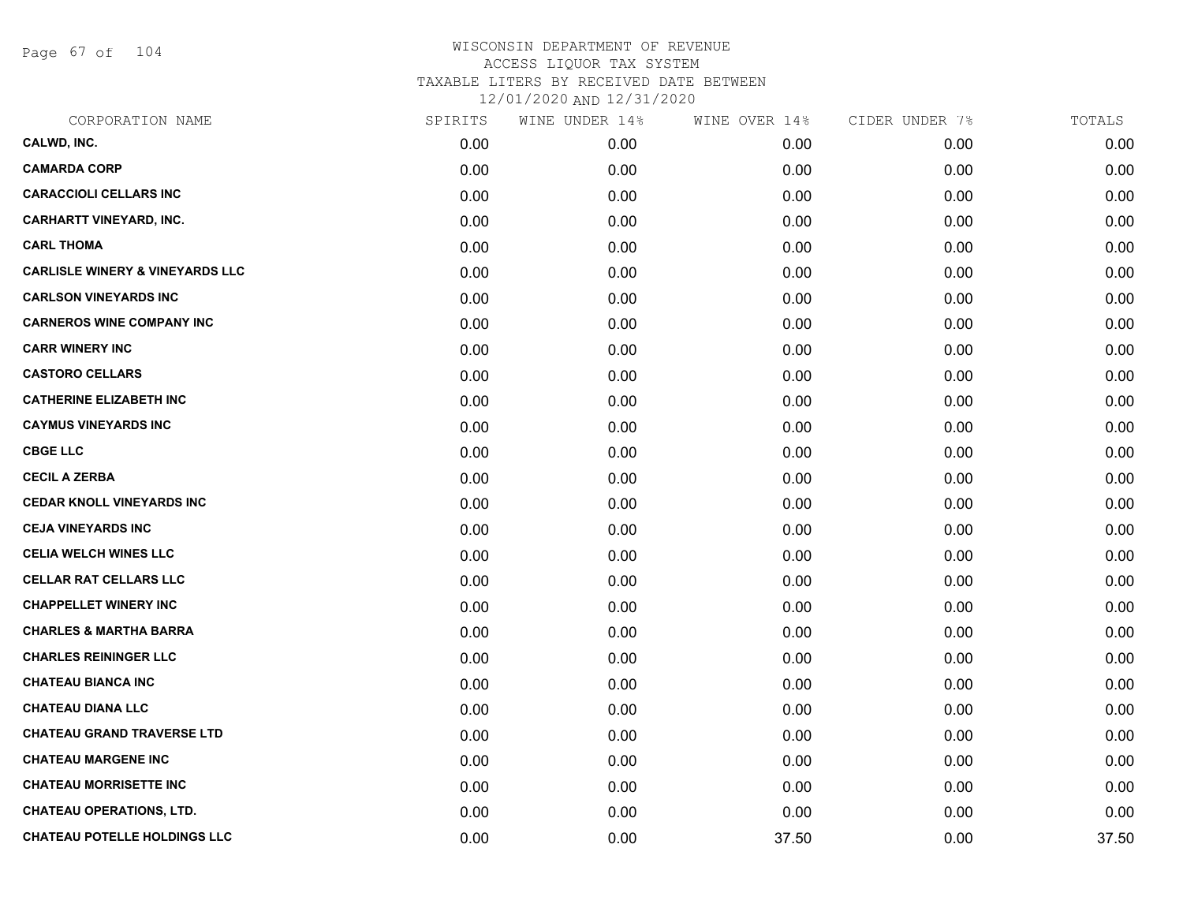# WISCONSIN DEPARTMENT OF REVENUE
## ACCESS LIQUOR TAX SYSTEM
## TAXABLE LITERS BY RECEIVED DATE BETWEEN
## 12/01/2020 AND 12/31/2020

| CORPORATION NAME | SPIRITS | WINE UNDER 14% | WINE OVER 14% | CIDER UNDER 7% | TOTALS |
|---|---|---|---|---|---|
| CALWD, INC. | 0.00 | 0.00 | 0.00 | 0.00 | 0.00 |
| CAMARDA CORP | 0.00 | 0.00 | 0.00 | 0.00 | 0.00 |
| CARACCIOLI CELLARS INC | 0.00 | 0.00 | 0.00 | 0.00 | 0.00 |
| CARHARTT VINEYARD, INC. | 0.00 | 0.00 | 0.00 | 0.00 | 0.00 |
| CARL THOMA | 0.00 | 0.00 | 0.00 | 0.00 | 0.00 |
| CARLISLE WINERY & VINEYARDS LLC | 0.00 | 0.00 | 0.00 | 0.00 | 0.00 |
| CARLSON VINEYARDS INC | 0.00 | 0.00 | 0.00 | 0.00 | 0.00 |
| CARNEROS WINE COMPANY INC | 0.00 | 0.00 | 0.00 | 0.00 | 0.00 |
| CARR WINERY INC | 0.00 | 0.00 | 0.00 | 0.00 | 0.00 |
| CASTORO CELLARS | 0.00 | 0.00 | 0.00 | 0.00 | 0.00 |
| CATHERINE ELIZABETH INC | 0.00 | 0.00 | 0.00 | 0.00 | 0.00 |
| CAYMUS VINEYARDS INC | 0.00 | 0.00 | 0.00 | 0.00 | 0.00 |
| CBGE LLC | 0.00 | 0.00 | 0.00 | 0.00 | 0.00 |
| CECIL A ZERBA | 0.00 | 0.00 | 0.00 | 0.00 | 0.00 |
| CEDAR KNOLL VINEYARDS INC | 0.00 | 0.00 | 0.00 | 0.00 | 0.00 |
| CEJA VINEYARDS INC | 0.00 | 0.00 | 0.00 | 0.00 | 0.00 |
| CELIA WELCH WINES LLC | 0.00 | 0.00 | 0.00 | 0.00 | 0.00 |
| CELLAR RAT CELLARS LLC | 0.00 | 0.00 | 0.00 | 0.00 | 0.00 |
| CHAPPELLET WINERY INC | 0.00 | 0.00 | 0.00 | 0.00 | 0.00 |
| CHARLES & MARTHA BARRA | 0.00 | 0.00 | 0.00 | 0.00 | 0.00 |
| CHARLES REININGER LLC | 0.00 | 0.00 | 0.00 | 0.00 | 0.00 |
| CHATEAU BIANCA INC | 0.00 | 0.00 | 0.00 | 0.00 | 0.00 |
| CHATEAU DIANA LLC | 0.00 | 0.00 | 0.00 | 0.00 | 0.00 |
| CHATEAU GRAND TRAVERSE LTD | 0.00 | 0.00 | 0.00 | 0.00 | 0.00 |
| CHATEAU MARGENE INC | 0.00 | 0.00 | 0.00 | 0.00 | 0.00 |
| CHATEAU MORRISETTE INC | 0.00 | 0.00 | 0.00 | 0.00 | 0.00 |
| CHATEAU OPERATIONS, LTD. | 0.00 | 0.00 | 0.00 | 0.00 | 0.00 |
| CHATEAU POTELLE HOLDINGS LLC | 0.00 | 0.00 | 37.50 | 0.00 | 37.50 |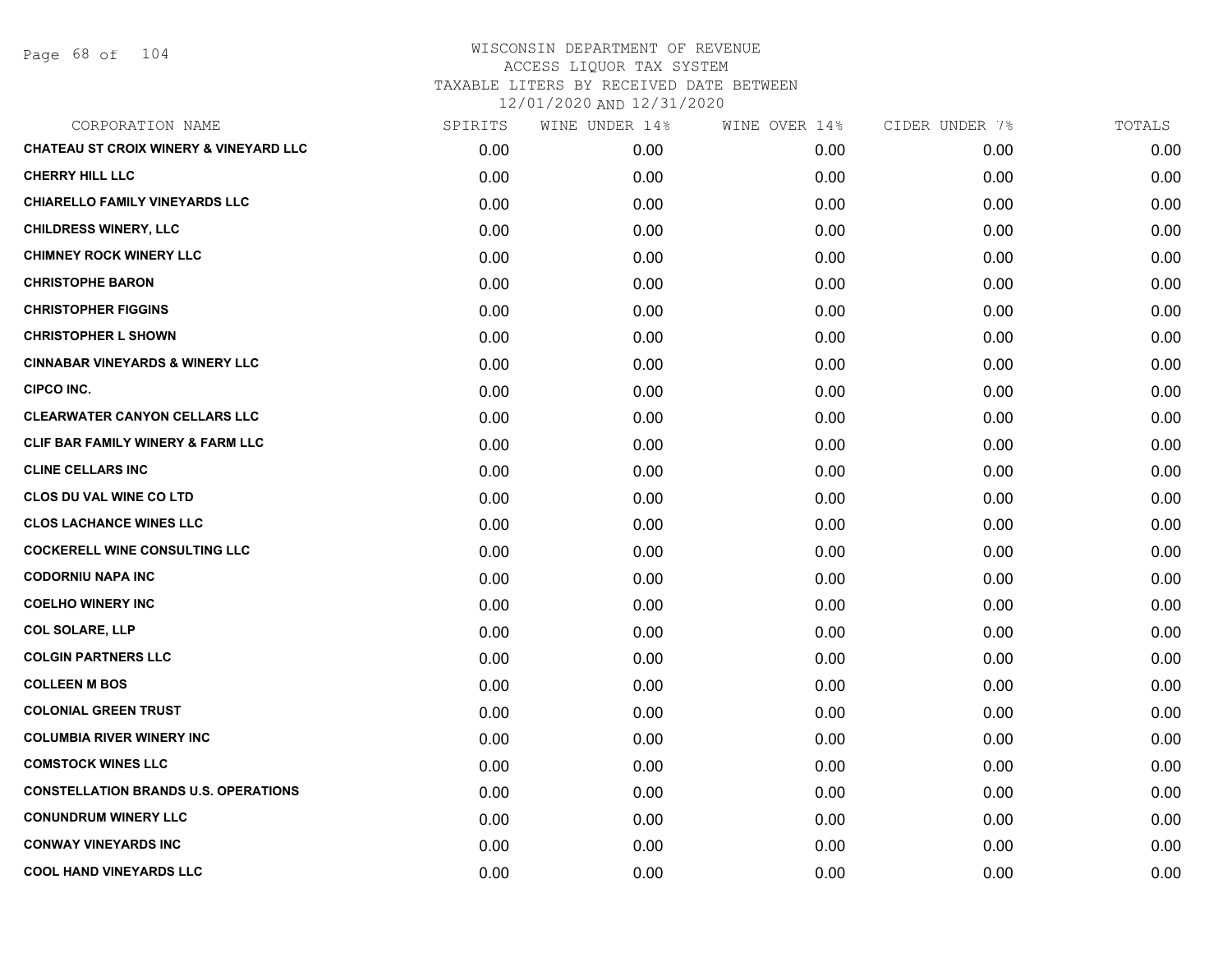WISCONSIN DEPARTMENT OF REVENUE
ACCESS LIQUOR TAX SYSTEM
TAXABLE LITERS BY RECEIVED DATE BETWEEN
12/01/2020 AND 12/31/2020

| CORPORATION NAME | SPIRITS | WINE UNDER 14% | WINE OVER 14% | CIDER UNDER 7% | TOTALS |
|---|---|---|---|---|---|
| CHATEAU ST CROIX WINERY & VINEYARD LLC | 0.00 | 0.00 | 0.00 | 0.00 | 0.00 |
| CHERRY HILL LLC | 0.00 | 0.00 | 0.00 | 0.00 | 0.00 |
| CHIARELLO FAMILY VINEYARDS LLC | 0.00 | 0.00 | 0.00 | 0.00 | 0.00 |
| CHILDRESS WINERY, LLC | 0.00 | 0.00 | 0.00 | 0.00 | 0.00 |
| CHIMNEY ROCK WINERY LLC | 0.00 | 0.00 | 0.00 | 0.00 | 0.00 |
| CHRISTOPHE BARON | 0.00 | 0.00 | 0.00 | 0.00 | 0.00 |
| CHRISTOPHER FIGGINS | 0.00 | 0.00 | 0.00 | 0.00 | 0.00 |
| CHRISTOPHER L SHOWN | 0.00 | 0.00 | 0.00 | 0.00 | 0.00 |
| CINNABAR VINEYARDS & WINERY LLC | 0.00 | 0.00 | 0.00 | 0.00 | 0.00 |
| CIPCO INC. | 0.00 | 0.00 | 0.00 | 0.00 | 0.00 |
| CLEARWATER CANYON CELLARS LLC | 0.00 | 0.00 | 0.00 | 0.00 | 0.00 |
| CLIF BAR FAMILY WINERY & FARM LLC | 0.00 | 0.00 | 0.00 | 0.00 | 0.00 |
| CLINE CELLARS INC | 0.00 | 0.00 | 0.00 | 0.00 | 0.00 |
| CLOS DU VAL WINE CO LTD | 0.00 | 0.00 | 0.00 | 0.00 | 0.00 |
| CLOS LACHANCE WINES LLC | 0.00 | 0.00 | 0.00 | 0.00 | 0.00 |
| COCKERELL WINE CONSULTING LLC | 0.00 | 0.00 | 0.00 | 0.00 | 0.00 |
| CODORNIU NAPA INC | 0.00 | 0.00 | 0.00 | 0.00 | 0.00 |
| COELHO WINERY INC | 0.00 | 0.00 | 0.00 | 0.00 | 0.00 |
| COL SOLARE, LLP | 0.00 | 0.00 | 0.00 | 0.00 | 0.00 |
| COLGIN PARTNERS LLC | 0.00 | 0.00 | 0.00 | 0.00 | 0.00 |
| COLLEEN M BOS | 0.00 | 0.00 | 0.00 | 0.00 | 0.00 |
| COLONIAL GREEN TRUST | 0.00 | 0.00 | 0.00 | 0.00 | 0.00 |
| COLUMBIA RIVER WINERY INC | 0.00 | 0.00 | 0.00 | 0.00 | 0.00 |
| COMSTOCK WINES LLC | 0.00 | 0.00 | 0.00 | 0.00 | 0.00 |
| CONSTELLATION BRANDS U.S. OPERATIONS | 0.00 | 0.00 | 0.00 | 0.00 | 0.00 |
| CONUNDRUM WINERY LLC | 0.00 | 0.00 | 0.00 | 0.00 | 0.00 |
| CONWAY VINEYARDS INC | 0.00 | 0.00 | 0.00 | 0.00 | 0.00 |
| COOL HAND VINEYARDS LLC | 0.00 | 0.00 | 0.00 | 0.00 | 0.00 |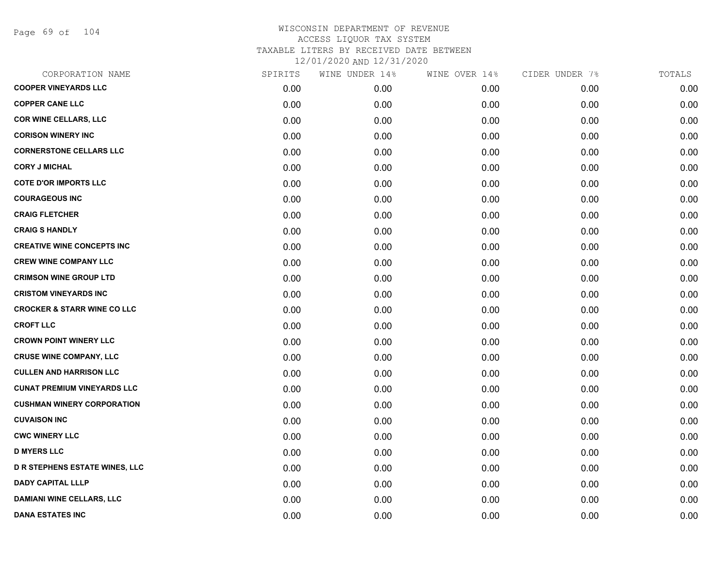# WISCONSIN DEPARTMENT OF REVENUE
ACCESS LIQUOR TAX SYSTEM
TAXABLE LITERS BY RECEIVED DATE BETWEEN
12/01/2020 AND 12/31/2020

| CORPORATION NAME | SPIRITS | WINE UNDER 14% | WINE OVER 14% | CIDER UNDER 7% | TOTALS |
|---|---|---|---|---|---|
| COOPER VINEYARDS LLC | 0.00 | 0.00 | 0.00 | 0.00 | 0.00 |
| COPPER CANE LLC | 0.00 | 0.00 | 0.00 | 0.00 | 0.00 |
| COR WINE CELLARS, LLC | 0.00 | 0.00 | 0.00 | 0.00 | 0.00 |
| CORISON WINERY INC | 0.00 | 0.00 | 0.00 | 0.00 | 0.00 |
| CORNERSTONE CELLARS LLC | 0.00 | 0.00 | 0.00 | 0.00 | 0.00 |
| CORY J MICHAL | 0.00 | 0.00 | 0.00 | 0.00 | 0.00 |
| COTE D'OR IMPORTS LLC | 0.00 | 0.00 | 0.00 | 0.00 | 0.00 |
| COURAGEOUS INC | 0.00 | 0.00 | 0.00 | 0.00 | 0.00 |
| CRAIG FLETCHER | 0.00 | 0.00 | 0.00 | 0.00 | 0.00 |
| CRAIG S HANDLY | 0.00 | 0.00 | 0.00 | 0.00 | 0.00 |
| CREATIVE WINE CONCEPTS INC | 0.00 | 0.00 | 0.00 | 0.00 | 0.00 |
| CREW WINE COMPANY LLC | 0.00 | 0.00 | 0.00 | 0.00 | 0.00 |
| CRIMSON WINE GROUP LTD | 0.00 | 0.00 | 0.00 | 0.00 | 0.00 |
| CRISTOM VINEYARDS INC | 0.00 | 0.00 | 0.00 | 0.00 | 0.00 |
| CROCKER & STARR WINE CO LLC | 0.00 | 0.00 | 0.00 | 0.00 | 0.00 |
| CROFT LLC | 0.00 | 0.00 | 0.00 | 0.00 | 0.00 |
| CROWN POINT WINERY LLC | 0.00 | 0.00 | 0.00 | 0.00 | 0.00 |
| CRUSE WINE COMPANY, LLC | 0.00 | 0.00 | 0.00 | 0.00 | 0.00 |
| CULLEN AND HARRISON LLC | 0.00 | 0.00 | 0.00 | 0.00 | 0.00 |
| CUNAT PREMIUM VINEYARDS LLC | 0.00 | 0.00 | 0.00 | 0.00 | 0.00 |
| CUSHMAN WINERY CORPORATION | 0.00 | 0.00 | 0.00 | 0.00 | 0.00 |
| CUVAISON INC | 0.00 | 0.00 | 0.00 | 0.00 | 0.00 |
| CWC WINERY LLC | 0.00 | 0.00 | 0.00 | 0.00 | 0.00 |
| D MYERS LLC | 0.00 | 0.00 | 0.00 | 0.00 | 0.00 |
| D R STEPHENS ESTATE WINES, LLC | 0.00 | 0.00 | 0.00 | 0.00 | 0.00 |
| DADY CAPITAL LLLP | 0.00 | 0.00 | 0.00 | 0.00 | 0.00 |
| DAMIANI WINE CELLARS, LLC | 0.00 | 0.00 | 0.00 | 0.00 | 0.00 |
| DANA ESTATES INC | 0.00 | 0.00 | 0.00 | 0.00 | 0.00 |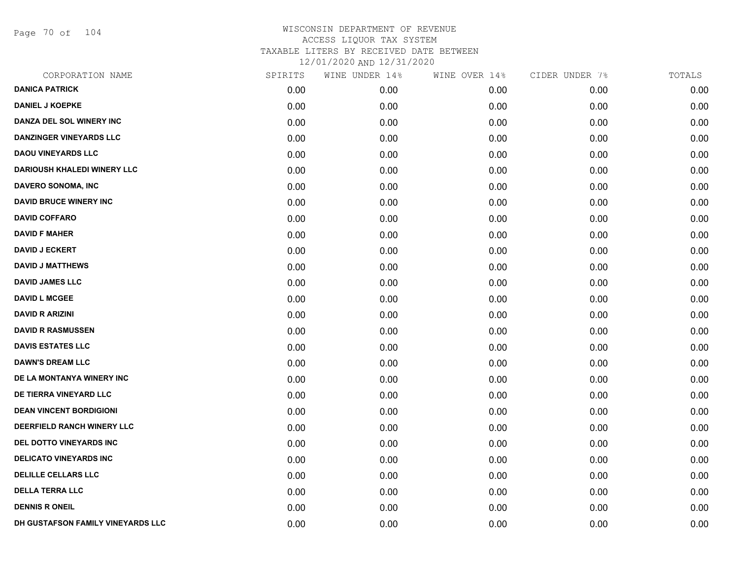# WISCONSIN DEPARTMENT OF REVENUE
ACCESS LIQUOR TAX SYSTEM
TAXABLE LITERS BY RECEIVED DATE BETWEEN
12/01/2020 AND 12/31/2020

| CORPORATION NAME | SPIRITS | WINE UNDER 14% | WINE OVER 14% | CIDER UNDER 7% | TOTALS |
|---|---|---|---|---|---|
| DANICA PATRICK | 0.00 | 0.00 | 0.00 | 0.00 | 0.00 |
| DANIEL J KOEPKE | 0.00 | 0.00 | 0.00 | 0.00 | 0.00 |
| DANZA DEL SOL WINERY INC | 0.00 | 0.00 | 0.00 | 0.00 | 0.00 |
| DANZINGER VINEYARDS LLC | 0.00 | 0.00 | 0.00 | 0.00 | 0.00 |
| DAOU VINEYARDS LLC | 0.00 | 0.00 | 0.00 | 0.00 | 0.00 |
| DARIOUSH KHALEDI WINERY LLC | 0.00 | 0.00 | 0.00 | 0.00 | 0.00 |
| DAVERO SONOMA, INC | 0.00 | 0.00 | 0.00 | 0.00 | 0.00 |
| DAVID BRUCE WINERY INC | 0.00 | 0.00 | 0.00 | 0.00 | 0.00 |
| DAVID COFFARO | 0.00 | 0.00 | 0.00 | 0.00 | 0.00 |
| DAVID F MAHER | 0.00 | 0.00 | 0.00 | 0.00 | 0.00 |
| DAVID J ECKERT | 0.00 | 0.00 | 0.00 | 0.00 | 0.00 |
| DAVID J MATTHEWS | 0.00 | 0.00 | 0.00 | 0.00 | 0.00 |
| DAVID JAMES LLC | 0.00 | 0.00 | 0.00 | 0.00 | 0.00 |
| DAVID L MCGEE | 0.00 | 0.00 | 0.00 | 0.00 | 0.00 |
| DAVID R ARIZINI | 0.00 | 0.00 | 0.00 | 0.00 | 0.00 |
| DAVID R RASMUSSEN | 0.00 | 0.00 | 0.00 | 0.00 | 0.00 |
| DAVIS ESTATES LLC | 0.00 | 0.00 | 0.00 | 0.00 | 0.00 |
| DAWN'S DREAM LLC | 0.00 | 0.00 | 0.00 | 0.00 | 0.00 |
| DE LA MONTANYA WINERY INC | 0.00 | 0.00 | 0.00 | 0.00 | 0.00 |
| DE TIERRA VINEYARD LLC | 0.00 | 0.00 | 0.00 | 0.00 | 0.00 |
| DEAN VINCENT BORDIGIONI | 0.00 | 0.00 | 0.00 | 0.00 | 0.00 |
| DEERFIELD RANCH WINERY LLC | 0.00 | 0.00 | 0.00 | 0.00 | 0.00 |
| DEL DOTTO VINEYARDS INC | 0.00 | 0.00 | 0.00 | 0.00 | 0.00 |
| DELICATO VINEYARDS INC | 0.00 | 0.00 | 0.00 | 0.00 | 0.00 |
| DELILLE CELLARS LLC | 0.00 | 0.00 | 0.00 | 0.00 | 0.00 |
| DELLA TERRA LLC | 0.00 | 0.00 | 0.00 | 0.00 | 0.00 |
| DENNIS R ONEIL | 0.00 | 0.00 | 0.00 | 0.00 | 0.00 |
| DH GUSTAFSON FAMILY VINEYARDS LLC | 0.00 | 0.00 | 0.00 | 0.00 | 0.00 |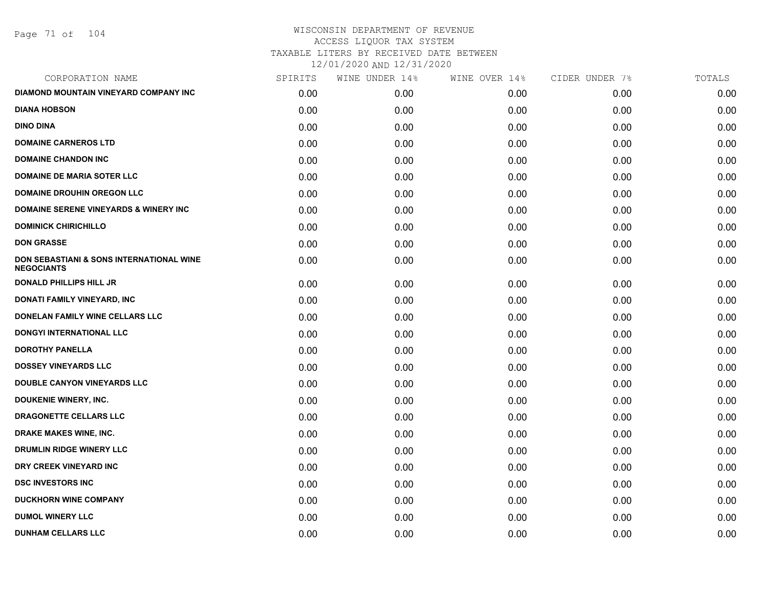# WISCONSIN DEPARTMENT OF REVENUE
ACCESS LIQUOR TAX SYSTEM
TAXABLE LITERS BY RECEIVED DATE BETWEEN
12/01/2020 AND 12/31/2020

| CORPORATION NAME | SPIRITS | WINE UNDER 14% | WINE OVER 14% | CIDER UNDER 7% | TOTALS |
|---|---|---|---|---|---|
| DIAMOND MOUNTAIN VINEYARD COMPANY INC | 0.00 | 0.00 | 0.00 | 0.00 | 0.00 |
| DIANA HOBSON | 0.00 | 0.00 | 0.00 | 0.00 | 0.00 |
| DINO DINA | 0.00 | 0.00 | 0.00 | 0.00 | 0.00 |
| DOMAINE CARNEROS LTD | 0.00 | 0.00 | 0.00 | 0.00 | 0.00 |
| DOMAINE CHANDON INC | 0.00 | 0.00 | 0.00 | 0.00 | 0.00 |
| DOMAINE DE MARIA SOTER LLC | 0.00 | 0.00 | 0.00 | 0.00 | 0.00 |
| DOMAINE DROUHIN OREGON LLC | 0.00 | 0.00 | 0.00 | 0.00 | 0.00 |
| DOMAINE SERENE VINEYARDS & WINERY INC | 0.00 | 0.00 | 0.00 | 0.00 | 0.00 |
| DOMINICK CHIRICHILLO | 0.00 | 0.00 | 0.00 | 0.00 | 0.00 |
| DON GRASSE | 0.00 | 0.00 | 0.00 | 0.00 | 0.00 |
| DON SEBASTIANI & SONS INTERNATIONAL WINE NEGOCIANTS | 0.00 | 0.00 | 0.00 | 0.00 | 0.00 |
| DONALD PHILLIPS HILL JR | 0.00 | 0.00 | 0.00 | 0.00 | 0.00 |
| DONATI FAMILY VINEYARD, INC | 0.00 | 0.00 | 0.00 | 0.00 | 0.00 |
| DONELAN FAMILY WINE CELLARS LLC | 0.00 | 0.00 | 0.00 | 0.00 | 0.00 |
| DONGYI INTERNATIONAL LLC | 0.00 | 0.00 | 0.00 | 0.00 | 0.00 |
| DOROTHY PANELLA | 0.00 | 0.00 | 0.00 | 0.00 | 0.00 |
| DOSSEY VINEYARDS LLC | 0.00 | 0.00 | 0.00 | 0.00 | 0.00 |
| DOUBLE CANYON VINEYARDS LLC | 0.00 | 0.00 | 0.00 | 0.00 | 0.00 |
| DOUKENIE WINERY, INC. | 0.00 | 0.00 | 0.00 | 0.00 | 0.00 |
| DRAGONETTE CELLARS LLC | 0.00 | 0.00 | 0.00 | 0.00 | 0.00 |
| DRAKE MAKES WINE, INC. | 0.00 | 0.00 | 0.00 | 0.00 | 0.00 |
| DRUMLIN RIDGE WINERY LLC | 0.00 | 0.00 | 0.00 | 0.00 | 0.00 |
| DRY CREEK VINEYARD INC | 0.00 | 0.00 | 0.00 | 0.00 | 0.00 |
| DSC INVESTORS INC | 0.00 | 0.00 | 0.00 | 0.00 | 0.00 |
| DUCKHORN WINE COMPANY | 0.00 | 0.00 | 0.00 | 0.00 | 0.00 |
| DUMOL WINERY LLC | 0.00 | 0.00 | 0.00 | 0.00 | 0.00 |
| DUNHAM CELLARS LLC | 0.00 | 0.00 | 0.00 | 0.00 | 0.00 |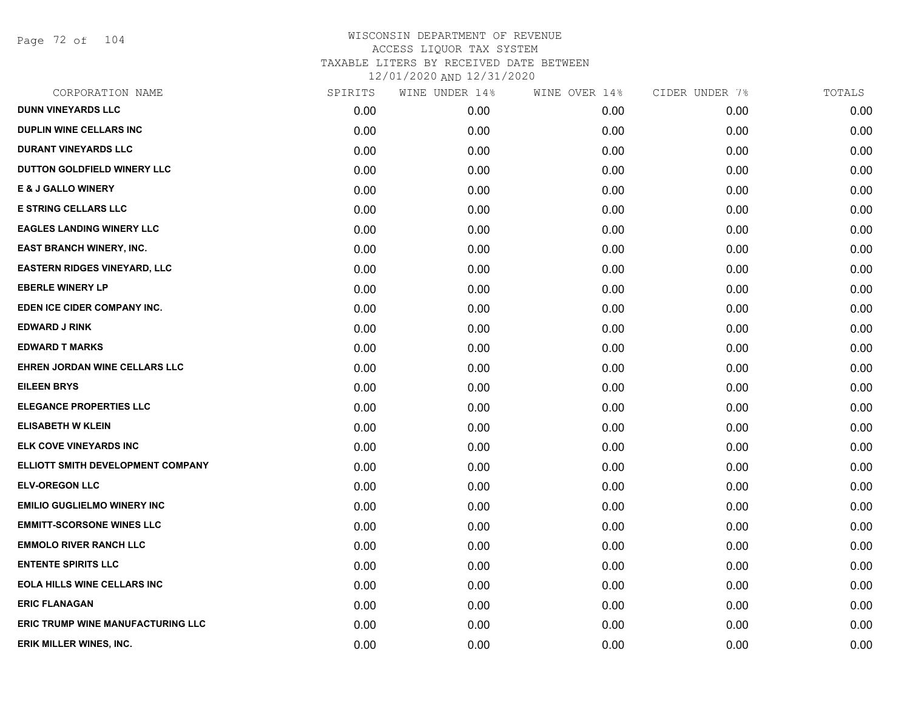# WISCONSIN DEPARTMENT OF REVENUE
## ACCESS LIQUOR TAX SYSTEM
### TAXABLE LITERS BY RECEIVED DATE BETWEEN 12/01/2020 AND 12/31/2020

| CORPORATION NAME | SPIRITS | WINE UNDER 14% | WINE OVER 14% | CIDER UNDER 7% | TOTALS |
|---|---|---|---|---|---|
| DUNN VINEYARDS LLC | 0.00 | 0.00 | 0.00 | 0.00 | 0.00 |
| DUPLIN WINE CELLARS INC | 0.00 | 0.00 | 0.00 | 0.00 | 0.00 |
| DURANT VINEYARDS LLC | 0.00 | 0.00 | 0.00 | 0.00 | 0.00 |
| DUTTON GOLDFIELD WINERY LLC | 0.00 | 0.00 | 0.00 | 0.00 | 0.00 |
| E & J GALLO WINERY | 0.00 | 0.00 | 0.00 | 0.00 | 0.00 |
| E STRING CELLARS LLC | 0.00 | 0.00 | 0.00 | 0.00 | 0.00 |
| EAGLES LANDING WINERY LLC | 0.00 | 0.00 | 0.00 | 0.00 | 0.00 |
| EAST BRANCH WINERY, INC. | 0.00 | 0.00 | 0.00 | 0.00 | 0.00 |
| EASTERN RIDGES VINEYARD, LLC | 0.00 | 0.00 | 0.00 | 0.00 | 0.00 |
| EBERLE WINERY LP | 0.00 | 0.00 | 0.00 | 0.00 | 0.00 |
| EDEN ICE CIDER COMPANY INC. | 0.00 | 0.00 | 0.00 | 0.00 | 0.00 |
| EDWARD J RINK | 0.00 | 0.00 | 0.00 | 0.00 | 0.00 |
| EDWARD T MARKS | 0.00 | 0.00 | 0.00 | 0.00 | 0.00 |
| EHREN JORDAN WINE CELLARS LLC | 0.00 | 0.00 | 0.00 | 0.00 | 0.00 |
| EILEEN BRYS | 0.00 | 0.00 | 0.00 | 0.00 | 0.00 |
| ELEGANCE PROPERTIES LLC | 0.00 | 0.00 | 0.00 | 0.00 | 0.00 |
| ELISABETH W KLEIN | 0.00 | 0.00 | 0.00 | 0.00 | 0.00 |
| ELK COVE VINEYARDS INC | 0.00 | 0.00 | 0.00 | 0.00 | 0.00 |
| ELLIOTT SMITH DEVELOPMENT COMPANY | 0.00 | 0.00 | 0.00 | 0.00 | 0.00 |
| ELV-OREGON LLC | 0.00 | 0.00 | 0.00 | 0.00 | 0.00 |
| EMILIO GUGLIELMO WINERY INC | 0.00 | 0.00 | 0.00 | 0.00 | 0.00 |
| EMMITT-SCORSONE WINES LLC | 0.00 | 0.00 | 0.00 | 0.00 | 0.00 |
| EMMOLO RIVER RANCH LLC | 0.00 | 0.00 | 0.00 | 0.00 | 0.00 |
| ENTENTE SPIRITS LLC | 0.00 | 0.00 | 0.00 | 0.00 | 0.00 |
| EOLA HILLS WINE CELLARS INC | 0.00 | 0.00 | 0.00 | 0.00 | 0.00 |
| ERIC FLANAGAN | 0.00 | 0.00 | 0.00 | 0.00 | 0.00 |
| ERIC TRUMP WINE MANUFACTURING LLC | 0.00 | 0.00 | 0.00 | 0.00 | 0.00 |
| ERIK MILLER WINES, INC. | 0.00 | 0.00 | 0.00 | 0.00 | 0.00 |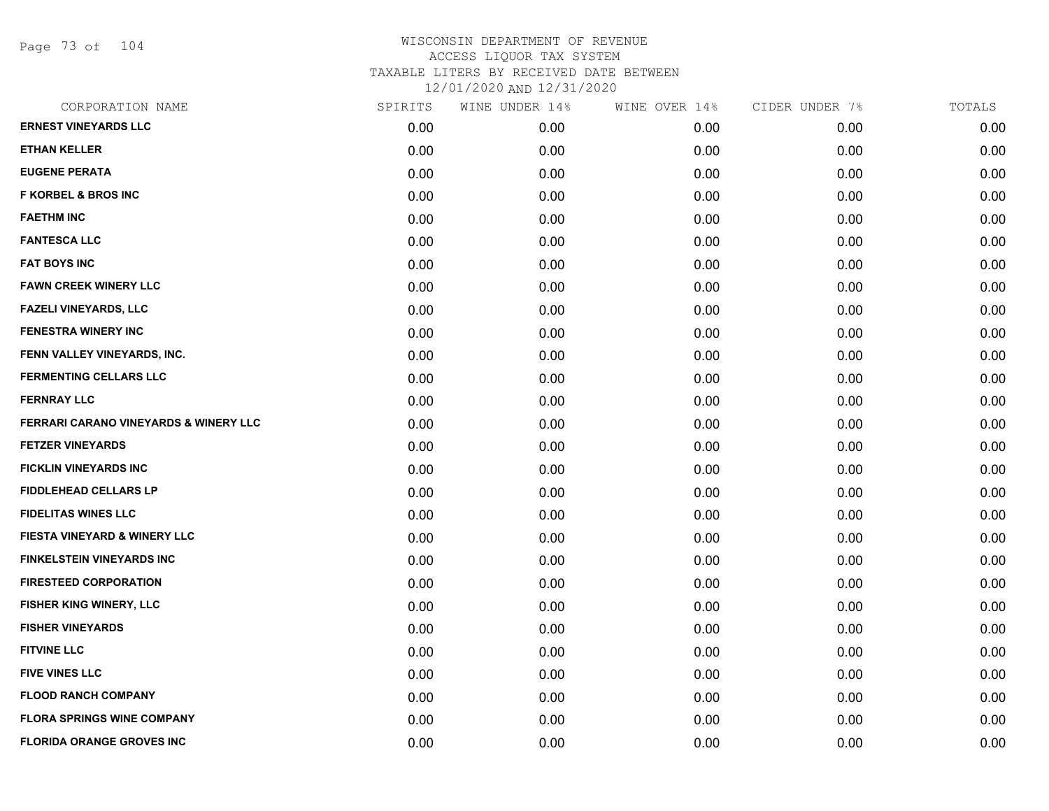WISCONSIN DEPARTMENT OF REVENUE
ACCESS LIQUOR TAX SYSTEM
TAXABLE LITERS BY RECEIVED DATE BETWEEN
12/01/2020 AND 12/31/2020

| CORPORATION NAME | SPIRITS | WINE UNDER 14% | WINE OVER 14% | CIDER UNDER 7% | TOTALS |
|---|---|---|---|---|---|
| ERNEST VINEYARDS LLC | 0.00 | 0.00 | 0.00 | 0.00 | 0.00 |
| ETHAN KELLER | 0.00 | 0.00 | 0.00 | 0.00 | 0.00 |
| EUGENE PERATA | 0.00 | 0.00 | 0.00 | 0.00 | 0.00 |
| F KORBEL & BROS INC | 0.00 | 0.00 | 0.00 | 0.00 | 0.00 |
| FAETHM INC | 0.00 | 0.00 | 0.00 | 0.00 | 0.00 |
| FANTESCA LLC | 0.00 | 0.00 | 0.00 | 0.00 | 0.00 |
| FAT BOYS INC | 0.00 | 0.00 | 0.00 | 0.00 | 0.00 |
| FAWN CREEK WINERY LLC | 0.00 | 0.00 | 0.00 | 0.00 | 0.00 |
| FAZELI VINEYARDS, LLC | 0.00 | 0.00 | 0.00 | 0.00 | 0.00 |
| FENESTRA WINERY INC | 0.00 | 0.00 | 0.00 | 0.00 | 0.00 |
| FENN VALLEY VINEYARDS, INC. | 0.00 | 0.00 | 0.00 | 0.00 | 0.00 |
| FERMENTING CELLARS LLC | 0.00 | 0.00 | 0.00 | 0.00 | 0.00 |
| FERNRAY LLC | 0.00 | 0.00 | 0.00 | 0.00 | 0.00 |
| FERRARI CARANO VINEYARDS & WINERY LLC | 0.00 | 0.00 | 0.00 | 0.00 | 0.00 |
| FETZER VINEYARDS | 0.00 | 0.00 | 0.00 | 0.00 | 0.00 |
| FICKLIN VINEYARDS INC | 0.00 | 0.00 | 0.00 | 0.00 | 0.00 |
| FIDDLEHEAD CELLARS LP | 0.00 | 0.00 | 0.00 | 0.00 | 0.00 |
| FIDELITAS WINES LLC | 0.00 | 0.00 | 0.00 | 0.00 | 0.00 |
| FIESTA VINEYARD & WINERY LLC | 0.00 | 0.00 | 0.00 | 0.00 | 0.00 |
| FINKELSTEIN VINEYARDS INC | 0.00 | 0.00 | 0.00 | 0.00 | 0.00 |
| FIRESTEED CORPORATION | 0.00 | 0.00 | 0.00 | 0.00 | 0.00 |
| FISHER KING WINERY, LLC | 0.00 | 0.00 | 0.00 | 0.00 | 0.00 |
| FISHER VINEYARDS | 0.00 | 0.00 | 0.00 | 0.00 | 0.00 |
| FITVINE LLC | 0.00 | 0.00 | 0.00 | 0.00 | 0.00 |
| FIVE VINES LLC | 0.00 | 0.00 | 0.00 | 0.00 | 0.00 |
| FLOOD RANCH COMPANY | 0.00 | 0.00 | 0.00 | 0.00 | 0.00 |
| FLORA SPRINGS WINE COMPANY | 0.00 | 0.00 | 0.00 | 0.00 | 0.00 |
| FLORIDA ORANGE GROVES INC | 0.00 | 0.00 | 0.00 | 0.00 | 0.00 |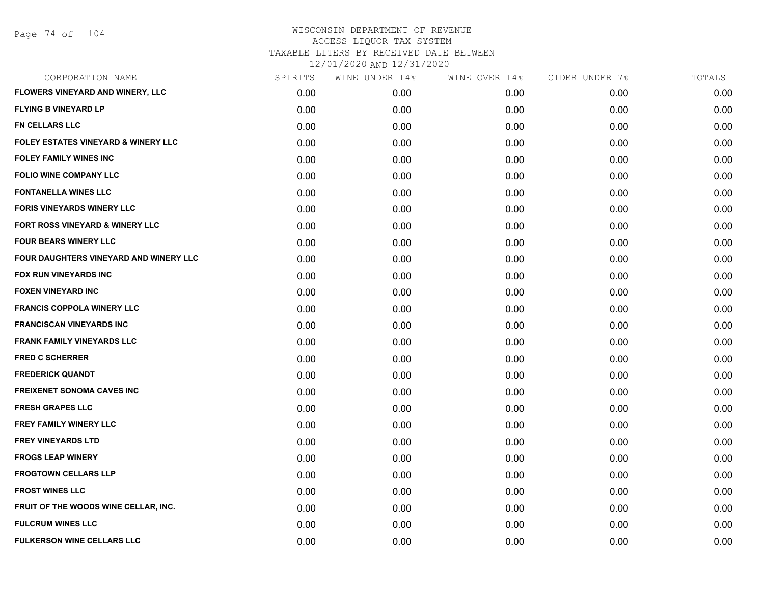WISCONSIN DEPARTMENT OF REVENUE
ACCESS LIQUOR TAX SYSTEM
TAXABLE LITERS BY RECEIVED DATE BETWEEN
12/01/2020 AND 12/31/2020

| CORPORATION NAME | SPIRITS | WINE UNDER 14% | WINE OVER 14% | CIDER UNDER 7% | TOTALS |
|---|---|---|---|---|---|
| FLOWERS VINEYARD AND WINERY, LLC | 0.00 | 0.00 | 0.00 | 0.00 | 0.00 |
| FLYING B VINEYARD LP | 0.00 | 0.00 | 0.00 | 0.00 | 0.00 |
| FN CELLARS LLC | 0.00 | 0.00 | 0.00 | 0.00 | 0.00 |
| FOLEY ESTATES VINEYARD & WINERY LLC | 0.00 | 0.00 | 0.00 | 0.00 | 0.00 |
| FOLEY FAMILY WINES INC | 0.00 | 0.00 | 0.00 | 0.00 | 0.00 |
| FOLIO WINE COMPANY LLC | 0.00 | 0.00 | 0.00 | 0.00 | 0.00 |
| FONTANELLA WINES LLC | 0.00 | 0.00 | 0.00 | 0.00 | 0.00 |
| FORIS VINEYARDS WINERY LLC | 0.00 | 0.00 | 0.00 | 0.00 | 0.00 |
| FORT ROSS VINEYARD & WINERY LLC | 0.00 | 0.00 | 0.00 | 0.00 | 0.00 |
| FOUR BEARS WINERY LLC | 0.00 | 0.00 | 0.00 | 0.00 | 0.00 |
| FOUR DAUGHTERS VINEYARD AND WINERY LLC | 0.00 | 0.00 | 0.00 | 0.00 | 0.00 |
| FOX RUN VINEYARDS INC | 0.00 | 0.00 | 0.00 | 0.00 | 0.00 |
| FOXEN VINEYARD INC | 0.00 | 0.00 | 0.00 | 0.00 | 0.00 |
| FRANCIS COPPOLA WINERY LLC | 0.00 | 0.00 | 0.00 | 0.00 | 0.00 |
| FRANCISCAN VINEYARDS INC | 0.00 | 0.00 | 0.00 | 0.00 | 0.00 |
| FRANK FAMILY VINEYARDS LLC | 0.00 | 0.00 | 0.00 | 0.00 | 0.00 |
| FRED C SCHERRER | 0.00 | 0.00 | 0.00 | 0.00 | 0.00 |
| FREDERICK QUANDT | 0.00 | 0.00 | 0.00 | 0.00 | 0.00 |
| FREIXENET SONOMA CAVES INC | 0.00 | 0.00 | 0.00 | 0.00 | 0.00 |
| FRESH GRAPES LLC | 0.00 | 0.00 | 0.00 | 0.00 | 0.00 |
| FREY FAMILY WINERY LLC | 0.00 | 0.00 | 0.00 | 0.00 | 0.00 |
| FREY VINEYARDS LTD | 0.00 | 0.00 | 0.00 | 0.00 | 0.00 |
| FROGS LEAP WINERY | 0.00 | 0.00 | 0.00 | 0.00 | 0.00 |
| FROGTOWN CELLARS LLP | 0.00 | 0.00 | 0.00 | 0.00 | 0.00 |
| FROST WINES LLC | 0.00 | 0.00 | 0.00 | 0.00 | 0.00 |
| FRUIT OF THE WOODS WINE CELLAR, INC. | 0.00 | 0.00 | 0.00 | 0.00 | 0.00 |
| FULCRUM WINES LLC | 0.00 | 0.00 | 0.00 | 0.00 | 0.00 |
| FULKERSON WINE CELLARS LLC | 0.00 | 0.00 | 0.00 | 0.00 | 0.00 |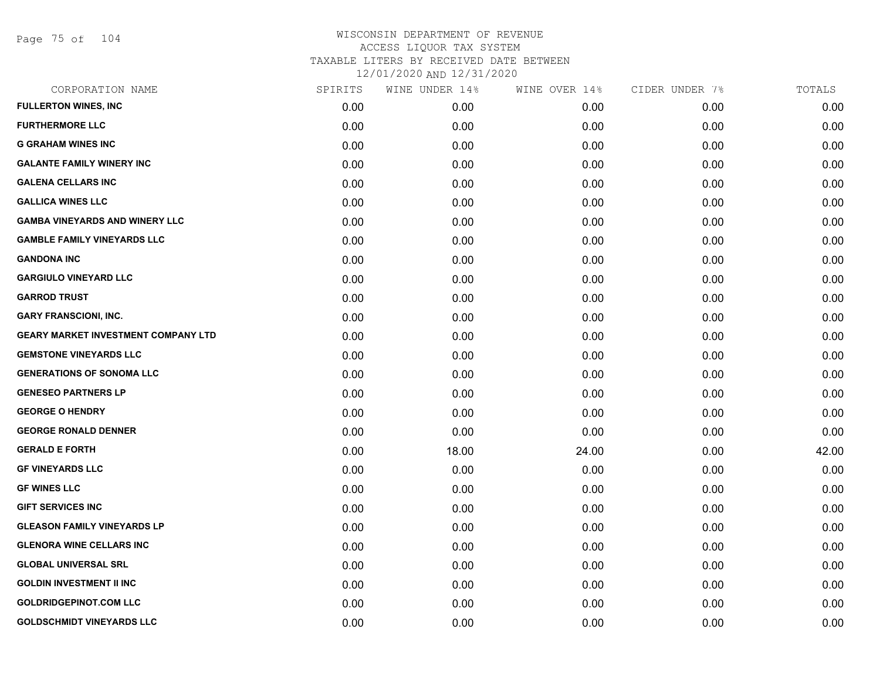WISCONSIN DEPARTMENT OF REVENUE
ACCESS LIQUOR TAX SYSTEM
TAXABLE LITERS BY RECEIVED DATE BETWEEN
12/01/2020 AND 12/31/2020

| CORPORATION NAME | SPIRITS | WINE UNDER 14% | WINE OVER 14% | CIDER UNDER 7% | TOTALS |
|---|---|---|---|---|---|
| FULLERTON WINES, INC | 0.00 | 0.00 | 0.00 | 0.00 | 0.00 |
| FURTHERMORE LLC | 0.00 | 0.00 | 0.00 | 0.00 | 0.00 |
| G GRAHAM WINES INC | 0.00 | 0.00 | 0.00 | 0.00 | 0.00 |
| GALANTE FAMILY WINERY INC | 0.00 | 0.00 | 0.00 | 0.00 | 0.00 |
| GALENA CELLARS INC | 0.00 | 0.00 | 0.00 | 0.00 | 0.00 |
| GALLICA WINES LLC | 0.00 | 0.00 | 0.00 | 0.00 | 0.00 |
| GAMBA VINEYARDS AND WINERY LLC | 0.00 | 0.00 | 0.00 | 0.00 | 0.00 |
| GAMBLE FAMILY VINEYARDS LLC | 0.00 | 0.00 | 0.00 | 0.00 | 0.00 |
| GANDONA INC | 0.00 | 0.00 | 0.00 | 0.00 | 0.00 |
| GARGIULO VINEYARD LLC | 0.00 | 0.00 | 0.00 | 0.00 | 0.00 |
| GARROD TRUST | 0.00 | 0.00 | 0.00 | 0.00 | 0.00 |
| GARY FRANSCIONI, INC. | 0.00 | 0.00 | 0.00 | 0.00 | 0.00 |
| GEARY MARKET INVESTMENT COMPANY LTD | 0.00 | 0.00 | 0.00 | 0.00 | 0.00 |
| GEMSTONE VINEYARDS LLC | 0.00 | 0.00 | 0.00 | 0.00 | 0.00 |
| GENERATIONS OF SONOMA LLC | 0.00 | 0.00 | 0.00 | 0.00 | 0.00 |
| GENESEO PARTNERS LP | 0.00 | 0.00 | 0.00 | 0.00 | 0.00 |
| GEORGE O HENDRY | 0.00 | 0.00 | 0.00 | 0.00 | 0.00 |
| GEORGE RONALD DENNER | 0.00 | 0.00 | 0.00 | 0.00 | 0.00 |
| GERALD E FORTH | 0.00 | 18.00 | 24.00 | 0.00 | 42.00 |
| GF VINEYARDS LLC | 0.00 | 0.00 | 0.00 | 0.00 | 0.00 |
| GF WINES LLC | 0.00 | 0.00 | 0.00 | 0.00 | 0.00 |
| GIFT SERVICES INC | 0.00 | 0.00 | 0.00 | 0.00 | 0.00 |
| GLEASON FAMILY VINEYARDS LP | 0.00 | 0.00 | 0.00 | 0.00 | 0.00 |
| GLENORA WINE CELLARS INC | 0.00 | 0.00 | 0.00 | 0.00 | 0.00 |
| GLOBAL UNIVERSAL SRL | 0.00 | 0.00 | 0.00 | 0.00 | 0.00 |
| GOLDIN INVESTMENT II INC | 0.00 | 0.00 | 0.00 | 0.00 | 0.00 |
| GOLDRIDGEPINOT.COM LLC | 0.00 | 0.00 | 0.00 | 0.00 | 0.00 |
| GOLDSCHMIDT VINEYARDS LLC | 0.00 | 0.00 | 0.00 | 0.00 | 0.00 |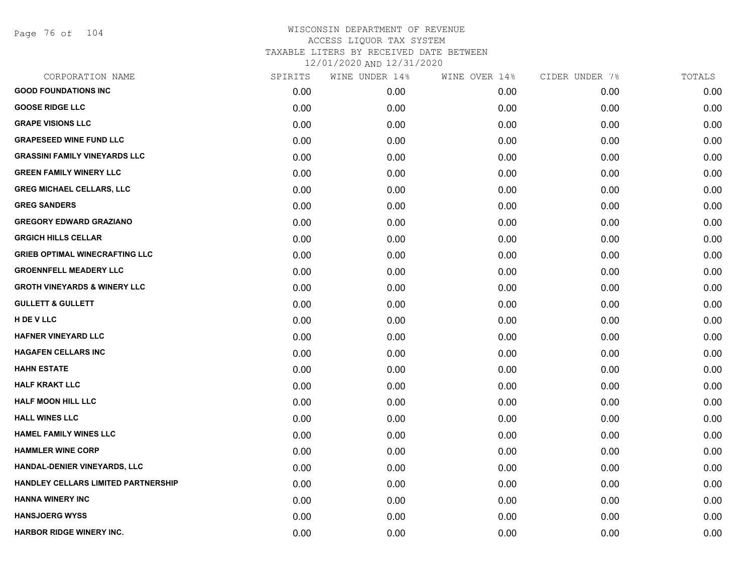WISCONSIN DEPARTMENT OF REVENUE
ACCESS LIQUOR TAX SYSTEM
TAXABLE LITERS BY RECEIVED DATE BETWEEN
12/01/2020 AND 12/31/2020

| CORPORATION NAME | SPIRITS | WINE UNDER 14% | WINE OVER 14% | CIDER UNDER 7% | TOTALS |
|---|---|---|---|---|---|
| GOOD FOUNDATIONS INC | 0.00 | 0.00 | 0.00 | 0.00 | 0.00 |
| GOOSE RIDGE LLC | 0.00 | 0.00 | 0.00 | 0.00 | 0.00 |
| GRAPE VISIONS LLC | 0.00 | 0.00 | 0.00 | 0.00 | 0.00 |
| GRAPESEED WINE FUND LLC | 0.00 | 0.00 | 0.00 | 0.00 | 0.00 |
| GRASSINI FAMILY VINEYARDS LLC | 0.00 | 0.00 | 0.00 | 0.00 | 0.00 |
| GREEN FAMILY WINERY LLC | 0.00 | 0.00 | 0.00 | 0.00 | 0.00 |
| GREG MICHAEL CELLARS, LLC | 0.00 | 0.00 | 0.00 | 0.00 | 0.00 |
| GREG SANDERS | 0.00 | 0.00 | 0.00 | 0.00 | 0.00 |
| GREGORY EDWARD GRAZIANO | 0.00 | 0.00 | 0.00 | 0.00 | 0.00 |
| GRGICH HILLS CELLAR | 0.00 | 0.00 | 0.00 | 0.00 | 0.00 |
| GRIEB OPTIMAL WINECRAFTING LLC | 0.00 | 0.00 | 0.00 | 0.00 | 0.00 |
| GROENNFELL MEADERY LLC | 0.00 | 0.00 | 0.00 | 0.00 | 0.00 |
| GROTH VINEYARDS & WINERY LLC | 0.00 | 0.00 | 0.00 | 0.00 | 0.00 |
| GULLETT & GULLETT | 0.00 | 0.00 | 0.00 | 0.00 | 0.00 |
| H DE V LLC | 0.00 | 0.00 | 0.00 | 0.00 | 0.00 |
| HAFNER VINEYARD LLC | 0.00 | 0.00 | 0.00 | 0.00 | 0.00 |
| HAGAFEN CELLARS INC | 0.00 | 0.00 | 0.00 | 0.00 | 0.00 |
| HAHN ESTATE | 0.00 | 0.00 | 0.00 | 0.00 | 0.00 |
| HALF KRAKT LLC | 0.00 | 0.00 | 0.00 | 0.00 | 0.00 |
| HALF MOON HILL LLC | 0.00 | 0.00 | 0.00 | 0.00 | 0.00 |
| HALL WINES LLC | 0.00 | 0.00 | 0.00 | 0.00 | 0.00 |
| HAMEL FAMILY WINES LLC | 0.00 | 0.00 | 0.00 | 0.00 | 0.00 |
| HAMMLER WINE CORP | 0.00 | 0.00 | 0.00 | 0.00 | 0.00 |
| HANDAL-DENIER VINEYARDS, LLC | 0.00 | 0.00 | 0.00 | 0.00 | 0.00 |
| HANDLEY CELLARS LIMITED PARTNERSHIP | 0.00 | 0.00 | 0.00 | 0.00 | 0.00 |
| HANNA WINERY INC | 0.00 | 0.00 | 0.00 | 0.00 | 0.00 |
| HANSJOERG WYSS | 0.00 | 0.00 | 0.00 | 0.00 | 0.00 |
| HARBOR RIDGE WINERY INC. | 0.00 | 0.00 | 0.00 | 0.00 | 0.00 |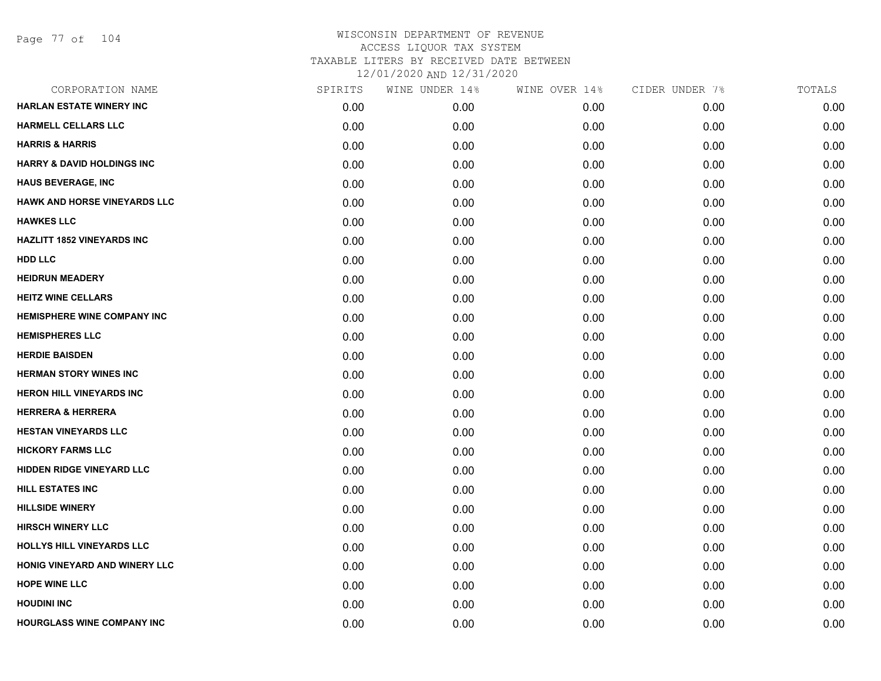WISCONSIN DEPARTMENT OF REVENUE
ACCESS LIQUOR TAX SYSTEM
TAXABLE LITERS BY RECEIVED DATE BETWEEN
12/01/2020 AND 12/31/2020

| CORPORATION NAME | SPIRITS | WINE UNDER 14% | WINE OVER 14% | CIDER UNDER 7% | TOTALS |
|---|---|---|---|---|---|
| HARLAN ESTATE WINERY INC | 0.00 | 0.00 | 0.00 | 0.00 | 0.00 |
| HARMELL CELLARS LLC | 0.00 | 0.00 | 0.00 | 0.00 | 0.00 |
| HARRIS & HARRIS | 0.00 | 0.00 | 0.00 | 0.00 | 0.00 |
| HARRY & DAVID HOLDINGS INC | 0.00 | 0.00 | 0.00 | 0.00 | 0.00 |
| HAUS BEVERAGE, INC | 0.00 | 0.00 | 0.00 | 0.00 | 0.00 |
| HAWK AND HORSE VINEYARDS LLC | 0.00 | 0.00 | 0.00 | 0.00 | 0.00 |
| HAWKES LLC | 0.00 | 0.00 | 0.00 | 0.00 | 0.00 |
| HAZLITT 1852 VINEYARDS INC | 0.00 | 0.00 | 0.00 | 0.00 | 0.00 |
| HDD LLC | 0.00 | 0.00 | 0.00 | 0.00 | 0.00 |
| HEIDRUN MEADERY | 0.00 | 0.00 | 0.00 | 0.00 | 0.00 |
| HEITZ WINE CELLARS | 0.00 | 0.00 | 0.00 | 0.00 | 0.00 |
| HEMISPHERE WINE COMPANY INC | 0.00 | 0.00 | 0.00 | 0.00 | 0.00 |
| HEMISPHERES LLC | 0.00 | 0.00 | 0.00 | 0.00 | 0.00 |
| HERDIE BAISDEN | 0.00 | 0.00 | 0.00 | 0.00 | 0.00 |
| HERMAN STORY WINES INC | 0.00 | 0.00 | 0.00 | 0.00 | 0.00 |
| HERON HILL VINEYARDS INC | 0.00 | 0.00 | 0.00 | 0.00 | 0.00 |
| HERRERA & HERRERA | 0.00 | 0.00 | 0.00 | 0.00 | 0.00 |
| HESTAN VINEYARDS LLC | 0.00 | 0.00 | 0.00 | 0.00 | 0.00 |
| HICKORY FARMS LLC | 0.00 | 0.00 | 0.00 | 0.00 | 0.00 |
| HIDDEN RIDGE VINEYARD LLC | 0.00 | 0.00 | 0.00 | 0.00 | 0.00 |
| HILL ESTATES INC | 0.00 | 0.00 | 0.00 | 0.00 | 0.00 |
| HILLSIDE WINERY | 0.00 | 0.00 | 0.00 | 0.00 | 0.00 |
| HIRSCH WINERY LLC | 0.00 | 0.00 | 0.00 | 0.00 | 0.00 |
| HOLLYS HILL VINEYARDS LLC | 0.00 | 0.00 | 0.00 | 0.00 | 0.00 |
| HONIG VINEYARD AND WINERY LLC | 0.00 | 0.00 | 0.00 | 0.00 | 0.00 |
| HOPE WINE LLC | 0.00 | 0.00 | 0.00 | 0.00 | 0.00 |
| HOUDINI INC | 0.00 | 0.00 | 0.00 | 0.00 | 0.00 |
| HOURGLASS WINE COMPANY INC | 0.00 | 0.00 | 0.00 | 0.00 | 0.00 |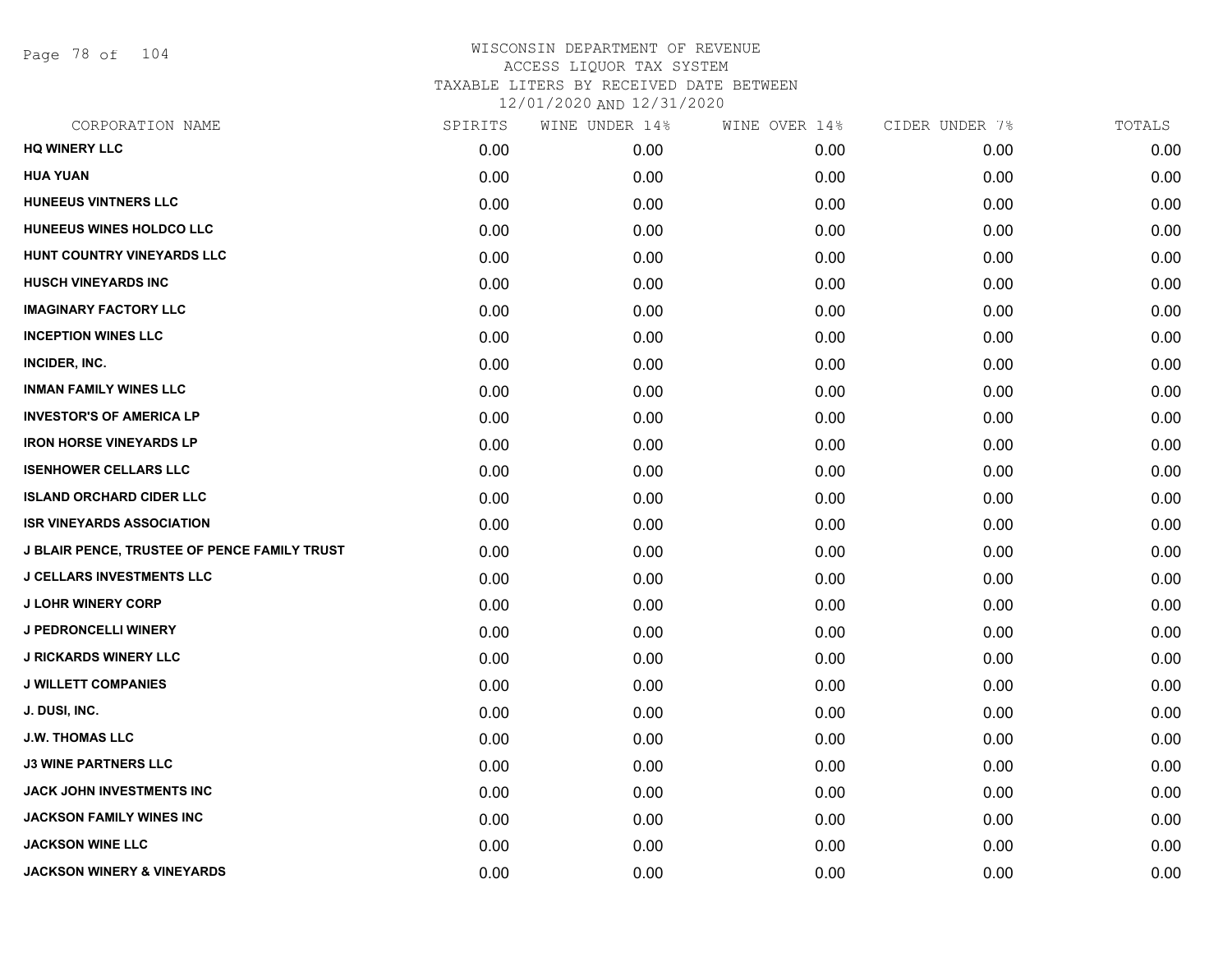# WISCONSIN DEPARTMENT OF REVENUE
ACCESS LIQUOR TAX SYSTEM
TAXABLE LITERS BY RECEIVED DATE BETWEEN
12/01/2020 AND 12/31/2020

| CORPORATION NAME | SPIRITS | WINE UNDER 14% | WINE OVER 14% | CIDER UNDER 7% | TOTALS |
|---|---|---|---|---|---|
| HQ WINERY LLC | 0.00 | 0.00 | 0.00 | 0.00 | 0.00 |
| HUA YUAN | 0.00 | 0.00 | 0.00 | 0.00 | 0.00 |
| HUNEEUS VINTNERS LLC | 0.00 | 0.00 | 0.00 | 0.00 | 0.00 |
| HUNEEUS WINES HOLDCO LLC | 0.00 | 0.00 | 0.00 | 0.00 | 0.00 |
| HUNT COUNTRY VINEYARDS LLC | 0.00 | 0.00 | 0.00 | 0.00 | 0.00 |
| HUSCH VINEYARDS INC | 0.00 | 0.00 | 0.00 | 0.00 | 0.00 |
| IMAGINARY FACTORY LLC | 0.00 | 0.00 | 0.00 | 0.00 | 0.00 |
| INCEPTION WINES LLC | 0.00 | 0.00 | 0.00 | 0.00 | 0.00 |
| INCIDER, INC. | 0.00 | 0.00 | 0.00 | 0.00 | 0.00 |
| INMAN FAMILY WINES LLC | 0.00 | 0.00 | 0.00 | 0.00 | 0.00 |
| INVESTOR'S OF AMERICA LP | 0.00 | 0.00 | 0.00 | 0.00 | 0.00 |
| IRON HORSE VINEYARDS LP | 0.00 | 0.00 | 0.00 | 0.00 | 0.00 |
| ISENHOWER CELLARS LLC | 0.00 | 0.00 | 0.00 | 0.00 | 0.00 |
| ISLAND ORCHARD CIDER LLC | 0.00 | 0.00 | 0.00 | 0.00 | 0.00 |
| ISR VINEYARDS ASSOCIATION | 0.00 | 0.00 | 0.00 | 0.00 | 0.00 |
| J BLAIR PENCE, TRUSTEE OF PENCE FAMILY TRUST | 0.00 | 0.00 | 0.00 | 0.00 | 0.00 |
| J CELLARS INVESTMENTS LLC | 0.00 | 0.00 | 0.00 | 0.00 | 0.00 |
| J LOHR WINERY CORP | 0.00 | 0.00 | 0.00 | 0.00 | 0.00 |
| J PEDRONCELLI WINERY | 0.00 | 0.00 | 0.00 | 0.00 | 0.00 |
| J RICKARDS WINERY LLC | 0.00 | 0.00 | 0.00 | 0.00 | 0.00 |
| J WILLETT COMPANIES | 0.00 | 0.00 | 0.00 | 0.00 | 0.00 |
| J. DUSI, INC. | 0.00 | 0.00 | 0.00 | 0.00 | 0.00 |
| J.W. THOMAS LLC | 0.00 | 0.00 | 0.00 | 0.00 | 0.00 |
| J3 WINE PARTNERS LLC | 0.00 | 0.00 | 0.00 | 0.00 | 0.00 |
| JACK JOHN INVESTMENTS INC | 0.00 | 0.00 | 0.00 | 0.00 | 0.00 |
| JACKSON FAMILY WINES INC | 0.00 | 0.00 | 0.00 | 0.00 | 0.00 |
| JACKSON WINE LLC | 0.00 | 0.00 | 0.00 | 0.00 | 0.00 |
| JACKSON WINERY & VINEYARDS | 0.00 | 0.00 | 0.00 | 0.00 | 0.00 |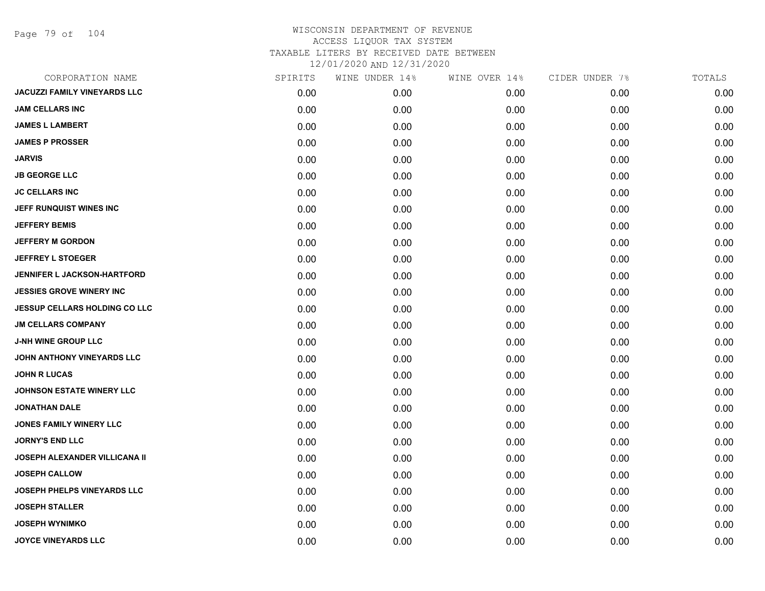WISCONSIN DEPARTMENT OF REVENUE
ACCESS LIQUOR TAX SYSTEM
TAXABLE LITERS BY RECEIVED DATE BETWEEN
12/01/2020 AND 12/31/2020

| CORPORATION NAME | SPIRITS | WINE UNDER 14% | WINE OVER 14% | CIDER UNDER 7% | TOTALS |
|---|---|---|---|---|---|
| JACUZZI FAMILY VINEYARDS LLC | 0.00 | 0.00 | 0.00 | 0.00 | 0.00 |
| JAM CELLARS INC | 0.00 | 0.00 | 0.00 | 0.00 | 0.00 |
| JAMES L LAMBERT | 0.00 | 0.00 | 0.00 | 0.00 | 0.00 |
| JAMES P PROSSER | 0.00 | 0.00 | 0.00 | 0.00 | 0.00 |
| JARVIS | 0.00 | 0.00 | 0.00 | 0.00 | 0.00 |
| JB GEORGE LLC | 0.00 | 0.00 | 0.00 | 0.00 | 0.00 |
| JC CELLARS INC | 0.00 | 0.00 | 0.00 | 0.00 | 0.00 |
| JEFF RUNQUIST WINES INC | 0.00 | 0.00 | 0.00 | 0.00 | 0.00 |
| JEFFERY BEMIS | 0.00 | 0.00 | 0.00 | 0.00 | 0.00 |
| JEFFERY M GORDON | 0.00 | 0.00 | 0.00 | 0.00 | 0.00 |
| JEFFREY L STOEGER | 0.00 | 0.00 | 0.00 | 0.00 | 0.00 |
| JENNIFER L JACKSON-HARTFORD | 0.00 | 0.00 | 0.00 | 0.00 | 0.00 |
| JESSIES GROVE WINERY INC | 0.00 | 0.00 | 0.00 | 0.00 | 0.00 |
| JESSUP CELLARS HOLDING CO LLC | 0.00 | 0.00 | 0.00 | 0.00 | 0.00 |
| JM CELLARS COMPANY | 0.00 | 0.00 | 0.00 | 0.00 | 0.00 |
| J-NH WINE GROUP LLC | 0.00 | 0.00 | 0.00 | 0.00 | 0.00 |
| JOHN ANTHONY VINEYARDS LLC | 0.00 | 0.00 | 0.00 | 0.00 | 0.00 |
| JOHN R LUCAS | 0.00 | 0.00 | 0.00 | 0.00 | 0.00 |
| JOHNSON ESTATE WINERY LLC | 0.00 | 0.00 | 0.00 | 0.00 | 0.00 |
| JONATHAN DALE | 0.00 | 0.00 | 0.00 | 0.00 | 0.00 |
| JONES FAMILY WINERY LLC | 0.00 | 0.00 | 0.00 | 0.00 | 0.00 |
| JORNY'S END LLC | 0.00 | 0.00 | 0.00 | 0.00 | 0.00 |
| JOSEPH ALEXANDER VILLICANA II | 0.00 | 0.00 | 0.00 | 0.00 | 0.00 |
| JOSEPH CALLOW | 0.00 | 0.00 | 0.00 | 0.00 | 0.00 |
| JOSEPH PHELPS VINEYARDS LLC | 0.00 | 0.00 | 0.00 | 0.00 | 0.00 |
| JOSEPH STALLER | 0.00 | 0.00 | 0.00 | 0.00 | 0.00 |
| JOSEPH WYNIMKO | 0.00 | 0.00 | 0.00 | 0.00 | 0.00 |
| JOYCE VINEYARDS LLC | 0.00 | 0.00 | 0.00 | 0.00 | 0.00 |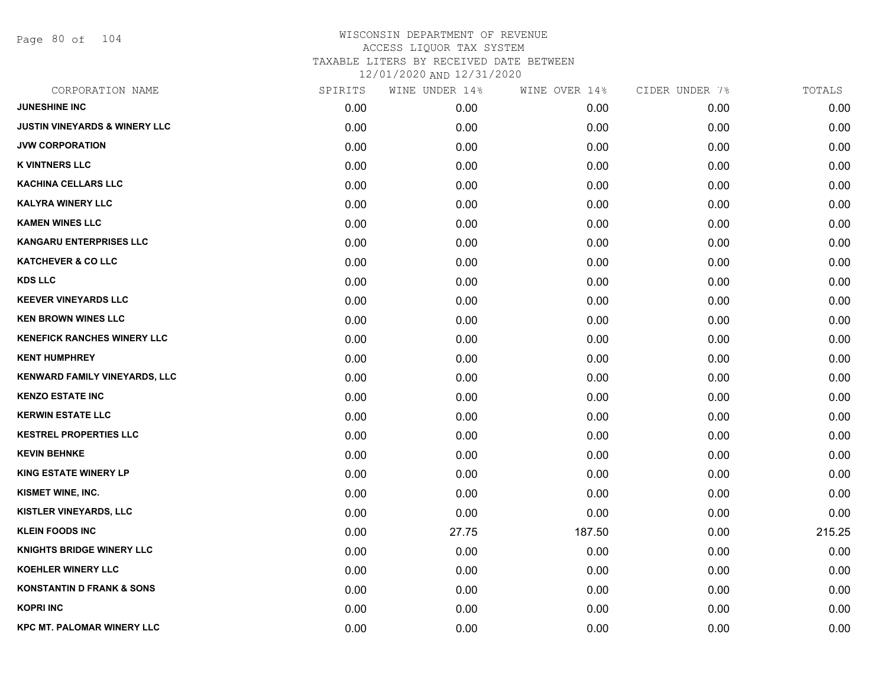# WISCONSIN DEPARTMENT OF REVENUE
## ACCESS LIQUOR TAX SYSTEM
### TAXABLE LITERS BY RECEIVED DATE BETWEEN 12/01/2020 AND 12/31/2020

| CORPORATION NAME | SPIRITS | WINE UNDER 14% | WINE OVER 14% | CIDER UNDER 7% | TOTALS |
|---|---|---|---|---|---|
| JUNESHINE INC | 0.00 | 0.00 | 0.00 | 0.00 | 0.00 |
| JUSTIN VINEYARDS & WINERY LLC | 0.00 | 0.00 | 0.00 | 0.00 | 0.00 |
| JVW CORPORATION | 0.00 | 0.00 | 0.00 | 0.00 | 0.00 |
| K VINTNERS LLC | 0.00 | 0.00 | 0.00 | 0.00 | 0.00 |
| KACHINA CELLARS LLC | 0.00 | 0.00 | 0.00 | 0.00 | 0.00 |
| KALYRA WINERY LLC | 0.00 | 0.00 | 0.00 | 0.00 | 0.00 |
| KAMEN WINES LLC | 0.00 | 0.00 | 0.00 | 0.00 | 0.00 |
| KANGARU ENTERPRISES LLC | 0.00 | 0.00 | 0.00 | 0.00 | 0.00 |
| KATCHEVER & CO LLC | 0.00 | 0.00 | 0.00 | 0.00 | 0.00 |
| KDS LLC | 0.00 | 0.00 | 0.00 | 0.00 | 0.00 |
| KEEVER VINEYARDS LLC | 0.00 | 0.00 | 0.00 | 0.00 | 0.00 |
| KEN BROWN WINES LLC | 0.00 | 0.00 | 0.00 | 0.00 | 0.00 |
| KENEFICK RANCHES WINERY LLC | 0.00 | 0.00 | 0.00 | 0.00 | 0.00 |
| KENT HUMPHREY | 0.00 | 0.00 | 0.00 | 0.00 | 0.00 |
| KENWARD FAMILY VINEYARDS, LLC | 0.00 | 0.00 | 0.00 | 0.00 | 0.00 |
| KENZO ESTATE INC | 0.00 | 0.00 | 0.00 | 0.00 | 0.00 |
| KERWIN ESTATE LLC | 0.00 | 0.00 | 0.00 | 0.00 | 0.00 |
| KESTREL PROPERTIES LLC | 0.00 | 0.00 | 0.00 | 0.00 | 0.00 |
| KEVIN BEHNKE | 0.00 | 0.00 | 0.00 | 0.00 | 0.00 |
| KING ESTATE WINERY LP | 0.00 | 0.00 | 0.00 | 0.00 | 0.00 |
| KISMET WINE, INC. | 0.00 | 0.00 | 0.00 | 0.00 | 0.00 |
| KISTLER VINEYARDS, LLC | 0.00 | 0.00 | 0.00 | 0.00 | 0.00 |
| KLEIN FOODS INC | 0.00 | 27.75 | 187.50 | 0.00 | 215.25 |
| KNIGHTS BRIDGE WINERY LLC | 0.00 | 0.00 | 0.00 | 0.00 | 0.00 |
| KOEHLER WINERY LLC | 0.00 | 0.00 | 0.00 | 0.00 | 0.00 |
| KONSTANTIN D FRANK & SONS | 0.00 | 0.00 | 0.00 | 0.00 | 0.00 |
| KOPRI INC | 0.00 | 0.00 | 0.00 | 0.00 | 0.00 |
| KPC MT. PALOMAR WINERY LLC | 0.00 | 0.00 | 0.00 | 0.00 | 0.00 |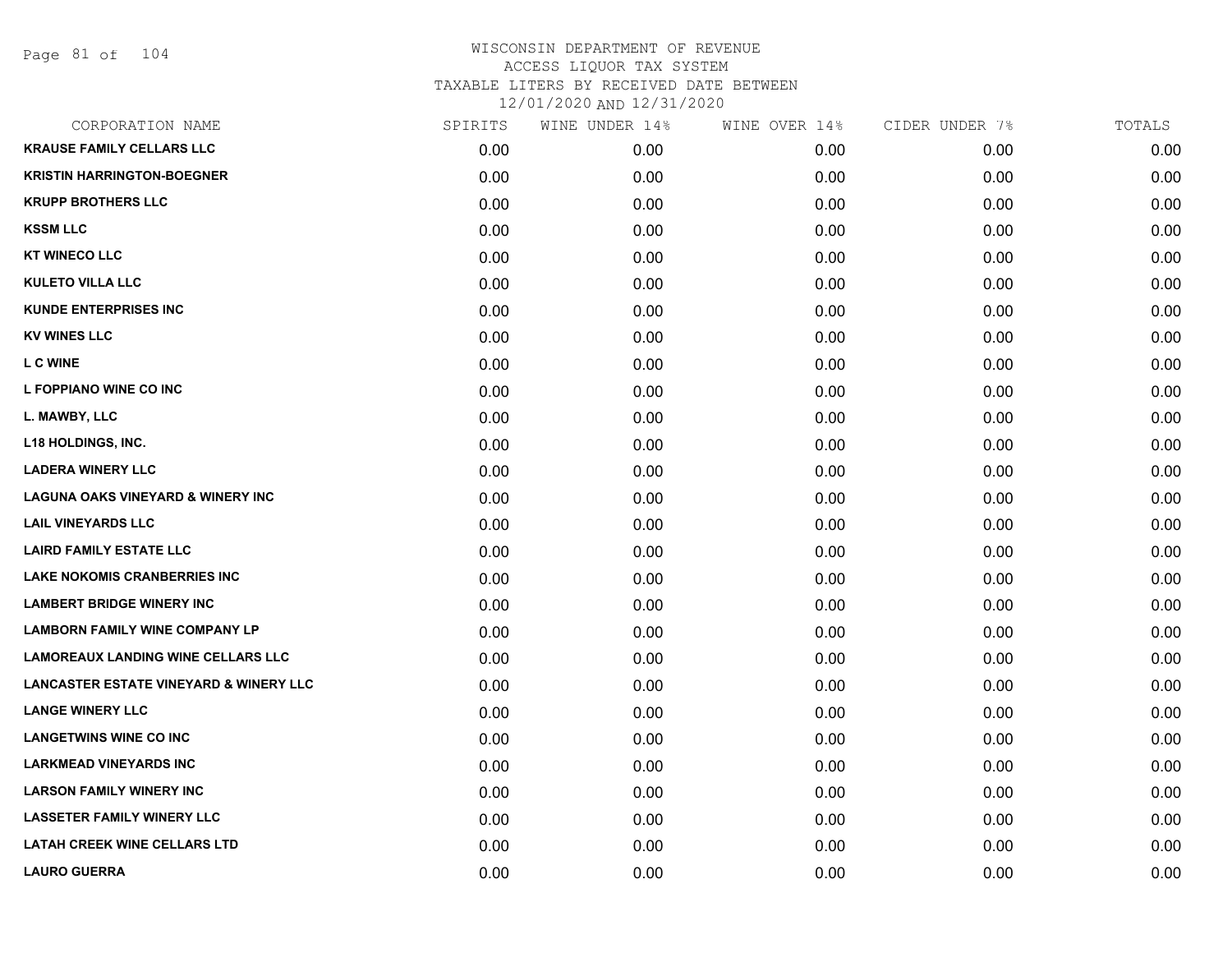# WISCONSIN DEPARTMENT OF REVENUE
## ACCESS LIQUOR TAX SYSTEM
### TAXABLE LITERS BY RECEIVED DATE BETWEEN 12/01/2020 AND 12/31/2020

| CORPORATION NAME | SPIRITS | WINE UNDER 14% | WINE OVER 14% | CIDER UNDER 7% | TOTALS |
|---|---|---|---|---|---|
| KRAUSE FAMILY CELLARS LLC | 0.00 | 0.00 | 0.00 | 0.00 | 0.00 |
| KRISTIN HARRINGTON-BOEGNER | 0.00 | 0.00 | 0.00 | 0.00 | 0.00 |
| KRUPP BROTHERS LLC | 0.00 | 0.00 | 0.00 | 0.00 | 0.00 |
| KSSM LLC | 0.00 | 0.00 | 0.00 | 0.00 | 0.00 |
| KT WINECO LLC | 0.00 | 0.00 | 0.00 | 0.00 | 0.00 |
| KULETO VILLA LLC | 0.00 | 0.00 | 0.00 | 0.00 | 0.00 |
| KUNDE ENTERPRISES INC | 0.00 | 0.00 | 0.00 | 0.00 | 0.00 |
| KV WINES LLC | 0.00 | 0.00 | 0.00 | 0.00 | 0.00 |
| L C WINE | 0.00 | 0.00 | 0.00 | 0.00 | 0.00 |
| L FOPPIANO WINE CO INC | 0.00 | 0.00 | 0.00 | 0.00 | 0.00 |
| L. MAWBY, LLC | 0.00 | 0.00 | 0.00 | 0.00 | 0.00 |
| L18 HOLDINGS, INC. | 0.00 | 0.00 | 0.00 | 0.00 | 0.00 |
| LADERA WINERY LLC | 0.00 | 0.00 | 0.00 | 0.00 | 0.00 |
| LAGUNA OAKS VINEYARD & WINERY INC | 0.00 | 0.00 | 0.00 | 0.00 | 0.00 |
| LAIL VINEYARDS LLC | 0.00 | 0.00 | 0.00 | 0.00 | 0.00 |
| LAIRD FAMILY ESTATE LLC | 0.00 | 0.00 | 0.00 | 0.00 | 0.00 |
| LAKE NOKOMIS CRANBERRIES INC | 0.00 | 0.00 | 0.00 | 0.00 | 0.00 |
| LAMBERT BRIDGE WINERY INC | 0.00 | 0.00 | 0.00 | 0.00 | 0.00 |
| LAMBORN FAMILY WINE COMPANY LP | 0.00 | 0.00 | 0.00 | 0.00 | 0.00 |
| LAMOREAUX LANDING WINE CELLARS LLC | 0.00 | 0.00 | 0.00 | 0.00 | 0.00 |
| LANCASTER ESTATE VINEYARD & WINERY LLC | 0.00 | 0.00 | 0.00 | 0.00 | 0.00 |
| LANGE WINERY LLC | 0.00 | 0.00 | 0.00 | 0.00 | 0.00 |
| LANGETWINS WINE CO INC | 0.00 | 0.00 | 0.00 | 0.00 | 0.00 |
| LARKMEAD VINEYARDS INC | 0.00 | 0.00 | 0.00 | 0.00 | 0.00 |
| LARSON FAMILY WINERY INC | 0.00 | 0.00 | 0.00 | 0.00 | 0.00 |
| LASSETER FAMILY WINERY LLC | 0.00 | 0.00 | 0.00 | 0.00 | 0.00 |
| LATAH CREEK WINE CELLARS LTD | 0.00 | 0.00 | 0.00 | 0.00 | 0.00 |
| LAURO GUERRA | 0.00 | 0.00 | 0.00 | 0.00 | 0.00 |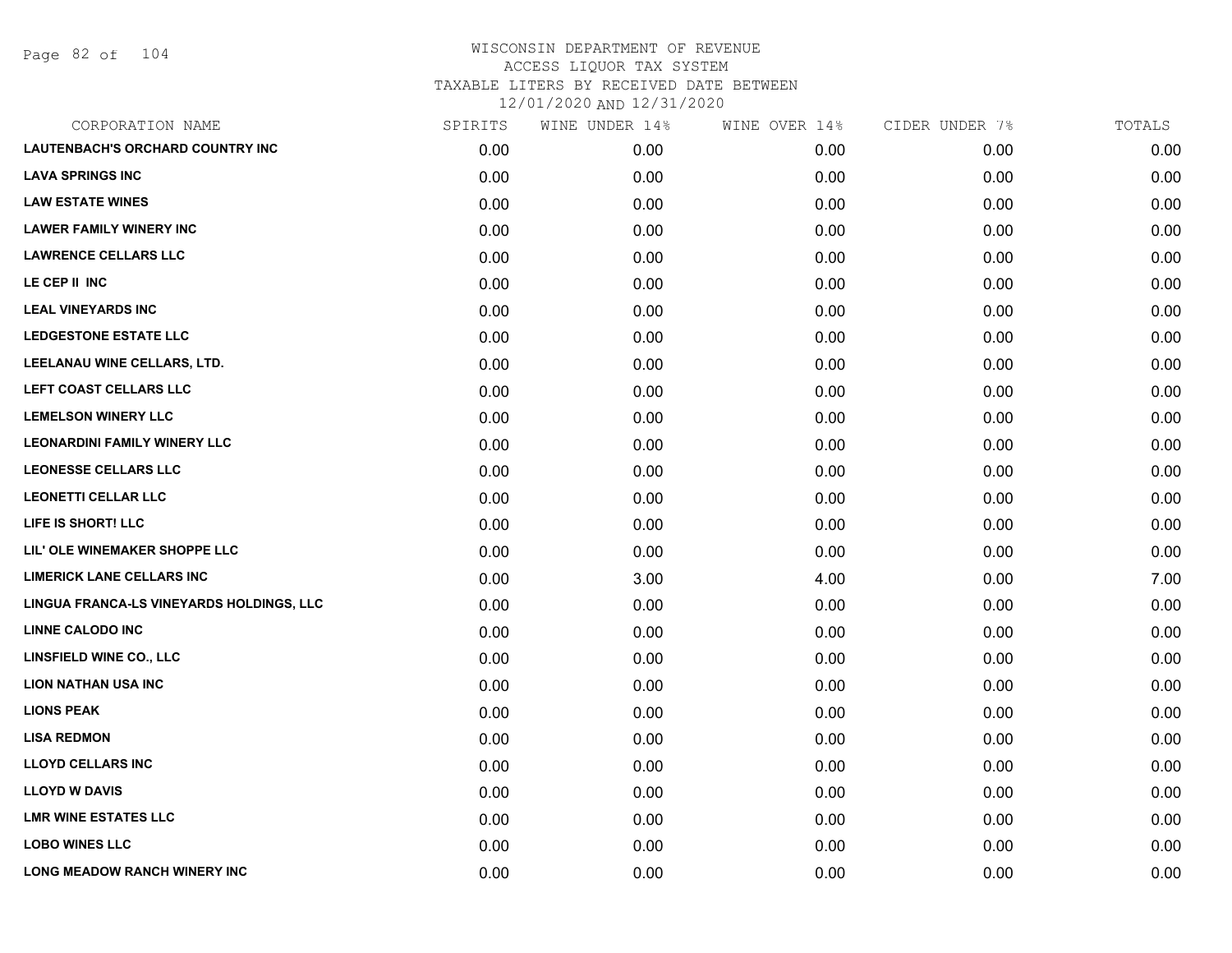# WISCONSIN DEPARTMENT OF REVENUE
ACCESS LIQUOR TAX SYSTEM
TAXABLE LITERS BY RECEIVED DATE BETWEEN
12/01/2020 AND 12/31/2020

| CORPORATION NAME | SPIRITS | WINE UNDER 14% | WINE OVER 14% | CIDER UNDER 7% | TOTALS |
|---|---|---|---|---|---|
| LAUTENBACH'S ORCHARD COUNTRY INC | 0.00 | 0.00 | 0.00 | 0.00 | 0.00 |
| LAVA SPRINGS INC | 0.00 | 0.00 | 0.00 | 0.00 | 0.00 |
| LAW ESTATE WINES | 0.00 | 0.00 | 0.00 | 0.00 | 0.00 |
| LAWER FAMILY WINERY INC | 0.00 | 0.00 | 0.00 | 0.00 | 0.00 |
| LAWRENCE CELLARS LLC | 0.00 | 0.00 | 0.00 | 0.00 | 0.00 |
| LE CEP II INC | 0.00 | 0.00 | 0.00 | 0.00 | 0.00 |
| LEAL VINEYARDS INC | 0.00 | 0.00 | 0.00 | 0.00 | 0.00 |
| LEDGESTONE ESTATE LLC | 0.00 | 0.00 | 0.00 | 0.00 | 0.00 |
| LEELANAU WINE CELLARS, LTD. | 0.00 | 0.00 | 0.00 | 0.00 | 0.00 |
| LEFT COAST CELLARS LLC | 0.00 | 0.00 | 0.00 | 0.00 | 0.00 |
| LEMELSON WINERY LLC | 0.00 | 0.00 | 0.00 | 0.00 | 0.00 |
| LEONARDINI FAMILY WINERY LLC | 0.00 | 0.00 | 0.00 | 0.00 | 0.00 |
| LEONESSE CELLARS LLC | 0.00 | 0.00 | 0.00 | 0.00 | 0.00 |
| LEONETTI CELLAR LLC | 0.00 | 0.00 | 0.00 | 0.00 | 0.00 |
| LIFE IS SHORT! LLC | 0.00 | 0.00 | 0.00 | 0.00 | 0.00 |
| LIL' OLE WINEMAKER SHOPPE LLC | 0.00 | 0.00 | 0.00 | 0.00 | 0.00 |
| LIMERICK LANE CELLARS INC | 0.00 | 3.00 | 4.00 | 0.00 | 7.00 |
| LINGUA FRANCA-LS VINEYARDS HOLDINGS, LLC | 0.00 | 0.00 | 0.00 | 0.00 | 0.00 |
| LINNE CALODO INC | 0.00 | 0.00 | 0.00 | 0.00 | 0.00 |
| LINSFIELD WINE CO., LLC | 0.00 | 0.00 | 0.00 | 0.00 | 0.00 |
| LION NATHAN USA INC | 0.00 | 0.00 | 0.00 | 0.00 | 0.00 |
| LIONS PEAK | 0.00 | 0.00 | 0.00 | 0.00 | 0.00 |
| LISA REDMON | 0.00 | 0.00 | 0.00 | 0.00 | 0.00 |
| LLOYD CELLARS INC | 0.00 | 0.00 | 0.00 | 0.00 | 0.00 |
| LLOYD W DAVIS | 0.00 | 0.00 | 0.00 | 0.00 | 0.00 |
| LMR WINE ESTATES LLC | 0.00 | 0.00 | 0.00 | 0.00 | 0.00 |
| LOBO WINES LLC | 0.00 | 0.00 | 0.00 | 0.00 | 0.00 |
| LONG MEADOW RANCH WINERY INC | 0.00 | 0.00 | 0.00 | 0.00 | 0.00 |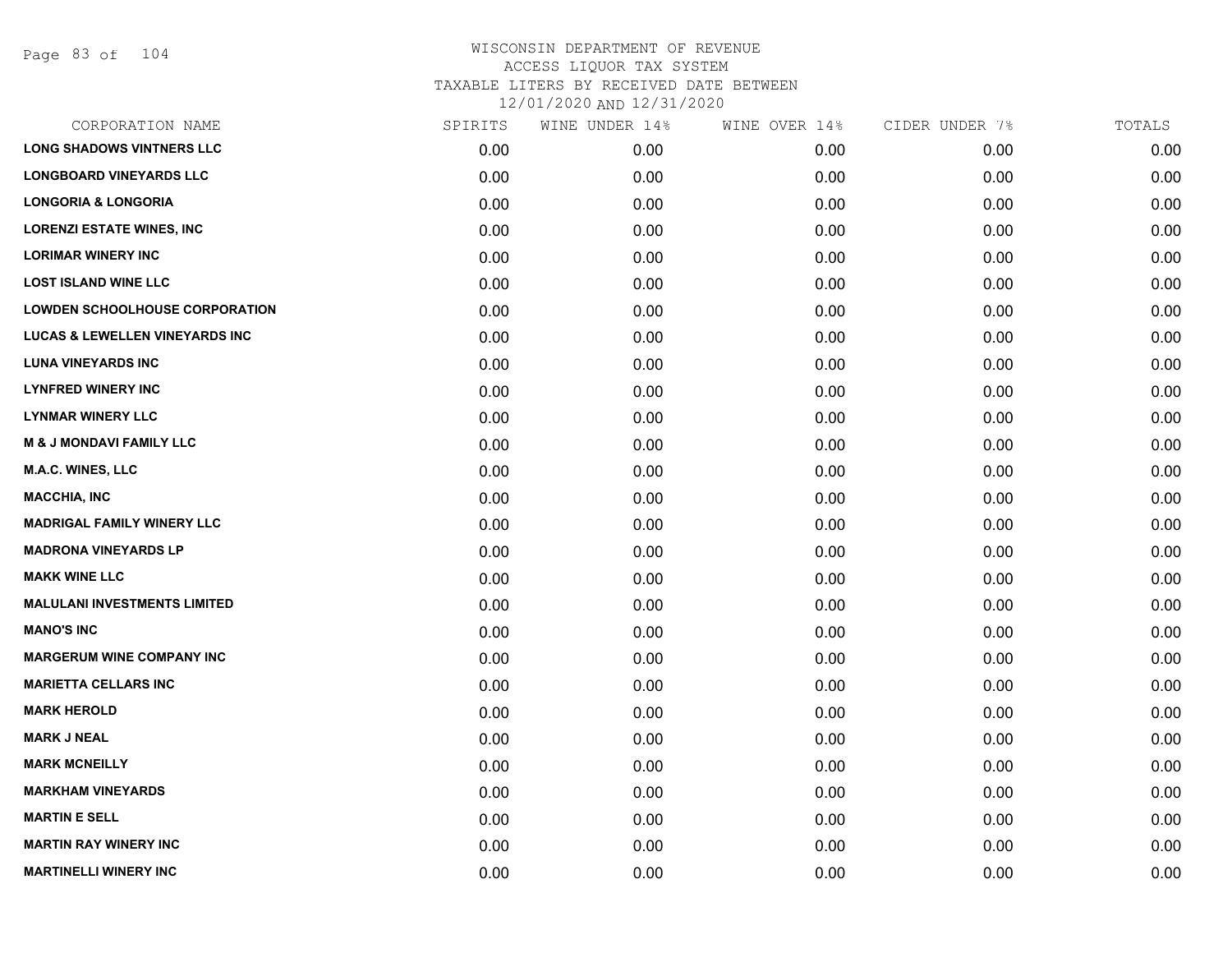WISCONSIN DEPARTMENT OF REVENUE
ACCESS LIQUOR TAX SYSTEM
TAXABLE LITERS BY RECEIVED DATE BETWEEN
12/01/2020 AND 12/31/2020

| CORPORATION NAME | SPIRITS | WINE UNDER 14% | WINE OVER 14% | CIDER UNDER 7% | TOTALS |
|---|---|---|---|---|---|
| LONG SHADOWS VINTNERS LLC | 0.00 | 0.00 | 0.00 | 0.00 | 0.00 |
| LONGBOARD VINEYARDS LLC | 0.00 | 0.00 | 0.00 | 0.00 | 0.00 |
| LONGORIA & LONGORIA | 0.00 | 0.00 | 0.00 | 0.00 | 0.00 |
| LORENZI ESTATE WINES, INC | 0.00 | 0.00 | 0.00 | 0.00 | 0.00 |
| LORIMAR WINERY INC | 0.00 | 0.00 | 0.00 | 0.00 | 0.00 |
| LOST ISLAND WINE LLC | 0.00 | 0.00 | 0.00 | 0.00 | 0.00 |
| LOWDEN SCHOOLHOUSE CORPORATION | 0.00 | 0.00 | 0.00 | 0.00 | 0.00 |
| LUCAS & LEWELLEN VINEYARDS INC | 0.00 | 0.00 | 0.00 | 0.00 | 0.00 |
| LUNA VINEYARDS INC | 0.00 | 0.00 | 0.00 | 0.00 | 0.00 |
| LYNFRED WINERY INC | 0.00 | 0.00 | 0.00 | 0.00 | 0.00 |
| LYNMAR WINERY LLC | 0.00 | 0.00 | 0.00 | 0.00 | 0.00 |
| M & J MONDAVI FAMILY LLC | 0.00 | 0.00 | 0.00 | 0.00 | 0.00 |
| M.A.C. WINES, LLC | 0.00 | 0.00 | 0.00 | 0.00 | 0.00 |
| MACCHIA, INC | 0.00 | 0.00 | 0.00 | 0.00 | 0.00 |
| MADRIGAL FAMILY WINERY LLC | 0.00 | 0.00 | 0.00 | 0.00 | 0.00 |
| MADRONA VINEYARDS LP | 0.00 | 0.00 | 0.00 | 0.00 | 0.00 |
| MAKK WINE LLC | 0.00 | 0.00 | 0.00 | 0.00 | 0.00 |
| MALULANI INVESTMENTS LIMITED | 0.00 | 0.00 | 0.00 | 0.00 | 0.00 |
| MANO'S INC | 0.00 | 0.00 | 0.00 | 0.00 | 0.00 |
| MARGERUM WINE COMPANY INC | 0.00 | 0.00 | 0.00 | 0.00 | 0.00 |
| MARIETTA CELLARS INC | 0.00 | 0.00 | 0.00 | 0.00 | 0.00 |
| MARK HEROLD | 0.00 | 0.00 | 0.00 | 0.00 | 0.00 |
| MARK J NEAL | 0.00 | 0.00 | 0.00 | 0.00 | 0.00 |
| MARK MCNEILLY | 0.00 | 0.00 | 0.00 | 0.00 | 0.00 |
| MARKHAM VINEYARDS | 0.00 | 0.00 | 0.00 | 0.00 | 0.00 |
| MARTIN E SELL | 0.00 | 0.00 | 0.00 | 0.00 | 0.00 |
| MARTIN RAY WINERY INC | 0.00 | 0.00 | 0.00 | 0.00 | 0.00 |
| MARTINELLI WINERY INC | 0.00 | 0.00 | 0.00 | 0.00 | 0.00 |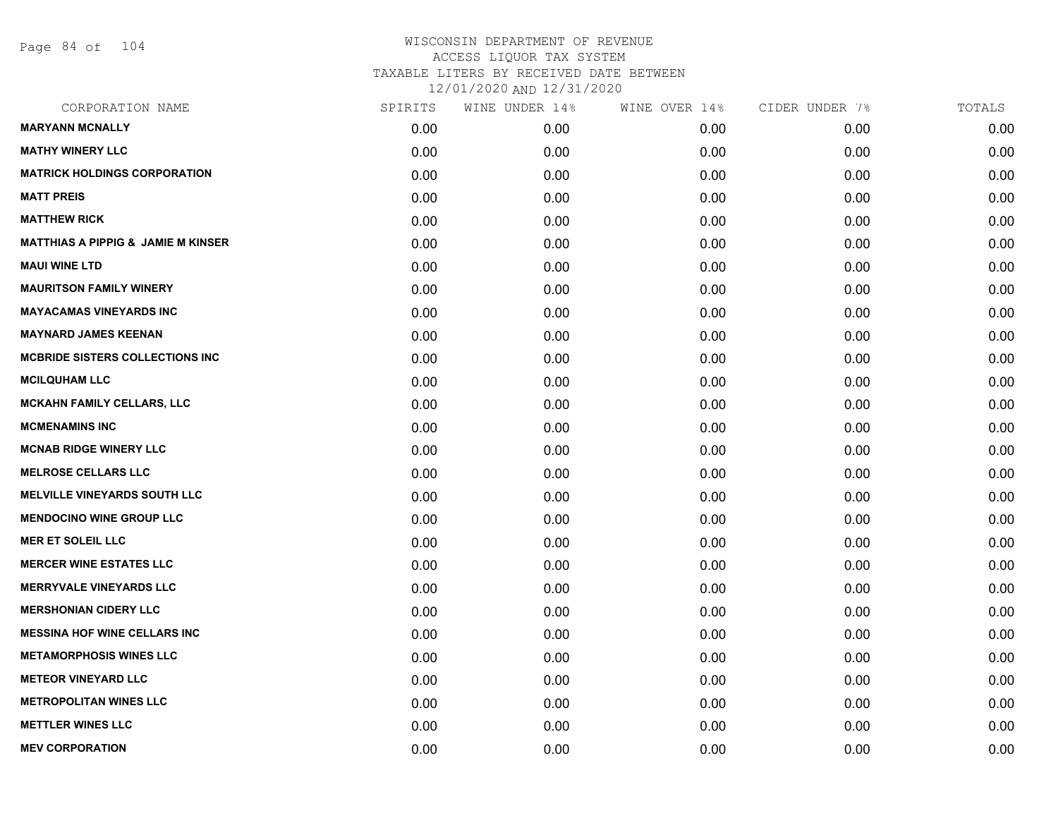WISCONSIN DEPARTMENT OF REVENUE
ACCESS LIQUOR TAX SYSTEM
TAXABLE LITERS BY RECEIVED DATE BETWEEN
12/01/2020 AND 12/31/2020

| CORPORATION NAME | SPIRITS | WINE UNDER 14% | WINE OVER 14% | CIDER UNDER 7% | TOTALS |
|---|---|---|---|---|---|
| **MARYANN MCNALLY** | 0.00 | 0.00 | 0.00 | 0.00 | 0.00 |
| **MATHY WINERY LLC** | 0.00 | 0.00 | 0.00 | 0.00 | 0.00 |
| **MATRICK HOLDINGS CORPORATION** | 0.00 | 0.00 | 0.00 | 0.00 | 0.00 |
| **MATT PREIS** | 0.00 | 0.00 | 0.00 | 0.00 | 0.00 |
| **MATTHEW RICK** | 0.00 | 0.00 | 0.00 | 0.00 | 0.00 |
| **MATTHIAS A PIPPIG & JAMIE M KINSER** | 0.00 | 0.00 | 0.00 | 0.00 | 0.00 |
| **MAUI WINE LTD** | 0.00 | 0.00 | 0.00 | 0.00 | 0.00 |
| **MAURITSON FAMILY WINERY** | 0.00 | 0.00 | 0.00 | 0.00 | 0.00 |
| **MAYACAMAS VINEYARDS INC** | 0.00 | 0.00 | 0.00 | 0.00 | 0.00 |
| **MAYNARD JAMES KEENAN** | 0.00 | 0.00 | 0.00 | 0.00 | 0.00 |
| **MCBRIDE SISTERS COLLECTIONS INC** | 0.00 | 0.00 | 0.00 | 0.00 | 0.00 |
| **MCILQUHAM LLC** | 0.00 | 0.00 | 0.00 | 0.00 | 0.00 |
| **MCKAHN FAMILY CELLARS, LLC** | 0.00 | 0.00 | 0.00 | 0.00 | 0.00 |
| **MCMENAMINS INC** | 0.00 | 0.00 | 0.00 | 0.00 | 0.00 |
| **MCNAB RIDGE WINERY LLC** | 0.00 | 0.00 | 0.00 | 0.00 | 0.00 |
| **MELROSE CELLARS LLC** | 0.00 | 0.00 | 0.00 | 0.00 | 0.00 |
| **MELVILLE VINEYARDS SOUTH LLC** | 0.00 | 0.00 | 0.00 | 0.00 | 0.00 |
| **MENDOCINO WINE GROUP LLC** | 0.00 | 0.00 | 0.00 | 0.00 | 0.00 |
| **MER ET SOLEIL LLC** | 0.00 | 0.00 | 0.00 | 0.00 | 0.00 |
| **MERCER WINE ESTATES LLC** | 0.00 | 0.00 | 0.00 | 0.00 | 0.00 |
| **MERRYVALE VINEYARDS LLC** | 0.00 | 0.00 | 0.00 | 0.00 | 0.00 |
| **MERSHONIAN CIDERY LLC** | 0.00 | 0.00 | 0.00 | 0.00 | 0.00 |
| **MESSINA HOF WINE CELLARS INC** | 0.00 | 0.00 | 0.00 | 0.00 | 0.00 |
| **METAMORPHOSIS WINES LLC** | 0.00 | 0.00 | 0.00 | 0.00 | 0.00 |
| **METEOR VINEYARD LLC** | 0.00 | 0.00 | 0.00 | 0.00 | 0.00 |
| **METROPOLITAN WINES LLC** | 0.00 | 0.00 | 0.00 | 0.00 | 0.00 |
| **METTLER WINES LLC** | 0.00 | 0.00 | 0.00 | 0.00 | 0.00 |
| **MEV CORPORATION** | 0.00 | 0.00 | 0.00 | 0.00 | 0.00 |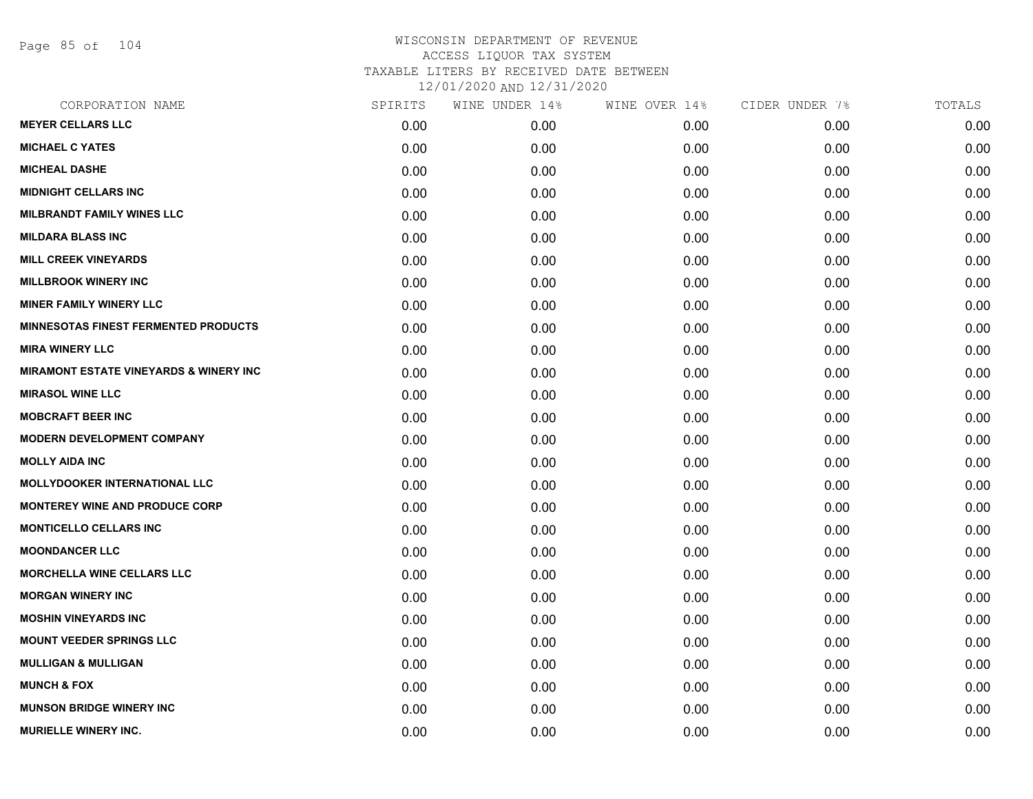# WISCONSIN DEPARTMENT OF REVENUE
ACCESS LIQUOR TAX SYSTEM
TAXABLE LITERS BY RECEIVED DATE BETWEEN
12/01/2020 AND 12/31/2020

| CORPORATION NAME | SPIRITS | WINE UNDER 14% | WINE OVER 14% | CIDER UNDER 7% | TOTALS |
|---|---|---|---|---|---|
| MEYER CELLARS LLC | 0.00 | 0.00 | 0.00 | 0.00 | 0.00 |
| MICHAEL C YATES | 0.00 | 0.00 | 0.00 | 0.00 | 0.00 |
| MICHEAL DASHE | 0.00 | 0.00 | 0.00 | 0.00 | 0.00 |
| MIDNIGHT CELLARS INC | 0.00 | 0.00 | 0.00 | 0.00 | 0.00 |
| MILBRANDT FAMILY WINES LLC | 0.00 | 0.00 | 0.00 | 0.00 | 0.00 |
| MILDARA BLASS INC | 0.00 | 0.00 | 0.00 | 0.00 | 0.00 |
| MILL CREEK VINEYARDS | 0.00 | 0.00 | 0.00 | 0.00 | 0.00 |
| MILLBROOK WINERY INC | 0.00 | 0.00 | 0.00 | 0.00 | 0.00 |
| MINER FAMILY WINERY LLC | 0.00 | 0.00 | 0.00 | 0.00 | 0.00 |
| MINNESOTAS FINEST FERMENTED PRODUCTS | 0.00 | 0.00 | 0.00 | 0.00 | 0.00 |
| MIRA WINERY LLC | 0.00 | 0.00 | 0.00 | 0.00 | 0.00 |
| MIRAMONT ESTATE VINEYARDS & WINERY INC | 0.00 | 0.00 | 0.00 | 0.00 | 0.00 |
| MIRASOL WINE LLC | 0.00 | 0.00 | 0.00 | 0.00 | 0.00 |
| MOBCRAFT BEER INC | 0.00 | 0.00 | 0.00 | 0.00 | 0.00 |
| MODERN DEVELOPMENT COMPANY | 0.00 | 0.00 | 0.00 | 0.00 | 0.00 |
| MOLLY AIDA INC | 0.00 | 0.00 | 0.00 | 0.00 | 0.00 |
| MOLLYDOOKER INTERNATIONAL LLC | 0.00 | 0.00 | 0.00 | 0.00 | 0.00 |
| MONTEREY WINE AND PRODUCE CORP | 0.00 | 0.00 | 0.00 | 0.00 | 0.00 |
| MONTICELLO CELLARS INC | 0.00 | 0.00 | 0.00 | 0.00 | 0.00 |
| MOONDANCER LLC | 0.00 | 0.00 | 0.00 | 0.00 | 0.00 |
| MORCHELLA WINE CELLARS LLC | 0.00 | 0.00 | 0.00 | 0.00 | 0.00 |
| MORGAN WINERY INC | 0.00 | 0.00 | 0.00 | 0.00 | 0.00 |
| MOSHIN VINEYARDS INC | 0.00 | 0.00 | 0.00 | 0.00 | 0.00 |
| MOUNT VEEDER SPRINGS LLC | 0.00 | 0.00 | 0.00 | 0.00 | 0.00 |
| MULLIGAN & MULLIGAN | 0.00 | 0.00 | 0.00 | 0.00 | 0.00 |
| MUNCH & FOX | 0.00 | 0.00 | 0.00 | 0.00 | 0.00 |
| MUNSON BRIDGE WINERY INC | 0.00 | 0.00 | 0.00 | 0.00 | 0.00 |
| MURIELLE WINERY INC. | 0.00 | 0.00 | 0.00 | 0.00 | 0.00 |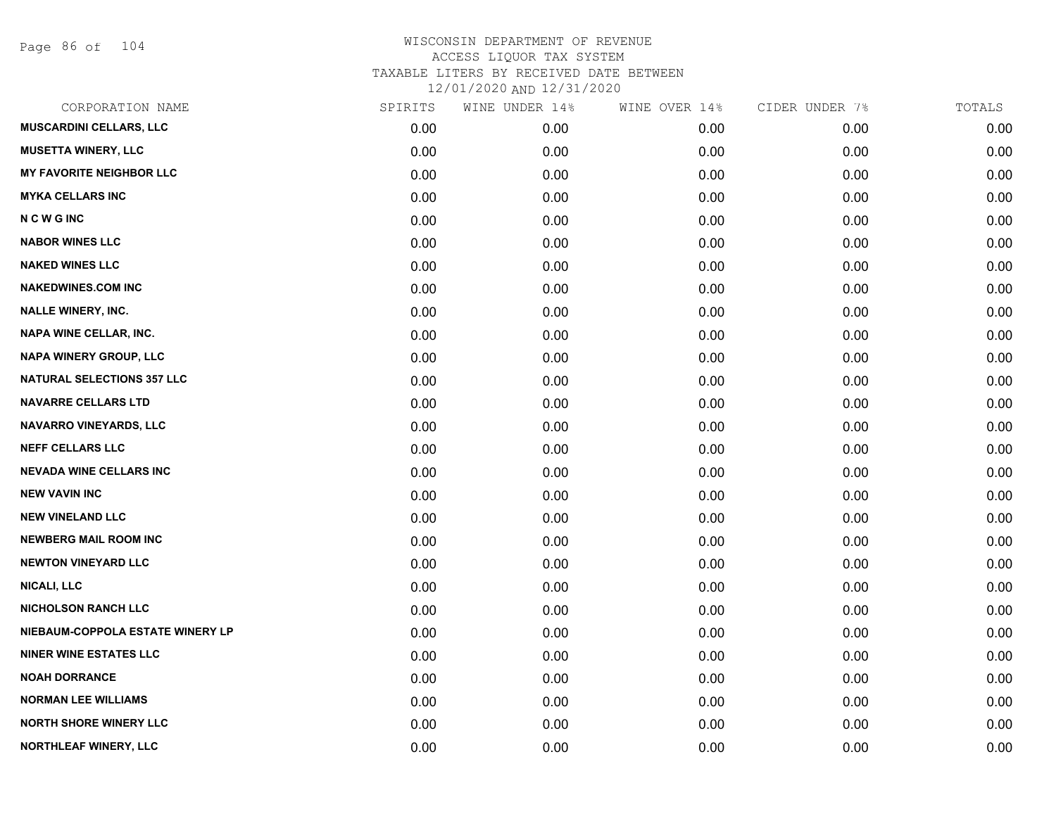# WISCONSIN DEPARTMENT OF REVENUE
## ACCESS LIQUOR TAX SYSTEM
### TAXABLE LITERS BY RECEIVED DATE BETWEEN 12/01/2020 AND 12/31/2020

| CORPORATION NAME | SPIRITS | WINE UNDER 14% | WINE OVER 14% | CIDER UNDER 7% | TOTALS |
|---|---|---|---|---|---|
| MUSCARDINI CELLARS, LLC | 0.00 | 0.00 | 0.00 | 0.00 | 0.00 |
| MUSETTA WINERY, LLC | 0.00 | 0.00 | 0.00 | 0.00 | 0.00 |
| MY FAVORITE NEIGHBOR LLC | 0.00 | 0.00 | 0.00 | 0.00 | 0.00 |
| MYKA CELLARS INC | 0.00 | 0.00 | 0.00 | 0.00 | 0.00 |
| N C W G INC | 0.00 | 0.00 | 0.00 | 0.00 | 0.00 |
| NABOR WINES LLC | 0.00 | 0.00 | 0.00 | 0.00 | 0.00 |
| NAKED WINES LLC | 0.00 | 0.00 | 0.00 | 0.00 | 0.00 |
| NAKEDWINES.COM INC | 0.00 | 0.00 | 0.00 | 0.00 | 0.00 |
| NALLE WINERY, INC. | 0.00 | 0.00 | 0.00 | 0.00 | 0.00 |
| NAPA WINE CELLAR, INC. | 0.00 | 0.00 | 0.00 | 0.00 | 0.00 |
| NAPA WINERY GROUP, LLC | 0.00 | 0.00 | 0.00 | 0.00 | 0.00 |
| NATURAL SELECTIONS 357 LLC | 0.00 | 0.00 | 0.00 | 0.00 | 0.00 |
| NAVARRE CELLARS LTD | 0.00 | 0.00 | 0.00 | 0.00 | 0.00 |
| NAVARRO VINEYARDS, LLC | 0.00 | 0.00 | 0.00 | 0.00 | 0.00 |
| NEFF CELLARS LLC | 0.00 | 0.00 | 0.00 | 0.00 | 0.00 |
| NEVADA WINE CELLARS INC | 0.00 | 0.00 | 0.00 | 0.00 | 0.00 |
| NEW VAVIN INC | 0.00 | 0.00 | 0.00 | 0.00 | 0.00 |
| NEW VINELAND LLC | 0.00 | 0.00 | 0.00 | 0.00 | 0.00 |
| NEWBERG MAIL ROOM INC | 0.00 | 0.00 | 0.00 | 0.00 | 0.00 |
| NEWTON VINEYARD LLC | 0.00 | 0.00 | 0.00 | 0.00 | 0.00 |
| NICALI, LLC | 0.00 | 0.00 | 0.00 | 0.00 | 0.00 |
| NICHOLSON RANCH LLC | 0.00 | 0.00 | 0.00 | 0.00 | 0.00 |
| NIEBAUM-COPPOLA ESTATE WINERY LP | 0.00 | 0.00 | 0.00 | 0.00 | 0.00 |
| NINER WINE ESTATES LLC | 0.00 | 0.00 | 0.00 | 0.00 | 0.00 |
| NOAH DORRANCE | 0.00 | 0.00 | 0.00 | 0.00 | 0.00 |
| NORMAN LEE WILLIAMS | 0.00 | 0.00 | 0.00 | 0.00 | 0.00 |
| NORTH SHORE WINERY LLC | 0.00 | 0.00 | 0.00 | 0.00 | 0.00 |
| NORTHLEAF WINERY, LLC | 0.00 | 0.00 | 0.00 | 0.00 | 0.00 |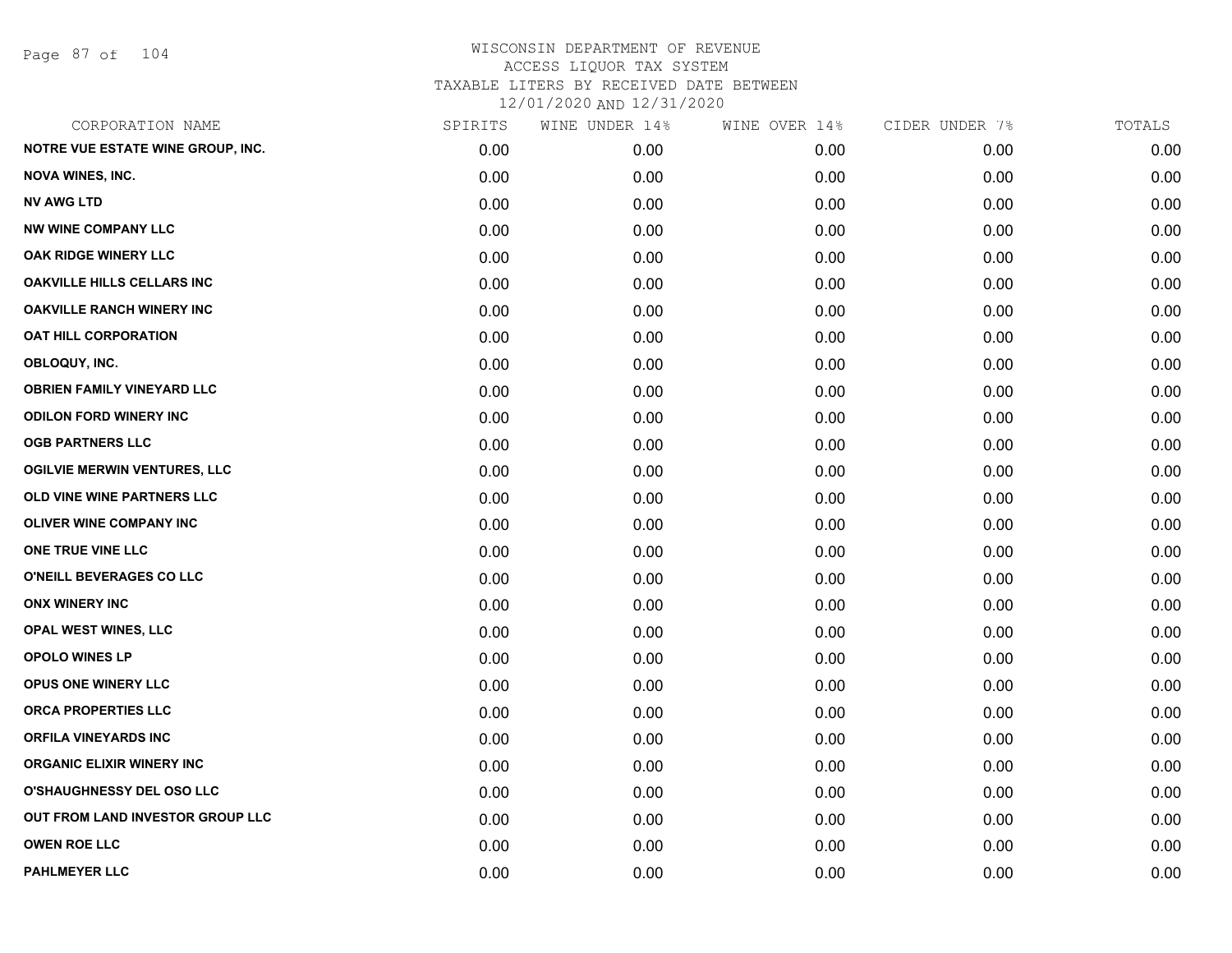WISCONSIN DEPARTMENT OF REVENUE
ACCESS LIQUOR TAX SYSTEM
TAXABLE LITERS BY RECEIVED DATE BETWEEN
12/01/2020 AND 12/31/2020

| CORPORATION NAME | SPIRITS | WINE UNDER 14% | WINE OVER 14% | CIDER UNDER 7% | TOTALS |
|---|---|---|---|---|---|
| NOTRE VUE ESTATE WINE GROUP, INC. | 0.00 | 0.00 | 0.00 | 0.00 | 0.00 |
| NOVA WINES, INC. | 0.00 | 0.00 | 0.00 | 0.00 | 0.00 |
| NV AWG LTD | 0.00 | 0.00 | 0.00 | 0.00 | 0.00 |
| NW WINE COMPANY LLC | 0.00 | 0.00 | 0.00 | 0.00 | 0.00 |
| OAK RIDGE WINERY LLC | 0.00 | 0.00 | 0.00 | 0.00 | 0.00 |
| OAKVILLE HILLS CELLARS INC | 0.00 | 0.00 | 0.00 | 0.00 | 0.00 |
| OAKVILLE RANCH WINERY INC | 0.00 | 0.00 | 0.00 | 0.00 | 0.00 |
| OAT HILL CORPORATION | 0.00 | 0.00 | 0.00 | 0.00 | 0.00 |
| OBLOQUY, INC. | 0.00 | 0.00 | 0.00 | 0.00 | 0.00 |
| OBRIEN FAMILY VINEYARD LLC | 0.00 | 0.00 | 0.00 | 0.00 | 0.00 |
| ODILON FORD WINERY INC | 0.00 | 0.00 | 0.00 | 0.00 | 0.00 |
| OGB PARTNERS LLC | 0.00 | 0.00 | 0.00 | 0.00 | 0.00 |
| OGILVIE MERWIN VENTURES, LLC | 0.00 | 0.00 | 0.00 | 0.00 | 0.00 |
| OLD VINE WINE PARTNERS LLC | 0.00 | 0.00 | 0.00 | 0.00 | 0.00 |
| OLIVER WINE COMPANY INC | 0.00 | 0.00 | 0.00 | 0.00 | 0.00 |
| ONE TRUE VINE LLC | 0.00 | 0.00 | 0.00 | 0.00 | 0.00 |
| O'NEILL BEVERAGES CO LLC | 0.00 | 0.00 | 0.00 | 0.00 | 0.00 |
| ONX WINERY INC | 0.00 | 0.00 | 0.00 | 0.00 | 0.00 |
| OPAL WEST WINES, LLC | 0.00 | 0.00 | 0.00 | 0.00 | 0.00 |
| OPOLO WINES LP | 0.00 | 0.00 | 0.00 | 0.00 | 0.00 |
| OPUS ONE WINERY LLC | 0.00 | 0.00 | 0.00 | 0.00 | 0.00 |
| ORCA PROPERTIES LLC | 0.00 | 0.00 | 0.00 | 0.00 | 0.00 |
| ORFILA VINEYARDS INC | 0.00 | 0.00 | 0.00 | 0.00 | 0.00 |
| ORGANIC ELIXIR WINERY INC | 0.00 | 0.00 | 0.00 | 0.00 | 0.00 |
| O'SHAUGHNESSY DEL OSO LLC | 0.00 | 0.00 | 0.00 | 0.00 | 0.00 |
| OUT FROM LAND INVESTOR GROUP LLC | 0.00 | 0.00 | 0.00 | 0.00 | 0.00 |
| OWEN ROE LLC | 0.00 | 0.00 | 0.00 | 0.00 | 0.00 |
| PAHLMEYER LLC | 0.00 | 0.00 | 0.00 | 0.00 | 0.00 |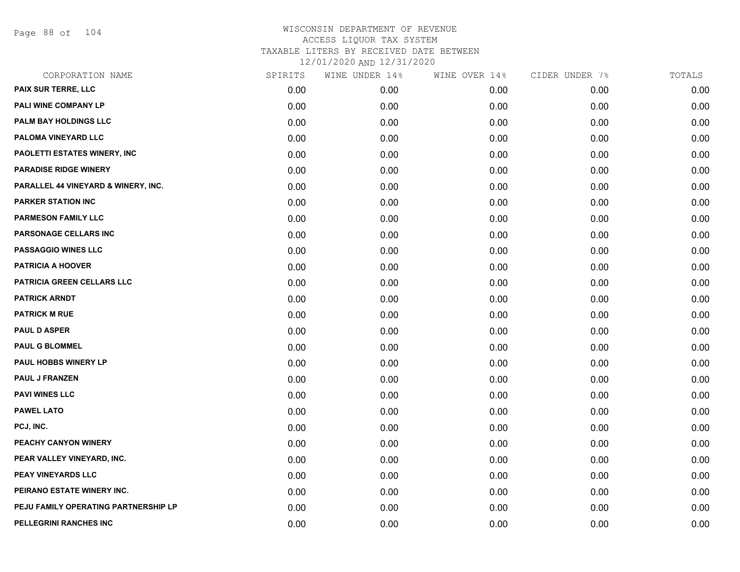# WISCONSIN DEPARTMENT OF REVENUE
## ACCESS LIQUOR TAX SYSTEM
### TAXABLE LITERS BY RECEIVED DATE BETWEEN 12/01/2020 AND 12/31/2020

| CORPORATION NAME | SPIRITS | WINE UNDER 14% | WINE OVER 14% | CIDER UNDER 7% | TOTALS |
|---|---|---|---|---|---|
| PAIX SUR TERRE, LLC | 0.00 | 0.00 | 0.00 | 0.00 | 0.00 |
| PALI WINE COMPANY LP | 0.00 | 0.00 | 0.00 | 0.00 | 0.00 |
| PALM BAY HOLDINGS LLC | 0.00 | 0.00 | 0.00 | 0.00 | 0.00 |
| PALOMA VINEYARD LLC | 0.00 | 0.00 | 0.00 | 0.00 | 0.00 |
| PAOLETTI ESTATES WINERY, INC | 0.00 | 0.00 | 0.00 | 0.00 | 0.00 |
| PARADISE RIDGE WINERY | 0.00 | 0.00 | 0.00 | 0.00 | 0.00 |
| PARALLEL 44 VINEYARD & WINERY, INC. | 0.00 | 0.00 | 0.00 | 0.00 | 0.00 |
| PARKER STATION INC | 0.00 | 0.00 | 0.00 | 0.00 | 0.00 |
| PARMESON FAMILY LLC | 0.00 | 0.00 | 0.00 | 0.00 | 0.00 |
| PARSONAGE CELLARS INC | 0.00 | 0.00 | 0.00 | 0.00 | 0.00 |
| PASSAGGIO WINES LLC | 0.00 | 0.00 | 0.00 | 0.00 | 0.00 |
| PATRICIA A HOOVER | 0.00 | 0.00 | 0.00 | 0.00 | 0.00 |
| PATRICIA GREEN CELLARS LLC | 0.00 | 0.00 | 0.00 | 0.00 | 0.00 |
| PATRICK ARNDT | 0.00 | 0.00 | 0.00 | 0.00 | 0.00 |
| PATRICK M RUE | 0.00 | 0.00 | 0.00 | 0.00 | 0.00 |
| PAUL D ASPER | 0.00 | 0.00 | 0.00 | 0.00 | 0.00 |
| PAUL G BLOMMEL | 0.00 | 0.00 | 0.00 | 0.00 | 0.00 |
| PAUL HOBBS WINERY LP | 0.00 | 0.00 | 0.00 | 0.00 | 0.00 |
| PAUL J FRANZEN | 0.00 | 0.00 | 0.00 | 0.00 | 0.00 |
| PAVI WINES LLC | 0.00 | 0.00 | 0.00 | 0.00 | 0.00 |
| PAWEL LATO | 0.00 | 0.00 | 0.00 | 0.00 | 0.00 |
| PCJ, INC. | 0.00 | 0.00 | 0.00 | 0.00 | 0.00 |
| PEACHY CANYON WINERY | 0.00 | 0.00 | 0.00 | 0.00 | 0.00 |
| PEAR VALLEY VINEYARD, INC. | 0.00 | 0.00 | 0.00 | 0.00 | 0.00 |
| PEAY VINEYARDS LLC | 0.00 | 0.00 | 0.00 | 0.00 | 0.00 |
| PEIRANO ESTATE WINERY INC. | 0.00 | 0.00 | 0.00 | 0.00 | 0.00 |
| PEJU FAMILY OPERATING PARTNERSHIP LP | 0.00 | 0.00 | 0.00 | 0.00 | 0.00 |
| PELLEGRINI RANCHES INC | 0.00 | 0.00 | 0.00 | 0.00 | 0.00 |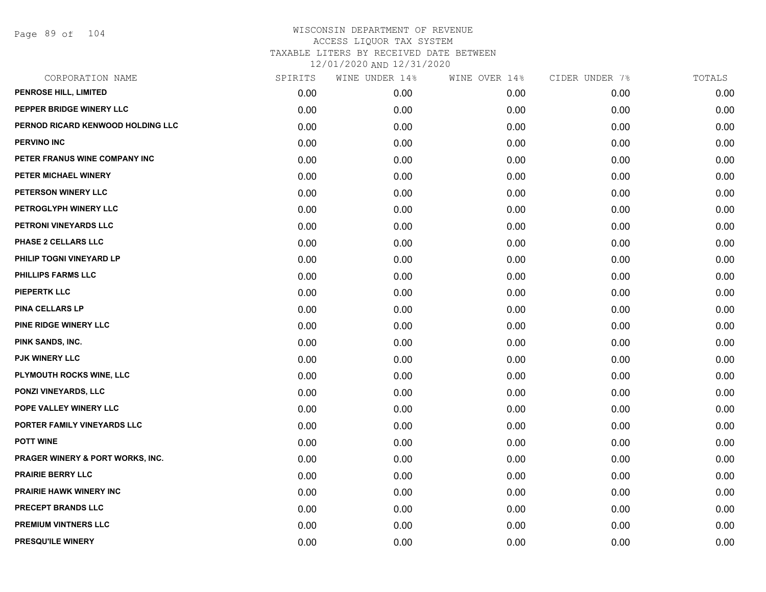# WISCONSIN DEPARTMENT OF REVENUE
## ACCESS LIQUOR TAX SYSTEM
### TAXABLE LITERS BY RECEIVED DATE BETWEEN 12/01/2020 AND 12/31/2020

| CORPORATION NAME | SPIRITS | WINE UNDER 14% | WINE OVER 14% | CIDER UNDER 7% | TOTALS |
|---|---|---|---|---|---|
| PENROSE HILL, LIMITED | 0.00 | 0.00 | 0.00 | 0.00 | 0.00 |
| PEPPER BRIDGE WINERY LLC | 0.00 | 0.00 | 0.00 | 0.00 | 0.00 |
| PERNOD RICARD KENWOOD HOLDING LLC | 0.00 | 0.00 | 0.00 | 0.00 | 0.00 |
| PERVINO INC | 0.00 | 0.00 | 0.00 | 0.00 | 0.00 |
| PETER FRANUS WINE COMPANY INC | 0.00 | 0.00 | 0.00 | 0.00 | 0.00 |
| PETER MICHAEL WINERY | 0.00 | 0.00 | 0.00 | 0.00 | 0.00 |
| PETERSON WINERY LLC | 0.00 | 0.00 | 0.00 | 0.00 | 0.00 |
| PETROGLYPH WINERY LLC | 0.00 | 0.00 | 0.00 | 0.00 | 0.00 |
| PETRONI VINEYARDS LLC | 0.00 | 0.00 | 0.00 | 0.00 | 0.00 |
| PHASE 2 CELLARS LLC | 0.00 | 0.00 | 0.00 | 0.00 | 0.00 |
| PHILIP TOGNI VINEYARD LP | 0.00 | 0.00 | 0.00 | 0.00 | 0.00 |
| PHILLIPS FARMS LLC | 0.00 | 0.00 | 0.00 | 0.00 | 0.00 |
| PIEPERTK LLC | 0.00 | 0.00 | 0.00 | 0.00 | 0.00 |
| PINA CELLARS LP | 0.00 | 0.00 | 0.00 | 0.00 | 0.00 |
| PINE RIDGE WINERY LLC | 0.00 | 0.00 | 0.00 | 0.00 | 0.00 |
| PINK SANDS, INC. | 0.00 | 0.00 | 0.00 | 0.00 | 0.00 |
| PJK WINERY LLC | 0.00 | 0.00 | 0.00 | 0.00 | 0.00 |
| PLYMOUTH ROCKS WINE, LLC | 0.00 | 0.00 | 0.00 | 0.00 | 0.00 |
| PONZI VINEYARDS, LLC | 0.00 | 0.00 | 0.00 | 0.00 | 0.00 |
| POPE VALLEY WINERY LLC | 0.00 | 0.00 | 0.00 | 0.00 | 0.00 |
| PORTER FAMILY VINEYARDS LLC | 0.00 | 0.00 | 0.00 | 0.00 | 0.00 |
| POTT WINE | 0.00 | 0.00 | 0.00 | 0.00 | 0.00 |
| PRAGER WINERY & PORT WORKS, INC. | 0.00 | 0.00 | 0.00 | 0.00 | 0.00 |
| PRAIRIE BERRY LLC | 0.00 | 0.00 | 0.00 | 0.00 | 0.00 |
| PRAIRIE HAWK WINERY INC | 0.00 | 0.00 | 0.00 | 0.00 | 0.00 |
| PRECEPT BRANDS LLC | 0.00 | 0.00 | 0.00 | 0.00 | 0.00 |
| PREMIUM VINTNERS LLC | 0.00 | 0.00 | 0.00 | 0.00 | 0.00 |
| PRESQU'ILE WINERY | 0.00 | 0.00 | 0.00 | 0.00 | 0.00 |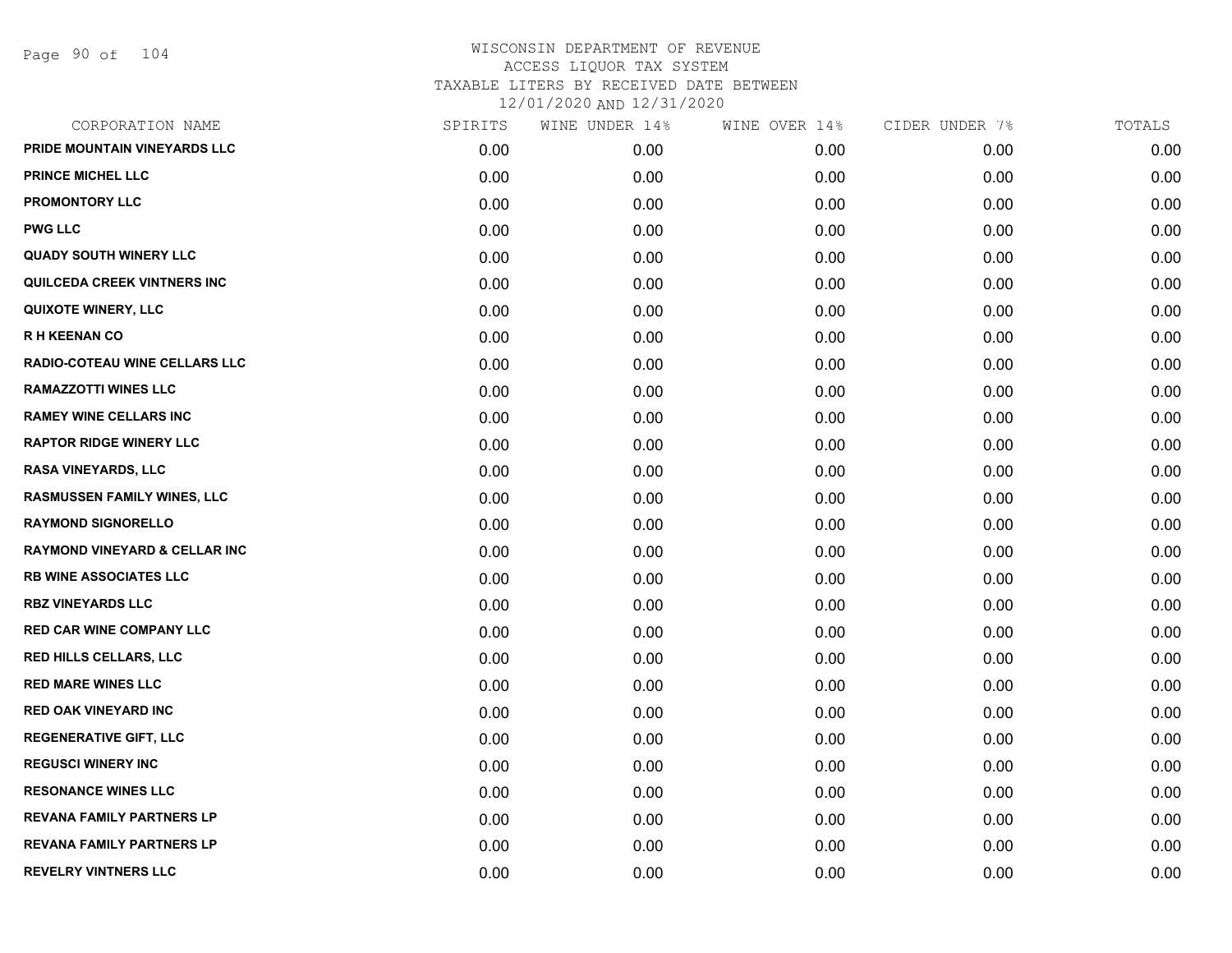WISCONSIN DEPARTMENT OF REVENUE
ACCESS LIQUOR TAX SYSTEM
TAXABLE LITERS BY RECEIVED DATE BETWEEN
12/01/2020 AND 12/31/2020

| CORPORATION NAME | SPIRITS | WINE UNDER 14% | WINE OVER 14% | CIDER UNDER 7% | TOTALS |
|---|---|---|---|---|---|
| PRIDE MOUNTAIN VINEYARDS LLC | 0.00 | 0.00 | 0.00 | 0.00 | 0.00 |
| PRINCE MICHEL LLC | 0.00 | 0.00 | 0.00 | 0.00 | 0.00 |
| PROMONTORY LLC | 0.00 | 0.00 | 0.00 | 0.00 | 0.00 |
| PWG LLC | 0.00 | 0.00 | 0.00 | 0.00 | 0.00 |
| QUADY SOUTH WINERY LLC | 0.00 | 0.00 | 0.00 | 0.00 | 0.00 |
| QUILCEDA CREEK VINTNERS INC | 0.00 | 0.00 | 0.00 | 0.00 | 0.00 |
| QUIXOTE WINERY, LLC | 0.00 | 0.00 | 0.00 | 0.00 | 0.00 |
| R H KEENAN CO | 0.00 | 0.00 | 0.00 | 0.00 | 0.00 |
| RADIO-COTEAU WINE CELLARS LLC | 0.00 | 0.00 | 0.00 | 0.00 | 0.00 |
| RAMAZZOTTI WINES LLC | 0.00 | 0.00 | 0.00 | 0.00 | 0.00 |
| RAMEY WINE CELLARS INC | 0.00 | 0.00 | 0.00 | 0.00 | 0.00 |
| RAPTOR RIDGE WINERY LLC | 0.00 | 0.00 | 0.00 | 0.00 | 0.00 |
| RASA VINEYARDS, LLC | 0.00 | 0.00 | 0.00 | 0.00 | 0.00 |
| RASMUSSEN FAMILY WINES, LLC | 0.00 | 0.00 | 0.00 | 0.00 | 0.00 |
| RAYMOND SIGNORELLO | 0.00 | 0.00 | 0.00 | 0.00 | 0.00 |
| RAYMOND VINEYARD & CELLAR INC | 0.00 | 0.00 | 0.00 | 0.00 | 0.00 |
| RB WINE ASSOCIATES LLC | 0.00 | 0.00 | 0.00 | 0.00 | 0.00 |
| RBZ VINEYARDS LLC | 0.00 | 0.00 | 0.00 | 0.00 | 0.00 |
| RED CAR WINE COMPANY LLC | 0.00 | 0.00 | 0.00 | 0.00 | 0.00 |
| RED HILLS CELLARS, LLC | 0.00 | 0.00 | 0.00 | 0.00 | 0.00 |
| RED MARE WINES LLC | 0.00 | 0.00 | 0.00 | 0.00 | 0.00 |
| RED OAK VINEYARD INC | 0.00 | 0.00 | 0.00 | 0.00 | 0.00 |
| REGENERATIVE GIFT, LLC | 0.00 | 0.00 | 0.00 | 0.00 | 0.00 |
| REGUSCI WINERY INC | 0.00 | 0.00 | 0.00 | 0.00 | 0.00 |
| RESONANCE WINES LLC | 0.00 | 0.00 | 0.00 | 0.00 | 0.00 |
| REVANA FAMILY PARTNERS LP | 0.00 | 0.00 | 0.00 | 0.00 | 0.00 |
| REVANA FAMILY PARTNERS LP | 0.00 | 0.00 | 0.00 | 0.00 | 0.00 |
| REVELRY VINTNERS LLC | 0.00 | 0.00 | 0.00 | 0.00 | 0.00 |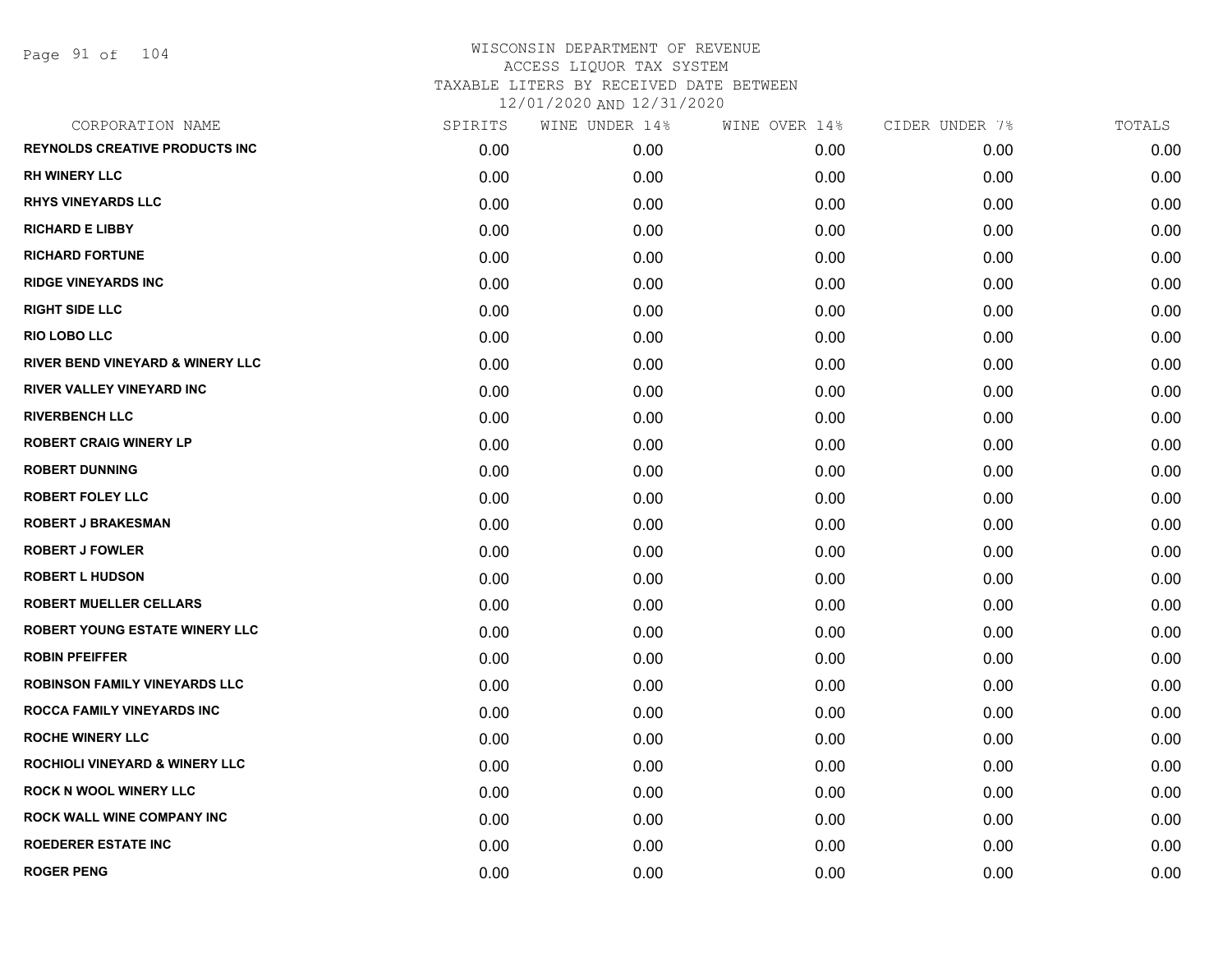WISCONSIN DEPARTMENT OF REVENUE
ACCESS LIQUOR TAX SYSTEM
TAXABLE LITERS BY RECEIVED DATE BETWEEN
12/01/2020 AND 12/31/2020

| CORPORATION NAME | SPIRITS | WINE UNDER 14% | WINE OVER 14% | CIDER UNDER 7% | TOTALS |
|---|---|---|---|---|---|
| REYNOLDS CREATIVE PRODUCTS INC | 0.00 | 0.00 | 0.00 | 0.00 | 0.00 |
| RH WINERY LLC | 0.00 | 0.00 | 0.00 | 0.00 | 0.00 |
| RHYS VINEYARDS LLC | 0.00 | 0.00 | 0.00 | 0.00 | 0.00 |
| RICHARD E LIBBY | 0.00 | 0.00 | 0.00 | 0.00 | 0.00 |
| RICHARD FORTUNE | 0.00 | 0.00 | 0.00 | 0.00 | 0.00 |
| RIDGE VINEYARDS INC | 0.00 | 0.00 | 0.00 | 0.00 | 0.00 |
| RIGHT SIDE LLC | 0.00 | 0.00 | 0.00 | 0.00 | 0.00 |
| RIO LOBO LLC | 0.00 | 0.00 | 0.00 | 0.00 | 0.00 |
| RIVER BEND VINEYARD & WINERY LLC | 0.00 | 0.00 | 0.00 | 0.00 | 0.00 |
| RIVER VALLEY VINEYARD INC | 0.00 | 0.00 | 0.00 | 0.00 | 0.00 |
| RIVERBENCH LLC | 0.00 | 0.00 | 0.00 | 0.00 | 0.00 |
| ROBERT CRAIG WINERY LP | 0.00 | 0.00 | 0.00 | 0.00 | 0.00 |
| ROBERT DUNNING | 0.00 | 0.00 | 0.00 | 0.00 | 0.00 |
| ROBERT FOLEY LLC | 0.00 | 0.00 | 0.00 | 0.00 | 0.00 |
| ROBERT J BRAKESMAN | 0.00 | 0.00 | 0.00 | 0.00 | 0.00 |
| ROBERT J FOWLER | 0.00 | 0.00 | 0.00 | 0.00 | 0.00 |
| ROBERT L HUDSON | 0.00 | 0.00 | 0.00 | 0.00 | 0.00 |
| ROBERT MUELLER CELLARS | 0.00 | 0.00 | 0.00 | 0.00 | 0.00 |
| ROBERT YOUNG ESTATE WINERY LLC | 0.00 | 0.00 | 0.00 | 0.00 | 0.00 |
| ROBIN PFEIFFER | 0.00 | 0.00 | 0.00 | 0.00 | 0.00 |
| ROBINSON FAMILY VINEYARDS LLC | 0.00 | 0.00 | 0.00 | 0.00 | 0.00 |
| ROCCA FAMILY VINEYARDS INC | 0.00 | 0.00 | 0.00 | 0.00 | 0.00 |
| ROCHE WINERY LLC | 0.00 | 0.00 | 0.00 | 0.00 | 0.00 |
| ROCHIOLI VINEYARD & WINERY LLC | 0.00 | 0.00 | 0.00 | 0.00 | 0.00 |
| ROCK N WOOL WINERY LLC | 0.00 | 0.00 | 0.00 | 0.00 | 0.00 |
| ROCK WALL WINE COMPANY INC | 0.00 | 0.00 | 0.00 | 0.00 | 0.00 |
| ROEDERER ESTATE INC | 0.00 | 0.00 | 0.00 | 0.00 | 0.00 |
| ROGER PENG | 0.00 | 0.00 | 0.00 | 0.00 | 0.00 |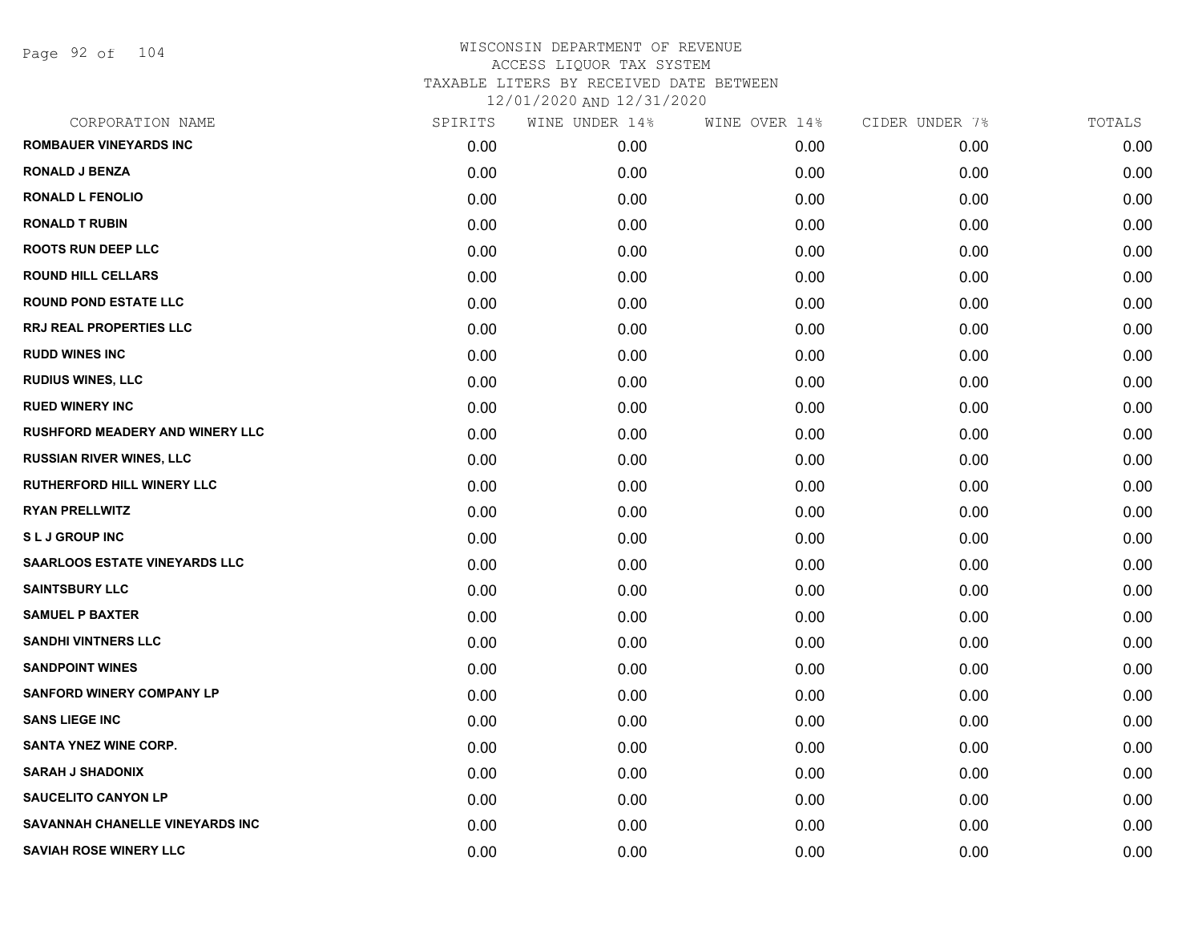WISCONSIN DEPARTMENT OF REVENUE
ACCESS LIQUOR TAX SYSTEM
TAXABLE LITERS BY RECEIVED DATE BETWEEN
12/01/2020 AND 12/31/2020

| CORPORATION NAME | SPIRITS | WINE UNDER 14% | WINE OVER 14% | CIDER UNDER 7% | TOTALS |
|---|---|---|---|---|---|
| ROMBAUER VINEYARDS INC | 0.00 | 0.00 | 0.00 | 0.00 | 0.00 |
| RONALD J BENZA | 0.00 | 0.00 | 0.00 | 0.00 | 0.00 |
| RONALD L FENOLIO | 0.00 | 0.00 | 0.00 | 0.00 | 0.00 |
| RONALD T RUBIN | 0.00 | 0.00 | 0.00 | 0.00 | 0.00 |
| ROOTS RUN DEEP LLC | 0.00 | 0.00 | 0.00 | 0.00 | 0.00 |
| ROUND HILL CELLARS | 0.00 | 0.00 | 0.00 | 0.00 | 0.00 |
| ROUND POND ESTATE LLC | 0.00 | 0.00 | 0.00 | 0.00 | 0.00 |
| RRJ REAL PROPERTIES LLC | 0.00 | 0.00 | 0.00 | 0.00 | 0.00 |
| RUDD WINES INC | 0.00 | 0.00 | 0.00 | 0.00 | 0.00 |
| RUDIUS WINES, LLC | 0.00 | 0.00 | 0.00 | 0.00 | 0.00 |
| RUED WINERY INC | 0.00 | 0.00 | 0.00 | 0.00 | 0.00 |
| RUSHFORD MEADERY AND WINERY LLC | 0.00 | 0.00 | 0.00 | 0.00 | 0.00 |
| RUSSIAN RIVER WINES, LLC | 0.00 | 0.00 | 0.00 | 0.00 | 0.00 |
| RUTHERFORD HILL WINERY LLC | 0.00 | 0.00 | 0.00 | 0.00 | 0.00 |
| RYAN PRELLWITZ | 0.00 | 0.00 | 0.00 | 0.00 | 0.00 |
| S L J GROUP INC | 0.00 | 0.00 | 0.00 | 0.00 | 0.00 |
| SAARLOOS ESTATE VINEYARDS LLC | 0.00 | 0.00 | 0.00 | 0.00 | 0.00 |
| SAINTSBURY LLC | 0.00 | 0.00 | 0.00 | 0.00 | 0.00 |
| SAMUEL P BAXTER | 0.00 | 0.00 | 0.00 | 0.00 | 0.00 |
| SANDHI VINTNERS LLC | 0.00 | 0.00 | 0.00 | 0.00 | 0.00 |
| SANDPOINT WINES | 0.00 | 0.00 | 0.00 | 0.00 | 0.00 |
| SANFORD WINERY COMPANY LP | 0.00 | 0.00 | 0.00 | 0.00 | 0.00 |
| SANS LIEGE INC | 0.00 | 0.00 | 0.00 | 0.00 | 0.00 |
| SANTA YNEZ WINE CORP. | 0.00 | 0.00 | 0.00 | 0.00 | 0.00 |
| SARAH J SHADONIX | 0.00 | 0.00 | 0.00 | 0.00 | 0.00 |
| SAUCELITO CANYON LP | 0.00 | 0.00 | 0.00 | 0.00 | 0.00 |
| SAVANNAH CHANELLE VINEYARDS INC | 0.00 | 0.00 | 0.00 | 0.00 | 0.00 |
| SAVIAH ROSE WINERY LLC | 0.00 | 0.00 | 0.00 | 0.00 | 0.00 |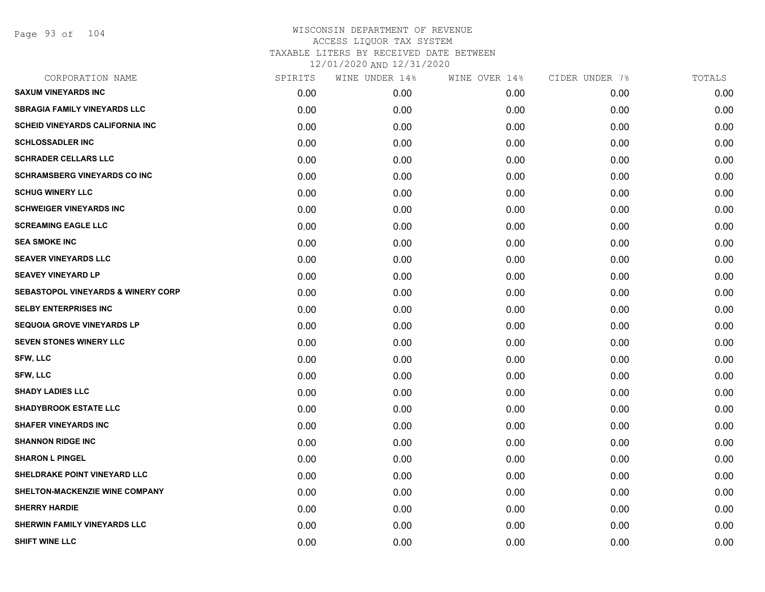# WISCONSIN DEPARTMENT OF REVENUE
## ACCESS LIQUOR TAX SYSTEM
### TAXABLE LITERS BY RECEIVED DATE BETWEEN 12/01/2020 AND 12/31/2020

| CORPORATION NAME | SPIRITS | WINE UNDER 14% | WINE OVER 14% | CIDER UNDER 7% | TOTALS |
|---|---|---|---|---|---|
| SAXUM VINEYARDS INC | 0.00 | 0.00 | 0.00 | 0.00 | 0.00 |
| SBRAGIA FAMILY VINEYARDS LLC | 0.00 | 0.00 | 0.00 | 0.00 | 0.00 |
| SCHEID VINEYARDS CALIFORNIA INC | 0.00 | 0.00 | 0.00 | 0.00 | 0.00 |
| SCHLOSSADLER INC | 0.00 | 0.00 | 0.00 | 0.00 | 0.00 |
| SCHRADER CELLARS LLC | 0.00 | 0.00 | 0.00 | 0.00 | 0.00 |
| SCHRAMSBERG VINEYARDS CO INC | 0.00 | 0.00 | 0.00 | 0.00 | 0.00 |
| SCHUG WINERY LLC | 0.00 | 0.00 | 0.00 | 0.00 | 0.00 |
| SCHWEIGER VINEYARDS INC | 0.00 | 0.00 | 0.00 | 0.00 | 0.00 |
| SCREAMING EAGLE LLC | 0.00 | 0.00 | 0.00 | 0.00 | 0.00 |
| SEA SMOKE INC | 0.00 | 0.00 | 0.00 | 0.00 | 0.00 |
| SEAVER VINEYARDS LLC | 0.00 | 0.00 | 0.00 | 0.00 | 0.00 |
| SEAVEY VINEYARD LP | 0.00 | 0.00 | 0.00 | 0.00 | 0.00 |
| SEBASTOPOL VINEYARDS & WINERY CORP | 0.00 | 0.00 | 0.00 | 0.00 | 0.00 |
| SELBY ENTERPRISES INC | 0.00 | 0.00 | 0.00 | 0.00 | 0.00 |
| SEQUOIA GROVE VINEYARDS LP | 0.00 | 0.00 | 0.00 | 0.00 | 0.00 |
| SEVEN STONES WINERY LLC | 0.00 | 0.00 | 0.00 | 0.00 | 0.00 |
| SFW, LLC | 0.00 | 0.00 | 0.00 | 0.00 | 0.00 |
| SFW, LLC | 0.00 | 0.00 | 0.00 | 0.00 | 0.00 |
| SHADY LADIES LLC | 0.00 | 0.00 | 0.00 | 0.00 | 0.00 |
| SHADYBROOK ESTATE LLC | 0.00 | 0.00 | 0.00 | 0.00 | 0.00 |
| SHAFER VINEYARDS INC | 0.00 | 0.00 | 0.00 | 0.00 | 0.00 |
| SHANNON RIDGE INC | 0.00 | 0.00 | 0.00 | 0.00 | 0.00 |
| SHARON L PINGEL | 0.00 | 0.00 | 0.00 | 0.00 | 0.00 |
| SHELDRAKE POINT VINEYARD LLC | 0.00 | 0.00 | 0.00 | 0.00 | 0.00 |
| SHELTON-MACKENZIE WINE COMPANY | 0.00 | 0.00 | 0.00 | 0.00 | 0.00 |
| SHERRY HARDIE | 0.00 | 0.00 | 0.00 | 0.00 | 0.00 |
| SHERWIN FAMILY VINEYARDS LLC | 0.00 | 0.00 | 0.00 | 0.00 | 0.00 |
| SHIFT WINE LLC | 0.00 | 0.00 | 0.00 | 0.00 | 0.00 |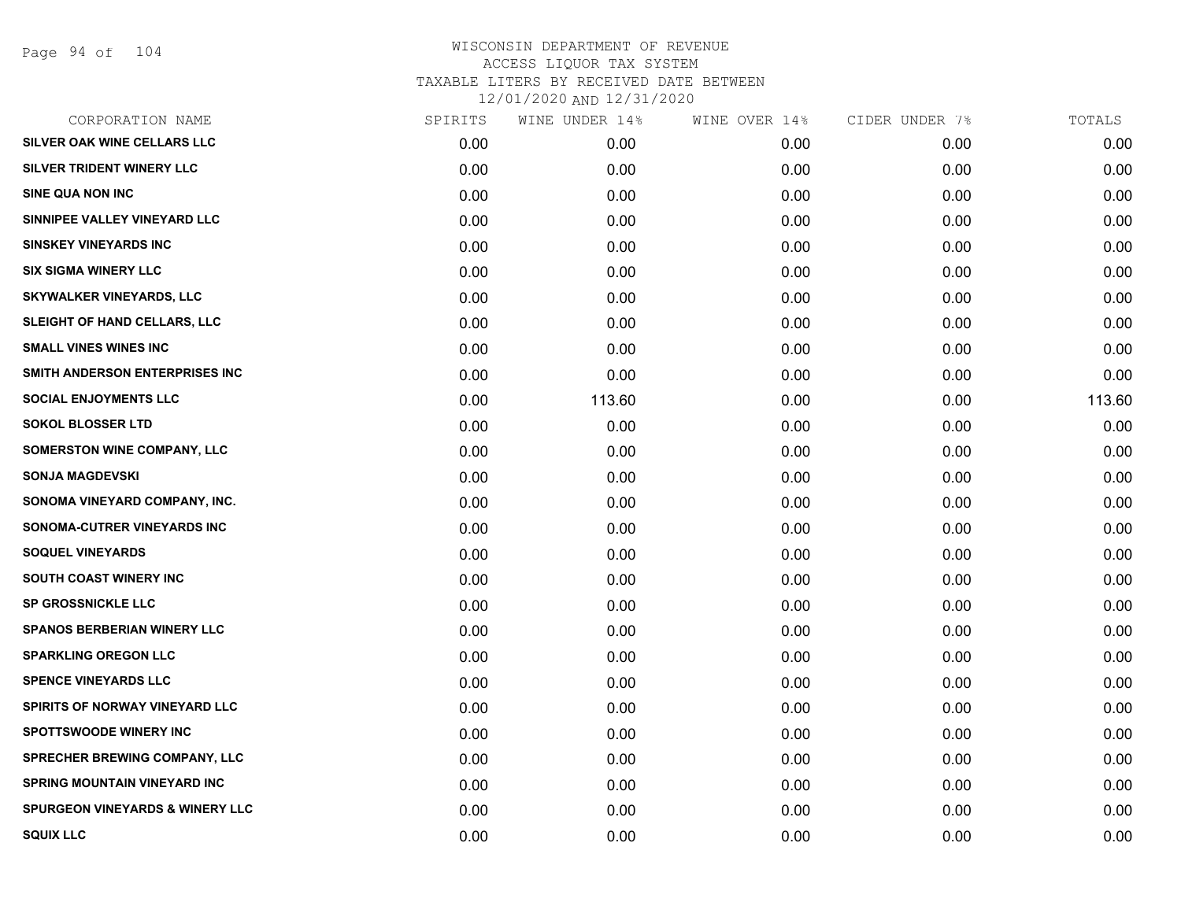# WISCONSIN DEPARTMENT OF REVENUE
ACCESS LIQUOR TAX SYSTEM
TAXABLE LITERS BY RECEIVED DATE BETWEEN
12/01/2020 AND 12/31/2020

| CORPORATION NAME | SPIRITS | WINE UNDER 14% | WINE OVER 14% | CIDER UNDER 7% | TOTALS |
|---|---|---|---|---|---|
| SILVER OAK WINE CELLARS LLC | 0.00 | 0.00 | 0.00 | 0.00 | 0.00 |
| SILVER TRIDENT WINERY LLC | 0.00 | 0.00 | 0.00 | 0.00 | 0.00 |
| SINE QUA NON INC | 0.00 | 0.00 | 0.00 | 0.00 | 0.00 |
| SINNIPEE VALLEY VINEYARD LLC | 0.00 | 0.00 | 0.00 | 0.00 | 0.00 |
| SINSKEY VINEYARDS INC | 0.00 | 0.00 | 0.00 | 0.00 | 0.00 |
| SIX SIGMA WINERY LLC | 0.00 | 0.00 | 0.00 | 0.00 | 0.00 |
| SKYWALKER VINEYARDS, LLC | 0.00 | 0.00 | 0.00 | 0.00 | 0.00 |
| SLEIGHT OF HAND CELLARS, LLC | 0.00 | 0.00 | 0.00 | 0.00 | 0.00 |
| SMALL VINES WINES INC | 0.00 | 0.00 | 0.00 | 0.00 | 0.00 |
| SMITH ANDERSON ENTERPRISES INC | 0.00 | 0.00 | 0.00 | 0.00 | 0.00 |
| SOCIAL ENJOYMENTS LLC | 0.00 | 113.60 | 0.00 | 0.00 | 113.60 |
| SOKOL BLOSSER LTD | 0.00 | 0.00 | 0.00 | 0.00 | 0.00 |
| SOMERSTON WINE COMPANY, LLC | 0.00 | 0.00 | 0.00 | 0.00 | 0.00 |
| SONJA MAGDEVSKI | 0.00 | 0.00 | 0.00 | 0.00 | 0.00 |
| SONOMA VINEYARD COMPANY, INC. | 0.00 | 0.00 | 0.00 | 0.00 | 0.00 |
| SONOMA-CUTRER VINEYARDS INC | 0.00 | 0.00 | 0.00 | 0.00 | 0.00 |
| SOQUEL VINEYARDS | 0.00 | 0.00 | 0.00 | 0.00 | 0.00 |
| SOUTH COAST WINERY INC | 0.00 | 0.00 | 0.00 | 0.00 | 0.00 |
| SP GROSSNICKLE LLC | 0.00 | 0.00 | 0.00 | 0.00 | 0.00 |
| SPANOS BERBERIAN WINERY LLC | 0.00 | 0.00 | 0.00 | 0.00 | 0.00 |
| SPARKLING OREGON LLC | 0.00 | 0.00 | 0.00 | 0.00 | 0.00 |
| SPENCE VINEYARDS LLC | 0.00 | 0.00 | 0.00 | 0.00 | 0.00 |
| SPIRITS OF NORWAY VINEYARD LLC | 0.00 | 0.00 | 0.00 | 0.00 | 0.00 |
| SPOTTSWOODE WINERY INC | 0.00 | 0.00 | 0.00 | 0.00 | 0.00 |
| SPRECHER BREWING COMPANY, LLC | 0.00 | 0.00 | 0.00 | 0.00 | 0.00 |
| SPRING MOUNTAIN VINEYARD INC | 0.00 | 0.00 | 0.00 | 0.00 | 0.00 |
| SPURGEON VINEYARDS & WINERY LLC | 0.00 | 0.00 | 0.00 | 0.00 | 0.00 |
| SQUIX LLC | 0.00 | 0.00 | 0.00 | 0.00 | 0.00 |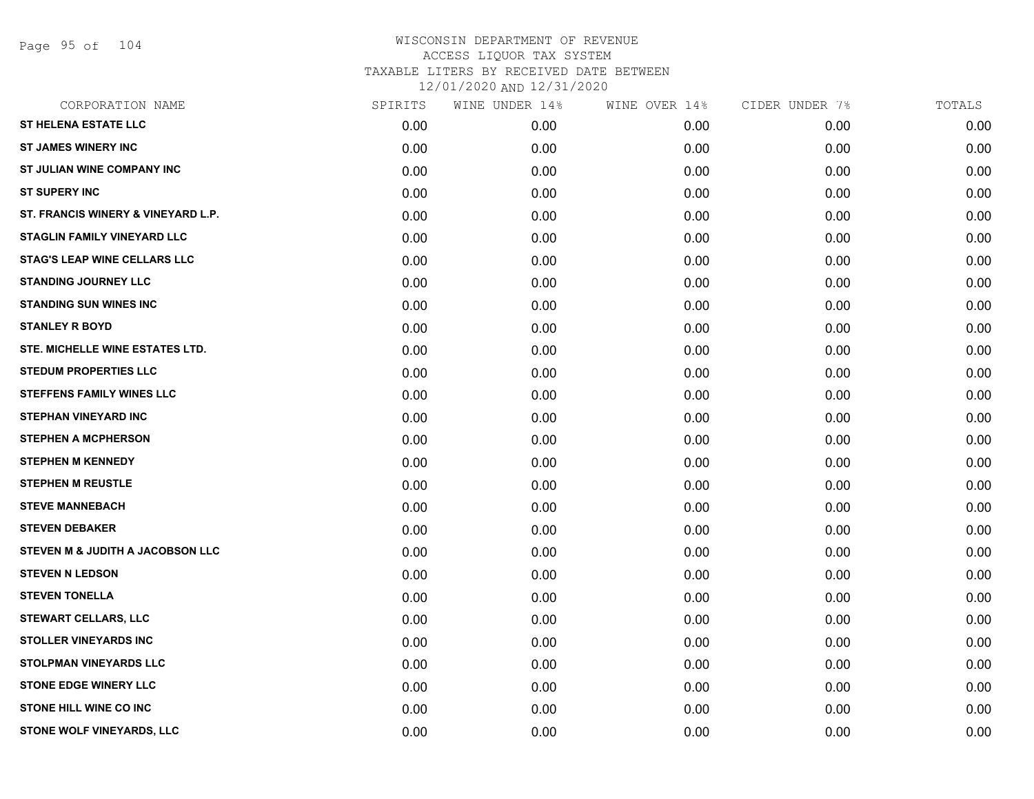# WISCONSIN DEPARTMENT OF REVENUE
## ACCESS LIQUOR TAX SYSTEM
### TAXABLE LITERS BY RECEIVED DATE BETWEEN 12/01/2020 AND 12/31/2020

| CORPORATION NAME | SPIRITS | WINE UNDER 14% | WINE OVER 14% | CIDER UNDER 7% | TOTALS |
|---|---|---|---|---|---|
| ST HELENA ESTATE LLC | 0.00 | 0.00 | 0.00 | 0.00 | 0.00 |
| ST JAMES WINERY INC | 0.00 | 0.00 | 0.00 | 0.00 | 0.00 |
| ST JULIAN WINE COMPANY INC | 0.00 | 0.00 | 0.00 | 0.00 | 0.00 |
| ST SUPERY INC | 0.00 | 0.00 | 0.00 | 0.00 | 0.00 |
| ST. FRANCIS WINERY & VINEYARD L.P. | 0.00 | 0.00 | 0.00 | 0.00 | 0.00 |
| STAGLIN FAMILY VINEYARD LLC | 0.00 | 0.00 | 0.00 | 0.00 | 0.00 |
| STAG'S LEAP WINE CELLARS LLC | 0.00 | 0.00 | 0.00 | 0.00 | 0.00 |
| STANDING JOURNEY LLC | 0.00 | 0.00 | 0.00 | 0.00 | 0.00 |
| STANDING SUN WINES INC | 0.00 | 0.00 | 0.00 | 0.00 | 0.00 |
| STANLEY R BOYD | 0.00 | 0.00 | 0.00 | 0.00 | 0.00 |
| STE. MICHELLE WINE ESTATES LTD. | 0.00 | 0.00 | 0.00 | 0.00 | 0.00 |
| STEDUM PROPERTIES LLC | 0.00 | 0.00 | 0.00 | 0.00 | 0.00 |
| STEFFENS FAMILY WINES LLC | 0.00 | 0.00 | 0.00 | 0.00 | 0.00 |
| STEPHAN VINEYARD INC | 0.00 | 0.00 | 0.00 | 0.00 | 0.00 |
| STEPHEN A MCPHERSON | 0.00 | 0.00 | 0.00 | 0.00 | 0.00 |
| STEPHEN M KENNEDY | 0.00 | 0.00 | 0.00 | 0.00 | 0.00 |
| STEPHEN M REUSTLE | 0.00 | 0.00 | 0.00 | 0.00 | 0.00 |
| STEVE MANNEBACH | 0.00 | 0.00 | 0.00 | 0.00 | 0.00 |
| STEVEN DEBAKER | 0.00 | 0.00 | 0.00 | 0.00 | 0.00 |
| STEVEN M & JUDITH A JACOBSON LLC | 0.00 | 0.00 | 0.00 | 0.00 | 0.00 |
| STEVEN N LEDSON | 0.00 | 0.00 | 0.00 | 0.00 | 0.00 |
| STEVEN TONELLA | 0.00 | 0.00 | 0.00 | 0.00 | 0.00 |
| STEWART CELLARS, LLC | 0.00 | 0.00 | 0.00 | 0.00 | 0.00 |
| STOLLER VINEYARDS INC | 0.00 | 0.00 | 0.00 | 0.00 | 0.00 |
| STOLPMAN VINEYARDS LLC | 0.00 | 0.00 | 0.00 | 0.00 | 0.00 |
| STONE EDGE WINERY LLC | 0.00 | 0.00 | 0.00 | 0.00 | 0.00 |
| STONE HILL WINE CO INC | 0.00 | 0.00 | 0.00 | 0.00 | 0.00 |
| STONE WOLF VINEYARDS, LLC | 0.00 | 0.00 | 0.00 | 0.00 | 0.00 |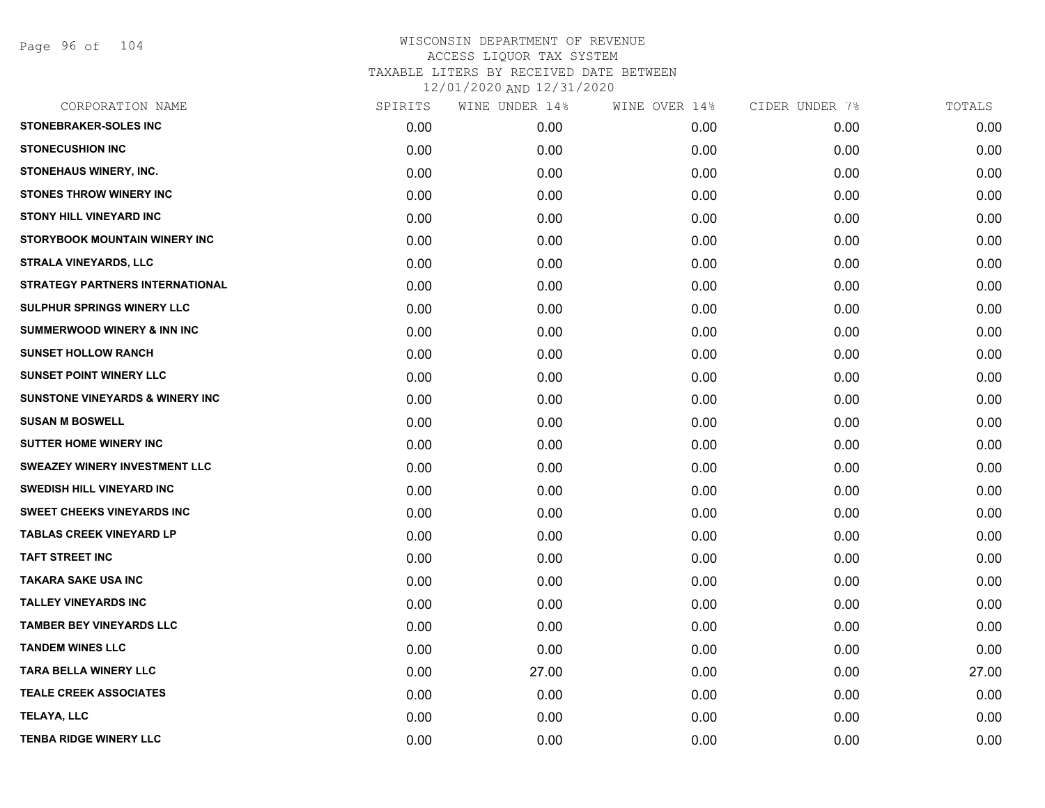# WISCONSIN DEPARTMENT OF REVENUE
## ACCESS LIQUOR TAX SYSTEM
## TAXABLE LITERS BY RECEIVED DATE BETWEEN
## 12/01/2020 AND 12/31/2020

| CORPORATION NAME | SPIRITS | WINE UNDER 14% | WINE OVER 14% | CIDER UNDER 7% | TOTALS |
|---|---|---|---|---|---|
| STONEBRAKER-SOLES INC | 0.00 | 0.00 | 0.00 | 0.00 | 0.00 |
| STONECUSHION INC | 0.00 | 0.00 | 0.00 | 0.00 | 0.00 |
| STONEHAUS WINERY, INC. | 0.00 | 0.00 | 0.00 | 0.00 | 0.00 |
| STONES THROW WINERY INC | 0.00 | 0.00 | 0.00 | 0.00 | 0.00 |
| STONY HILL VINEYARD INC | 0.00 | 0.00 | 0.00 | 0.00 | 0.00 |
| STORYBOOK MOUNTAIN WINERY INC | 0.00 | 0.00 | 0.00 | 0.00 | 0.00 |
| STRALA VINEYARDS, LLC | 0.00 | 0.00 | 0.00 | 0.00 | 0.00 |
| STRATEGY PARTNERS INTERNATIONAL | 0.00 | 0.00 | 0.00 | 0.00 | 0.00 |
| SULPHUR SPRINGS WINERY LLC | 0.00 | 0.00 | 0.00 | 0.00 | 0.00 |
| SUMMERWOOD WINERY & INN INC | 0.00 | 0.00 | 0.00 | 0.00 | 0.00 |
| SUNSET HOLLOW RANCH | 0.00 | 0.00 | 0.00 | 0.00 | 0.00 |
| SUNSET POINT WINERY LLC | 0.00 | 0.00 | 0.00 | 0.00 | 0.00 |
| SUNSTONE VINEYARDS & WINERY INC | 0.00 | 0.00 | 0.00 | 0.00 | 0.00 |
| SUSAN M BOSWELL | 0.00 | 0.00 | 0.00 | 0.00 | 0.00 |
| SUTTER HOME WINERY INC | 0.00 | 0.00 | 0.00 | 0.00 | 0.00 |
| SWEAZEY WINERY INVESTMENT LLC | 0.00 | 0.00 | 0.00 | 0.00 | 0.00 |
| SWEDISH HILL VINEYARD INC | 0.00 | 0.00 | 0.00 | 0.00 | 0.00 |
| SWEET CHEEKS VINEYARDS INC | 0.00 | 0.00 | 0.00 | 0.00 | 0.00 |
| TABLAS CREEK VINEYARD LP | 0.00 | 0.00 | 0.00 | 0.00 | 0.00 |
| TAFT STREET INC | 0.00 | 0.00 | 0.00 | 0.00 | 0.00 |
| TAKARA SAKE USA INC | 0.00 | 0.00 | 0.00 | 0.00 | 0.00 |
| TALLEY VINEYARDS INC | 0.00 | 0.00 | 0.00 | 0.00 | 0.00 |
| TAMBER BEY VINEYARDS LLC | 0.00 | 0.00 | 0.00 | 0.00 | 0.00 |
| TANDEM WINES LLC | 0.00 | 0.00 | 0.00 | 0.00 | 0.00 |
| TARA BELLA WINERY LLC | 0.00 | 27.00 | 0.00 | 0.00 | 27.00 |
| TEALE CREEK ASSOCIATES | 0.00 | 0.00 | 0.00 | 0.00 | 0.00 |
| TELAYA, LLC | 0.00 | 0.00 | 0.00 | 0.00 | 0.00 |
| TENBA RIDGE WINERY LLC | 0.00 | 0.00 | 0.00 | 0.00 | 0.00 |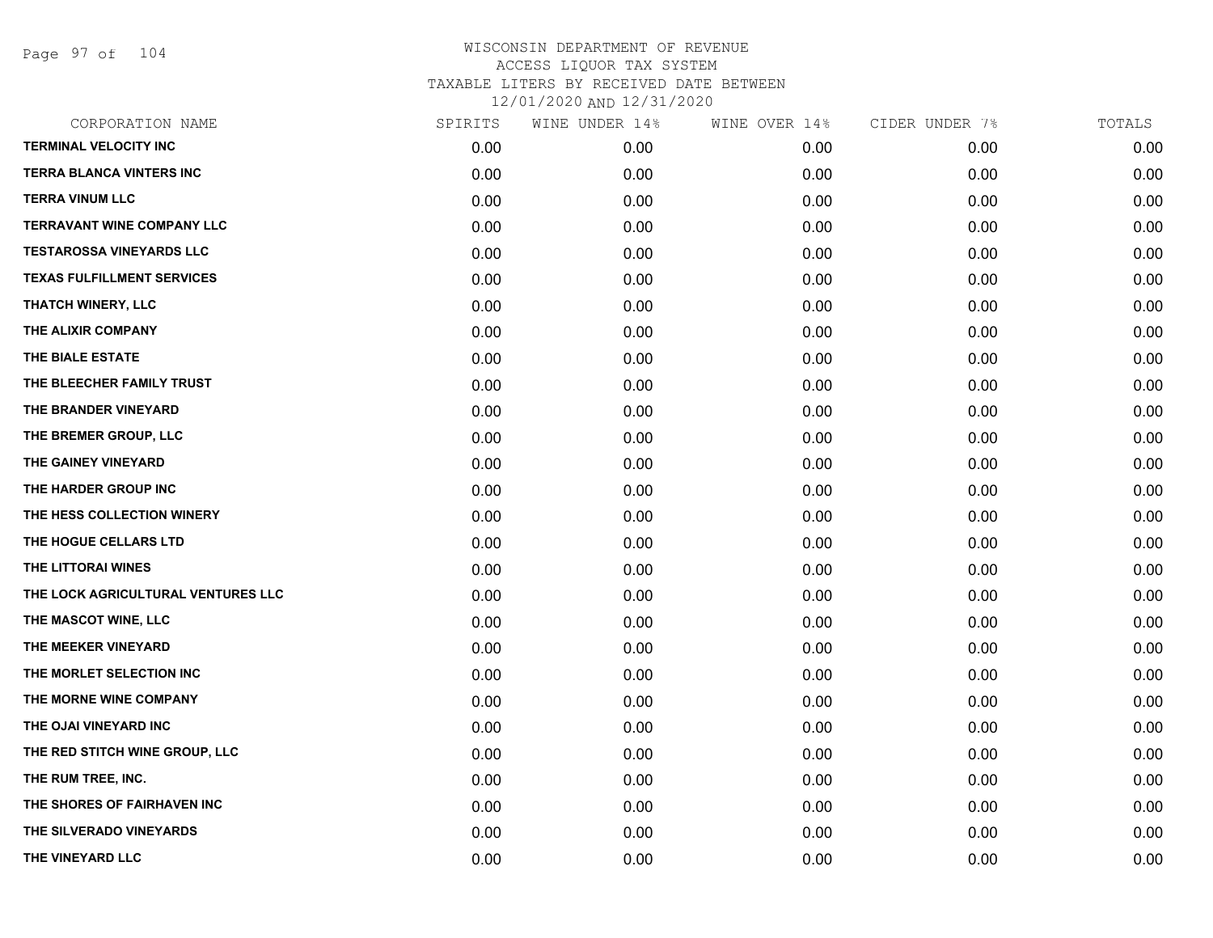# WISCONSIN DEPARTMENT OF REVENUE
## ACCESS LIQUOR TAX SYSTEM
## TAXABLE LITERS BY RECEIVED DATE BETWEEN 12/01/2020 AND 12/31/2020

| CORPORATION NAME | SPIRITS | WINE UNDER 14% | WINE OVER 14% | CIDER UNDER 7% | TOTALS |
|---|---|---|---|---|---|
| TERMINAL VELOCITY INC | 0.00 | 0.00 | 0.00 | 0.00 | 0.00 |
| TERRA BLANCA VINTERS INC | 0.00 | 0.00 | 0.00 | 0.00 | 0.00 |
| TERRA VINUM LLC | 0.00 | 0.00 | 0.00 | 0.00 | 0.00 |
| TERRAVANT WINE COMPANY LLC | 0.00 | 0.00 | 0.00 | 0.00 | 0.00 |
| TESTAROSSA VINEYARDS LLC | 0.00 | 0.00 | 0.00 | 0.00 | 0.00 |
| TEXAS FULFILLMENT SERVICES | 0.00 | 0.00 | 0.00 | 0.00 | 0.00 |
| THATCH WINERY, LLC | 0.00 | 0.00 | 0.00 | 0.00 | 0.00 |
| THE ALIXIR COMPANY | 0.00 | 0.00 | 0.00 | 0.00 | 0.00 |
| THE BIALE ESTATE | 0.00 | 0.00 | 0.00 | 0.00 | 0.00 |
| THE BLEECHER FAMILY TRUST | 0.00 | 0.00 | 0.00 | 0.00 | 0.00 |
| THE BRANDER VINEYARD | 0.00 | 0.00 | 0.00 | 0.00 | 0.00 |
| THE BREMER GROUP, LLC | 0.00 | 0.00 | 0.00 | 0.00 | 0.00 |
| THE GAINEY VINEYARD | 0.00 | 0.00 | 0.00 | 0.00 | 0.00 |
| THE HARDER GROUP INC | 0.00 | 0.00 | 0.00 | 0.00 | 0.00 |
| THE HESS COLLECTION WINERY | 0.00 | 0.00 | 0.00 | 0.00 | 0.00 |
| THE HOGUE CELLARS LTD | 0.00 | 0.00 | 0.00 | 0.00 | 0.00 |
| THE LITTORAI WINES | 0.00 | 0.00 | 0.00 | 0.00 | 0.00 |
| THE LOCK AGRICULTURAL VENTURES LLC | 0.00 | 0.00 | 0.00 | 0.00 | 0.00 |
| THE MASCOT WINE, LLC | 0.00 | 0.00 | 0.00 | 0.00 | 0.00 |
| THE MEEKER VINEYARD | 0.00 | 0.00 | 0.00 | 0.00 | 0.00 |
| THE MORLET SELECTION INC | 0.00 | 0.00 | 0.00 | 0.00 | 0.00 |
| THE MORNE WINE COMPANY | 0.00 | 0.00 | 0.00 | 0.00 | 0.00 |
| THE OJAI VINEYARD INC | 0.00 | 0.00 | 0.00 | 0.00 | 0.00 |
| THE RED STITCH WINE GROUP, LLC | 0.00 | 0.00 | 0.00 | 0.00 | 0.00 |
| THE RUM TREE, INC. | 0.00 | 0.00 | 0.00 | 0.00 | 0.00 |
| THE SHORES OF FAIRHAVEN INC | 0.00 | 0.00 | 0.00 | 0.00 | 0.00 |
| THE SILVERADO VINEYARDS | 0.00 | 0.00 | 0.00 | 0.00 | 0.00 |
| THE VINEYARD LLC | 0.00 | 0.00 | 0.00 | 0.00 | 0.00 |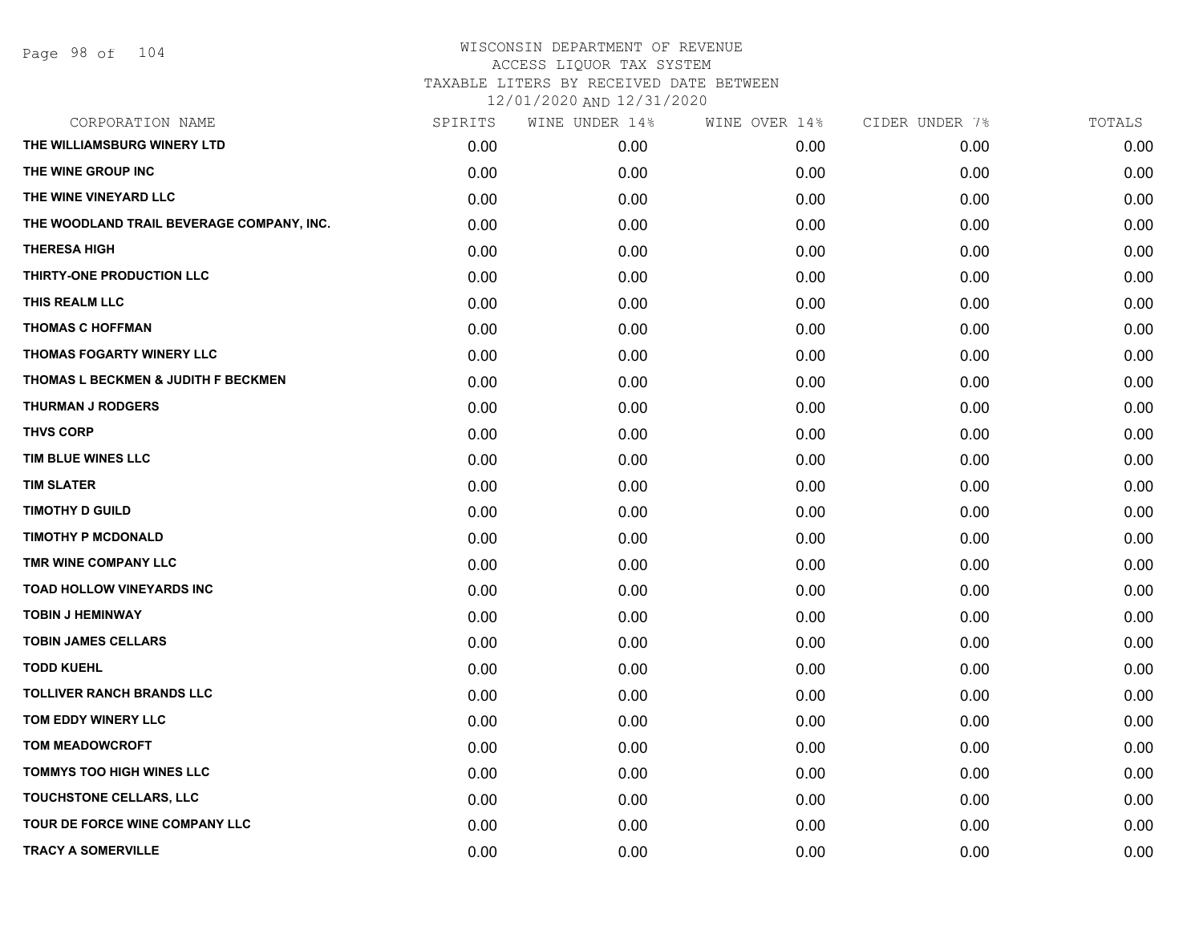WISCONSIN DEPARTMENT OF REVENUE
ACCESS LIQUOR TAX SYSTEM
TAXABLE LITERS BY RECEIVED DATE BETWEEN
12/01/2020 AND 12/31/2020

| CORPORATION NAME | SPIRITS | WINE UNDER 14% | WINE OVER 14% | CIDER UNDER 7% | TOTALS |
|---|---|---|---|---|---|
| THE WILLIAMSBURG WINERY LTD | 0.00 | 0.00 | 0.00 | 0.00 | 0.00 |
| THE WINE GROUP INC | 0.00 | 0.00 | 0.00 | 0.00 | 0.00 |
| THE WINE VINEYARD LLC | 0.00 | 0.00 | 0.00 | 0.00 | 0.00 |
| THE WOODLAND TRAIL BEVERAGE COMPANY, INC. | 0.00 | 0.00 | 0.00 | 0.00 | 0.00 |
| THERESA HIGH | 0.00 | 0.00 | 0.00 | 0.00 | 0.00 |
| THIRTY-ONE PRODUCTION LLC | 0.00 | 0.00 | 0.00 | 0.00 | 0.00 |
| THIS REALM LLC | 0.00 | 0.00 | 0.00 | 0.00 | 0.00 |
| THOMAS C HOFFMAN | 0.00 | 0.00 | 0.00 | 0.00 | 0.00 |
| THOMAS FOGARTY WINERY LLC | 0.00 | 0.00 | 0.00 | 0.00 | 0.00 |
| THOMAS L BECKMEN & JUDITH F BECKMEN | 0.00 | 0.00 | 0.00 | 0.00 | 0.00 |
| THURMAN J RODGERS | 0.00 | 0.00 | 0.00 | 0.00 | 0.00 |
| THVS CORP | 0.00 | 0.00 | 0.00 | 0.00 | 0.00 |
| TIM BLUE WINES LLC | 0.00 | 0.00 | 0.00 | 0.00 | 0.00 |
| TIM SLATER | 0.00 | 0.00 | 0.00 | 0.00 | 0.00 |
| TIMOTHY D GUILD | 0.00 | 0.00 | 0.00 | 0.00 | 0.00 |
| TIMOTHY P MCDONALD | 0.00 | 0.00 | 0.00 | 0.00 | 0.00 |
| TMR WINE COMPANY LLC | 0.00 | 0.00 | 0.00 | 0.00 | 0.00 |
| TOAD HOLLOW VINEYARDS INC | 0.00 | 0.00 | 0.00 | 0.00 | 0.00 |
| TOBIN J HEMINWAY | 0.00 | 0.00 | 0.00 | 0.00 | 0.00 |
| TOBIN JAMES CELLARS | 0.00 | 0.00 | 0.00 | 0.00 | 0.00 |
| TODD KUEHL | 0.00 | 0.00 | 0.00 | 0.00 | 0.00 |
| TOLLIVER RANCH BRANDS LLC | 0.00 | 0.00 | 0.00 | 0.00 | 0.00 |
| TOM EDDY WINERY LLC | 0.00 | 0.00 | 0.00 | 0.00 | 0.00 |
| TOM MEADOWCROFT | 0.00 | 0.00 | 0.00 | 0.00 | 0.00 |
| TOMMYS TOO HIGH WINES LLC | 0.00 | 0.00 | 0.00 | 0.00 | 0.00 |
| TOUCHSTONE CELLARS, LLC | 0.00 | 0.00 | 0.00 | 0.00 | 0.00 |
| TOUR DE FORCE WINE COMPANY LLC | 0.00 | 0.00 | 0.00 | 0.00 | 0.00 |
| TRACY A SOMERVILLE | 0.00 | 0.00 | 0.00 | 0.00 | 0.00 |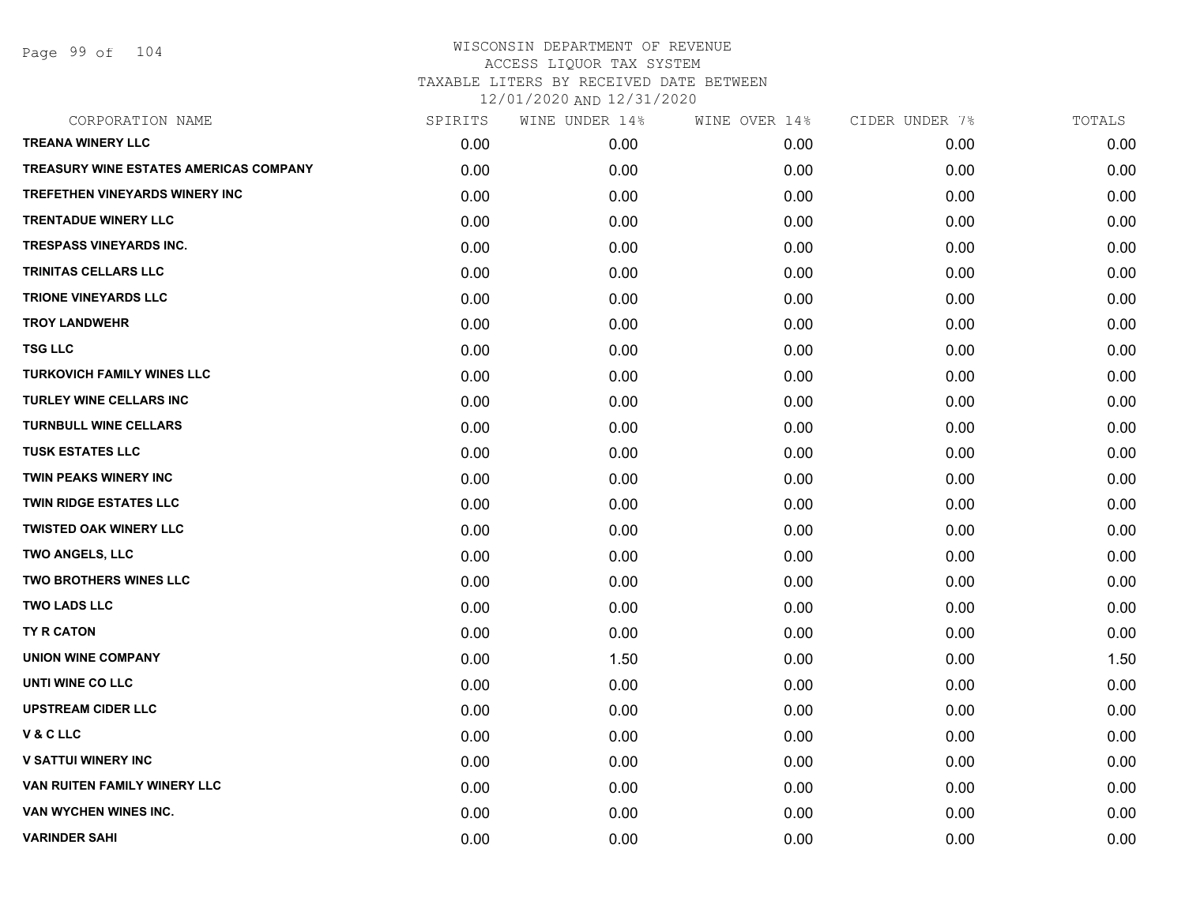# WISCONSIN DEPARTMENT OF REVENUE
## ACCESS LIQUOR TAX SYSTEM
## TAXABLE LITERS BY RECEIVED DATE BETWEEN 12/01/2020 AND 12/31/2020

| CORPORATION NAME | SPIRITS | WINE UNDER 14% | WINE OVER 14% | CIDER UNDER 7% | TOTALS |
|---|---|---|---|---|---|
| TREANA WINERY LLC | 0.00 | 0.00 | 0.00 | 0.00 | 0.00 |
| TREASURY WINE ESTATES AMERICAS COMPANY | 0.00 | 0.00 | 0.00 | 0.00 | 0.00 |
| TREFETHEN VINEYARDS WINERY INC | 0.00 | 0.00 | 0.00 | 0.00 | 0.00 |
| TRENTADUE WINERY LLC | 0.00 | 0.00 | 0.00 | 0.00 | 0.00 |
| TRESPASS VINEYARDS INC. | 0.00 | 0.00 | 0.00 | 0.00 | 0.00 |
| TRINITAS CELLARS LLC | 0.00 | 0.00 | 0.00 | 0.00 | 0.00 |
| TRIONE VINEYARDS LLC | 0.00 | 0.00 | 0.00 | 0.00 | 0.00 |
| TROY LANDWEHR | 0.00 | 0.00 | 0.00 | 0.00 | 0.00 |
| TSG LLC | 0.00 | 0.00 | 0.00 | 0.00 | 0.00 |
| TURKOVICH FAMILY WINES LLC | 0.00 | 0.00 | 0.00 | 0.00 | 0.00 |
| TURLEY WINE CELLARS INC | 0.00 | 0.00 | 0.00 | 0.00 | 0.00 |
| TURNBULL WINE CELLARS | 0.00 | 0.00 | 0.00 | 0.00 | 0.00 |
| TUSK ESTATES LLC | 0.00 | 0.00 | 0.00 | 0.00 | 0.00 |
| TWIN PEAKS WINERY INC | 0.00 | 0.00 | 0.00 | 0.00 | 0.00 |
| TWIN RIDGE ESTATES LLC | 0.00 | 0.00 | 0.00 | 0.00 | 0.00 |
| TWISTED OAK WINERY LLC | 0.00 | 0.00 | 0.00 | 0.00 | 0.00 |
| TWO ANGELS, LLC | 0.00 | 0.00 | 0.00 | 0.00 | 0.00 |
| TWO BROTHERS WINES LLC | 0.00 | 0.00 | 0.00 | 0.00 | 0.00 |
| TWO LADS LLC | 0.00 | 0.00 | 0.00 | 0.00 | 0.00 |
| TY R CATON | 0.00 | 0.00 | 0.00 | 0.00 | 0.00 |
| UNION WINE COMPANY | 0.00 | 1.50 | 0.00 | 0.00 | 1.50 |
| UNTI WINE CO LLC | 0.00 | 0.00 | 0.00 | 0.00 | 0.00 |
| UPSTREAM CIDER LLC | 0.00 | 0.00 | 0.00 | 0.00 | 0.00 |
| V & C LLC | 0.00 | 0.00 | 0.00 | 0.00 | 0.00 |
| V SATTUI WINERY INC | 0.00 | 0.00 | 0.00 | 0.00 | 0.00 |
| VAN RUITEN FAMILY WINERY LLC | 0.00 | 0.00 | 0.00 | 0.00 | 0.00 |
| VAN WYCHEN WINES INC. | 0.00 | 0.00 | 0.00 | 0.00 | 0.00 |
| VARINDER SAHI | 0.00 | 0.00 | 0.00 | 0.00 | 0.00 |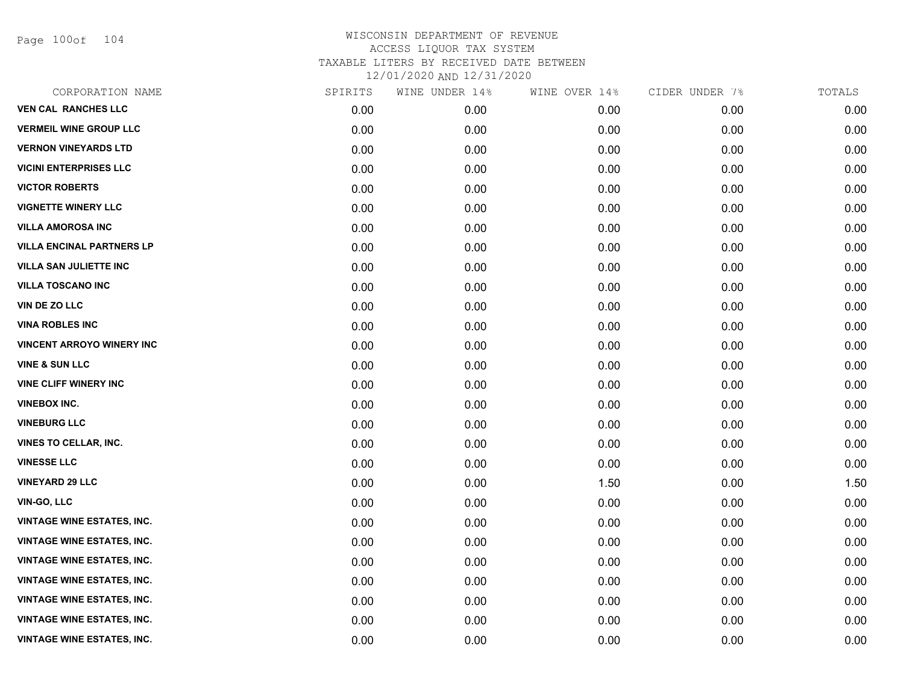# WISCONSIN DEPARTMENT OF REVENUE
## ACCESS LIQUOR TAX SYSTEM
### TAXABLE LITERS BY RECEIVED DATE BETWEEN 12/01/2020 AND 12/31/2020

| CORPORATION NAME | SPIRITS | WINE UNDER 14% | WINE OVER 14% | CIDER UNDER 7% | TOTALS |
|---|---|---|---|---|---|
| VEN CAL RANCHES LLC | 0.00 | 0.00 | 0.00 | 0.00 | 0.00 |
| VERMEIL WINE GROUP LLC | 0.00 | 0.00 | 0.00 | 0.00 | 0.00 |
| VERNON VINEYARDS LTD | 0.00 | 0.00 | 0.00 | 0.00 | 0.00 |
| VICINI ENTERPRISES LLC | 0.00 | 0.00 | 0.00 | 0.00 | 0.00 |
| VICTOR ROBERTS | 0.00 | 0.00 | 0.00 | 0.00 | 0.00 |
| VIGNETTE WINERY LLC | 0.00 | 0.00 | 0.00 | 0.00 | 0.00 |
| VILLA AMOROSA INC | 0.00 | 0.00 | 0.00 | 0.00 | 0.00 |
| VILLA ENCINAL PARTNERS LP | 0.00 | 0.00 | 0.00 | 0.00 | 0.00 |
| VILLA SAN JULIETTE INC | 0.00 | 0.00 | 0.00 | 0.00 | 0.00 |
| VILLA TOSCANO INC | 0.00 | 0.00 | 0.00 | 0.00 | 0.00 |
| VIN DE ZO LLC | 0.00 | 0.00 | 0.00 | 0.00 | 0.00 |
| VINA ROBLES INC | 0.00 | 0.00 | 0.00 | 0.00 | 0.00 |
| VINCENT ARROYO WINERY INC | 0.00 | 0.00 | 0.00 | 0.00 | 0.00 |
| VINE & SUN LLC | 0.00 | 0.00 | 0.00 | 0.00 | 0.00 |
| VINE CLIFF WINERY INC | 0.00 | 0.00 | 0.00 | 0.00 | 0.00 |
| VINEBOX INC. | 0.00 | 0.00 | 0.00 | 0.00 | 0.00 |
| VINEBURG LLC | 0.00 | 0.00 | 0.00 | 0.00 | 0.00 |
| VINES TO CELLAR, INC. | 0.00 | 0.00 | 0.00 | 0.00 | 0.00 |
| VINESSE LLC | 0.00 | 0.00 | 0.00 | 0.00 | 0.00 |
| VINEYARD 29 LLC | 0.00 | 0.00 | 1.50 | 0.00 | 1.50 |
| VIN-GO, LLC | 0.00 | 0.00 | 0.00 | 0.00 | 0.00 |
| VINTAGE WINE ESTATES, INC. | 0.00 | 0.00 | 0.00 | 0.00 | 0.00 |
| VINTAGE WINE ESTATES, INC. | 0.00 | 0.00 | 0.00 | 0.00 | 0.00 |
| VINTAGE WINE ESTATES, INC. | 0.00 | 0.00 | 0.00 | 0.00 | 0.00 |
| VINTAGE WINE ESTATES, INC. | 0.00 | 0.00 | 0.00 | 0.00 | 0.00 |
| VINTAGE WINE ESTATES, INC. | 0.00 | 0.00 | 0.00 | 0.00 | 0.00 |
| VINTAGE WINE ESTATES, INC. | 0.00 | 0.00 | 0.00 | 0.00 | 0.00 |
| VINTAGE WINE ESTATES, INC. | 0.00 | 0.00 | 0.00 | 0.00 | 0.00 |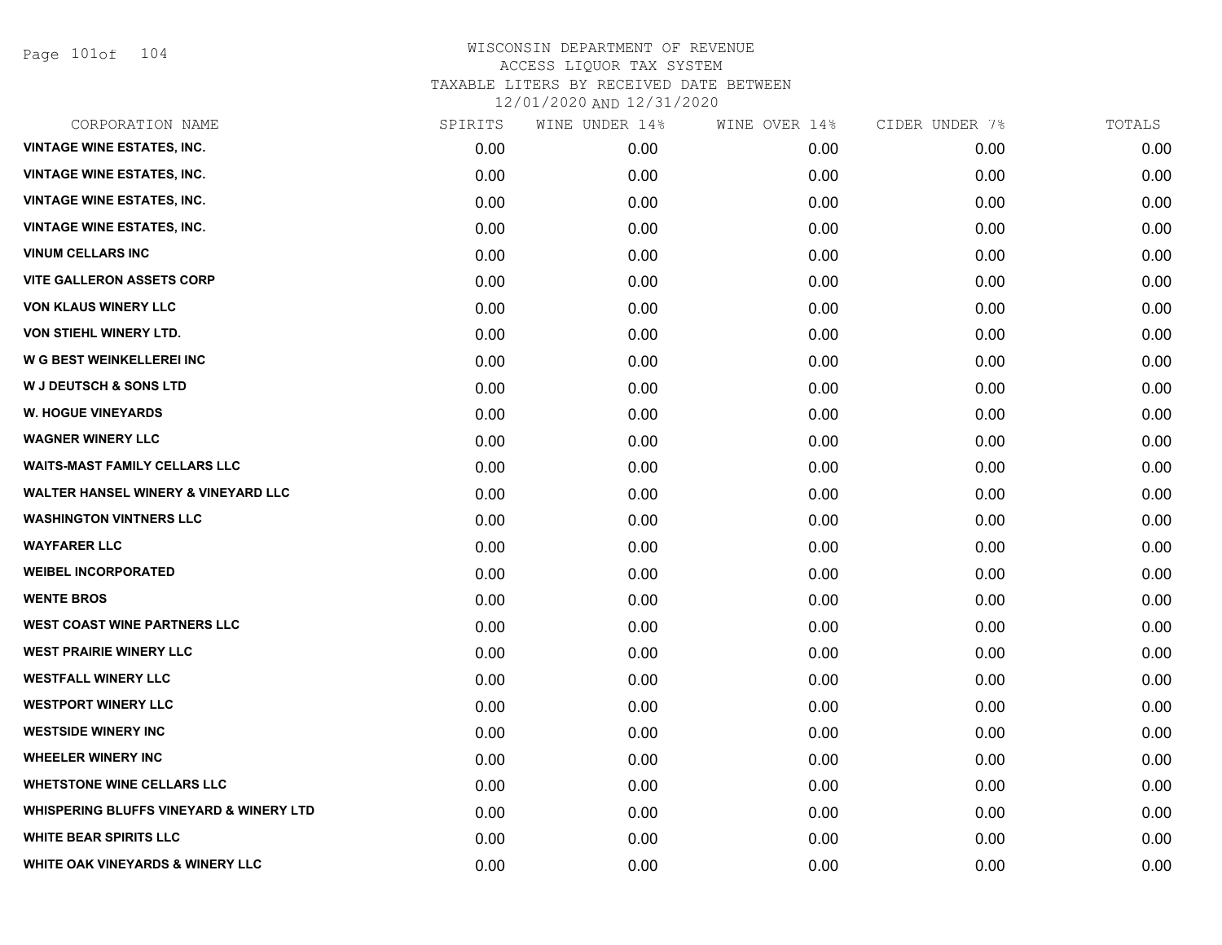# WISCONSIN DEPARTMENT OF REVENUE
## ACCESS LIQUOR TAX SYSTEM
## TAXABLE LITERS BY RECEIVED DATE BETWEEN
## 12/01/2020 AND 12/31/2020

| CORPORATION NAME | SPIRITS | WINE UNDER 14% | WINE OVER 14% | CIDER UNDER 7% | TOTALS |
|---|---|---|---|---|---|
| VINTAGE WINE ESTATES, INC. | 0.00 | 0.00 | 0.00 | 0.00 | 0.00 |
| VINTAGE WINE ESTATES, INC. | 0.00 | 0.00 | 0.00 | 0.00 | 0.00 |
| VINTAGE WINE ESTATES, INC. | 0.00 | 0.00 | 0.00 | 0.00 | 0.00 |
| VINTAGE WINE ESTATES, INC. | 0.00 | 0.00 | 0.00 | 0.00 | 0.00 |
| VINUM CELLARS INC | 0.00 | 0.00 | 0.00 | 0.00 | 0.00 |
| VITE GALLERON ASSETS CORP | 0.00 | 0.00 | 0.00 | 0.00 | 0.00 |
| VON KLAUS WINERY LLC | 0.00 | 0.00 | 0.00 | 0.00 | 0.00 |
| VON STIEHL WINERY LTD. | 0.00 | 0.00 | 0.00 | 0.00 | 0.00 |
| W G BEST WEINKELLEREI INC | 0.00 | 0.00 | 0.00 | 0.00 | 0.00 |
| W J DEUTSCH & SONS LTD | 0.00 | 0.00 | 0.00 | 0.00 | 0.00 |
| W. HOGUE VINEYARDS | 0.00 | 0.00 | 0.00 | 0.00 | 0.00 |
| WAGNER WINERY LLC | 0.00 | 0.00 | 0.00 | 0.00 | 0.00 |
| WAITS-MAST FAMILY CELLARS LLC | 0.00 | 0.00 | 0.00 | 0.00 | 0.00 |
| WALTER HANSEL WINERY & VINEYARD LLC | 0.00 | 0.00 | 0.00 | 0.00 | 0.00 |
| WASHINGTON VINTNERS LLC | 0.00 | 0.00 | 0.00 | 0.00 | 0.00 |
| WAYFARER LLC | 0.00 | 0.00 | 0.00 | 0.00 | 0.00 |
| WEIBEL INCORPORATED | 0.00 | 0.00 | 0.00 | 0.00 | 0.00 |
| WENTE BROS | 0.00 | 0.00 | 0.00 | 0.00 | 0.00 |
| WEST COAST WINE PARTNERS LLC | 0.00 | 0.00 | 0.00 | 0.00 | 0.00 |
| WEST PRAIRIE WINERY LLC | 0.00 | 0.00 | 0.00 | 0.00 | 0.00 |
| WESTFALL WINERY LLC | 0.00 | 0.00 | 0.00 | 0.00 | 0.00 |
| WESTPORT WINERY LLC | 0.00 | 0.00 | 0.00 | 0.00 | 0.00 |
| WESTSIDE WINERY INC | 0.00 | 0.00 | 0.00 | 0.00 | 0.00 |
| WHEELER WINERY INC | 0.00 | 0.00 | 0.00 | 0.00 | 0.00 |
| WHETSTONE WINE CELLARS LLC | 0.00 | 0.00 | 0.00 | 0.00 | 0.00 |
| WHISPERING BLUFFS VINEYARD & WINERY LTD | 0.00 | 0.00 | 0.00 | 0.00 | 0.00 |
| WHITE BEAR SPIRITS LLC | 0.00 | 0.00 | 0.00 | 0.00 | 0.00 |
| WHITE OAK VINEYARDS & WINERY LLC | 0.00 | 0.00 | 0.00 | 0.00 | 0.00 |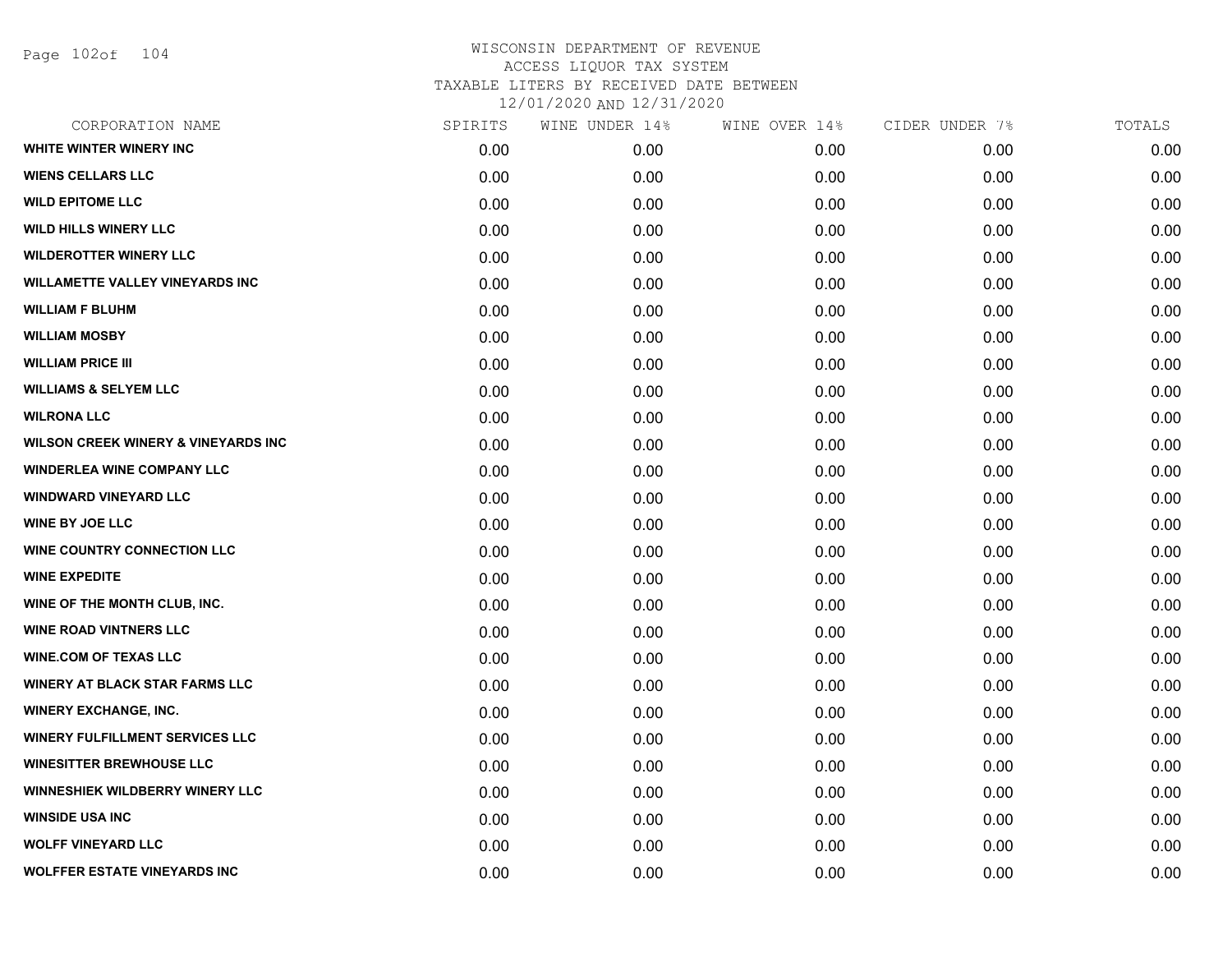# WISCONSIN DEPARTMENT OF REVENUE
ACCESS LIQUOR TAX SYSTEM
TAXABLE LITERS BY RECEIVED DATE BETWEEN
12/01/2020 AND 12/31/2020

| CORPORATION NAME | SPIRITS | WINE UNDER 14% | WINE OVER 14% | CIDER UNDER 7% | TOTALS |
|---|---|---|---|---|---|
| WHITE WINTER WINERY INC | 0.00 | 0.00 | 0.00 | 0.00 | 0.00 |
| WIENS CELLARS LLC | 0.00 | 0.00 | 0.00 | 0.00 | 0.00 |
| WILD EPITOME LLC | 0.00 | 0.00 | 0.00 | 0.00 | 0.00 |
| WILD HILLS WINERY LLC | 0.00 | 0.00 | 0.00 | 0.00 | 0.00 |
| WILDEROTTER WINERY LLC | 0.00 | 0.00 | 0.00 | 0.00 | 0.00 |
| WILLAMETTE VALLEY VINEYARDS INC | 0.00 | 0.00 | 0.00 | 0.00 | 0.00 |
| WILLIAM F BLUHM | 0.00 | 0.00 | 0.00 | 0.00 | 0.00 |
| WILLIAM MOSBY | 0.00 | 0.00 | 0.00 | 0.00 | 0.00 |
| WILLIAM PRICE III | 0.00 | 0.00 | 0.00 | 0.00 | 0.00 |
| WILLIAMS & SELYEM LLC | 0.00 | 0.00 | 0.00 | 0.00 | 0.00 |
| WILRONA LLC | 0.00 | 0.00 | 0.00 | 0.00 | 0.00 |
| WILSON CREEK WINERY & VINEYARDS INC | 0.00 | 0.00 | 0.00 | 0.00 | 0.00 |
| WINDERLEA WINE COMPANY LLC | 0.00 | 0.00 | 0.00 | 0.00 | 0.00 |
| WINDWARD VINEYARD LLC | 0.00 | 0.00 | 0.00 | 0.00 | 0.00 |
| WINE BY JOE LLC | 0.00 | 0.00 | 0.00 | 0.00 | 0.00 |
| WINE COUNTRY CONNECTION LLC | 0.00 | 0.00 | 0.00 | 0.00 | 0.00 |
| WINE EXPEDITE | 0.00 | 0.00 | 0.00 | 0.00 | 0.00 |
| WINE OF THE MONTH CLUB, INC. | 0.00 | 0.00 | 0.00 | 0.00 | 0.00 |
| WINE ROAD VINTNERS LLC | 0.00 | 0.00 | 0.00 | 0.00 | 0.00 |
| WINE.COM OF TEXAS LLC | 0.00 | 0.00 | 0.00 | 0.00 | 0.00 |
| WINERY AT BLACK STAR FARMS LLC | 0.00 | 0.00 | 0.00 | 0.00 | 0.00 |
| WINERY EXCHANGE, INC. | 0.00 | 0.00 | 0.00 | 0.00 | 0.00 |
| WINERY FULFILLMENT SERVICES LLC | 0.00 | 0.00 | 0.00 | 0.00 | 0.00 |
| WINESITTER BREWHOUSE LLC | 0.00 | 0.00 | 0.00 | 0.00 | 0.00 |
| WINNESHIEK WILDBERRY WINERY LLC | 0.00 | 0.00 | 0.00 | 0.00 | 0.00 |
| WINSIDE USA INC | 0.00 | 0.00 | 0.00 | 0.00 | 0.00 |
| WOLFF VINEYARD LLC | 0.00 | 0.00 | 0.00 | 0.00 | 0.00 |
| WOLFFER ESTATE VINEYARDS INC | 0.00 | 0.00 | 0.00 | 0.00 | 0.00 |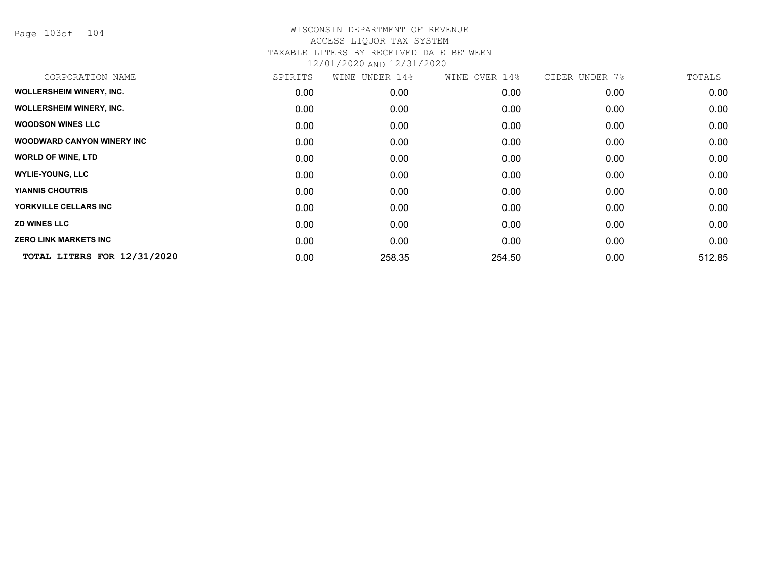WISCONSIN DEPARTMENT OF REVENUE
ACCESS LIQUOR TAX SYSTEM
TAXABLE LITERS BY RECEIVED DATE BETWEEN
12/01/2020 AND 12/31/2020

| CORPORATION NAME | SPIRITS | WINE UNDER 14% | WINE OVER 14% | CIDER UNDER 7% | TOTALS |
|---|---|---|---|---|---|
| **WOLLERSHEIM WINERY, INC.** | 0.00 | 0.00 | 0.00 | 0.00 | 0.00 |
| **WOLLERSHEIM WINERY, INC.** | 0.00 | 0.00 | 0.00 | 0.00 | 0.00 |
| **WOODSON WINES LLC** | 0.00 | 0.00 | 0.00 | 0.00 | 0.00 |
| **WOODWARD CANYON WINERY INC** | 0.00 | 0.00 | 0.00 | 0.00 | 0.00 |
| **WORLD OF WINE, LTD** | 0.00 | 0.00 | 0.00 | 0.00 | 0.00 |
| **WYLIE-YOUNG, LLC** | 0.00 | 0.00 | 0.00 | 0.00 | 0.00 |
| **YIANNIS CHOUTRIS** | 0.00 | 0.00 | 0.00 | 0.00 | 0.00 |
| **YORKVILLE CELLARS INC** | 0.00 | 0.00 | 0.00 | 0.00 | 0.00 |
| **ZD WINES LLC** | 0.00 | 0.00 | 0.00 | 0.00 | 0.00 |
| **ZERO LINK MARKETS INC** | 0.00 | 0.00 | 0.00 | 0.00 | 0.00 |
| **TOTAL LITERS FOR 12/31/2020** | 0.00 | 258.35 | 254.50 | 0.00 | 512.85 |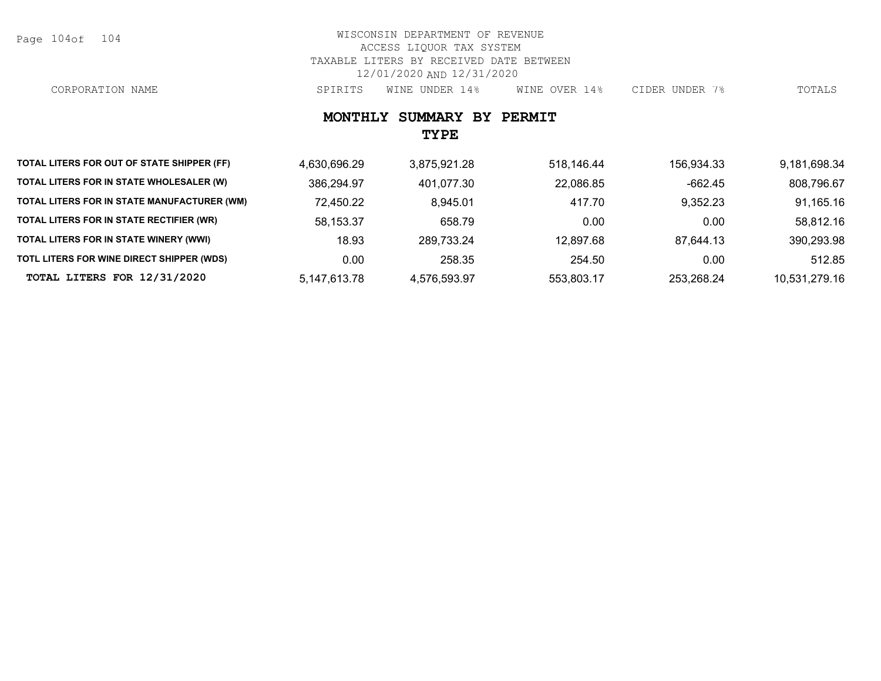WISCONSIN DEPARTMENT OF REVENUE
ACCESS LIQUOR TAX SYSTEM
TAXABLE LITERS BY RECEIVED DATE BETWEEN
12/01/2020 AND 12/31/2020

## MONTHLY SUMMARY BY PERMIT TYPE

| CORPORATION NAME | SPIRITS | WINE UNDER 14% | WINE OVER 14% | CIDER UNDER 7% | TOTALS |
|---|---|---|---|---|---|
| TOTAL LITERS FOR OUT OF STATE SHIPPER (FF) | 4,630,696.29 | 3,875,921.28 | 518,146.44 | 156,934.33 | 9,181,698.34 |
| TOTAL LITERS FOR IN STATE WHOLESALER (W) | 386,294.97 | 401,077.30 | 22,086.85 | -662.45 | 808,796.67 |
| TOTAL LITERS FOR IN STATE MANUFACTURER (WM) | 72,450.22 | 8,945.01 | 417.70 | 9,352.23 | 91,165.16 |
| TOTAL LITERS FOR IN STATE RECTIFIER (WR) | 58,153.37 | 658.79 | 0.00 | 0.00 | 58,812.16 |
| TOTAL LITERS FOR IN STATE WINERY (WWI) | 18.93 | 289,733.24 | 12,897.68 | 87,644.13 | 390,293.98 |
| TOTL LITERS FOR WINE DIRECT SHIPPER (WDS) | 0.00 | 258.35 | 254.50 | 0.00 | 512.85 |
| **TOTAL LITERS FOR 12/31/2020** | 5,147,613.78 | 4,576,593.97 | 553,803.17 | 253,268.24 | 10,531,279.16 |